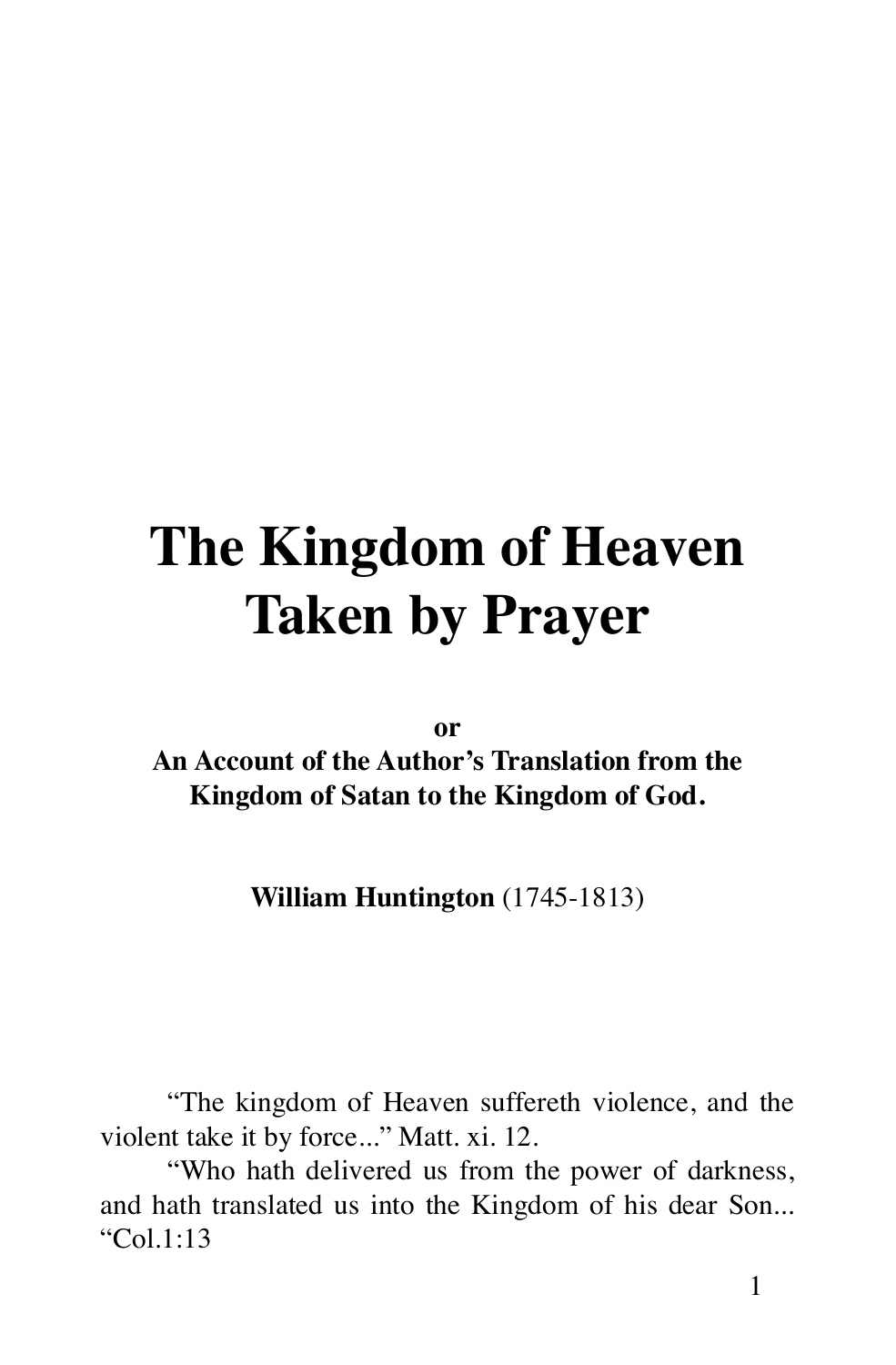# The Kingdom of Heaven Taken by Prayer

**or**
**An Account of the Author's Translation from the Kingdom of Satan to the Kingdom of God.**

**William Huntington** (1745-1813)

"The kingdom of Heaven suffereth violence, and the violent take it by force..." Matt. xi. 12.

"Who hath delivered us from the power of darkness, and hath translated us into the Kingdom of his dear Son... "Col.1:13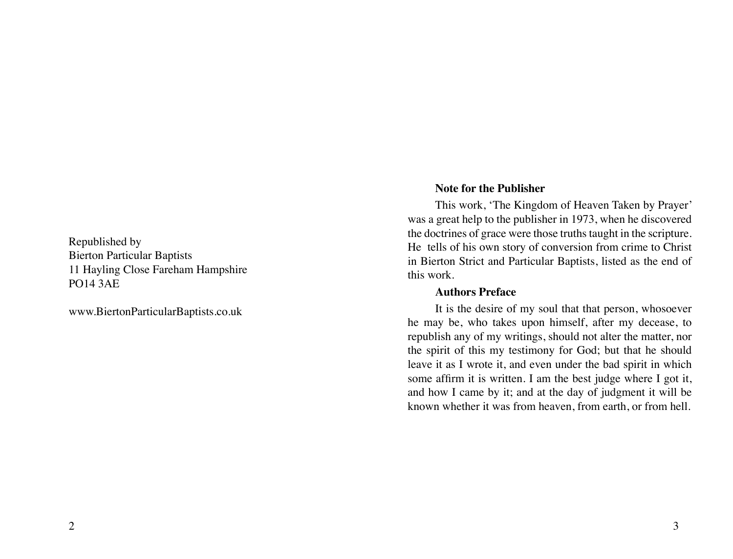Republished by
Bierton Particular Baptists
11 Hayling Close Fareham Hampshire
PO14 3AE

www.BiertonParticularBaptists.co.uk

**Note for the Publisher**

This work, 'The Kingdom of Heaven Taken by Prayer' was a great help to the publisher in 1973, when he discovered the doctrines of grace were those truths taught in the scripture. He tells of his own story of conversion from crime to Christ in Bierton Strict and Particular Baptists, listed as the end of this work.

**Authors Preface**

It is the desire of my soul that that person, whosoever he may be, who takes upon himself, after my decease, to republish any of my writings, should not alter the matter, nor the spirit of this my testimony for God; but that he should leave it as I wrote it, and even under the bad spirit in which some affirm it is written. I am the best judge where I got it, and how I came by it; and at the day of judgment it will be known whether it was from heaven, from earth, or from hell.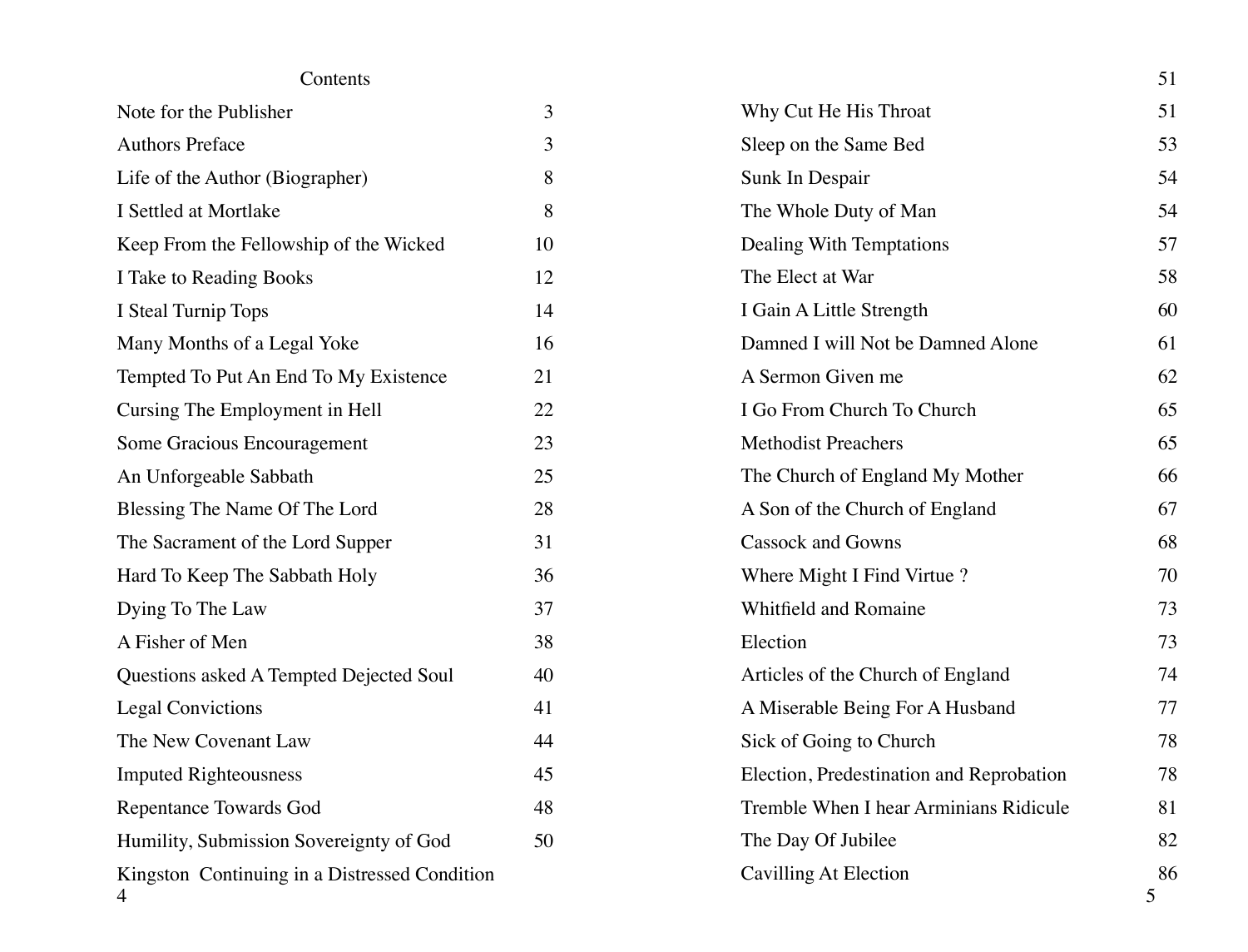Contents

| | |
|---|---|
| Note for the Publisher | 3 |
| Authors Preface | 3 |
| Life of the Author (Biographer) | 8 |
| I Settled at Mortlake | 8 |
| Keep From the Fellowship of the Wicked | 10 |
| I Take to Reading Books | 12 |
| I Steal Turnip Tops | 14 |
| Many Months of a Legal Yoke | 16 |
| Tempted To Put An End To My Existence | 21 |
| Cursing The Employment in Hell | 22 |
| Some Gracious Encouragement | 23 |
| An Unforgeable Sabbath | 25 |
| Blessing The Name Of The Lord | 28 |
| The Sacrament of the Lord Supper | 31 |
| Hard To Keep The Sabbath Holy | 36 |
| Dying To The Law | 37 |
| A Fisher of Men | 38 |
| Questions asked A Tempted Dejected Soul | 40 |
| Legal Convictions | 41 |
| The New Covenant Law | 44 |
| Imputed Righteousness | 45 |
| Repentance Towards God | 48 |
| Humility, Submission Sovereignty of God | 50 |
| Kingston Continuing in a Distressed Condition | 51 |
| Why Cut He His Throat | 51 |
| Sleep on the Same Bed | 53 |
| Sunk In Despair | 54 |
| The Whole Duty of Man | 54 |
| Dealing With Temptations | 57 |
| The Elect at War | 58 |
| I Gain A Little Strength | 60 |
| Damned I will Not be Damned Alone | 61 |
| A Sermon Given me | 62 |
| I Go From Church To Church | 65 |
| Methodist Preachers | 65 |
| The Church of England My Mother | 66 |
| A Son of the Church of England | 67 |
| Cassock and Gowns | 68 |
| Where Might I Find Virtue ? | 70 |
| Whitfield and Romaine | 73 |
| Election | 73 |
| Articles of the Church of England | 74 |
| A Miserable Being For A Husband | 77 |
| Sick of Going to Church | 78 |
| Election, Predestination and Reprobation | 78 |
| Tremble When I hear Arminians Ridicule | 81 |
| The Day Of Jubilee | 82 |
| Cavilling At Election | 86 |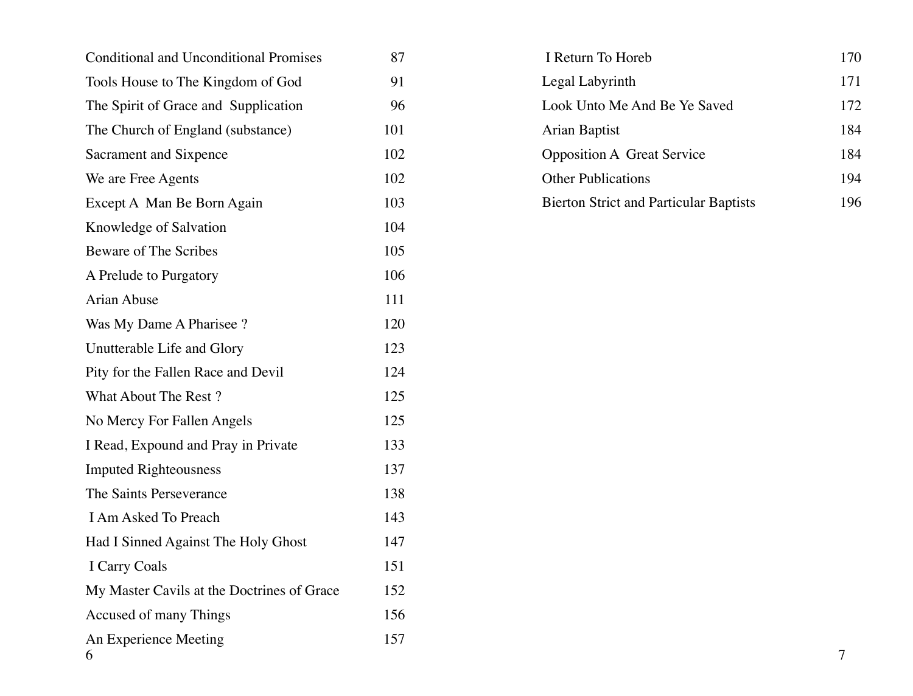| | |
|---|---|
| Conditional and Unconditional Promises | 87 |
| Tools House to The Kingdom of God | 91 |
| The Spirit of Grace and Supplication | 96 |
| The Church of England (substance) | 101 |
| Sacrament and Sixpence | 102 |
| We are Free Agents | 102 |
| Except A Man Be Born Again | 103 |
| Knowledge of Salvation | 104 |
| Beware of The Scribes | 105 |
| A Prelude to Purgatory | 106 |
| Arian Abuse | 111 |
| Was My Dame A Pharisee ? | 120 |
| Unutterable Life and Glory | 123 |
| Pity for the Fallen Race and Devil | 124 |
| What About The Rest ? | 125 |
| No Mercy For Fallen Angels | 125 |
| I Read, Expound and Pray in Private | 133 |
| Imputed Righteousness | 137 |
| The Saints Perseverance | 138 |
| I Am Asked To Preach | 143 |
| Had I Sinned Against The Holy Ghost | 147 |
| I Carry Coals | 151 |
| My Master Cavils at the Doctrines of Grace | 152 |
| Accused of many Things | 156 |
| An Experience Meeting | 157 |
| I Return To Horeb | 170 |
| Legal Labyrinth | 171 |
| Look Unto Me And Be Ye Saved | 172 |
| Arian Baptist | 184 |
| Opposition A Great Service | 184 |
| Other Publications | 194 |
| Bierton Strict and Particular Baptists | 196 |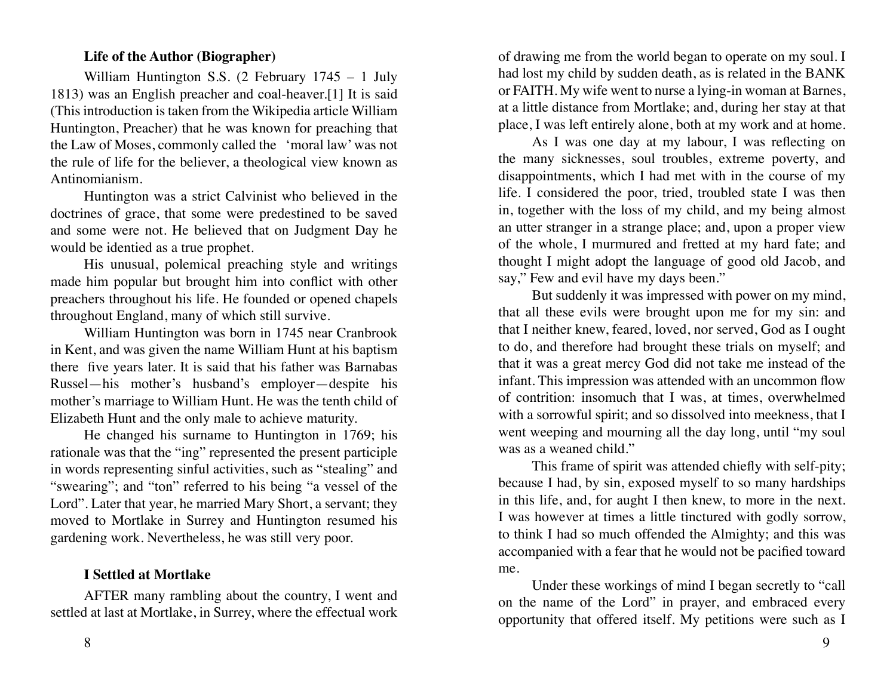### Life of the Author (Biographer)

William Huntington S.S. (2 February 1745 – 1 July 1813) was an English preacher and coal-heaver.[1] It is said (This introduction is taken from the Wikipedia article William Huntington, Preacher) that he was known for preaching that the Law of Moses, commonly called the 'moral law' was not the rule of life for the believer, a theological view known as Antinomianism.

Huntington was a strict Calvinist who believed in the doctrines of grace, that some were predestined to be saved and some were not. He believed that on Judgment Day he would be identied as a true prophet.

His unusual, polemical preaching style and writings made him popular but brought him into conflict with other preachers throughout his life. He founded or opened chapels throughout England, many of which still survive.

William Huntington was born in 1745 near Cranbrook in Kent, and was given the name William Hunt at his baptism there five years later. It is said that his father was Barnabas Russel—his mother's husband's employer—despite his mother's marriage to William Hunt. He was the tenth child of Elizabeth Hunt and the only male to achieve maturity.

He changed his surname to Huntington in 1769; his rationale was that the "ing" represented the present participle in words representing sinful activities, such as "stealing" and "swearing"; and "ton" referred to his being "a vessel of the Lord". Later that year, he married Mary Short, a servant; they moved to Mortlake in Surrey and Huntington resumed his gardening work. Nevertheless, he was still very poor.

### I Settled at Mortlake

AFTER many rambling about the country, I went and settled at last at Mortlake, in Surrey, where the effectual work of drawing me from the world began to operate on my soul. I had lost my child by sudden death, as is related in the BANK or FAITH. My wife went to nurse a lying-in woman at Barnes, at a little distance from Mortlake; and, during her stay at that place, I was left entirely alone, both at my work and at home.

As I was one day at my labour, I was reflecting on the many sicknesses, soul troubles, extreme poverty, and disappointments, which I had met with in the course of my life. I considered the poor, tried, troubled state I was then in, together with the loss of my child, and my being almost an utter stranger in a strange place; and, upon a proper view of the whole, I murmured and fretted at my hard fate; and thought I might adopt the language of good old Jacob, and say," Few and evil have my days been."

But suddenly it was impressed with power on my mind, that all these evils were brought upon me for my sin: and that I neither knew, feared, loved, nor served, God as I ought to do, and therefore had brought these trials on myself; and that it was a great mercy God did not take me instead of the infant. This impression was attended with an uncommon flow of contrition: insomuch that I was, at times, overwhelmed with a sorrowful spirit; and so dissolved into meekness, that I went weeping and mourning all the day long, until "my soul was as a weaned child."

This frame of spirit was attended chiefly with self-pity; because I had, by sin, exposed myself to so many hardships in this life, and, for aught I then knew, to more in the next. I was however at times a little tinctured with godly sorrow, to think I had so much offended the Almighty; and this was accompanied with a fear that he would not be pacified toward me.

Under these workings of mind I began secretly to "call on the name of the Lord" in prayer, and embraced every opportunity that offered itself. My petitions were such as I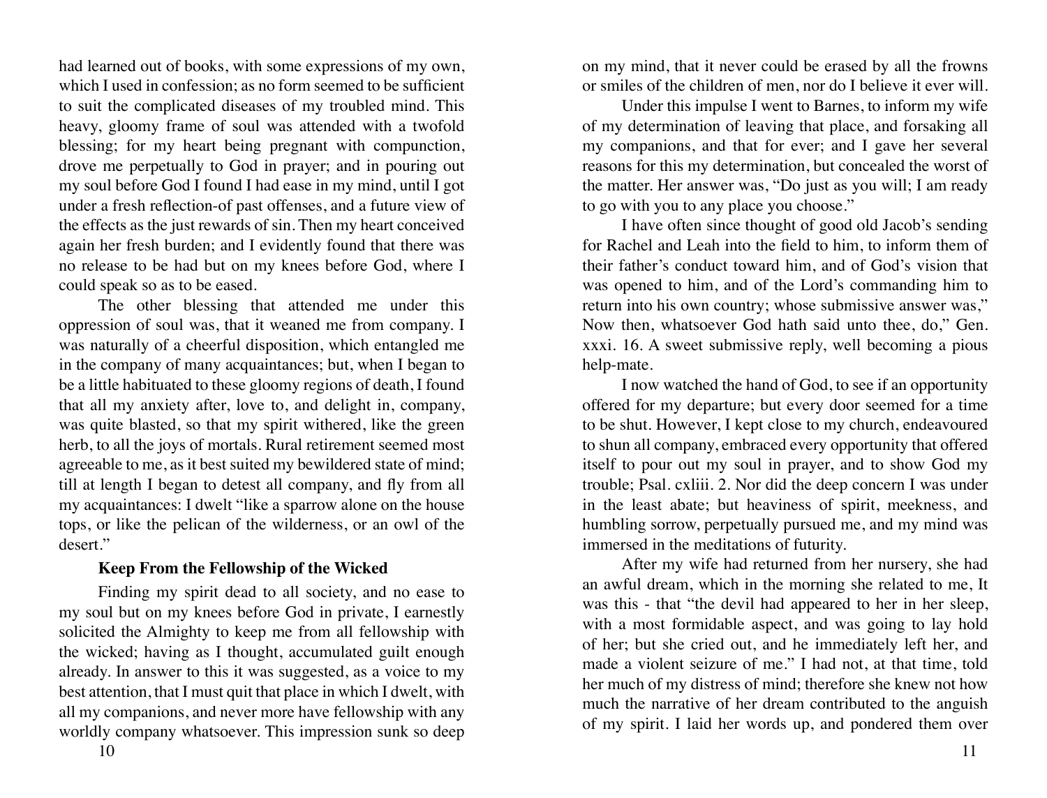had learned out of books, with some expressions of my own, which I used in confession; as no form seemed to be sufficient to suit the complicated diseases of my troubled mind. This heavy, gloomy frame of soul was attended with a twofold blessing; for my heart being pregnant with compunction, drove me perpetually to God in prayer; and in pouring out my soul before God I found I had ease in my mind, until I got under a fresh reflection-of past offenses, and a future view of the effects as the just rewards of sin. Then my heart conceived again her fresh burden; and I evidently found that there was no release to be had but on my knees before God, where I could speak so as to be eased.

The other blessing that attended me under this oppression of soul was, that it weaned me from company. I was naturally of a cheerful disposition, which entangled me in the company of many acquaintances; but, when I began to be a little habituated to these gloomy regions of death, I found that all my anxiety after, love to, and delight in, company, was quite blasted, so that my spirit withered, like the green herb, to all the joys of mortals. Rural retirement seemed most agreeable to me, as it best suited my bewildered state of mind; till at length I began to detest all company, and fly from all my acquaintances: I dwelt "like a sparrow alone on the house tops, or like the pelican of the wilderness, or an owl of the desert."

### Keep From the Fellowship of the Wicked

Finding my spirit dead to all society, and no ease to my soul but on my knees before God in private, I earnestly solicited the Almighty to keep me from all fellowship with the wicked; having as I thought, accumulated guilt enough already. In answer to this it was suggested, as a voice to my best attention, that I must quit that place in which I dwelt, with all my companions, and never more have fellowship with any worldly company whatsoever. This impression sunk so deep on my mind, that it never could be erased by all the frowns or smiles of the children of men, nor do I believe it ever will.

Under this impulse I went to Barnes, to inform my wife of my determination of leaving that place, and forsaking all my companions, and that for ever; and I gave her several reasons for this my determination, but concealed the worst of the matter. Her answer was, "Do just as you will; I am ready to go with you to any place you choose."

I have often since thought of good old Jacob's sending for Rachel and Leah into the field to him, to inform them of their father's conduct toward him, and of God's vision that was opened to him, and of the Lord's commanding him to return into his own country; whose submissive answer was," Now then, whatsoever God hath said unto thee, do," Gen. xxxi. 16. A sweet submissive reply, well becoming a pious help-mate.

I now watched the hand of God, to see if an opportunity offered for my departure; but every door seemed for a time to be shut. However, I kept close to my church, endeavoured to shun all company, embraced every opportunity that offered itself to pour out my soul in prayer, and to show God my trouble; Psal. cxliii. 2. Nor did the deep concern I was under in the least abate; but heaviness of spirit, meekness, and humbling sorrow, perpetually pursued me, and my mind was immersed in the meditations of futurity.

After my wife had returned from her nursery, she had an awful dream, which in the morning she related to me, It was this - that "the devil had appeared to her in her sleep, with a most formidable aspect, and was going to lay hold of her; but she cried out, and he immediately left her, and made a violent seizure of me." I had not, at that time, told her much of my distress of mind; therefore she knew not how much the narrative of her dream contributed to the anguish of my spirit. I laid her words up, and pondered them over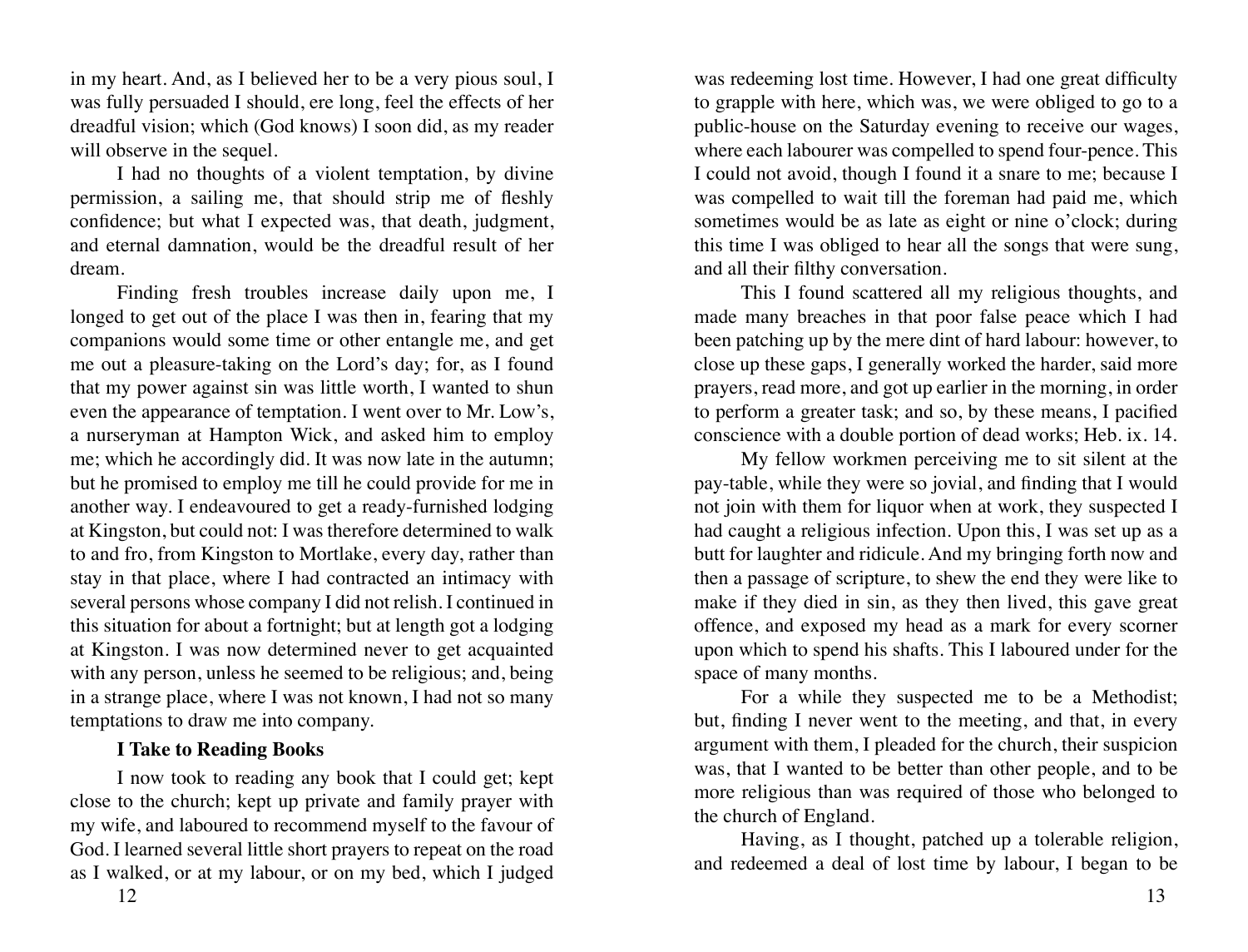in my heart. And, as I believed her to be a very pious soul, I was fully persuaded I should, ere long, feel the effects of her dreadful vision; which (God knows) I soon did, as my reader will observe in the sequel.

I had no thoughts of a violent temptation, by divine permission, a sailing me, that should strip me of fleshly confidence; but what I expected was, that death, judgment, and eternal damnation, would be the dreadful result of her dream.

Finding fresh troubles increase daily upon me, I longed to get out of the place I was then in, fearing that my companions would some time or other entangle me, and get me out a pleasure-taking on the Lord's day; for, as I found that my power against sin was little worth, I wanted to shun even the appearance of temptation. I went over to Mr. Low's, a nurseryman at Hampton Wick, and asked him to employ me; which he accordingly did. It was now late in the autumn; but he promised to employ me till he could provide for me in another way. I endeavoured to get a ready-furnished lodging at Kingston, but could not: I was therefore determined to walk to and fro, from Kingston to Mortlake, every day, rather than stay in that place, where I had contracted an intimacy with several persons whose company I did not relish. I continued in this situation for about a fortnight; but at length got a lodging at Kingston. I was now determined never to get acquainted with any person, unless he seemed to be religious; and, being in a strange place, where I was not known, I had not so many temptations to draw me into company.

### I Take to Reading Books

I now took to reading any book that I could get; kept close to the church; kept up private and family prayer with my wife, and laboured to recommend myself to the favour of God. I learned several little short prayers to repeat on the road as I walked, or at my labour, or on my bed, which I judged was redeeming lost time. However, I had one great difficulty to grapple with here, which was, we were obliged to go to a public-house on the Saturday evening to receive our wages, where each labourer was compelled to spend four-pence. This I could not avoid, though I found it a snare to me; because I was compelled to wait till the foreman had paid me, which sometimes would be as late as eight or nine o'clock; during this time I was obliged to hear all the songs that were sung, and all their filthy conversation.

This I found scattered all my religious thoughts, and made many breaches in that poor false peace which I had been patching up by the mere dint of hard labour: however, to close up these gaps, I generally worked the harder, said more prayers, read more, and got up earlier in the morning, in order to perform a greater task; and so, by these means, I pacified conscience with a double portion of dead works; Heb. ix. 14.

My fellow workmen perceiving me to sit silent at the pay-table, while they were so jovial, and finding that I would not join with them for liquor when at work, they suspected I had caught a religious infection. Upon this, I was set up as a butt for laughter and ridicule. And my bringing forth now and then a passage of scripture, to shew the end they were like to make if they died in sin, as they then lived, this gave great offence, and exposed my head as a mark for every scorner upon which to spend his shafts. This I laboured under for the space of many months.

For a while they suspected me to be a Methodist; but, finding I never went to the meeting, and that, in every argument with them, I pleaded for the church, their suspicion was, that I wanted to be better than other people, and to be more religious than was required of those who belonged to the church of England.

Having, as I thought, patched up a tolerable religion, and redeemed a deal of lost time by labour, I began to be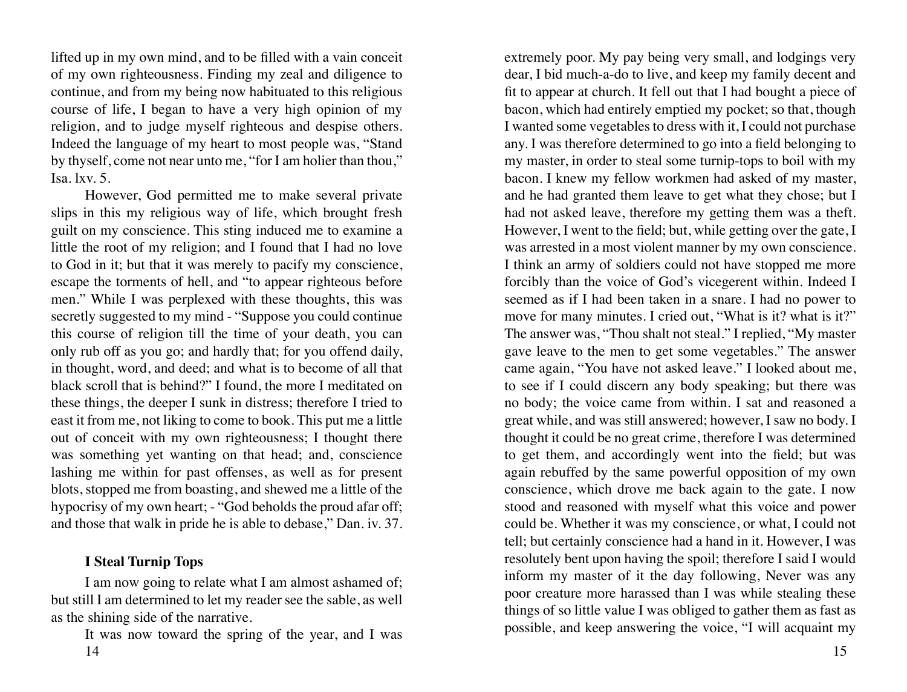lifted up in my own mind, and to be filled with a vain conceit of my own righteousness. Finding my zeal and diligence to continue, and from my being now habituated to this religious course of life, I began to have a very high opinion of my religion, and to judge myself righteous and despise others. Indeed the language of my heart to most people was, "Stand by thyself, come not near unto me, "for I am holier than thou," Isa. lxv. 5.

However, God permitted me to make several private slips in this my religious way of life, which brought fresh guilt on my conscience. This sting induced me to examine a little the root of my religion; and I found that I had no love to God in it; but that it was merely to pacify my conscience, escape the torments of hell, and "to appear righteous before men." While I was perplexed with these thoughts, this was secretly suggested to my mind - "Suppose you could continue this course of religion till the time of your death, you can only rub off as you go; and hardly that; for you offend daily, in thought, word, and deed; and what is to become of all that black scroll that is behind?" I found, the more I meditated on these things, the deeper I sunk in distress; therefore I tried to east it from me, not liking to come to book. This put me a little out of conceit with my own righteousness; I thought there was something yet wanting on that head; and, conscience lashing me within for past offenses, as well as for present blots, stopped me from boasting, and shewed me a little of the hypocrisy of my own heart; - "God beholds the proud afar off; and those that walk in pride he is able to debase," Dan. iv. 37.

### I Steal Turnip Tops

I am now going to relate what I am almost ashamed of; but still I am determined to let my reader see the sable, as well as the shining side of the narrative.

It was now toward the spring of the year, and I was extremely poor. My pay being very small, and lodgings very dear, I bid much-a-do to live, and keep my family decent and fit to appear at church. It fell out that I had bought a piece of bacon, which had entirely emptied my pocket; so that, though I wanted some vegetables to dress with it, I could not purchase any. I was therefore determined to go into a field belonging to my master, in order to steal some turnip-tops to boil with my bacon. I knew my fellow workmen had asked of my master, and he had granted them leave to get what they chose; but I had not asked leave, therefore my getting them was a theft. However, I went to the field; but, while getting over the gate, I was arrested in a most violent manner by my own conscience. I think an army of soldiers could not have stopped me more forcibly than the voice of God's vicegerent within. Indeed I seemed as if I had been taken in a snare. I had no power to move for many minutes. I cried out, "What is it? what is it?" The answer was, "Thou shalt not steal." I replied, "My master gave leave to the men to get some vegetables." The answer came again, "You have not asked leave." I looked about me, to see if I could discern any body speaking; but there was no body; the voice came from within. I sat and reasoned a great while, and was still answered; however, I saw no body. I thought it could be no great crime, therefore I was determined to get them, and accordingly went into the field; but was again rebuffed by the same powerful opposition of my own conscience, which drove me back again to the gate. I now stood and reasoned with myself what this voice and power could be. Whether it was my conscience, or what, I could not tell; but certainly conscience had a hand in it. However, I was resolutely bent upon having the spoil; therefore I said I would inform my master of it the day following, Never was any poor creature more harassed than I was while stealing these things of so little value I was obliged to gather them as fast as possible, and keep answering the voice, "I will acquaint my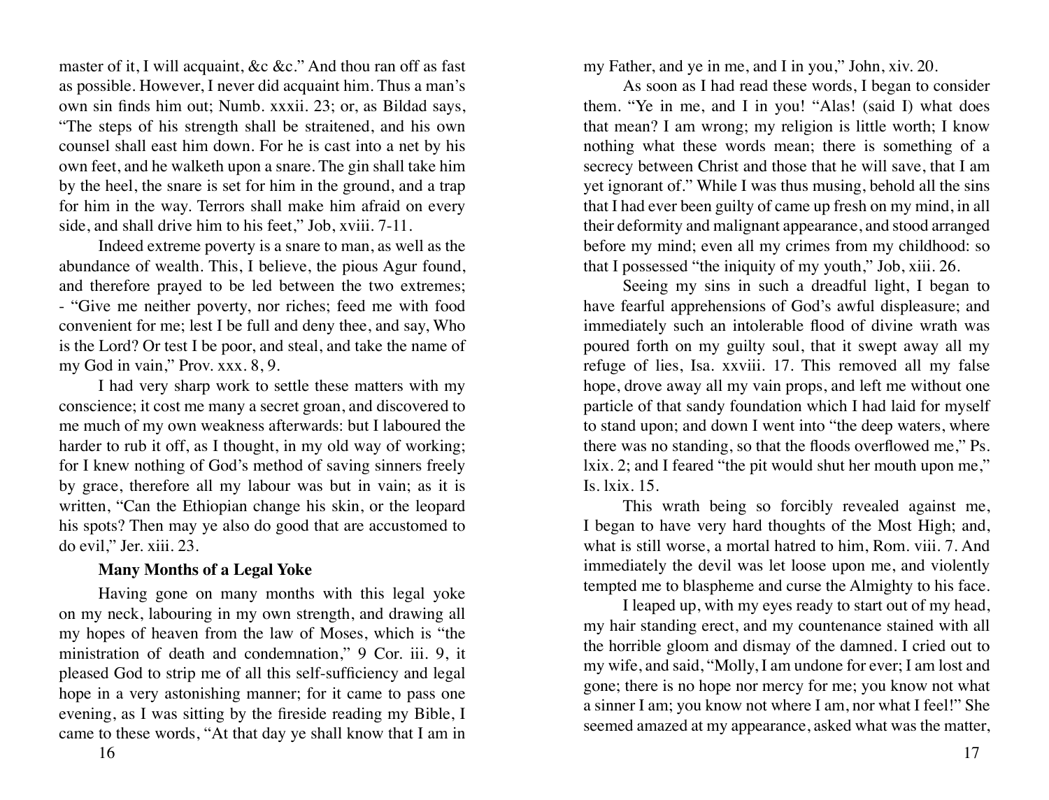master of it, I will acquaint, &c &c." And thou ran off as fast as possible. However, I never did acquaint him. Thus a man's own sin finds him out; Numb. xxxii. 23; or, as Bildad says, "The steps of his strength shall be straitened, and his own counsel shall east him down. For he is cast into a net by his own feet, and he walketh upon a snare. The gin shall take him by the heel, the snare is set for him in the ground, and a trap for him in the way. Terrors shall make him afraid on every side, and shall drive him to his feet," Job, xviii. 7-11.

Indeed extreme poverty is a snare to man, as well as the abundance of wealth. This, I believe, the pious Agur found, and therefore prayed to be led between the two extremes; - "Give me neither poverty, nor riches; feed me with food convenient for me; lest I be full and deny thee, and say, Who is the Lord? Or test I be poor, and steal, and take the name of my God in vain," Prov. xxx. 8, 9.

I had very sharp work to settle these matters with my conscience; it cost me many a secret groan, and discovered to me much of my own weakness afterwards: but I laboured the harder to rub it off, as I thought, in my old way of working; for I knew nothing of God's method of saving sinners freely by grace, therefore all my labour was but in vain; as it is written, "Can the Ethiopian change his skin, or the leopard his spots? Then may ye also do good that are accustomed to do evil," Jer. xiii. 23.

**Many Months of a Legal Yoke**

Having gone on many months with this legal yoke on my neck, labouring in my own strength, and drawing all my hopes of heaven from the law of Moses, which is "the ministration of death and condemnation," 9 Cor. iii. 9, it pleased God to strip me of all this self-sufficiency and legal hope in a very astonishing manner; for it came to pass one evening, as I was sitting by the fireside reading my Bible, I came to these words, "At that day ye shall know that I am in my Father, and ye in me, and I in you," John, xiv. 20.

As soon as I had read these words, I began to consider them. "Ye in me, and I in you! "Alas! (said I) what does that mean? I am wrong; my religion is little worth; I know nothing what these words mean; there is something of a secrecy between Christ and those that he will save, that I am yet ignorant of." While I was thus musing, behold all the sins that I had ever been guilty of came up fresh on my mind, in all their deformity and malignant appearance, and stood arranged before my mind; even all my crimes from my childhood: so that I possessed "the iniquity of my youth," Job, xiii. 26.

Seeing my sins in such a dreadful light, I began to have fearful apprehensions of God's awful displeasure; and immediately such an intolerable flood of divine wrath was poured forth on my guilty soul, that it swept away all my refuge of lies, Isa. xxviii. 17. This removed all my false hope, drove away all my vain props, and left me without one particle of that sandy foundation which I had laid for myself to stand upon; and down I went into "the deep waters, where there was no standing, so that the floods overflowed me," Ps. lxix. 2; and I feared "the pit would shut her mouth upon me," Is. lxix. 15.

This wrath being so forcibly revealed against me, I began to have very hard thoughts of the Most High; and, what is still worse, a mortal hatred to him, Rom. viii. 7. And immediately the devil was let loose upon me, and violently tempted me to blaspheme and curse the Almighty to his face.

I leaped up, with my eyes ready to start out of my head, my hair standing erect, and my countenance stained with all the horrible gloom and dismay of the damned. I cried out to my wife, and said, "Molly, I am undone for ever; I am lost and gone; there is no hope nor mercy for me; you know not what a sinner I am; you know not where I am, nor what I feel!" She seemed amazed at my appearance, asked what was the matter,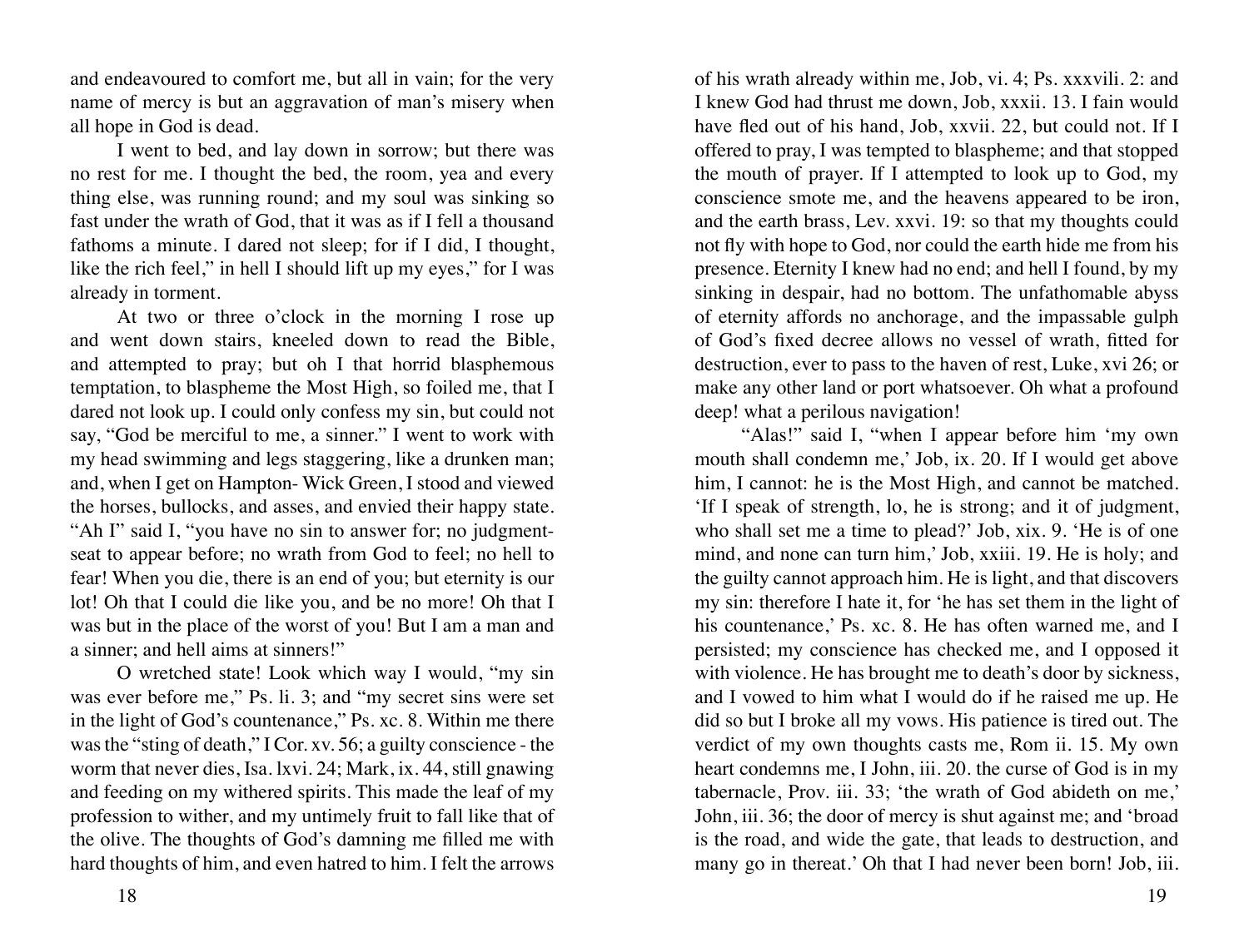and endeavoured to comfort me, but all in vain; for the very name of mercy is but an aggravation of man's misery when all hope in God is dead.

I went to bed, and lay down in sorrow; but there was no rest for me. I thought the bed, the room, yea and every thing else, was running round; and my soul was sinking so fast under the wrath of God, that it was as if I fell a thousand fathoms a minute. I dared not sleep; for if I did, I thought, like the rich feel," in hell I should lift up my eyes," for I was already in torment.

At two or three o'clock in the morning I rose up and went down stairs, kneeled down to read the Bible, and attempted to pray; but oh I that horrid blasphemous temptation, to blaspheme the Most High, so foiled me, that I dared not look up. I could only confess my sin, but could not say, "God be merciful to me, a sinner." I went to work with my head swimming and legs staggering, like a drunken man; and, when I get on Hampton- Wick Green, I stood and viewed the horses, bullocks, and asses, and envied their happy state. "Ah I" said I, "you have no sin to answer for; no judgment-seat to appear before; no wrath from God to feel; no hell to fear! When you die, there is an end of you; but eternity is our lot! Oh that I could die like you, and be no more! Oh that I was but in the place of the worst of you! But I am a man and a sinner; and hell aims at sinners!"

O wretched state! Look which way I would, "my sin was ever before me," Ps. li. 3; and "my secret sins were set in the light of God's countenance," Ps. xc. 8. Within me there was the "sting of death," I Cor. xv. 56; a guilty conscience - the worm that never dies, Isa. lxvi. 24; Mark, ix. 44, still gnawing and feeding on my withered spirits. This made the leaf of my profession to wither, and my untimely fruit to fall like that of the olive. The thoughts of God's damning me filled me with hard thoughts of him, and even hatred to him. I felt the arrows of his wrath already within me, Job, vi. 4; Ps. xxxvili. 2: and I knew God had thrust me down, Job, xxxii. 13. I fain would have fled out of his hand, Job, xxvii. 22, but could not. If I offered to pray, I was tempted to blaspheme; and that stopped the mouth of prayer. If I attempted to look up to God, my conscience smote me, and the heavens appeared to be iron, and the earth brass, Lev. xxvi. 19: so that my thoughts could not fly with hope to God, nor could the earth hide me from his presence. Eternity I knew had no end; and hell I found, by my sinking in despair, had no bottom. The unfathomable abyss of eternity affords no anchorage, and the impassable gulph of God's fixed decree allows no vessel of wrath, fitted for destruction, ever to pass to the haven of rest, Luke, xvi 26; or make any other land or port whatsoever. Oh what a profound deep! what a perilous navigation!

"Alas!" said I, "when I appear before him 'my own mouth shall condemn me,' Job, ix. 20. If I would get above him, I cannot: he is the Most High, and cannot be matched. 'If I speak of strength, lo, he is strong; and it of judgment, who shall set me a time to plead?' Job, xix. 9. 'He is of one mind, and none can turn him,' Job, xxiii. 19. He is holy; and the guilty cannot approach him. He is light, and that discovers my sin: therefore I hate it, for 'he has set them in the light of his countenance,' Ps. xc. 8. He has often warned me, and I persisted; my conscience has checked me, and I opposed it with violence. He has brought me to death's door by sickness, and I vowed to him what I would do if he raised me up. He did so but I broke all my vows. His patience is tired out. The verdict of my own thoughts casts me, Rom ii. 15. My own heart condemns me, I John, iii. 20. the curse of God is in my tabernacle, Prov. iii. 33; 'the wrath of God abideth on me,' John, iii. 36; the door of mercy is shut against me; and 'broad is the road, and wide the gate, that leads to destruction, and many go in thereat.' Oh that I had never been born! Job, iii.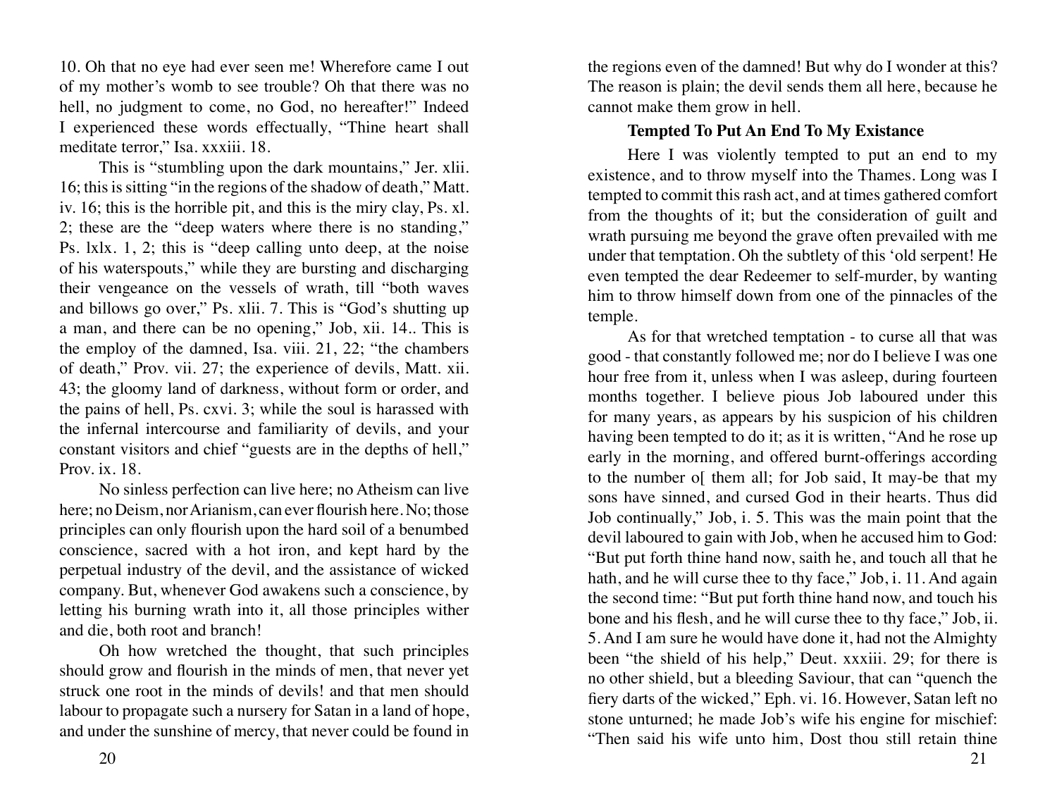10. Oh that no eye had ever seen me! Wherefore came I out of my mother's womb to see trouble? Oh that there was no hell, no judgment to come, no God, no hereafter!" Indeed I experienced these words effectually, "Thine heart shall meditate terror," Isa. xxxiii. 18.

This is "stumbling upon the dark mountains," Jer. xlii. 16; this is sitting "in the regions of the shadow of death," Matt. iv. 16; this is the horrible pit, and this is the miry clay, Ps. xl. 2; these are the "deep waters where there is no standing," Ps. lxlx. 1, 2; this is "deep calling unto deep, at the noise of his waterspouts," while they are bursting and discharging their vengeance on the vessels of wrath, till "both waves and billows go over," Ps. xlii. 7. This is "God's shutting up a man, and there can be no opening," Job, xii. 14.. This is the employ of the damned, Isa. viii. 21, 22; "the chambers of death," Prov. vii. 27; the experience of devils, Matt. xii. 43; the gloomy land of darkness, without form or order, and the pains of hell, Ps. cxvi. 3; while the soul is harassed with the infernal intercourse and familiarity of devils, and your constant visitors and chief "guests are in the depths of hell," Prov. ix. 18.

No sinless perfection can live here; no Atheism can live here; no Deism, nor Arianism, can ever flourish here. No; those principles can only flourish upon the hard soil of a benumbed conscience, sacred with a hot iron, and kept hard by the perpetual industry of the devil, and the assistance of wicked company. But, whenever God awakens such a conscience, by letting his burning wrath into it, all those principles wither and die, both root and branch!

Oh how wretched the thought, that such principles should grow and flourish in the minds of men, that never yet struck one root in the minds of devils! and that men should labour to propagate such a nursery for Satan in a land of hope, and under the sunshine of mercy, that never could be found in the regions even of the damned! But why do I wonder at this? The reason is plain; the devil sends them all here, because he cannot make them grow in hell.

### Tempted To Put An End To My Existance

Here I was violently tempted to put an end to my existence, and to throw myself into the Thames. Long was I tempted to commit this rash act, and at times gathered comfort from the thoughts of it; but the consideration of guilt and wrath pursuing me beyond the grave often prevailed with me under that temptation. Oh the subtlety of this 'old serpent! He even tempted the dear Redeemer to self-murder, by wanting him to throw himself down from one of the pinnacles of the temple.

As for that wretched temptation - to curse all that was good - that constantly followed me; nor do I believe I was one hour free from it, unless when I was asleep, during fourteen months together. I believe pious Job laboured under this for many years, as appears by his suspicion of his children having been tempted to do it; as it is written, "And he rose up early in the morning, and offered burnt-offerings according to the number o[ them all; for Job said, It may-be that my sons have sinned, and cursed God in their hearts. Thus did Job continually," Job, i. 5. This was the main point that the devil laboured to gain with Job, when he accused him to God: "But put forth thine hand now, saith he, and touch all that he hath, and he will curse thee to thy face," Job, i. 11. And again the second time: "But put forth thine hand now, and touch his bone and his flesh, and he will curse thee to thy face," Job, ii. 5. And I am sure he would have done it, had not the Almighty been "the shield of his help," Deut. xxxiii. 29; for there is no other shield, but a bleeding Saviour, that can "quench the fiery darts of the wicked," Eph. vi. 16. However, Satan left no stone unturned; he made Job's wife his engine for mischief: "Then said his wife unto him, Dost thou still retain thine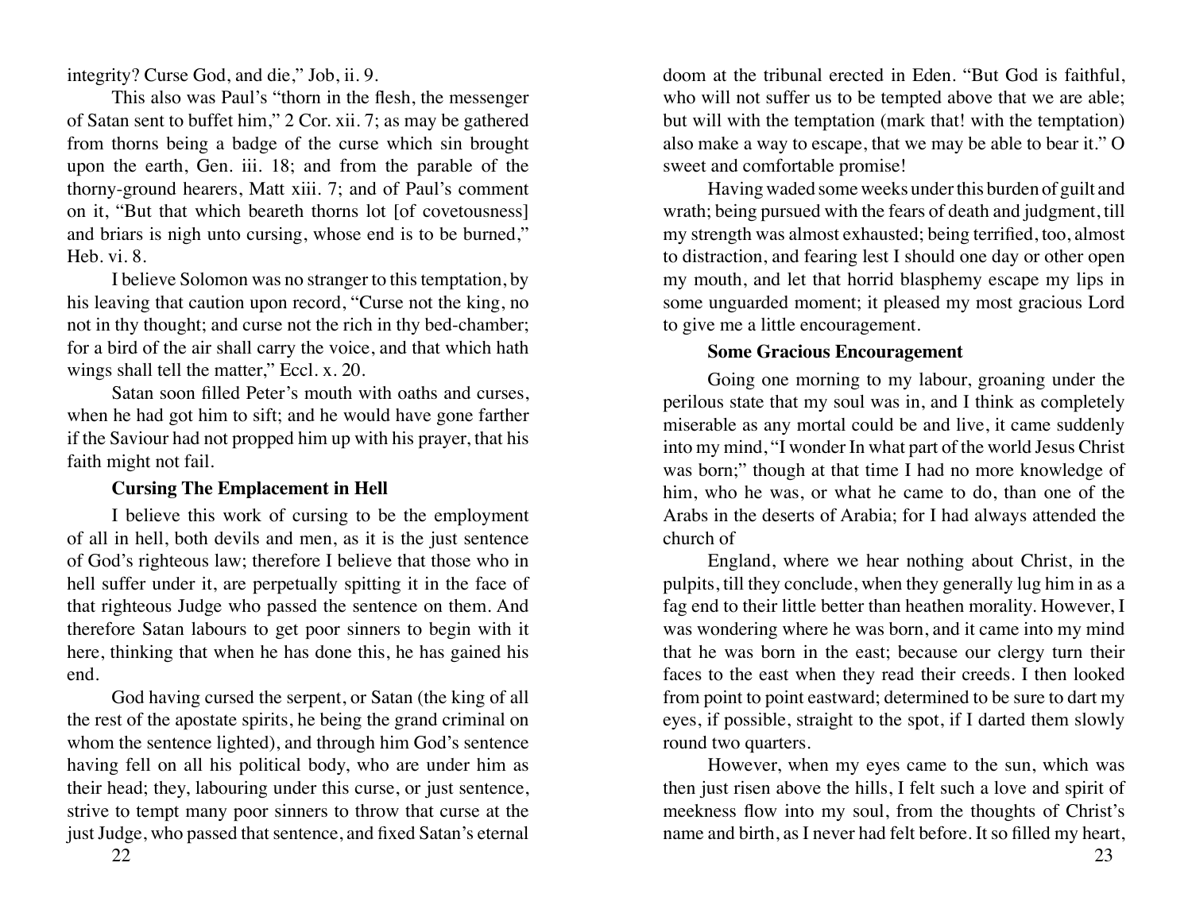integrity? Curse God, and die," Job, ii. 9.

This also was Paul's "thorn in the flesh, the messenger of Satan sent to buffet him," 2 Cor. xii. 7; as may be gathered from thorns being a badge of the curse which sin brought upon the earth, Gen. iii. 18; and from the parable of the thorny-ground hearers, Matt xiii. 7; and of Paul's comment on it, "But that which beareth thorns lot [of covetousness] and briars is nigh unto cursing, whose end is to be burned," Heb. vi. 8.

I believe Solomon was no stranger to this temptation, by his leaving that caution upon record, "Curse not the king, no not in thy thought; and curse not the rich in thy bed-chamber; for a bird of the air shall carry the voice, and that which hath wings shall tell the matter," Eccl. x. 20.

Satan soon filled Peter's mouth with oaths and curses, when he had got him to sift; and he would have gone farther if the Saviour had not propped him up with his prayer, that his faith might not fail.

### Cursing The Emplacement in Hell

I believe this work of cursing to be the employment of all in hell, both devils and men, as it is the just sentence of God's righteous law; therefore I believe that those who in hell suffer under it, are perpetually spitting it in the face of that righteous Judge who passed the sentence on them. And therefore Satan labours to get poor sinners to begin with it here, thinking that when he has done this, he has gained his end.

God having cursed the serpent, or Satan (the king of all the rest of the apostate spirits, he being the grand criminal on whom the sentence lighted), and through him God's sentence having fell on all his political body, who are under him as their head; they, labouring under this curse, or just sentence, strive to tempt many poor sinners to throw that curse at the just Judge, who passed that sentence, and fixed Satan's eternal doom at the tribunal erected in Eden. "But God is faithful, who will not suffer us to be tempted above that we are able; but will with the temptation (mark that! with the temptation) also make a way to escape, that we may be able to bear it." O sweet and comfortable promise!

Having waded some weeks under this burden of guilt and wrath; being pursued with the fears of death and judgment, till my strength was almost exhausted; being terrified, too, almost to distraction, and fearing lest I should one day or other open my mouth, and let that horrid blasphemy escape my lips in some unguarded moment; it pleased my most gracious Lord to give me a little encouragement.

### Some Gracious Encouragement

Going one morning to my labour, groaning under the perilous state that my soul was in, and I think as completely miserable as any mortal could be and live, it came suddenly into my mind, "I wonder In what part of the world Jesus Christ was born;" though at that time I had no more knowledge of him, who he was, or what he came to do, than one of the Arabs in the deserts of Arabia; for I had always attended the church of England, where we hear nothing about Christ, in the pulpits, till they conclude, when they generally lug him in as a fag end to their little better than heathen morality. However, I was wondering where he was born, and it came into my mind that he was born in the east; because our clergy turn their faces to the east when they read their creeds. I then looked from point to point eastward; determined to be sure to dart my eyes, if possible, straight to the spot, if I darted them slowly round two quarters.

However, when my eyes came to the sun, which was then just risen above the hills, I felt such a love and spirit of meekness flow into my soul, from the thoughts of Christ's name and birth, as I never had felt before. It so filled my heart,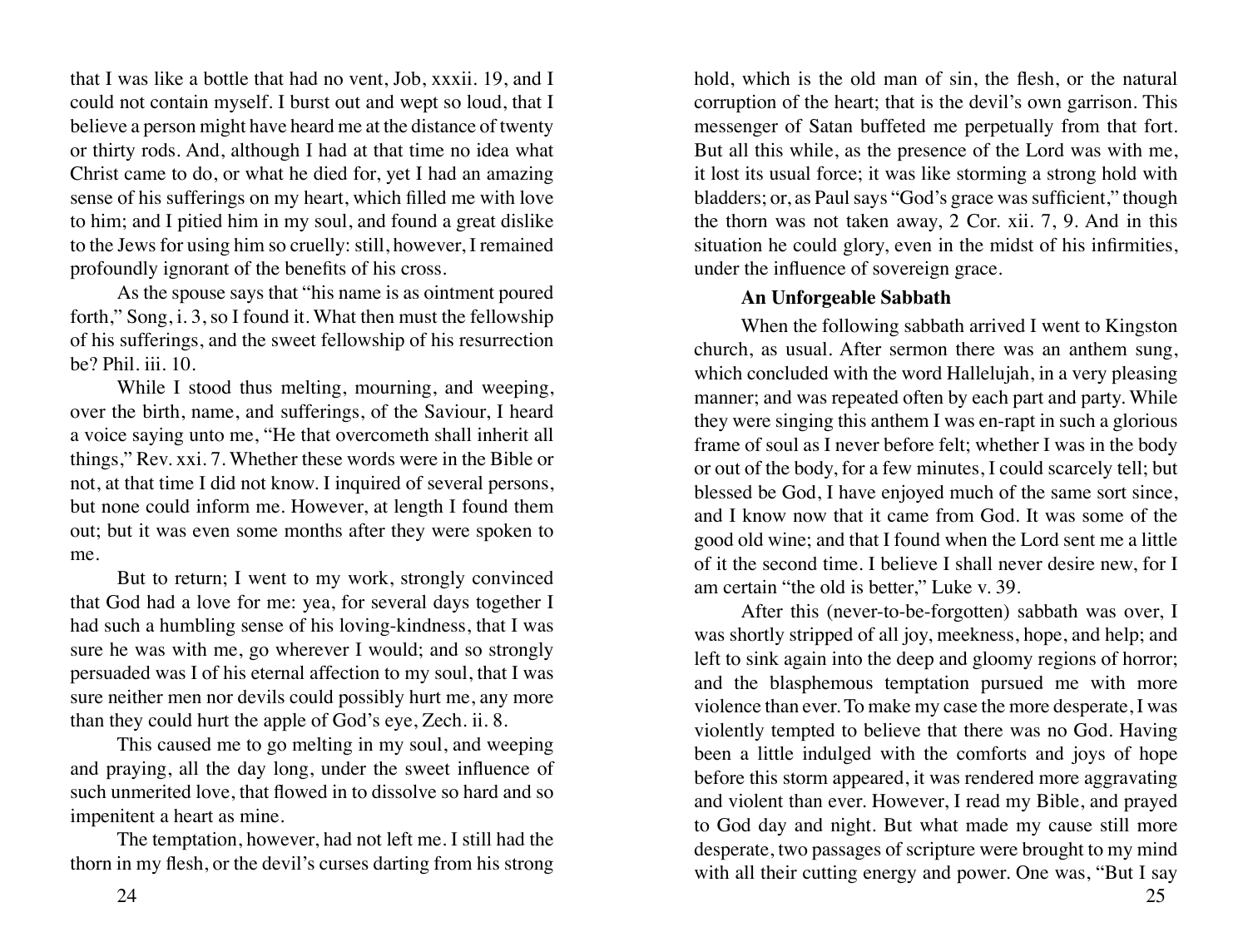that I was like a bottle that had no vent, Job, xxxii. 19, and I could not contain myself. I burst out and wept so loud, that I believe a person might have heard me at the distance of twenty or thirty rods. And, although I had at that time no idea what Christ came to do, or what he died for, yet I had an amazing sense of his sufferings on my heart, which filled me with love to him; and I pitied him in my soul, and found a great dislike to the Jews for using him so cruelly: still, however, I remained profoundly ignorant of the benefits of his cross.

As the spouse says that "his name is as ointment poured forth," Song, i. 3, so I found it. What then must the fellowship of his sufferings, and the sweet fellowship of his resurrection be? Phil. iii. 10.

While I stood thus melting, mourning, and weeping, over the birth, name, and sufferings, of the Saviour, I heard a voice saying unto me, "He that overcometh shall inherit all things," Rev. xxi. 7. Whether these words were in the Bible or not, at that time I did not know. I inquired of several persons, but none could inform me. However, at length I found them out; but it was even some months after they were spoken to me.

But to return; I went to my work, strongly convinced that God had a love for me: yea, for several days together I had such a humbling sense of his loving-kindness, that I was sure he was with me, go wherever I would; and so strongly persuaded was I of his eternal affection to my soul, that I was sure neither men nor devils could possibly hurt me, any more than they could hurt the apple of God's eye, Zech. ii. 8.

This caused me to go melting in my soul, and weeping and praying, all the day long, under the sweet influence of such unmerited love, that flowed in to dissolve so hard and so impenitent a heart as mine.

The temptation, however, had not left me. I still had the thorn in my flesh, or the devil's curses darting from his strong hold, which is the old man of sin, the flesh, or the natural corruption of the heart; that is the devil's own garrison. This messenger of Satan buffeted me perpetually from that fort. But all this while, as the presence of the Lord was with me, it lost its usual force; it was like storming a strong hold with bladders; or, as Paul says "God's grace was sufficient," though the thorn was not taken away, 2 Cor. xii. 7, 9. And in this situation he could glory, even in the midst of his infirmities, under the influence of sovereign grace.

### An Unforgeable Sabbath

When the following sabbath arrived I went to Kingston church, as usual. After sermon there was an anthem sung, which concluded with the word Hallelujah, in a very pleasing manner; and was repeated often by each part and party. While they were singing this anthem I was en-rapt in such a glorious frame of soul as I never before felt; whether I was in the body or out of the body, for a few minutes, I could scarcely tell; but blessed be God, I have enjoyed much of the same sort since, and I know now that it came from God. It was some of the good old wine; and that I found when the Lord sent me a little of it the second time. I believe I shall never desire new, for I am certain "the old is better," Luke v. 39.

After this (never-to-be-forgotten) sabbath was over, I was shortly stripped of all joy, meekness, hope, and help; and left to sink again into the deep and gloomy regions of horror; and the blasphemous temptation pursued me with more violence than ever. To make my case the more desperate, I was violently tempted to believe that there was no God. Having been a little indulged with the comforts and joys of hope before this storm appeared, it was rendered more aggravating and violent than ever. However, I read my Bible, and prayed to God day and night. But what made my cause still more desperate, two passages of scripture were brought to my mind with all their cutting energy and power. One was, "But I say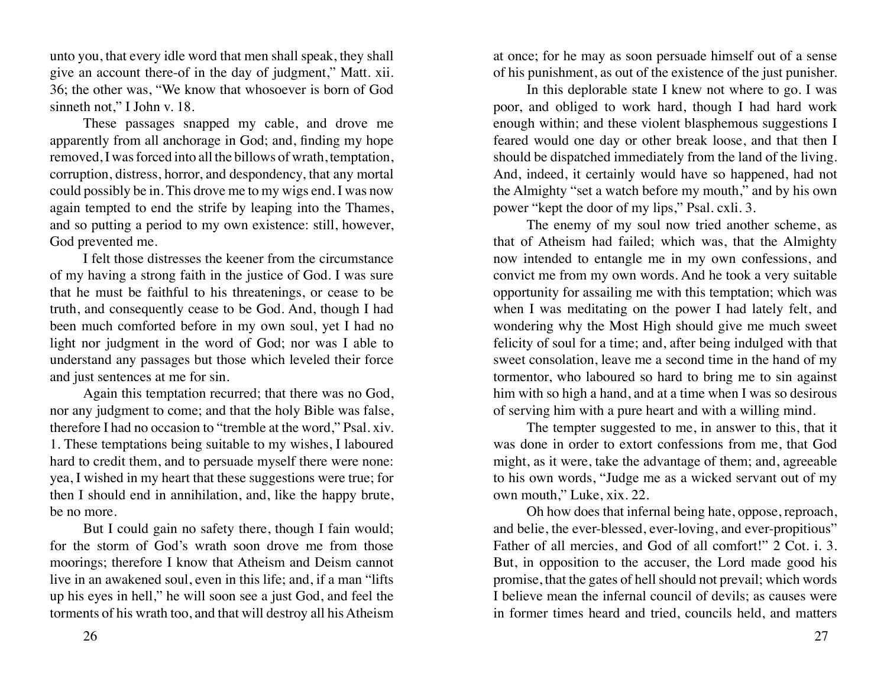unto you, that every idle word that men shall speak, they shall give an account there-of in the day of judgment," Matt. xii. 36; the other was, "We know that whosoever is born of God sinneth not," I John v. 18.

These passages snapped my cable, and drove me apparently from all anchorage in God; and, finding my hope removed, I was forced into all the billows of wrath, temptation, corruption, distress, horror, and despondency, that any mortal could possibly be in. This drove me to my wigs end. I was now again tempted to end the strife by leaping into the Thames, and so putting a period to my own existence: still, however, God prevented me.

I felt those distresses the keener from the circumstance of my having a strong faith in the justice of God. I was sure that he must be faithful to his threatenings, or cease to be truth, and consequently cease to be God. And, though I had been much comforted before in my own soul, yet I had no light nor judgment in the word of God; nor was I able to understand any passages but those which leveled their force and just sentences at me for sin.

Again this temptation recurred; that there was no God, nor any judgment to come; and that the holy Bible was false, therefore I had no occasion to "tremble at the word," Psal. xiv. 1. These temptations being suitable to my wishes, I laboured hard to credit them, and to persuade myself there were none: yea, I wished in my heart that these suggestions were true; for then I should end in annihilation, and, like the happy brute, be no more.

But I could gain no safety there, though I fain would; for the storm of God's wrath soon drove me from those moorings; therefore I know that Atheism and Deism cannot live in an awakened soul, even in this life; and, if a man "lifts up his eyes in hell," he will soon see a just God, and feel the torments of his wrath too, and that will destroy all his Atheism at once; for he may as soon persuade himself out of a sense of his punishment, as out of the existence of the just punisher.

In this deplorable state I knew not where to go. I was poor, and obliged to work hard, though I had hard work enough within; and these violent blasphemous suggestions I feared would one day or other break loose, and that then I should be dispatched immediately from the land of the living. And, indeed, it certainly would have so happened, had not the Almighty "set a watch before my mouth," and by his own power "kept the door of my lips," Psal. cxli. 3.

The enemy of my soul now tried another scheme, as that of Atheism had failed; which was, that the Almighty now intended to entangle me in my own confessions, and convict me from my own words. And he took a very suitable opportunity for assailing me with this temptation; which was when I was meditating on the power I had lately felt, and wondering why the Most High should give me much sweet felicity of soul for a time; and, after being indulged with that sweet consolation, leave me a second time in the hand of my tormentor, who laboured so hard to bring me to sin against him with so high a hand, and at a time when I was so desirous of serving him with a pure heart and with a willing mind.

The tempter suggested to me, in answer to this, that it was done in order to extort confessions from me, that God might, as it were, take the advantage of them; and, agreeable to his own words, "Judge me as a wicked servant out of my own mouth," Luke, xix. 22.

Oh how does that infernal being hate, oppose, reproach, and belie, the ever-blessed, ever-loving, and ever-propitious" Father of all mercies, and God of all comfort!" 2 Cot. i. 3. But, in opposition to the accuser, the Lord made good his promise, that the gates of hell should not prevail; which words I believe mean the infernal council of devils; as causes were in former times heard and tried, councils held, and matters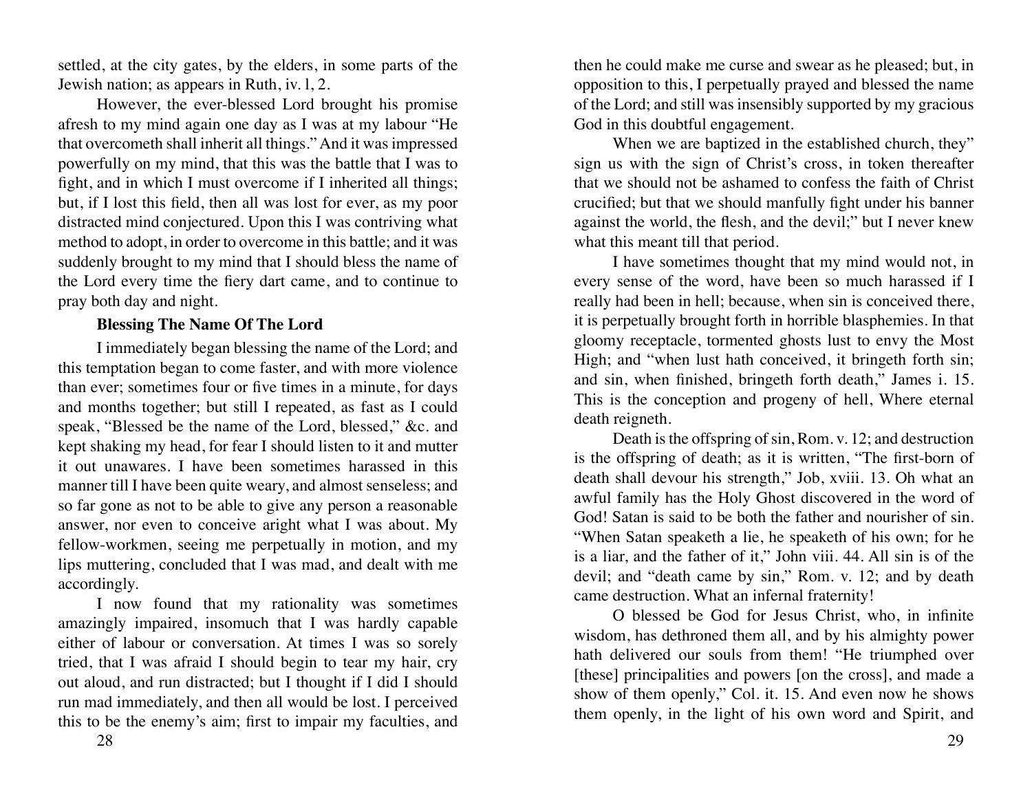settled, at the city gates, by the elders, in some parts of the Jewish nation; as appears in Ruth, iv. l, 2.

However, the ever-blessed Lord brought his promise afresh to my mind again one day as I was at my labour "He that overcometh shall inherit all things." And it was impressed powerfully on my mind, that this was the battle that I was to fight, and in which I must overcome if I inherited all things; but, if I lost this field, then all was lost for ever, as my poor distracted mind conjectured. Upon this I was contriving what method to adopt, in order to overcome in this battle; and it was suddenly brought to my mind that I should bless the name of the Lord every time the fiery dart came, and to continue to pray both day and night.

### Blessing The Name Of The Lord

I immediately began blessing the name of the Lord; and this temptation began to come faster, and with more violence than ever; sometimes four or five times in a minute, for days and months together; but still I repeated, as fast as I could speak, "Blessed be the name of the Lord, blessed," &c. and kept shaking my head, for fear I should listen to it and mutter it out unawares. I have been sometimes harassed in this manner till I have been quite weary, and almost senseless; and so far gone as not to be able to give any person a reasonable answer, nor even to conceive aright what I was about. My fellow-workmen, seeing me perpetually in motion, and my lips muttering, concluded that I was mad, and dealt with me accordingly.

I now found that my rationality was sometimes amazingly impaired, insomuch that I was hardly capable either of labour or conversation. At times I was so sorely tried, that I was afraid I should begin to tear my hair, cry out aloud, and run distracted; but I thought if I did I should run mad immediately, and then all would be lost. I perceived this to be the enemy's aim; first to impair my faculties, and then he could make me curse and swear as he pleased; but, in opposition to this, I perpetually prayed and blessed the name of the Lord; and still was insensibly supported by my gracious God in this doubtful engagement.

When we are baptized in the established church, they" sign us with the sign of Christ's cross, in token thereafter that we should not be ashamed to confess the faith of Christ crucified; but that we should manfully fight under his banner against the world, the flesh, and the devil;" but I never knew what this meant till that period.

I have sometimes thought that my mind would not, in every sense of the word, have been so much harassed if I really had been in hell; because, when sin is conceived there, it is perpetually brought forth in horrible blasphemies. In that gloomy receptacle, tormented ghosts lust to envy the Most High; and "when lust hath conceived, it bringeth forth sin; and sin, when finished, bringeth forth death," James i. 15. This is the conception and progeny of hell, Where eternal death reigneth.

Death is the offspring of sin, Rom. v. 12; and destruction is the offspring of death; as it is written, "The first-born of death shall devour his strength," Job, xviii. 13. Oh what an awful family has the Holy Ghost discovered in the word of God! Satan is said to be both the father and nourisher of sin. "When Satan speaketh a lie, he speaketh of his own; for he is a liar, and the father of it," John viii. 44. All sin is of the devil; and "death came by sin," Rom. v. 12; and by death came destruction. What an infernal fraternity!

O blessed be God for Jesus Christ, who, in infinite wisdom, has dethroned them all, and by his almighty power hath delivered our souls from them! "He triumphed over [these] principalities and powers [on the cross], and made a show of them openly," Col. it. 15. And even now he shows them openly, in the light of his own word and Spirit, and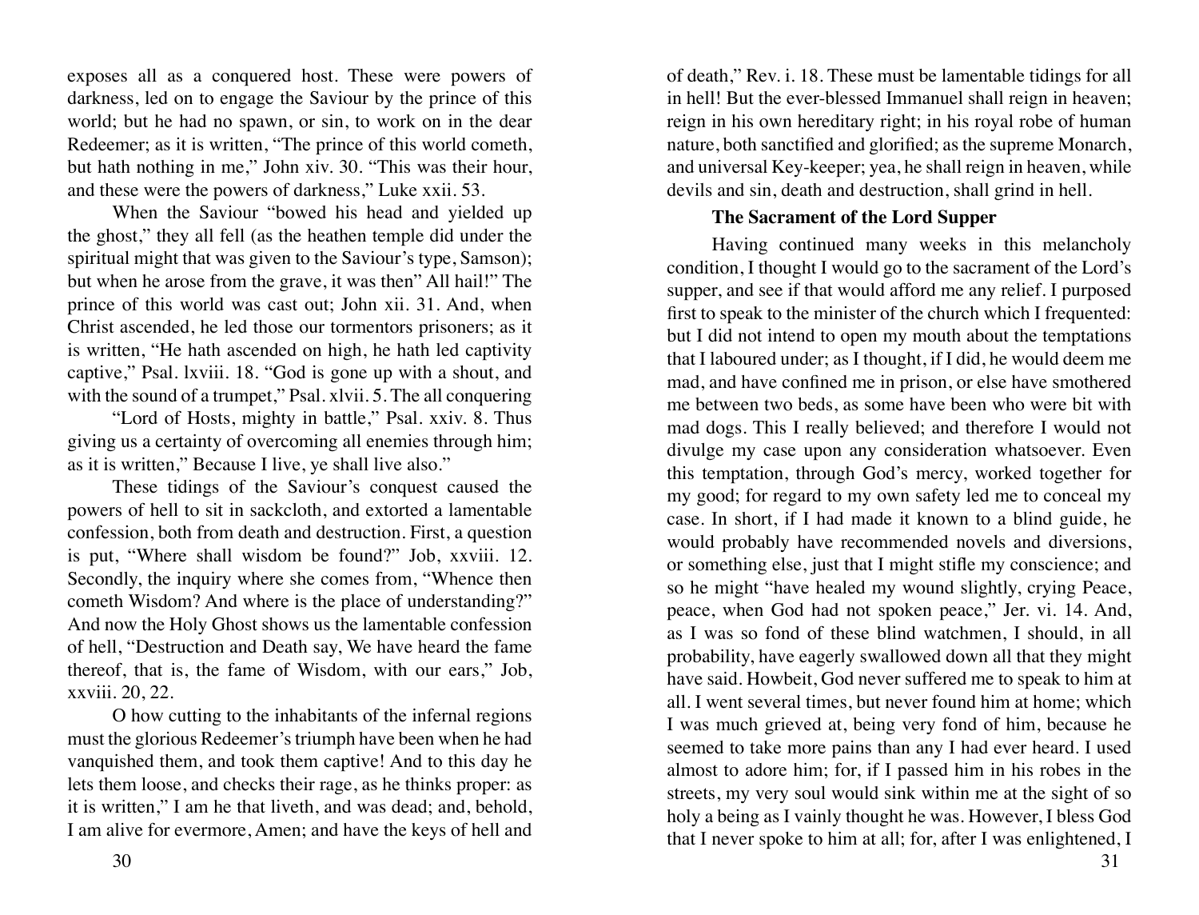exposes all as a conquered host. These were powers of darkness, led on to engage the Saviour by the prince of this world; but he had no spawn, or sin, to work on in the dear Redeemer; as it is written, "The prince of this world cometh, but hath nothing in me," John xiv. 30. "This was their hour, and these were the powers of darkness," Luke xxii. 53.

When the Saviour "bowed his head and yielded up the ghost," they all fell (as the heathen temple did under the spiritual might that was given to the Saviour's type, Samson); but when he arose from the grave, it was then" All hail!" The prince of this world was cast out; John xii. 31. And, when Christ ascended, he led those our tormentors prisoners; as it is written, "He hath ascended on high, he hath led captivity captive," Psal. lxviii. 18. "God is gone up with a shout, and with the sound of a trumpet," Psal. xlvii. 5. The all conquering

"Lord of Hosts, mighty in battle," Psal. xxiv. 8. Thus giving us a certainty of overcoming all enemies through him; as it is written," Because I live, ye shall live also."

These tidings of the Saviour's conquest caused the powers of hell to sit in sackcloth, and extorted a lamentable confession, both from death and destruction. First, a question is put, "Where shall wisdom be found?" Job, xxviii. 12. Secondly, the inquiry where she comes from, "Whence then cometh Wisdom? And where is the place of understanding?" And now the Holy Ghost shows us the lamentable confession of hell, "Destruction and Death say, We have heard the fame thereof, that is, the fame of Wisdom, with our ears," Job, xxviii. 20, 22.

O how cutting to the inhabitants of the infernal regions must the glorious Redeemer's triumph have been when he had vanquished them, and took them captive! And to this day he lets them loose, and checks their rage, as he thinks proper: as it is written," I am he that liveth, and was dead; and, behold, I am alive for evermore, Amen; and have the keys of hell and of death," Rev. i. 18. These must be lamentable tidings for all in hell! But the ever-blessed Immanuel shall reign in heaven; reign in his own hereditary right; in his royal robe of human nature, both sanctified and glorified; as the supreme Monarch, and universal Key-keeper; yea, he shall reign in heaven, while devils and sin, death and destruction, shall grind in hell.

### The Sacrament of the Lord Supper

Having continued many weeks in this melancholy condition, I thought I would go to the sacrament of the Lord's supper, and see if that would afford me any relief. I purposed first to speak to the minister of the church which I frequented: but I did not intend to open my mouth about the temptations that I laboured under; as I thought, if I did, he would deem me mad, and have confined me in prison, or else have smothered me between two beds, as some have been who were bit with mad dogs. This I really believed; and therefore I would not divulge my case upon any consideration whatsoever. Even this temptation, through God's mercy, worked together for my good; for regard to my own safety led me to conceal my case. In short, if I had made it known to a blind guide, he would probably have recommended novels and diversions, or something else, just that I might stifle my conscience; and so he might "have healed my wound slightly, crying Peace, peace, when God had not spoken peace," Jer. vi. 14. And, as I was so fond of these blind watchmen, I should, in all probability, have eagerly swallowed down all that they might have said. Howbeit, God never suffered me to speak to him at all. I went several times, but never found him at home; which I was much grieved at, being very fond of him, because he seemed to take more pains than any I had ever heard. I used almost to adore him; for, if I passed him in his robes in the streets, my very soul would sink within me at the sight of so holy a being as I vainly thought he was. However, I bless God that I never spoke to him at all; for, after I was enlightened, I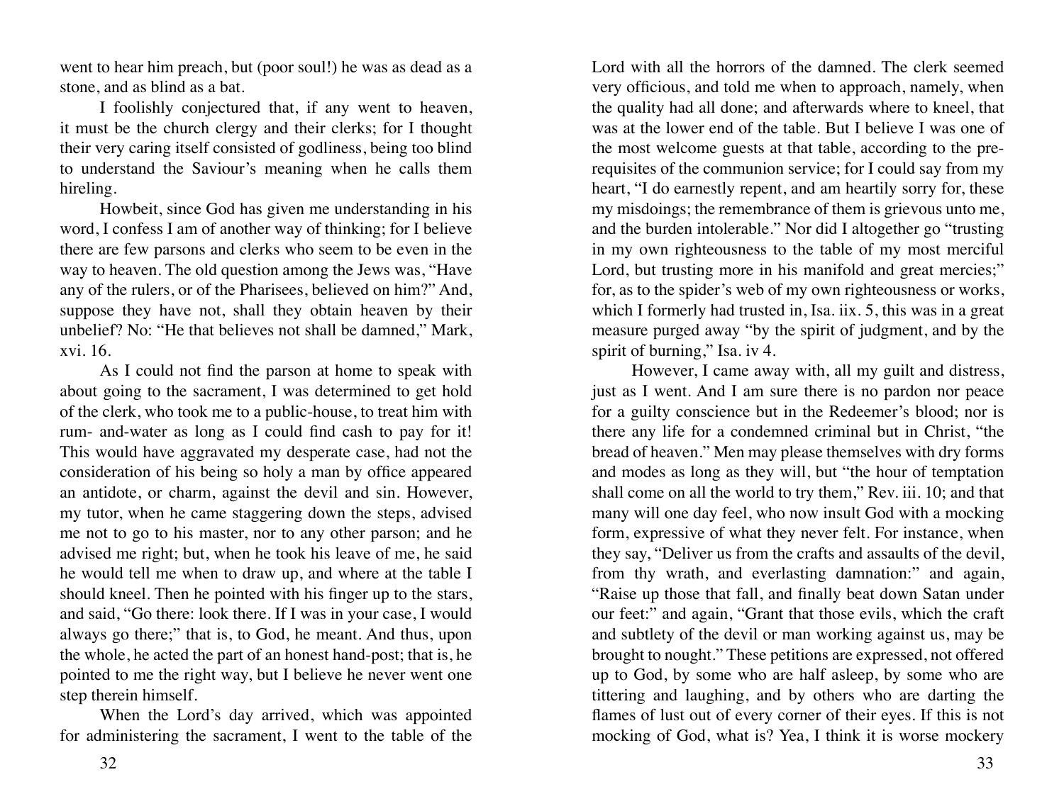went to hear him preach, but (poor soul!) he was as dead as a stone, and as blind as a bat.

I foolishly conjectured that, if any went to heaven, it must be the church clergy and their clerks; for I thought their very caring itself consisted of godliness, being too blind to understand the Saviour's meaning when he calls them hireling.

Howbeit, since God has given me understanding in his word, I confess I am of another way of thinking; for I believe there are few parsons and clerks who seem to be even in the way to heaven. The old question among the Jews was, "Have any of the rulers, or of the Pharisees, believed on him?" And, suppose they have not, shall they obtain heaven by their unbelief? No: "He that believes not shall be damned," Mark, xvi. 16.

As I could not find the parson at home to speak with about going to the sacrament, I was determined to get hold of the clerk, who took me to a public-house, to treat him with rum- and-water as long as I could find cash to pay for it! This would have aggravated my desperate case, had not the consideration of his being so holy a man by office appeared an antidote, or charm, against the devil and sin. However, my tutor, when he came staggering down the steps, advised me not to go to his master, nor to any other parson; and he advised me right; but, when he took his leave of me, he said he would tell me when to draw up, and where at the table I should kneel. Then he pointed with his finger up to the stars, and said, "Go there: look there. If I was in your case, I would always go there;" that is, to God, he meant. And thus, upon the whole, he acted the part of an honest hand-post; that is, he pointed to me the right way, but I believe he never went one step therein himself.

When the Lord's day arrived, which was appointed for administering the sacrament, I went to the table of the Lord with all the horrors of the damned. The clerk seemed very officious, and told me when to approach, namely, when the quality had all done; and afterwards where to kneel, that was at the lower end of the table. But I believe I was one of the most welcome guests at that table, according to the pre-requisites of the communion service; for I could say from my heart, "I do earnestly repent, and am heartily sorry for, these my misdoings; the remembrance of them is grievous unto me, and the burden intolerable." Nor did I altogether go "trusting in my own righteousness to the table of my most merciful Lord, but trusting more in his manifold and great mercies;" for, as to the spider's web of my own righteousness or works, which I formerly had trusted in, Isa. iix. 5, this was in a great measure purged away "by the spirit of judgment, and by the spirit of burning," Isa. iv 4.

However, I came away with, all my guilt and distress, just as I went. And I am sure there is no pardon nor peace for a guilty conscience but in the Redeemer's blood; nor is there any life for a condemned criminal but in Christ, "the bread of heaven." Men may please themselves with dry forms and modes as long as they will, but "the hour of temptation shall come on all the world to try them," Rev. iii. 10; and that many will one day feel, who now insult God with a mocking form, expressive of what they never felt. For instance, when they say, "Deliver us from the crafts and assaults of the devil, from thy wrath, and everlasting damnation:" and again, "Raise up those that fall, and finally beat down Satan under our feet:" and again, "Grant that those evils, which the craft and subtlety of the devil or man working against us, may be brought to nought." These petitions are expressed, not offered up to God, by some who are half asleep, by some who are tittering and laughing, and by others who are darting the flames of lust out of every corner of their eyes. If this is not mocking of God, what is? Yea, I think it is worse mockery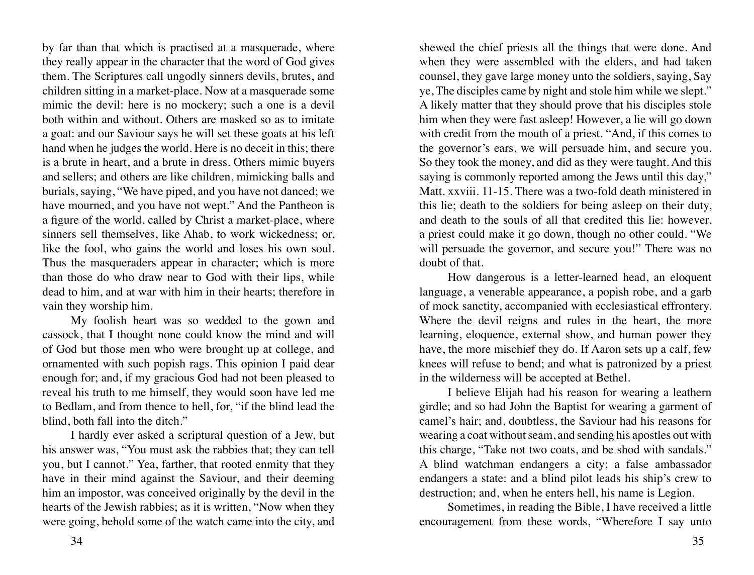by far than that which is practised at a masquerade, where they really appear in the character that the word of God gives them. The Scriptures call ungodly sinners devils, brutes, and children sitting in a market-place. Now at a masquerade some mimic the devil: here is no mockery; such a one is a devil both within and without. Others are masked so as to imitate a goat: and our Saviour says he will set these goats at his left hand when he judges the world. Here is no deceit in this; there is a brute in heart, and a brute in dress. Others mimic buyers and sellers; and others are like children, mimicking balls and burials, saying, "We have piped, and you have not danced; we have mourned, and you have not wept." And the Pantheon is a figure of the world, called by Christ a market-place, where sinners sell themselves, like Ahab, to work wickedness; or, like the fool, who gains the world and loses his own soul. Thus the masqueraders appear in character; which is more than those do who draw near to God with their lips, while dead to him, and at war with him in their hearts; therefore in vain they worship him.

My foolish heart was so wedded to the gown and cassock, that I thought none could know the mind and will of God but those men who were brought up at college, and ornamented with such popish rags. This opinion I paid dear enough for; and, if my gracious God had not been pleased to reveal his truth to me himself, they would soon have led me to Bedlam, and from thence to hell, for, "if the blind lead the blind, both fall into the ditch."

I hardly ever asked a scriptural question of a Jew, but his answer was, "You must ask the rabbies that; they can tell you, but I cannot." Yea, farther, that rooted enmity that they have in their mind against the Saviour, and their deeming him an impostor, was conceived originally by the devil in the hearts of the Jewish rabbies; as it is written, "Now when they were going, behold some of the watch came into the city, and shewed the chief priests all the things that were done. And when they were assembled with the elders, and had taken counsel, they gave large money unto the soldiers, saying, Say ye, The disciples came by night and stole him while we slept." A likely matter that they should prove that his disciples stole him when they were fast asleep! However, a lie will go down with credit from the mouth of a priest. "And, if this comes to the governor's ears, we will persuade him, and secure you. So they took the money, and did as they were taught. And this saying is commonly reported among the Jews until this day," Matt. xxviii. 11-15. There was a two-fold death ministered in this lie; death to the soldiers for being asleep on their duty, and death to the souls of all that credited this lie: however, a priest could make it go down, though no other could. "We will persuade the governor, and secure you!" There was no doubt of that.

How dangerous is a letter-learned head, an eloquent language, a venerable appearance, a popish robe, and a garb of mock sanctity, accompanied with ecclesiastical effrontery. Where the devil reigns and rules in the heart, the more learning, eloquence, external show, and human power they have, the more mischief they do. If Aaron sets up a calf, few knees will refuse to bend; and what is patronized by a priest in the wilderness will be accepted at Bethel.

I believe Elijah had his reason for wearing a leathern girdle; and so had John the Baptist for wearing a garment of camel's hair; and, doubtless, the Saviour had his reasons for wearing a coat without seam, and sending his apostles out with this charge, "Take not two coats, and be shod with sandals." A blind watchman endangers a city; a false ambassador endangers a state: and a blind pilot leads his ship's crew to destruction; and, when he enters hell, his name is Legion.

Sometimes, in reading the Bible, I have received a little encouragement from these words, "Wherefore I say unto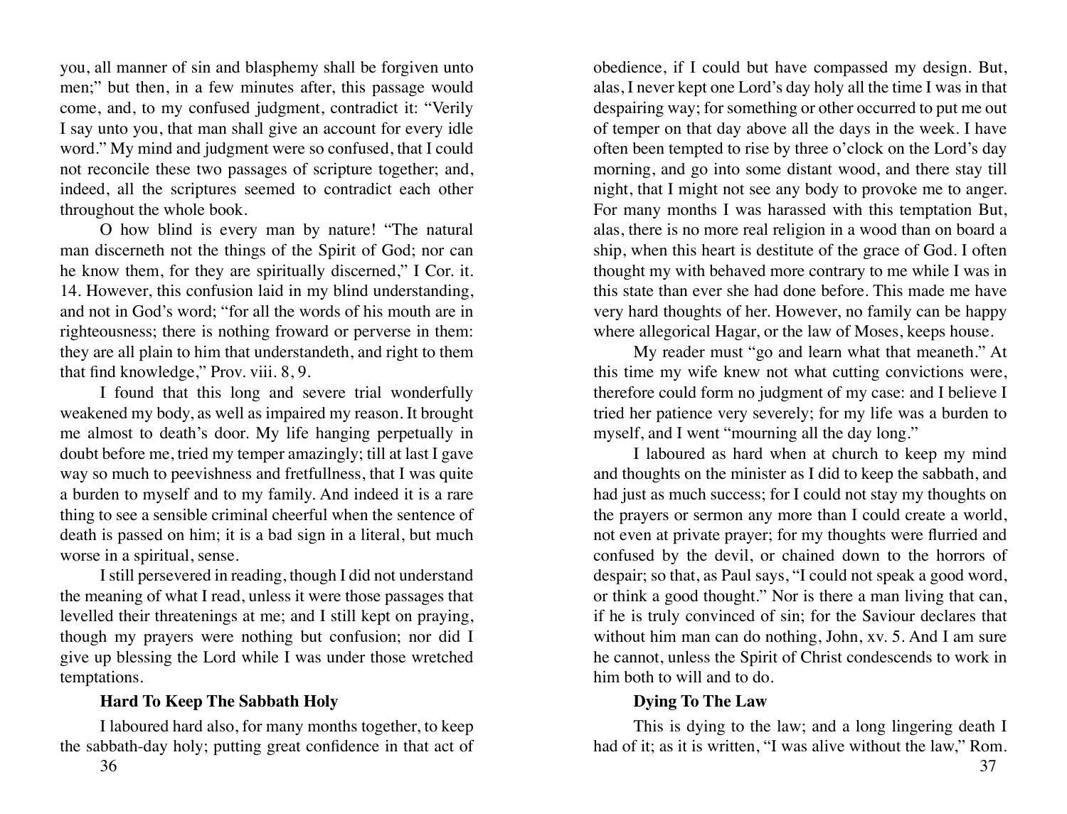you, all manner of sin and blasphemy shall be forgiven unto men;" but then, in a few minutes after, this passage would come, and, to my confused judgment, contradict it: "Verily I say unto you, that man shall give an account for every idle word." My mind and judgment were so confused, that I could not reconcile these two passages of scripture together; and, indeed, all the scriptures seemed to contradict each other throughout the whole book.

O how blind is every man by nature! "The natural man discerneth not the things of the Spirit of God; nor can he know them, for they are spiritually discerned," I Cor. it. 14. However, this confusion laid in my blind understanding, and not in God's word; "for all the words of his mouth are in righteousness; there is nothing froward or perverse in them: they are all plain to him that understandeth, and right to them that find knowledge," Prov. viii. 8, 9.

I found that this long and severe trial wonderfully weakened my body, as well as impaired my reason. It brought me almost to death's door. My life hanging perpetually in doubt before me, tried my temper amazingly; till at last I gave way so much to peevishness and fretfullness, that I was quite a burden to myself and to my family. And indeed it is a rare thing to see a sensible criminal cheerful when the sentence of death is passed on him; it is a bad sign in a literal, but much worse in a spiritual, sense.

I still persevered in reading, though I did not understand the meaning of what I read, unless it were those passages that levelled their threatenings at me; and I still kept on praying, though my prayers were nothing but confusion; nor did I give up blessing the Lord while I was under those wretched temptations.

**Hard To Keep The Sabbath Holy**

I laboured hard also, for many months together, to keep the sabbath-day holy; putting great confidence in that act of obedience, if I could but have compassed my design. But, alas, I never kept one Lord's day holy all the time I was in that despairing way; for something or other occurred to put me out of temper on that day above all the days in the week. I have often been tempted to rise by three o'clock on the Lord's day morning, and go into some distant wood, and there stay till night, that I might not see any body to provoke me to anger. For many months I was harassed with this temptation But, alas, there is no more real religion in a wood than on board a ship, when this heart is destitute of the grace of God. I often thought my with behaved more contrary to me while I was in this state than ever she had done before. This made me have very hard thoughts of her. However, no family can be happy where allegorical Hagar, or the law of Moses, keeps house.

My reader must "go and learn what that meaneth." At this time my wife knew not what cutting convictions were, therefore could form no judgment of my case: and I believe I tried her patience very severely; for my life was a burden to myself, and I went "mourning all the day long."

I laboured as hard when at church to keep my mind and thoughts on the minister as I did to keep the sabbath, and had just as much success; for I could not stay my thoughts on the prayers or sermon any more than I could create a world, not even at private prayer; for my thoughts were flurried and confused by the devil, or chained down to the horrors of despair; so that, as Paul says, "I could not speak a good word, or think a good thought." Nor is there a man living that can, if he is truly convinced of sin; for the Saviour declares that without him man can do nothing, John, xv. 5. And I am sure he cannot, unless the Spirit of Christ condescends to work in him both to will and to do.

**Dying To The Law**

This is dying to the law; and a long lingering death I had of it; as it is written, "I was alive without the law," Rom.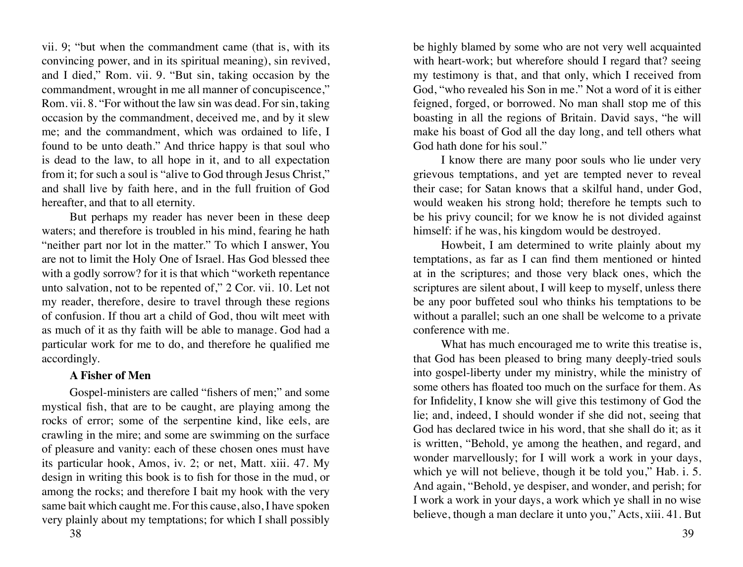vii. 9; "but when the commandment came (that is, with its convincing power, and in its spiritual meaning), sin revived, and I died," Rom. vii. 9. "But sin, taking occasion by the commandment, wrought in me all manner of concupiscence," Rom. vii. 8. "For without the law sin was dead. For sin, taking occasion by the commandment, deceived me, and by it slew me; and the commandment, which was ordained to life, I found to be unto death." And thrice happy is that soul who is dead to the law, to all hope in it, and to all expectation from it; for such a soul is "alive to God through Jesus Christ," and shall live by faith here, and in the full fruition of God hereafter, and that to all eternity.

But perhaps my reader has never been in these deep waters; and therefore is troubled in his mind, fearing he hath "neither part nor lot in the matter." To which I answer, You are not to limit the Holy One of Israel. Has God blessed thee with a godly sorrow? for it is that which "worketh repentance unto salvation, not to be repented of," 2 Cor. vii. 10. Let not my reader, therefore, desire to travel through these regions of confusion. If thou art a child of God, thou wilt meet with as much of it as thy faith will be able to manage. God had a particular work for me to do, and therefore he qualified me accordingly.

**A Fisher of Men**

Gospel-ministers are called "fishers of men;" and some mystical fish, that are to be caught, are playing among the rocks of error; some of the serpentine kind, like eels, are crawling in the mire; and some are swimming on the surface of pleasure and vanity: each of these chosen ones must have its particular hook, Amos, iv. 2; or net, Matt. xiii. 47. My design in writing this book is to fish for those in the mud, or among the rocks; and therefore I bait my hook with the very same bait which caught me. For this cause, also, I have spoken very plainly about my temptations; for which I shall possibly be highly blamed by some who are not very well acquainted with heart-work; but wherefore should I regard that? seeing my testimony is that, and that only, which I received from God, "who revealed his Son in me." Not a word of it is either feigned, forged, or borrowed. No man shall stop me of this boasting in all the regions of Britain. David says, "he will make his boast of God all the day long, and tell others what God hath done for his soul."

I know there are many poor souls who lie under very grievous temptations, and yet are tempted never to reveal their case; for Satan knows that a skilful hand, under God, would weaken his strong hold; therefore he tempts such to be his privy council; for we know he is not divided against himself: if he was, his kingdom would be destroyed.

Howbeit, I am determined to write plainly about my temptations, as far as I can find them mentioned or hinted at in the scriptures; and those very black ones, which the scriptures are silent about, I will keep to myself, unless there be any poor buffeted soul who thinks his temptations to be without a parallel; such an one shall be welcome to a private conference with me.

What has much encouraged me to write this treatise is, that God has been pleased to bring many deeply-tried souls into gospel-liberty under my ministry, while the ministry of some others has floated too much on the surface for them. As for Infidelity, I know she will give this testimony of God the lie; and, indeed, I should wonder if she did not, seeing that God has declared twice in his word, that she shall do it; as it is written, "Behold, ye among the heathen, and regard, and wonder marvellously; for I will work a work in your days, which ye will not believe, though it be told you," Hab. i. 5. And again, "Behold, ye despiser, and wonder, and perish; for I work a work in your days, a work which ye shall in no wise believe, though a man declare it unto you," Acts, xiii. 41. But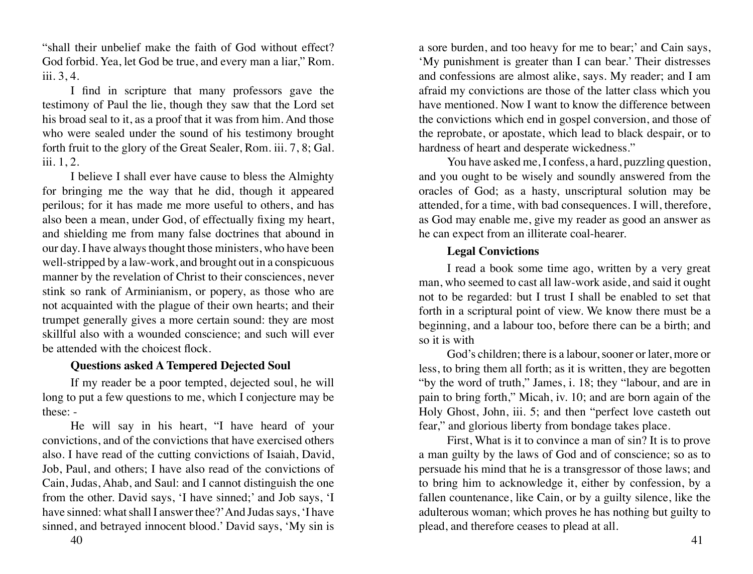"shall their unbelief make the faith of God without effect? God forbid. Yea, let God be true, and every man a liar," Rom. iii. 3, 4.

I find in scripture that many professors gave the testimony of Paul the lie, though they saw that the Lord set his broad seal to it, as a proof that it was from him. And those who were sealed under the sound of his testimony brought forth fruit to the glory of the Great Sealer, Rom. iii. 7, 8; Gal. iii. 1, 2.

I believe I shall ever have cause to bless the Almighty for bringing me the way that he did, though it appeared perilous; for it has made me more useful to others, and has also been a mean, under God, of effectually fixing my heart, and shielding me from many false doctrines that abound in our day. I have always thought those ministers, who have been well-stripped by a law-work, and brought out in a conspicuous manner by the revelation of Christ to their consciences, never stink so rank of Arminianism, or popery, as those who are not acquainted with the plague of their own hearts; and their trumpet generally gives a more certain sound: they are most skillful also with a wounded conscience; and such will ever be attended with the choicest flock.

**Questions asked A Tempered Dejected Soul**

If my reader be a poor tempted, dejected soul, he will long to put a few questions to me, which I conjecture may be these: -

He will say in his heart, "I have heard of your convictions, and of the convictions that have exercised others also. I have read of the cutting convictions of Isaiah, David, Job, Paul, and others; I have also read of the convictions of Cain, Judas, Ahab, and Saul: and I cannot distinguish the one from the other. David says, 'I have sinned;' and Job says, 'I have sinned: what shall I answer thee?' And Judas says, 'I have sinned, and betrayed innocent blood.' David says, 'My sin is a sore burden, and too heavy for me to bear;' and Cain says, 'My punishment is greater than I can bear.' Their distresses and confessions are almost alike, says. My reader; and I am afraid my convictions are those of the latter class which you have mentioned. Now I want to know the difference between the convictions which end in gospel conversion, and those of the reprobate, or apostate, which lead to black despair, or to hardness of heart and desperate wickedness."

You have asked me, I confess, a hard, puzzling question, and you ought to be wisely and soundly answered from the oracles of God; as a hasty, unscriptural solution may be attended, for a time, with bad consequences. I will, therefore, as God may enable me, give my reader as good an answer as he can expect from an illiterate coal-hearer.

**Legal Convictions**

I read a book some time ago, written by a very great man, who seemed to cast all law-work aside, and said it ought not to be regarded: but I trust I shall be enabled to set that forth in a scriptural point of view. We know there must be a beginning, and a labour too, before there can be a birth; and so it is with

God's children; there is a labour, sooner or later, more or less, to bring them all forth; as it is written, they are begotten "by the word of truth," James, i. 18; they "labour, and are in pain to bring forth," Micah, iv. 10; and are born again of the Holy Ghost, John, iii. 5; and then "perfect love casteth out fear," and glorious liberty from bondage takes place.

First, What is it to convince a man of sin? It is to prove a man guilty by the laws of God and of conscience; so as to persuade his mind that he is a transgressor of those laws; and to bring him to acknowledge it, either by confession, by a fallen countenance, like Cain, or by a guilty silence, like the adulterous woman; which proves he has nothing but guilty to plead, and therefore ceases to plead at all.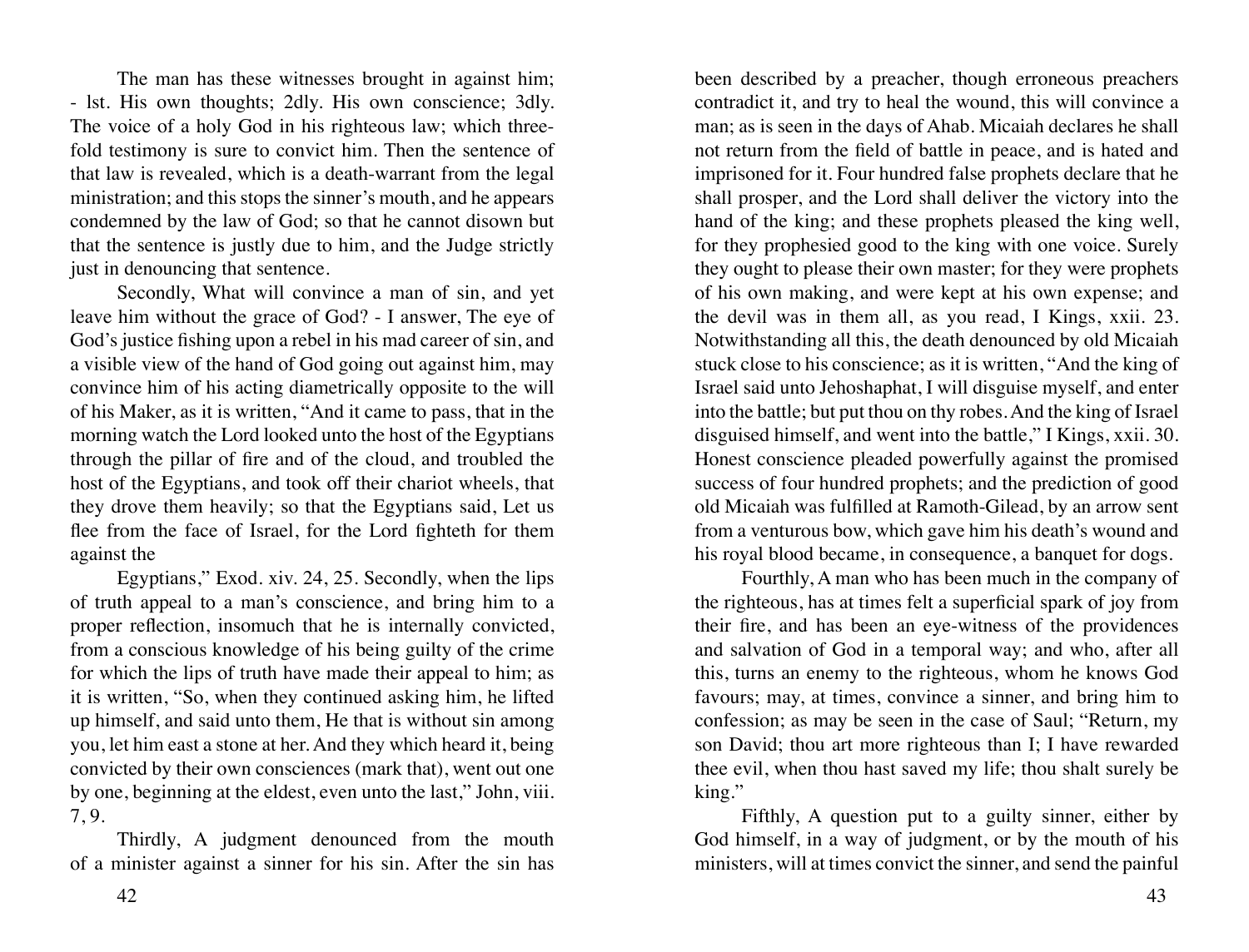The man has these witnesses brought in against him; - lst. His own thoughts; 2dly. His own conscience; 3dly. The voice of a holy God in his righteous law; which threefold testimony is sure to convict him. Then the sentence of that law is revealed, which is a death-warrant from the legal ministration; and this stops the sinner's mouth, and he appears condemned by the law of God; so that he cannot disown but that the sentence is justly due to him, and the Judge strictly just in denouncing that sentence.

Secondly, What will convince a man of sin, and yet leave him without the grace of God? - I answer, The eye of God's justice fishing upon a rebel in his mad career of sin, and a visible view of the hand of God going out against him, may convince him of his acting diametrically opposite to the will of his Maker, as it is written, "And it came to pass, that in the morning watch the Lord looked unto the host of the Egyptians through the pillar of fire and of the cloud, and troubled the host of the Egyptians, and took off their chariot wheels, that they drove them heavily; so that the Egyptians said, Let us flee from the face of Israel, for the Lord fighteth for them against the Egyptians," Exod. xiv. 24, 25. Secondly, when the lips of truth appeal to a man's conscience, and bring him to a proper reflection, insomuch that he is internally convicted, from a conscious knowledge of his being guilty of the crime for which the lips of truth have made their appeal to him; as it is written, "So, when they continued asking him, he lifted up himself, and said unto them, He that is without sin among you, let him east a stone at her. And they which heard it, being convicted by their own consciences (mark that), went out one by one, beginning at the eldest, even unto the last," John, viii. 7, 9.

Thirdly, A judgment denounced from the mouth of a minister against a sinner for his sin. After the sin has been described by a preacher, though erroneous preachers contradict it, and try to heal the wound, this will convince a man; as is seen in the days of Ahab. Micaiah declares he shall not return from the field of battle in peace, and is hated and imprisoned for it. Four hundred false prophets declare that he shall prosper, and the Lord shall deliver the victory into the hand of the king; and these prophets pleased the king well, for they prophesied good to the king with one voice. Surely they ought to please their own master; for they were prophets of his own making, and were kept at his own expense; and the devil was in them all, as you read, I Kings, xxii. 23. Notwithstanding all this, the death denounced by old Micaiah stuck close to his conscience; as it is written, "And the king of Israel said unto Jehoshaphat, I will disguise myself, and enter into the battle; but put thou on thy robes. And the king of Israel disguised himself, and went into the battle," I Kings, xxii. 30. Honest conscience pleaded powerfully against the promised success of four hundred prophets; and the prediction of good old Micaiah was fulfilled at Ramoth-Gilead, by an arrow sent from a venturous bow, which gave him his death's wound and his royal blood became, in consequence, a banquet for dogs.

Fourthly, A man who has been much in the company of the righteous, has at times felt a superficial spark of joy from their fire, and has been an eye-witness of the providences and salvation of God in a temporal way; and who, after all this, turns an enemy to the righteous, whom he knows God favours; may, at times, convince a sinner, and bring him to confession; as may be seen in the case of Saul; "Return, my son David; thou art more righteous than I; I have rewarded thee evil, when thou hast saved my life; thou shalt surely be king."

Fifthly, A question put to a guilty sinner, either by God himself, in a way of judgment, or by the mouth of his ministers, will at times convict the sinner, and send the painful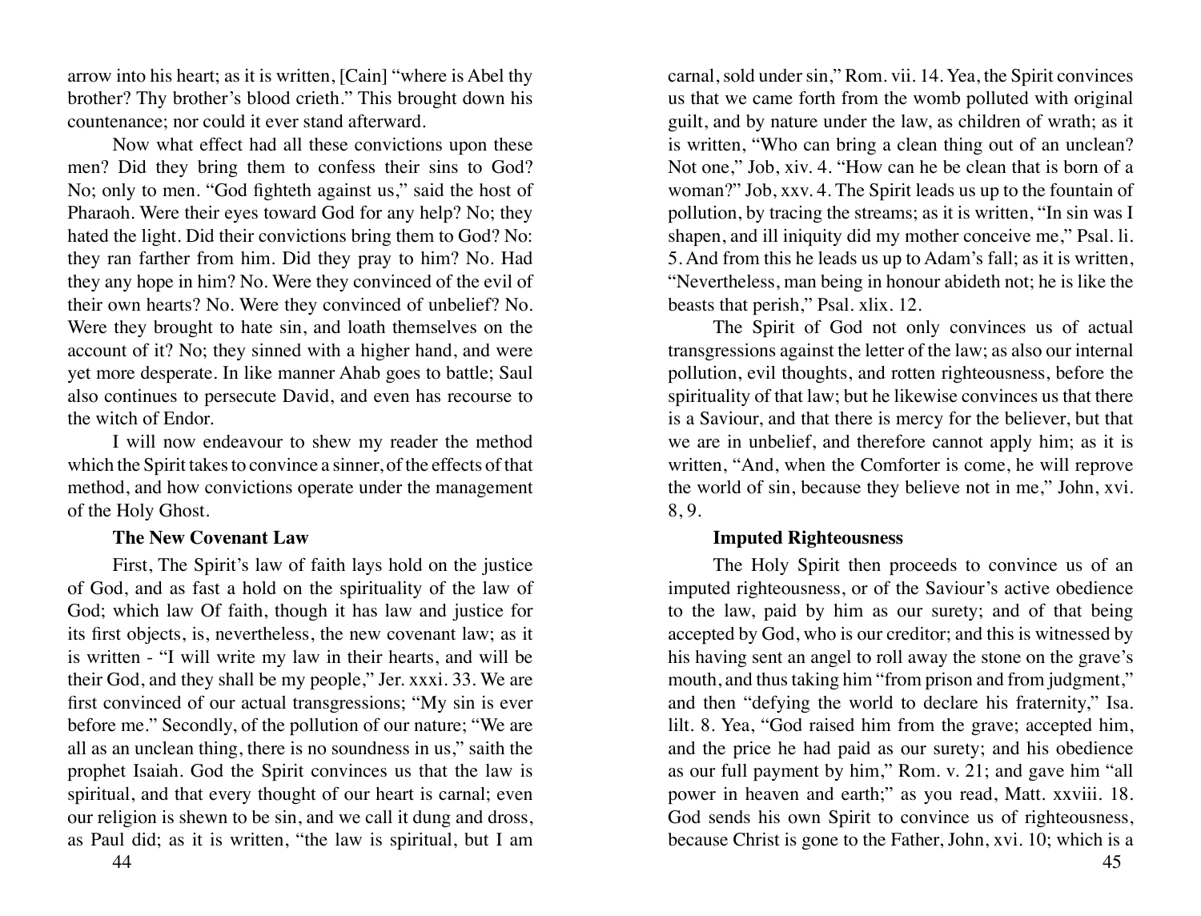arrow into his heart; as it is written, [Cain] "where is Abel thy brother? Thy brother's blood crieth." This brought down his countenance; nor could it ever stand afterward.

Now what effect had all these convictions upon these men? Did they bring them to confess their sins to God? No; only to men. "God fighteth against us," said the host of Pharaoh. Were their eyes toward God for any help? No; they hated the light. Did their convictions bring them to God? No: they ran farther from him. Did they pray to him? No. Had they any hope in him? No. Were they convinced of the evil of their own hearts? No. Were they convinced of unbelief? No. Were they brought to hate sin, and loath themselves on the account of it? No; they sinned with a higher hand, and were yet more desperate. In like manner Ahab goes to battle; Saul also continues to persecute David, and even has recourse to the witch of Endor.

I will now endeavour to shew my reader the method which the Spirit takes to convince a sinner, of the effects of that method, and how convictions operate under the management of the Holy Ghost.

### The New Covenant Law

First, The Spirit's law of faith lays hold on the justice of God, and as fast a hold on the spirituality of the law of God; which law Of faith, though it has law and justice for its first objects, is, nevertheless, the new covenant law; as it is written - "I will write my law in their hearts, and will be their God, and they shall be my people," Jer. xxxi. 33. We are first convinced of our actual transgressions; "My sin is ever before me." Secondly, of the pollution of our nature; "We are all as an unclean thing, there is no soundness in us," saith the prophet Isaiah. God the Spirit convinces us that the law is spiritual, and that every thought of our heart is carnal; even our religion is shewn to be sin, and we call it dung and dross, as Paul did; as it is written, "the law is spiritual, but I am carnal, sold under sin," Rom. vii. 14. Yea, the Spirit convinces us that we came forth from the womb polluted with original guilt, and by nature under the law, as children of wrath; as it is written, "Who can bring a clean thing out of an unclean? Not one," Job, xiv. 4. "How can he be clean that is born of a woman?" Job, xxv. 4. The Spirit leads us up to the fountain of pollution, by tracing the streams; as it is written, "In sin was I shapen, and ill iniquity did my mother conceive me," Psal. li. 5. And from this he leads us up to Adam's fall; as it is written, "Nevertheless, man being in honour abideth not; he is like the beasts that perish," Psal. xlix. 12.

The Spirit of God not only convinces us of actual transgressions against the letter of the law; as also our internal pollution, evil thoughts, and rotten righteousness, before the spirituality of that law; but he likewise convinces us that there is a Saviour, and that there is mercy for the believer, but that we are in unbelief, and therefore cannot apply him; as it is written, "And, when the Comforter is come, he will reprove the world of sin, because they believe not in me," John, xvi. 8, 9.

### Imputed Righteousness

The Holy Spirit then proceeds to convince us of an imputed righteousness, or of the Saviour's active obedience to the law, paid by him as our surety; and of that being accepted by God, who is our creditor; and this is witnessed by his having sent an angel to roll away the stone on the grave's mouth, and thus taking him "from prison and from judgment," and then "defying the world to declare his fraternity," Isa. lilt. 8. Yea, "God raised him from the grave; accepted him, and the price he had paid as our surety; and his obedience as our full payment by him," Rom. v. 21; and gave him "all power in heaven and earth;" as you read, Matt. xxviii. 18. God sends his own Spirit to convince us of righteousness, because Christ is gone to the Father, John, xvi. 10; which is a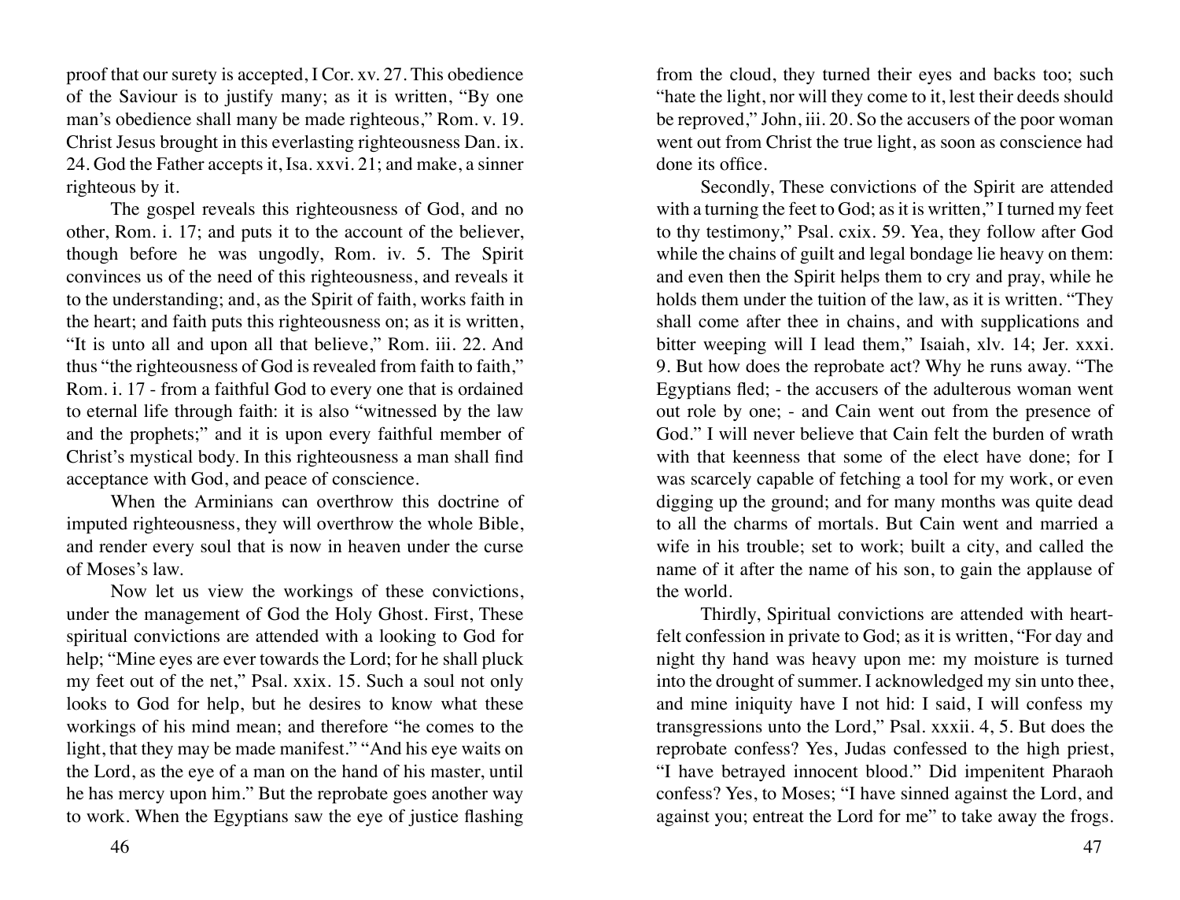proof that our surety is accepted, I Cor. xv. 27. This obedience of the Saviour is to justify many; as it is written, "By one man's obedience shall many be made righteous," Rom. v. 19. Christ Jesus brought in this everlasting righteousness Dan. ix. 24. God the Father accepts it, Isa. xxvi. 21; and make, a sinner righteous by it.

The gospel reveals this righteousness of God, and no other, Rom. i. 17; and puts it to the account of the believer, though before he was ungodly, Rom. iv. 5. The Spirit convinces us of the need of this righteousness, and reveals it to the understanding; and, as the Spirit of faith, works faith in the heart; and faith puts this righteousness on; as it is written, "It is unto all and upon all that believe," Rom. iii. 22. And thus "the righteousness of God is revealed from faith to faith," Rom. i. 17 - from a faithful God to every one that is ordained to eternal life through faith: it is also "witnessed by the law and the prophets;" and it is upon every faithful member of Christ's mystical body. In this righteousness a man shall find acceptance with God, and peace of conscience.

When the Arminians can overthrow this doctrine of imputed righteousness, they will overthrow the whole Bible, and render every soul that is now in heaven under the curse of Moses's law.

Now let us view the workings of these convictions, under the management of God the Holy Ghost. First, These spiritual convictions are attended with a looking to God for help; "Mine eyes are ever towards the Lord; for he shall pluck my feet out of the net," Psal. xxix. 15. Such a soul not only looks to God for help, but he desires to know what these workings of his mind mean; and therefore "he comes to the light, that they may be made manifest." "And his eye waits on the Lord, as the eye of a man on the hand of his master, until he has mercy upon him." But the reprobate goes another way to work. When the Egyptians saw the eye of justice flashing from the cloud, they turned their eyes and backs too; such "hate the light, nor will they come to it, lest their deeds should be reproved," John, iii. 20. So the accusers of the poor woman went out from Christ the true light, as soon as conscience had done its office.

Secondly, These convictions of the Spirit are attended with a turning the feet to God; as it is written," I turned my feet to thy testimony," Psal. cxix. 59. Yea, they follow after God while the chains of guilt and legal bondage lie heavy on them: and even then the Spirit helps them to cry and pray, while he holds them under the tuition of the law, as it is written. "They shall come after thee in chains, and with supplications and bitter weeping will I lead them," Isaiah, xlv. 14; Jer. xxxi. 9. But how does the reprobate act? Why he runs away. "The Egyptians fled; - the accusers of the adulterous woman went out role by one; - and Cain went out from the presence of God." I will never believe that Cain felt the burden of wrath with that keenness that some of the elect have done; for I was scarcely capable of fetching a tool for my work, or even digging up the ground; and for many months was quite dead to all the charms of mortals. But Cain went and married a wife in his trouble; set to work; built a city, and called the name of it after the name of his son, to gain the applause of the world.

Thirdly, Spiritual convictions are attended with heart-felt confession in private to God; as it is written, "For day and night thy hand was heavy upon me: my moisture is turned into the drought of summer. I acknowledged my sin unto thee, and mine iniquity have I not hid: I said, I will confess my transgressions unto the Lord," Psal. xxxii. 4, 5. But does the reprobate confess? Yes, Judas confessed to the high priest, "I have betrayed innocent blood." Did impenitent Pharaoh confess? Yes, to Moses; "I have sinned against the Lord, and against you; entreat the Lord for me" to take away the frogs.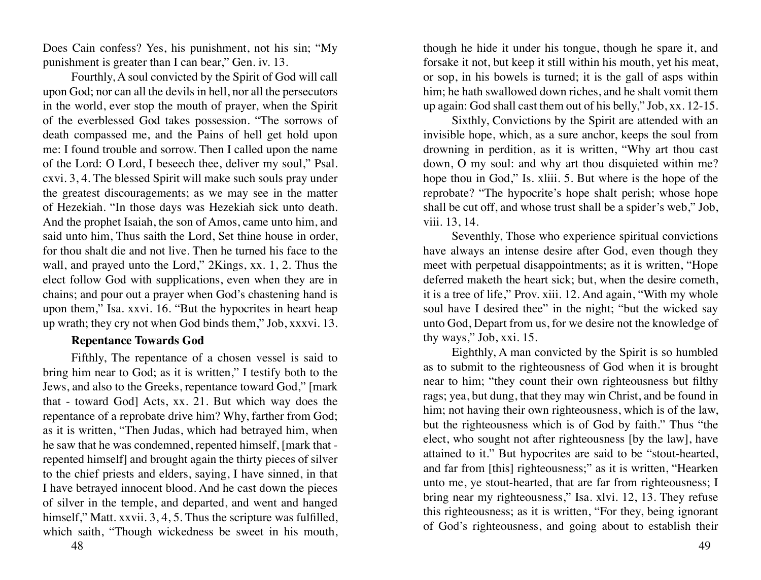Does Cain confess? Yes, his punishment, not his sin; "My punishment is greater than I can bear," Gen. iv. 13.

Fourthly, A soul convicted by the Spirit of God will call upon God; nor can all the devils in hell, nor all the persecutors in the world, ever stop the mouth of prayer, when the Spirit of the everblessed God takes possession. "The sorrows of death compassed me, and the Pains of hell get hold upon me: I found trouble and sorrow. Then I called upon the name of the Lord: O Lord, I beseech thee, deliver my soul," Psal. cxvi. 3, 4. The blessed Spirit will make such souls pray under the greatest discouragements; as we may see in the matter of Hezekiah. "In those days was Hezekiah sick unto death. And the prophet Isaiah, the son of Amos, came unto him, and said unto him, Thus saith the Lord, Set thine house in order, for thou shalt die and not live. Then he turned his face to the wall, and prayed unto the Lord," 2Kings, xx. 1, 2. Thus the elect follow God with supplications, even when they are in chains; and pour out a prayer when God's chastening hand is upon them," Isa. xxvi. 16. "But the hypocrites in heart heap up wrath; they cry not when God binds them," Job, xxxvi. 13.

**Repentance Towards God**

Fifthly, The repentance of a chosen vessel is said to bring him near to God; as it is written," I testify both to the Jews, and also to the Greeks, repentance toward God," [mark that - toward God] Acts, xx. 21. But which way does the repentance of a reprobate drive him? Why, farther from God; as it is written, "Then Judas, which had betrayed him, when he saw that he was condemned, repented himself, [mark that - repented himself] and brought again the thirty pieces of silver to the chief priests and elders, saying, I have sinned, in that I have betrayed innocent blood. And he cast down the pieces of silver in the temple, and departed, and went and hanged himself," Matt. xxvii. 3, 4, 5. Thus the scripture was fulfilled, which saith, "Though wickedness be sweet in his mouth, though he hide it under his tongue, though he spare it, and forsake it not, but keep it still within his mouth, yet his meat, or sop, in his bowels is turned; it is the gall of asps within him; he hath swallowed down riches, and he shalt vomit them up again: God shall cast them out of his belly," Job, xx. 12-15.

Sixthly, Convictions by the Spirit are attended with an invisible hope, which, as a sure anchor, keeps the soul from drowning in perdition, as it is written, "Why art thou cast down, O my soul: and why art thou disquieted within me? hope thou in God," Is. xliii. 5. But where is the hope of the reprobate? "The hypocrite's hope shalt perish; whose hope shall be cut off, and whose trust shall be a spider's web," Job, viii. 13, 14.

Seventhly, Those who experience spiritual convictions have always an intense desire after God, even though they meet with perpetual disappointments; as it is written, "Hope deferred maketh the heart sick; but, when the desire cometh, it is a tree of life," Prov. xiii. 12. And again, "With my whole soul have I desired thee" in the night; "but the wicked say unto God, Depart from us, for we desire not the knowledge of thy ways," Job, xxi. 15.

Eighthly, A man convicted by the Spirit is so humbled as to submit to the righteousness of God when it is brought near to him; "they count their own righteousness but filthy rags; yea, but dung, that they may win Christ, and be found in him; not having their own righteousness, which is of the law, but the righteousness which is of God by faith." Thus "the elect, who sought not after righteousness [by the law], have attained to it." But hypocrites are said to be "stout-hearted, and far from [this] righteousness;" as it is written, "Hearken unto me, ye stout-hearted, that are far from righteousness; I bring near my righteousness," Isa. xlvi. 12, 13. They refuse this righteousness; as it is written, "For they, being ignorant of God's righteousness, and going about to establish their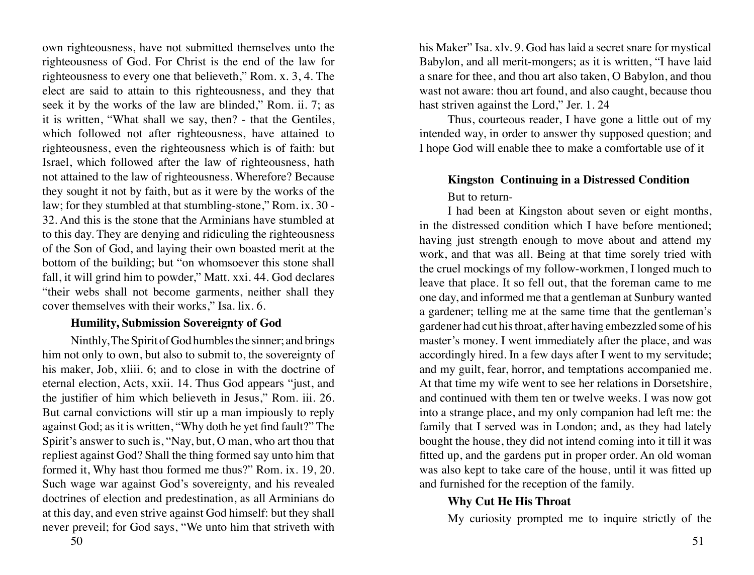own righteousness, have not submitted themselves unto the righteousness of God. For Christ is the end of the law for righteousness to every one that believeth," Rom. x. 3, 4. The elect are said to attain to this righteousness, and they that seek it by the works of the law are blinded," Rom. ii. 7; as it is written, "What shall we say, then? - that the Gentiles, which followed not after righteousness, have attained to righteousness, even the righteousness which is of faith: but Israel, which followed after the law of righteousness, hath not attained to the law of righteousness. Wherefore? Because they sought it not by faith, but as it were by the works of the law; for they stumbled at that stumbling-stone," Rom. ix. 30 - 32. And this is the stone that the Arminians have stumbled at to this day. They are denying and ridiculing the righteousness of the Son of God, and laying their own boasted merit at the bottom of the building; but "on whomsoever this stone shall fall, it will grind him to powder," Matt. xxi. 44. God declares "their webs shall not become garments, neither shall they cover themselves with their works," Isa. lix. 6.

### Humility, Submission Sovereignty of God

Ninthly, The Spirit of God humbles the sinner; and brings him not only to own, but also to submit to, the sovereignty of his maker, Job, xliii. 6; and to close in with the doctrine of eternal election, Acts, xxii. 14. Thus God appears "just, and the justifier of him which believeth in Jesus," Rom. iii. 26. But carnal convictions will stir up a man impiously to reply against God; as it is written, "Why doth he yet find fault?" The Spirit's answer to such is, "Nay, but, O man, who art thou that repliest against God? Shall the thing formed say unto him that formed it, Why hast thou formed me thus?" Rom. ix. 19, 20. Such wage war against God's sovereignty, and his revealed doctrines of election and predestination, as all Arminians do at this day, and even strive against God himself: but they shall never preveil; for God says, "We unto him that striveth with his Maker" Isa. xlv. 9. God has laid a secret snare for mystical Babylon, and all merit-mongers; as it is written, "I have laid a snare for thee, and thou art also taken, O Babylon, and thou wast not aware: thou art found, and also caught, because thou hast striven against the Lord," Jer. 1. 24

Thus, courteous reader, I have gone a little out of my intended way, in order to answer thy supposed question; and I hope God will enable thee to make a comfortable use of it

### Kingston Continuing in a Distressed Condition

But to return-

I had been at Kingston about seven or eight months, in the distressed condition which I have before mentioned; having just strength enough to move about and attend my work, and that was all. Being at that time sorely tried with the cruel mockings of my follow-workmen, I longed much to leave that place. It so fell out, that the foreman came to me one day, and informed me that a gentleman at Sunbury wanted a gardener; telling me at the same time that the gentleman's gardener had cut his throat, after having embezzled some of his master's money. I went immediately after the place, and was accordingly hired. In a few days after I went to my servitude; and my guilt, fear, horror, and temptations accompanied me. At that time my wife went to see her relations in Dorsetshire, and continued with them ten or twelve weeks. I was now got into a strange place, and my only companion had left me: the family that I served was in London; and, as they had lately bought the house, they did not intend coming into it till it was fitted up, and the gardens put in proper order. An old woman was also kept to take care of the house, until it was fitted up and furnished for the reception of the family.

### Why Cut He His Throat

My curiosity prompted me to inquire strictly of the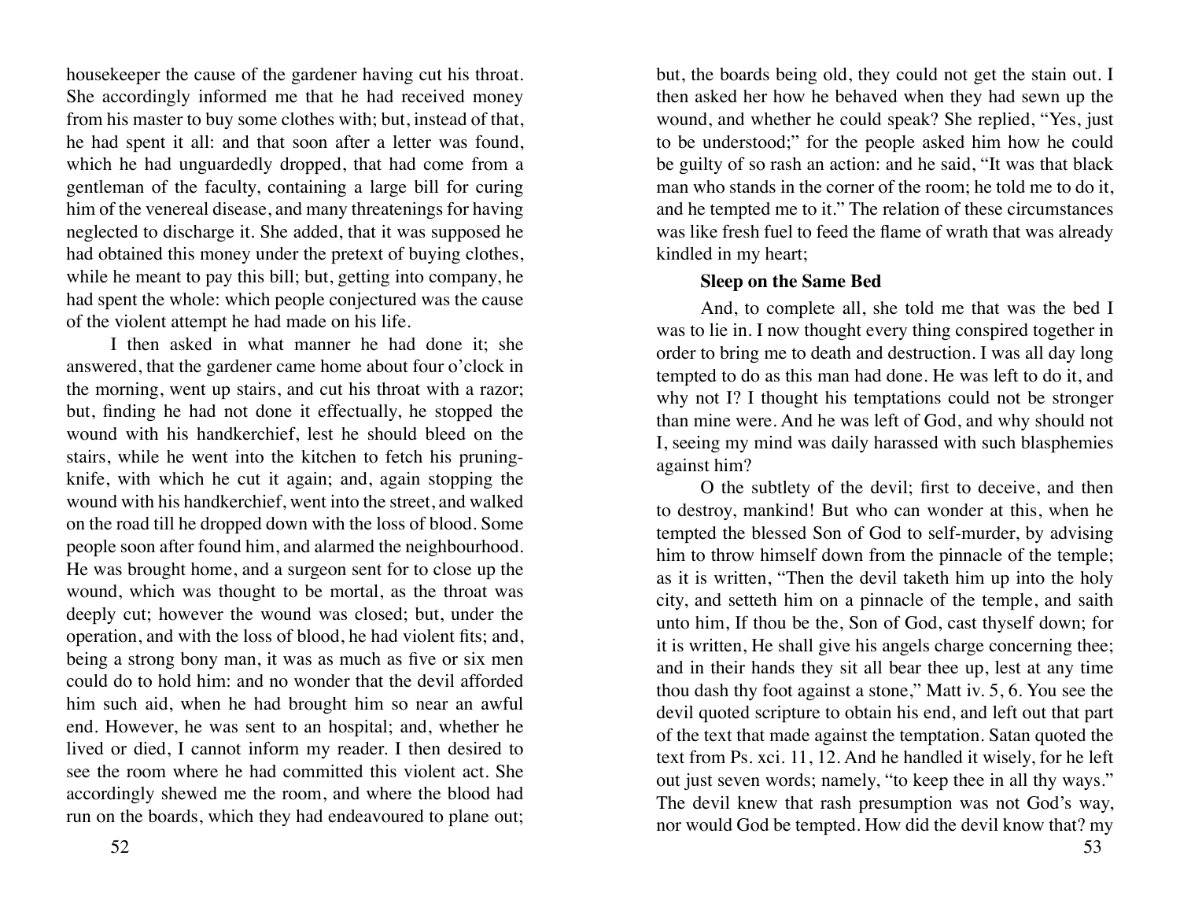housekeeper the cause of the gardener having cut his throat. She accordingly informed me that he had received money from his master to buy some clothes with; but, instead of that, he had spent it all: and that soon after a letter was found, which he had unguardedly dropped, that had come from a gentleman of the faculty, containing a large bill for curing him of the venereal disease, and many threatenings for having neglected to discharge it. She added, that it was supposed he had obtained this money under the pretext of buying clothes, while he meant to pay this bill; but, getting into company, he had spent the whole: which people conjectured was the cause of the violent attempt he had made on his life.

I then asked in what manner he had done it; she answered, that the gardener came home about four o'clock in the morning, went up stairs, and cut his throat with a razor; but, finding he had not done it effectually, he stopped the wound with his handkerchief, lest he should bleed on the stairs, while he went into the kitchen to fetch his pruning-knife, with which he cut it again; and, again stopping the wound with his handkerchief, went into the street, and walked on the road till he dropped down with the loss of blood. Some people soon after found him, and alarmed the neighbourhood. He was brought home, and a surgeon sent for to close up the wound, which was thought to be mortal, as the throat was deeply cut; however the wound was closed; but, under the operation, and with the loss of blood, he had violent fits; and, being a strong bony man, it was as much as five or six men could do to hold him: and no wonder that the devil afforded him such aid, when he had brought him so near an awful end. However, he was sent to an hospital; and, whether he lived or died, I cannot inform my reader. I then desired to see the room where he had committed this violent act. She accordingly shewed me the room, and where the blood had run on the boards, which they had endeavoured to plane out; but, the boards being old, they could not get the stain out. I then asked her how he behaved when they had sewn up the wound, and whether he could speak? She replied, "Yes, just to be understood;" for the people asked him how he could be guilty of so rash an action: and he said, "It was that black man who stands in the corner of the room; he told me to do it, and he tempted me to it." The relation of these circumstances was like fresh fuel to feed the flame of wrath that was already kindled in my heart;

### Sleep on the Same Bed

And, to complete all, she told me that was the bed I was to lie in. I now thought every thing conspired together in order to bring me to death and destruction. I was all day long tempted to do as this man had done. He was left to do it, and why not I? I thought his temptations could not be stronger than mine were. And he was left of God, and why should not I, seeing my mind was daily harassed with such blasphemies against him?

O the subtlety of the devil; first to deceive, and then to destroy, mankind! But who can wonder at this, when he tempted the blessed Son of God to self-murder, by advising him to throw himself down from the pinnacle of the temple; as it is written, "Then the devil taketh him up into the holy city, and setteth him on a pinnacle of the temple, and saith unto him, If thou be the, Son of God, cast thyself down; for it is written, He shall give his angels charge concerning thee; and in their hands they sit all bear thee up, lest at any time thou dash thy foot against a stone," Matt iv. 5, 6. You see the devil quoted scripture to obtain his end, and left out that part of the text that made against the temptation. Satan quoted the text from Ps. xci. 11, 12. And he handled it wisely, for he left out just seven words; namely, "to keep thee in all thy ways." The devil knew that rash presumption was not God's way, nor would God be tempted. How did the devil know that? my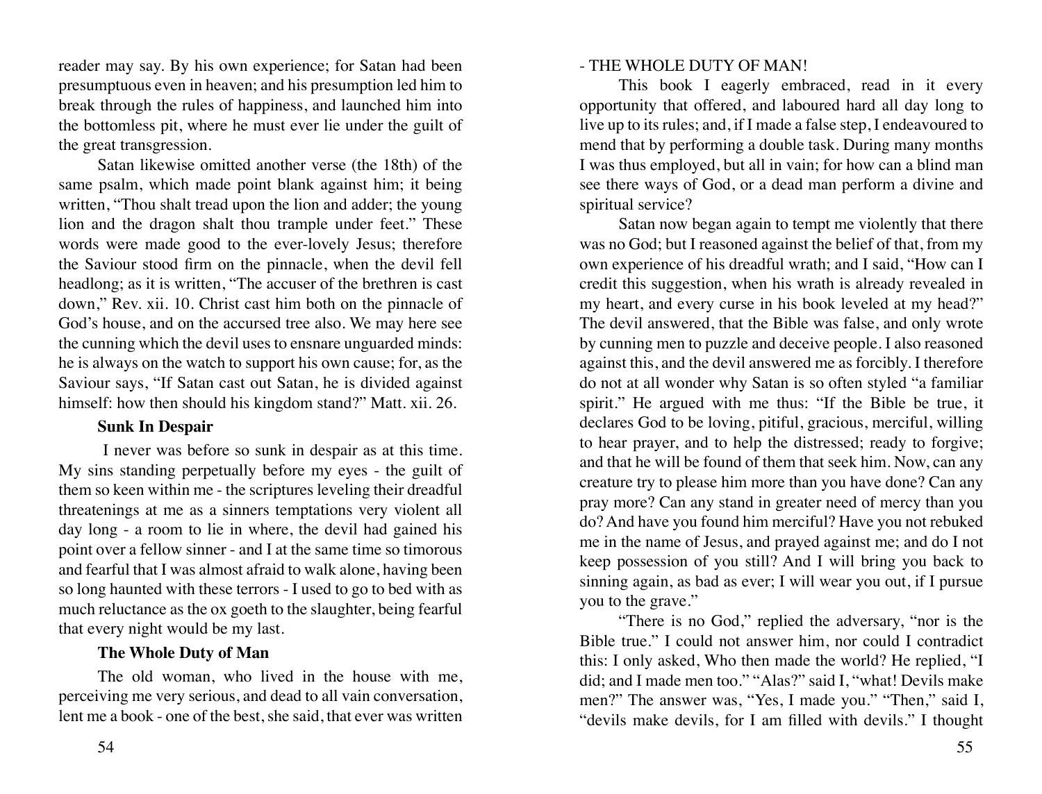reader may say. By his own experience; for Satan had been presumptuous even in heaven; and his presumption led him to break through the rules of happiness, and launched him into the bottomless pit, where he must ever lie under the guilt of the great transgression.

Satan likewise omitted another verse (the 18th) of the same psalm, which made point blank against him; it being written, "Thou shalt tread upon the lion and adder; the young lion and the dragon shalt thou trample under feet." These words were made good to the ever-lovely Jesus; therefore the Saviour stood firm on the pinnacle, when the devil fell headlong; as it is written, "The accuser of the brethren is cast down," Rev. xii. 10. Christ cast him both on the pinnacle of God's house, and on the accursed tree also. We may here see the cunning which the devil uses to ensnare unguarded minds: he is always on the watch to support his own cause; for, as the Saviour says, "If Satan cast out Satan, he is divided against himself: how then should his kingdom stand?" Matt. xii. 26.

### Sunk In Despair

I never was before so sunk in despair as at this time. My sins standing perpetually before my eyes - the guilt of them so keen within me - the scriptures leveling their dreadful threatenings at me as a sinners temptations very violent all day long - a room to lie in where, the devil had gained his point over a fellow sinner - and I at the same time so timorous and fearful that I was almost afraid to walk alone, having been so long haunted with these terrors - I used to go to bed with as much reluctance as the ox goeth to the slaughter, being fearful that every night would be my last.

### The Whole Duty of Man

The old woman, who lived in the house with me, perceiving me very serious, and dead to all vain conversation, lent me a book - one of the best, she said, that ever was written - THE WHOLE DUTY OF MAN!

This book I eagerly embraced, read in it every opportunity that offered, and laboured hard all day long to live up to its rules; and, if I made a false step, I endeavoured to mend that by performing a double task. During many months I was thus employed, but all in vain; for how can a blind man see there ways of God, or a dead man perform a divine and spiritual service?

Satan now began again to tempt me violently that there was no God; but I reasoned against the belief of that, from my own experience of his dreadful wrath; and I said, "How can I credit this suggestion, when his wrath is already revealed in my heart, and every curse in his book leveled at my head?" The devil answered, that the Bible was false, and only wrote by cunning men to puzzle and deceive people. I also reasoned against this, and the devil answered me as forcibly. I therefore do not at all wonder why Satan is so often styled "a familiar spirit." He argued with me thus: "If the Bible be true, it declares God to be loving, pitiful, gracious, merciful, willing to hear prayer, and to help the distressed; ready to forgive; and that he will be found of them that seek him. Now, can any creature try to please him more than you have done? Can any pray more? Can any stand in greater need of mercy than you do? And have you found him merciful? Have you not rebuked me in the name of Jesus, and prayed against me; and do I not keep possession of you still? And I will bring you back to sinning again, as bad as ever; I will wear you out, if I pursue you to the grave."

"There is no God," replied the adversary, "nor is the Bible true." I could not answer him, nor could I contradict this: I only asked, Who then made the world? He replied, "I did; and I made men too." "Alas?" said I, "what! Devils make men?" The answer was, "Yes, I made you." "Then," said I, "devils make devils, for I am filled with devils." I thought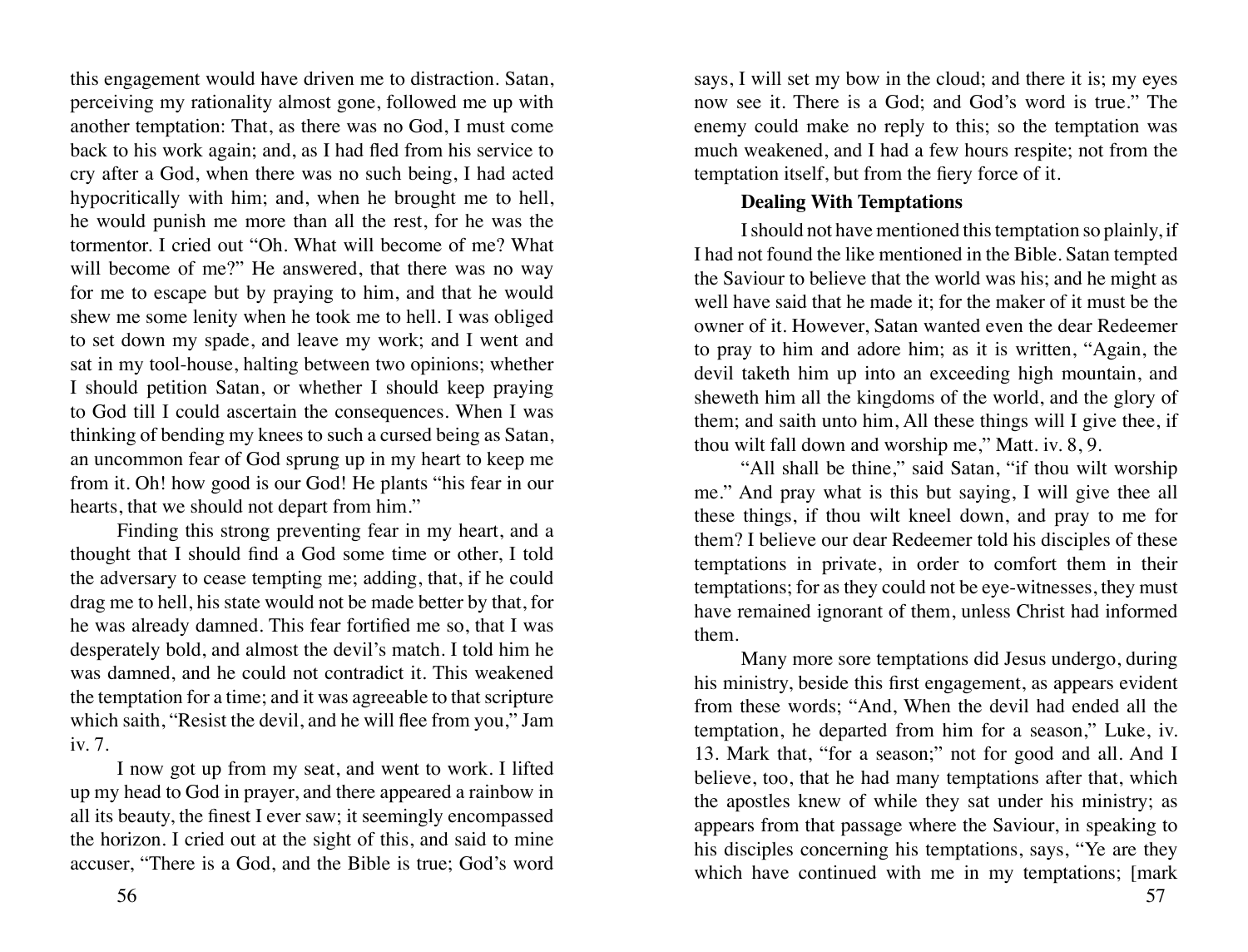this engagement would have driven me to distraction. Satan, perceiving my rationality almost gone, followed me up with another temptation: That, as there was no God, I must come back to his work again; and, as I had fled from his service to cry after a God, when there was no such being, I had acted hypocritically with him; and, when he brought me to hell, he would punish me more than all the rest, for he was the tormentor. I cried out "Oh. What will become of me? What will become of me?" He answered, that there was no way for me to escape but by praying to him, and that he would shew me some lenity when he took me to hell. I was obliged to set down my spade, and leave my work; and I went and sat in my tool-house, halting between two opinions; whether I should petition Satan, or whether I should keep praying to God till I could ascertain the consequences. When I was thinking of bending my knees to such a cursed being as Satan, an uncommon fear of God sprung up in my heart to keep me from it. Oh! how good is our God! He plants "his fear in our hearts, that we should not depart from him."

Finding this strong preventing fear in my heart, and a thought that I should find a God some time or other, I told the adversary to cease tempting me; adding, that, if he could drag me to hell, his state would not be made better by that, for he was already damned. This fear fortified me so, that I was desperately bold, and almost the devil's match. I told him he was damned, and he could not contradict it. This weakened the temptation for a time; and it was agreeable to that scripture which saith, "Resist the devil, and he will flee from you," Jam iv. 7.

I now got up from my seat, and went to work. I lifted up my head to God in prayer, and there appeared a rainbow in all its beauty, the finest I ever saw; it seemingly encompassed the horizon. I cried out at the sight of this, and said to mine accuser, "There is a God, and the Bible is true; God's word says, I will set my bow in the cloud; and there it is; my eyes now see it. There is a God; and God's word is true." The enemy could make no reply to this; so the temptation was much weakened, and I had a few hours respite; not from the temptation itself, but from the fiery force of it.

**Dealing With Temptations**

I should not have mentioned this temptation so plainly, if I had not found the like mentioned in the Bible. Satan tempted the Saviour to believe that the world was his; and he might as well have said that he made it; for the maker of it must be the owner of it. However, Satan wanted even the dear Redeemer to pray to him and adore him; as it is written, "Again, the devil taketh him up into an exceeding high mountain, and sheweth him all the kingdoms of the world, and the glory of them; and saith unto him, All these things will I give thee, if thou wilt fall down and worship me," Matt. iv. 8, 9.

"All shall be thine," said Satan, "if thou wilt worship me." And pray what is this but saying, I will give thee all these things, if thou wilt kneel down, and pray to me for them? I believe our dear Redeemer told his disciples of these temptations in private, in order to comfort them in their temptations; for as they could not be eye-witnesses, they must have remained ignorant of them, unless Christ had informed them.

Many more sore temptations did Jesus undergo, during his ministry, beside this first engagement, as appears evident from these words; "And, When the devil had ended all the temptation, he departed from him for a season," Luke, iv. 13. Mark that, "for a season;" not for good and all. And I believe, too, that he had many temptations after that, which the apostles knew of while they sat under his ministry; as appears from that passage where the Saviour, in speaking to his disciples concerning his temptations, says, "Ye are they which have continued with me in my temptations; [mark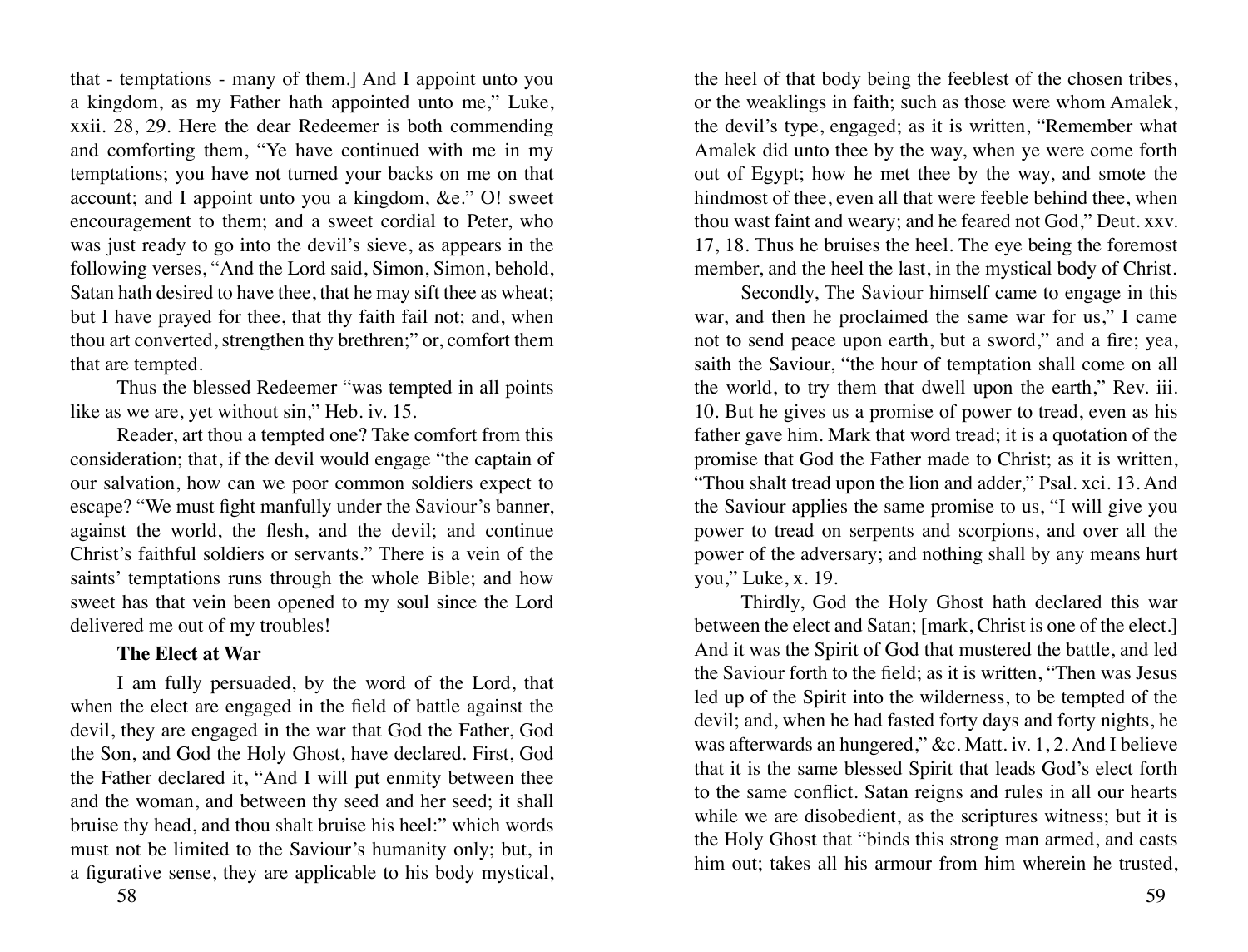that - temptations - many of them.] And I appoint unto you a kingdom, as my Father hath appointed unto me," Luke, xxii. 28, 29. Here the dear Redeemer is both commending and comforting them, "Ye have continued with me in my temptations; you have not turned your backs on me on that account; and I appoint unto you a kingdom, &e." O! sweet encouragement to them; and a sweet cordial to Peter, who was just ready to go into the devil's sieve, as appears in the following verses, "And the Lord said, Simon, Simon, behold, Satan hath desired to have thee, that he may sift thee as wheat; but I have prayed for thee, that thy faith fail not; and, when thou art converted, strengthen thy brethren;" or, comfort them that are tempted.

Thus the blessed Redeemer "was tempted in all points like as we are, yet without sin," Heb. iv. 15.

Reader, art thou a tempted one? Take comfort from this consideration; that, if the devil would engage "the captain of our salvation, how can we poor common soldiers expect to escape? "We must fight manfully under the Saviour's banner, against the world, the flesh, and the devil; and continue Christ's faithful soldiers or servants." There is a vein of the saints' temptations runs through the whole Bible; and how sweet has that vein been opened to my soul since the Lord delivered me out of my troubles!

**The Elect at War**

I am fully persuaded, by the word of the Lord, that when the elect are engaged in the field of battle against the devil, they are engaged in the war that God the Father, God the Son, and God the Holy Ghost, have declared. First, God the Father declared it, "And I will put enmity between thee and the woman, and between thy seed and her seed; it shall bruise thy head, and thou shalt bruise his heel:" which words must not be limited to the Saviour's humanity only; but, in a figurative sense, they are applicable to his body mystical, the heel of that body being the feeblest of the chosen tribes, or the weaklings in faith; such as those were whom Amalek, the devil's type, engaged; as it is written, "Remember what Amalek did unto thee by the way, when ye were come forth out of Egypt; how he met thee by the way, and smote the hindmost of thee, even all that were feeble behind thee, when thou wast faint and weary; and he feared not God," Deut. xxv. 17, 18. Thus he bruises the heel. The eye being the foremost member, and the heel the last, in the mystical body of Christ.

Secondly, The Saviour himself came to engage in this war, and then he proclaimed the same war for us," I came not to send peace upon earth, but a sword," and a fire; yea, saith the Saviour, "the hour of temptation shall come on all the world, to try them that dwell upon the earth," Rev. iii. 10. But he gives us a promise of power to tread, even as his father gave him. Mark that word tread; it is a quotation of the promise that God the Father made to Christ; as it is written, "Thou shalt tread upon the lion and adder," Psal. xci. 13. And the Saviour applies the same promise to us, "I will give you power to tread on serpents and scorpions, and over all the power of the adversary; and nothing shall by any means hurt you," Luke, x. 19.

Thirdly, God the Holy Ghost hath declared this war between the elect and Satan; [mark, Christ is one of the elect.] And it was the Spirit of God that mustered the battle, and led the Saviour forth to the field; as it is written, "Then was Jesus led up of the Spirit into the wilderness, to be tempted of the devil; and, when he had fasted forty days and forty nights, he was afterwards an hungered," &c. Matt. iv. 1, 2. And I believe that it is the same blessed Spirit that leads God's elect forth to the same conflict. Satan reigns and rules in all our hearts while we are disobedient, as the scriptures witness; but it is the Holy Ghost that "binds this strong man armed, and casts him out; takes all his armour from him wherein he trusted,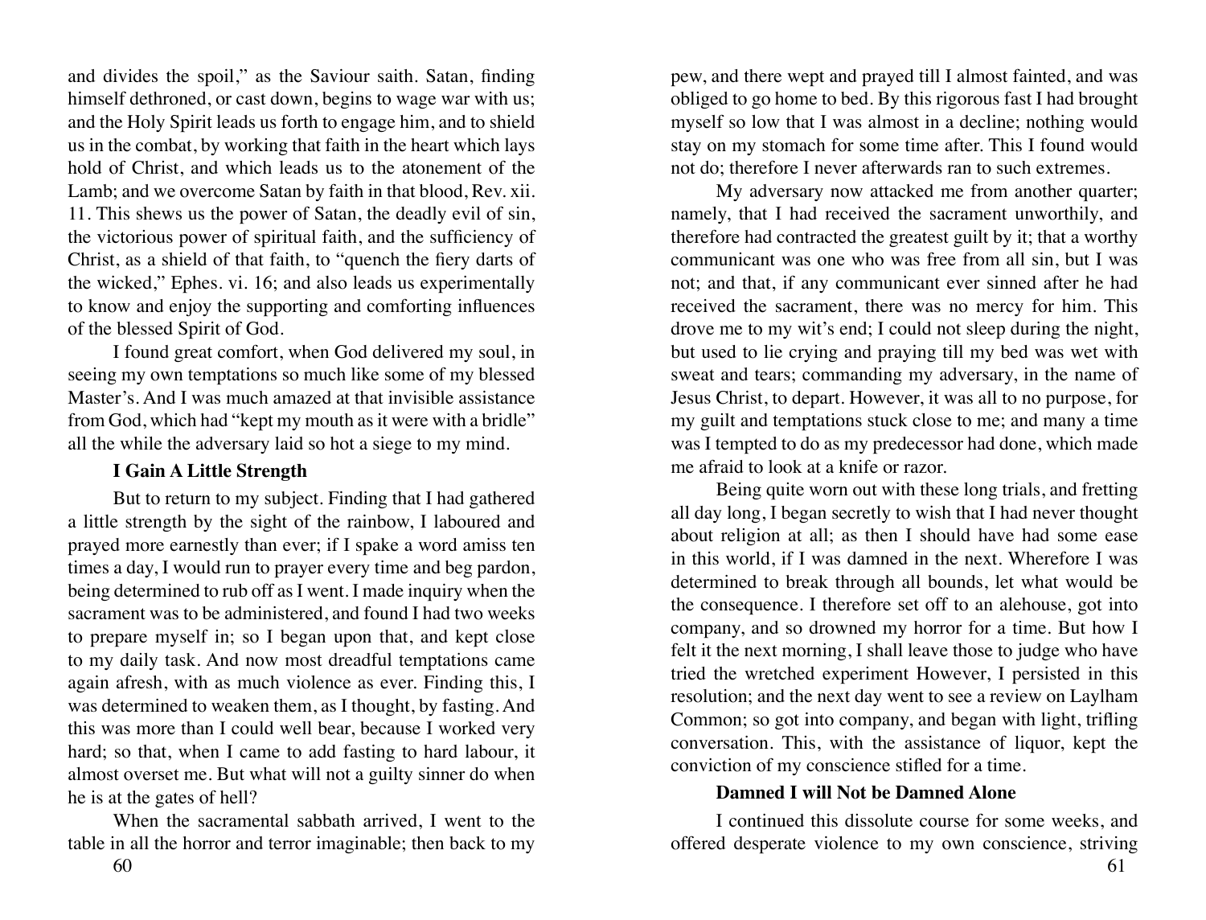and divides the spoil," as the Saviour saith. Satan, finding himself dethroned, or cast down, begins to wage war with us; and the Holy Spirit leads us forth to engage him, and to shield us in the combat, by working that faith in the heart which lays hold of Christ, and which leads us to the atonement of the Lamb; and we overcome Satan by faith in that blood, Rev. xii. 11. This shews us the power of Satan, the deadly evil of sin, the victorious power of spiritual faith, and the sufficiency of Christ, as a shield of that faith, to "quench the fiery darts of the wicked," Ephes. vi. 16; and also leads us experimentally to know and enjoy the supporting and comforting influences of the blessed Spirit of God.

I found great comfort, when God delivered my soul, in seeing my own temptations so much like some of my blessed Master's. And I was much amazed at that invisible assistance from God, which had "kept my mouth as it were with a bridle" all the while the adversary laid so hot a siege to my mind.

### I Gain A Little Strength

But to return to my subject. Finding that I had gathered a little strength by the sight of the rainbow, I laboured and prayed more earnestly than ever; if I spake a word amiss ten times a day, I would run to prayer every time and beg pardon, being determined to rub off as I went. I made inquiry when the sacrament was to be administered, and found I had two weeks to prepare myself in; so I began upon that, and kept close to my daily task. And now most dreadful temptations came again afresh, with as much violence as ever. Finding this, I was determined to weaken them, as I thought, by fasting. And this was more than I could well bear, because I worked very hard; so that, when I came to add fasting to hard labour, it almost overset me. But what will not a guilty sinner do when he is at the gates of hell?

When the sacramental sabbath arrived, I went to the table in all the horror and terror imaginable; then back to my pew, and there wept and prayed till I almost fainted, and was obliged to go home to bed. By this rigorous fast I had brought myself so low that I was almost in a decline; nothing would stay on my stomach for some time after. This I found would not do; therefore I never afterwards ran to such extremes.

My adversary now attacked me from another quarter; namely, that I had received the sacrament unworthily, and therefore had contracted the greatest guilt by it; that a worthy communicant was one who was free from all sin, but I was not; and that, if any communicant ever sinned after he had received the sacrament, there was no mercy for him. This drove me to my wit's end; I could not sleep during the night, but used to lie crying and praying till my bed was wet with sweat and tears; commanding my adversary, in the name of Jesus Christ, to depart. However, it was all to no purpose, for my guilt and temptations stuck close to me; and many a time was I tempted to do as my predecessor had done, which made me afraid to look at a knife or razor.

Being quite worn out with these long trials, and fretting all day long, I began secretly to wish that I had never thought about religion at all; as then I should have had some ease in this world, if I was damned in the next. Wherefore I was determined to break through all bounds, let what would be the consequence. I therefore set off to an alehouse, got into company, and so drowned my horror for a time. But how I felt it the next morning, I shall leave those to judge who have tried the wretched experiment However, I persisted in this resolution; and the next day went to see a review on Laylham Common; so got into company, and began with light, trifling conversation. This, with the assistance of liquor, kept the conviction of my conscience stifled for a time.

### Damned I will Not be Damned Alone

I continued this dissolute course for some weeks, and offered desperate violence to my own conscience, striving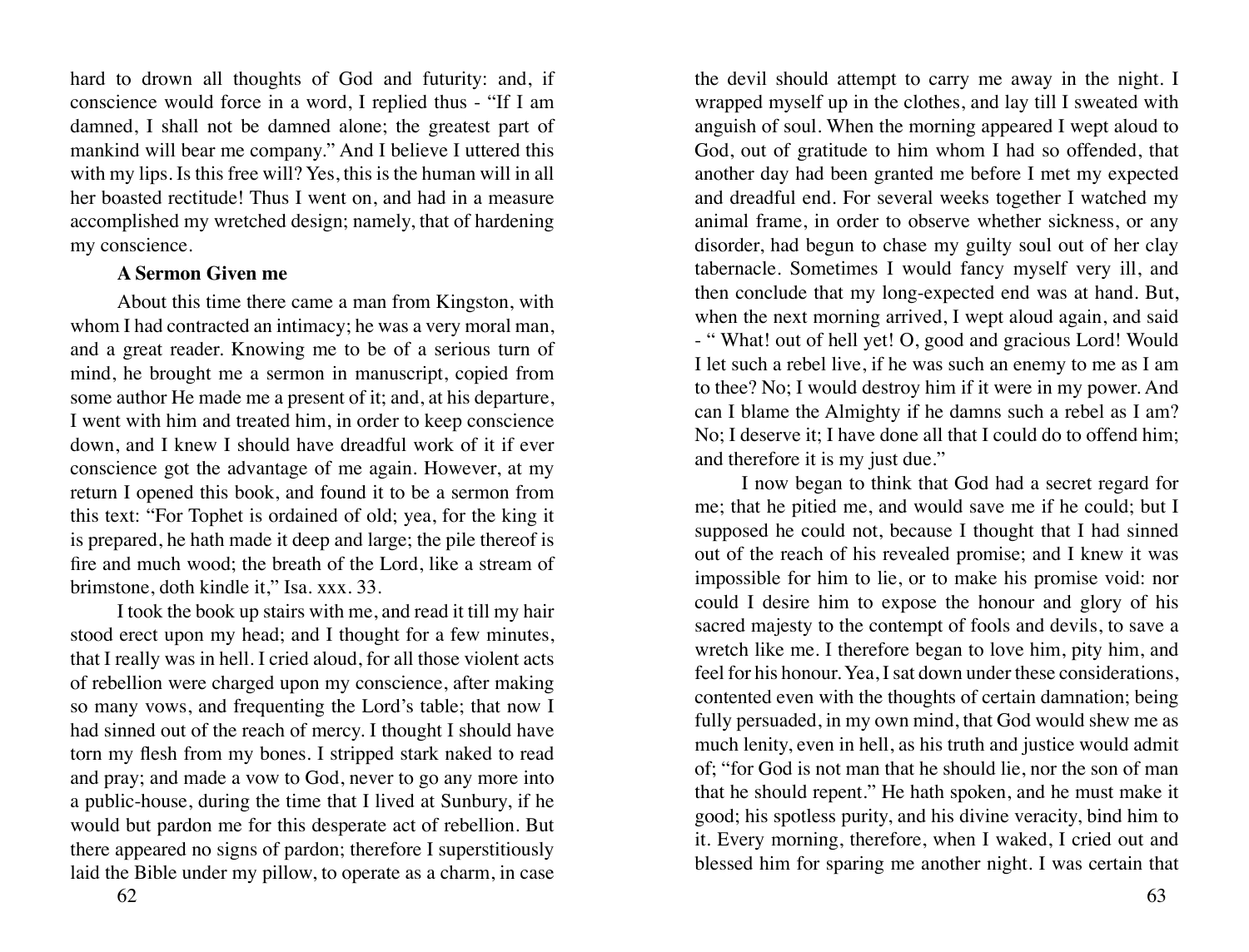hard to drown all thoughts of God and futurity: and, if conscience would force in a word, I replied thus - "If I am damned, I shall not be damned alone; the greatest part of mankind will bear me company." And I believe I uttered this with my lips. Is this free will? Yes, this is the human will in all her boasted rectitude! Thus I went on, and had in a measure accomplished my wretched design; namely, that of hardening my conscience.

**A Sermon Given me**

About this time there came a man from Kingston, with whom I had contracted an intimacy; he was a very moral man, and a great reader. Knowing me to be of a serious turn of mind, he brought me a sermon in manuscript, copied from some author He made me a present of it; and, at his departure, I went with him and treated him, in order to keep conscience down, and I knew I should have dreadful work of it if ever conscience got the advantage of me again. However, at my return I opened this book, and found it to be a sermon from this text: "For Tophet is ordained of old; yea, for the king it is prepared, he hath made it deep and large; the pile thereof is fire and much wood; the breath of the Lord, like a stream of brimstone, doth kindle it," Isa. xxx. 33.

I took the book up stairs with me, and read it till my hair stood erect upon my head; and I thought for a few minutes, that I really was in hell. I cried aloud, for all those violent acts of rebellion were charged upon my conscience, after making so many vows, and frequenting the Lord's table; that now I had sinned out of the reach of mercy. I thought I should have torn my flesh from my bones. I stripped stark naked to read and pray; and made a vow to God, never to go any more into a public-house, during the time that I lived at Sunbury, if he would but pardon me for this desperate act of rebellion. But there appeared no signs of pardon; therefore I superstitiously laid the Bible under my pillow, to operate as a charm, in case the devil should attempt to carry me away in the night. I wrapped myself up in the clothes, and lay till I sweated with anguish of soul. When the morning appeared I wept aloud to God, out of gratitude to him whom I had so offended, that another day had been granted me before I met my expected and dreadful end. For several weeks together I watched my animal frame, in order to observe whether sickness, or any disorder, had begun to chase my guilty soul out of her clay tabernacle. Sometimes I would fancy myself very ill, and then conclude that my long-expected end was at hand. But, when the next morning arrived, I wept aloud again, and said - " What! out of hell yet! O, good and gracious Lord! Would I let such a rebel live, if he was such an enemy to me as I am to thee? No; I would destroy him if it were in my power. And can I blame the Almighty if he damns such a rebel as I am? No; I deserve it; I have done all that I could do to offend him; and therefore it is my just due."

I now began to think that God had a secret regard for me; that he pitied me, and would save me if he could; but I supposed he could not, because I thought that I had sinned out of the reach of his revealed promise; and I knew it was impossible for him to lie, or to make his promise void: nor could I desire him to expose the honour and glory of his sacred majesty to the contempt of fools and devils, to save a wretch like me. I therefore began to love him, pity him, and feel for his honour. Yea, I sat down under these considerations, contented even with the thoughts of certain damnation; being fully persuaded, in my own mind, that God would shew me as much lenity, even in hell, as his truth and justice would admit of; "for God is not man that he should lie, nor the son of man that he should repent." He hath spoken, and he must make it good; his spotless purity, and his divine veracity, bind him to it. Every morning, therefore, when I waked, I cried out and blessed him for sparing me another night. I was certain that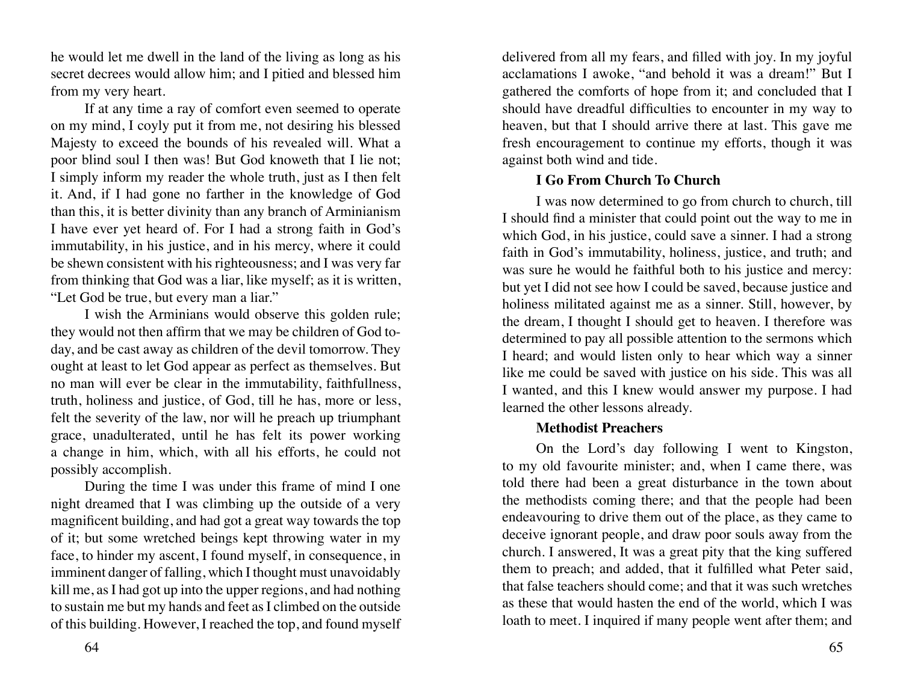he would let me dwell in the land of the living as long as his secret decrees would allow him; and I pitied and blessed him from my very heart.

If at any time a ray of comfort even seemed to operate on my mind, I coyly put it from me, not desiring his blessed Majesty to exceed the bounds of his revealed will. What a poor blind soul I then was! But God knoweth that I lie not; I simply inform my reader the whole truth, just as I then felt it. And, if I had gone no farther in the knowledge of God than this, it is better divinity than any branch of Arminianism I have ever yet heard of. For I had a strong faith in God's immutability, in his justice, and in his mercy, where it could be shewn consistent with his righteousness; and I was very far from thinking that God was a liar, like myself; as it is written, "Let God be true, but every man a liar."

I wish the Arminians would observe this golden rule; they would not then affirm that we may be children of God today, and be cast away as children of the devil tomorrow. They ought at least to let God appear as perfect as themselves. But no man will ever be clear in the immutability, faithfullness, truth, holiness and justice, of God, till he has, more or less, felt the severity of the law, nor will he preach up triumphant grace, unadulterated, until he has felt its power working a change in him, which, with all his efforts, he could not possibly accomplish.

During the time I was under this frame of mind I one night dreamed that I was climbing up the outside of a very magnificent building, and had got a great way towards the top of it; but some wretched beings kept throwing water in my face, to hinder my ascent, I found myself, in consequence, in imminent danger of falling, which I thought must unavoidably kill me, as I had got up into the upper regions, and had nothing to sustain me but my hands and feet as I climbed on the outside of this building. However, I reached the top, and found myself delivered from all my fears, and filled with joy. In my joyful acclamations I awoke, "and behold it was a dream!" But I gathered the comforts of hope from it; and concluded that I should have dreadful difficulties to encounter in my way to heaven, but that I should arrive there at last. This gave me fresh encouragement to continue my efforts, though it was against both wind and tide.

### I Go From Church To Church

I was now determined to go from church to church, till I should find a minister that could point out the way to me in which God, in his justice, could save a sinner. I had a strong faith in God's immutability, holiness, justice, and truth; and was sure he would he faithful both to his justice and mercy: but yet I did not see how I could be saved, because justice and holiness militated against me as a sinner. Still, however, by the dream, I thought I should get to heaven. I therefore was determined to pay all possible attention to the sermons which I heard; and would listen only to hear which way a sinner like me could be saved with justice on his side. This was all I wanted, and this I knew would answer my purpose. I had learned the other lessons already.

### Methodist Preachers

On the Lord's day following I went to Kingston, to my old favourite minister; and, when I came there, was told there had been a great disturbance in the town about the methodists coming there; and that the people had been endeavouring to drive them out of the place, as they came to deceive ignorant people, and draw poor souls away from the church. I answered, It was a great pity that the king suffered them to preach; and added, that it fulfilled what Peter said, that false teachers should come; and that it was such wretches as these that would hasten the end of the world, which I was loath to meet. I inquired if many people went after them; and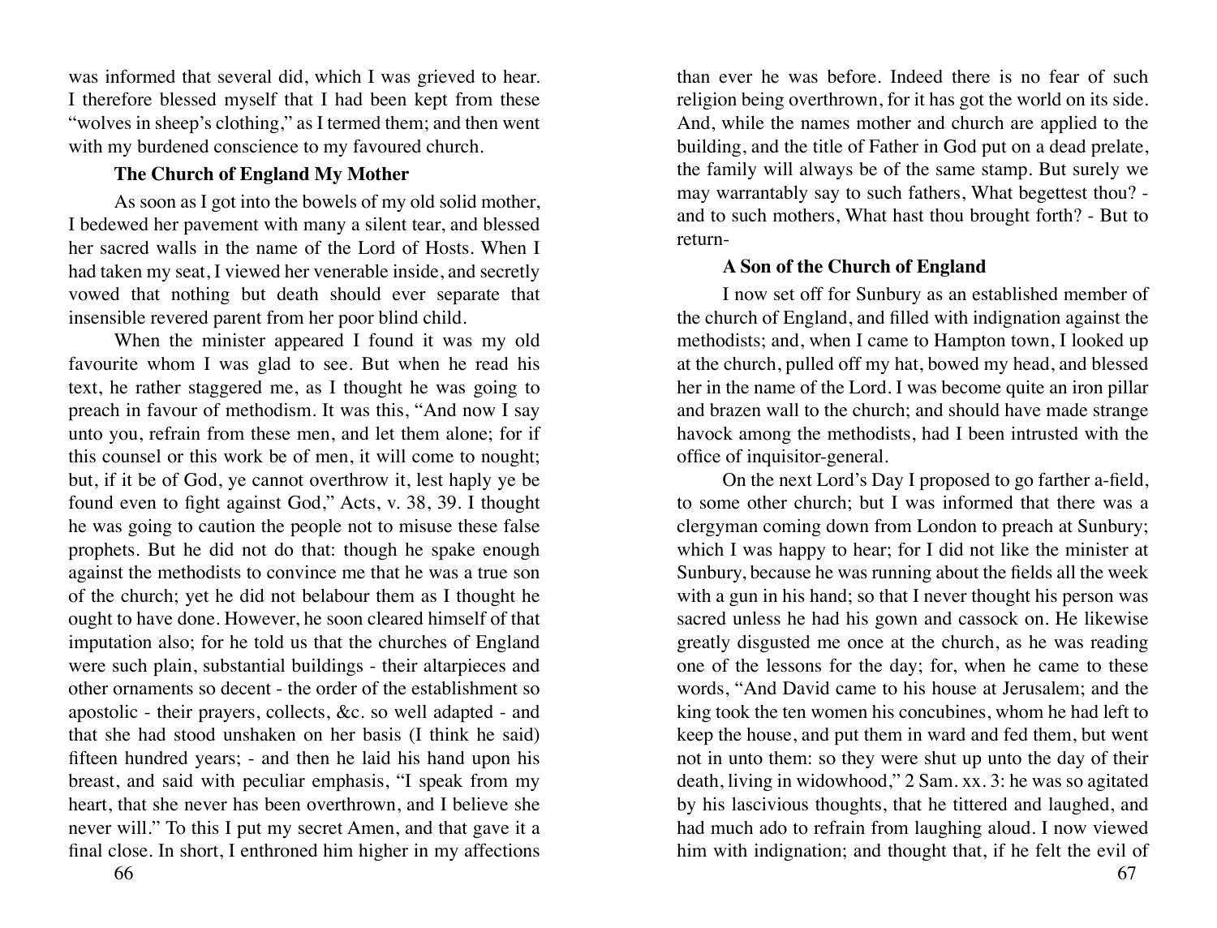was informed that several did, which I was grieved to hear. I therefore blessed myself that I had been kept from these "wolves in sheep's clothing," as I termed them; and then went with my burdened conscience to my favoured church.

### The Church of England My Mother

As soon as I got into the bowels of my old solid mother, I bedewed her pavement with many a silent tear, and blessed her sacred walls in the name of the Lord of Hosts. When I had taken my seat, I viewed her venerable inside, and secretly vowed that nothing but death should ever separate that insensible revered parent from her poor blind child.

When the minister appeared I found it was my old favourite whom I was glad to see. But when he read his text, he rather staggered me, as I thought he was going to preach in favour of methodism. It was this, "And now I say unto you, refrain from these men, and let them alone; for if this counsel or this work be of men, it will come to nought; but, if it be of God, ye cannot overthrow it, lest haply ye be found even to fight against God," Acts, v. 38, 39. I thought he was going to caution the people not to misuse these false prophets. But he did not do that: though he spake enough against the methodists to convince me that he was a true son of the church; yet he did not belabour them as I thought he ought to have done. However, he soon cleared himself of that imputation also; for he told us that the churches of England were such plain, substantial buildings - their altarpieces and other ornaments so decent - the order of the establishment so apostolic - their prayers, collects, &c. so well adapted - and that she had stood unshaken on her basis (I think he said) fifteen hundred years; - and then he laid his hand upon his breast, and said with peculiar emphasis, "I speak from my heart, that she never has been overthrown, and I believe she never will." To this I put my secret Amen, and that gave it a final close. In short, I enthroned him higher in my affections than ever he was before. Indeed there is no fear of such religion being overthrown, for it has got the world on its side. And, while the names mother and church are applied to the building, and the title of Father in God put on a dead prelate, the family will always be of the same stamp. But surely we may warrantably say to such fathers, What begettest thou? - and to such mothers, What hast thou brought forth? - But to return-

### A Son of the Church of England

I now set off for Sunbury as an established member of the church of England, and filled with indignation against the methodists; and, when I came to Hampton town, I looked up at the church, pulled off my hat, bowed my head, and blessed her in the name of the Lord. I was become quite an iron pillar and brazen wall to the church; and should have made strange havock among the methodists, had I been intrusted with the office of inquisitor-general.

On the next Lord's Day I proposed to go farther a-field, to some other church; but I was informed that there was a clergyman coming down from London to preach at Sunbury; which I was happy to hear; for I did not like the minister at Sunbury, because he was running about the fields all the week with a gun in his hand; so that I never thought his person was sacred unless he had his gown and cassock on. He likewise greatly disgusted me once at the church, as he was reading one of the lessons for the day; for, when he came to these words, "And David came to his house at Jerusalem; and the king took the ten women his concubines, whom he had left to keep the house, and put them in ward and fed them, but went not in unto them: so they were shut up unto the day of their death, living in widowhood," 2 Sam. xx. 3: he was so agitated by his lascivious thoughts, that he tittered and laughed, and had much ado to refrain from laughing aloud. I now viewed him with indignation; and thought that, if he felt the evil of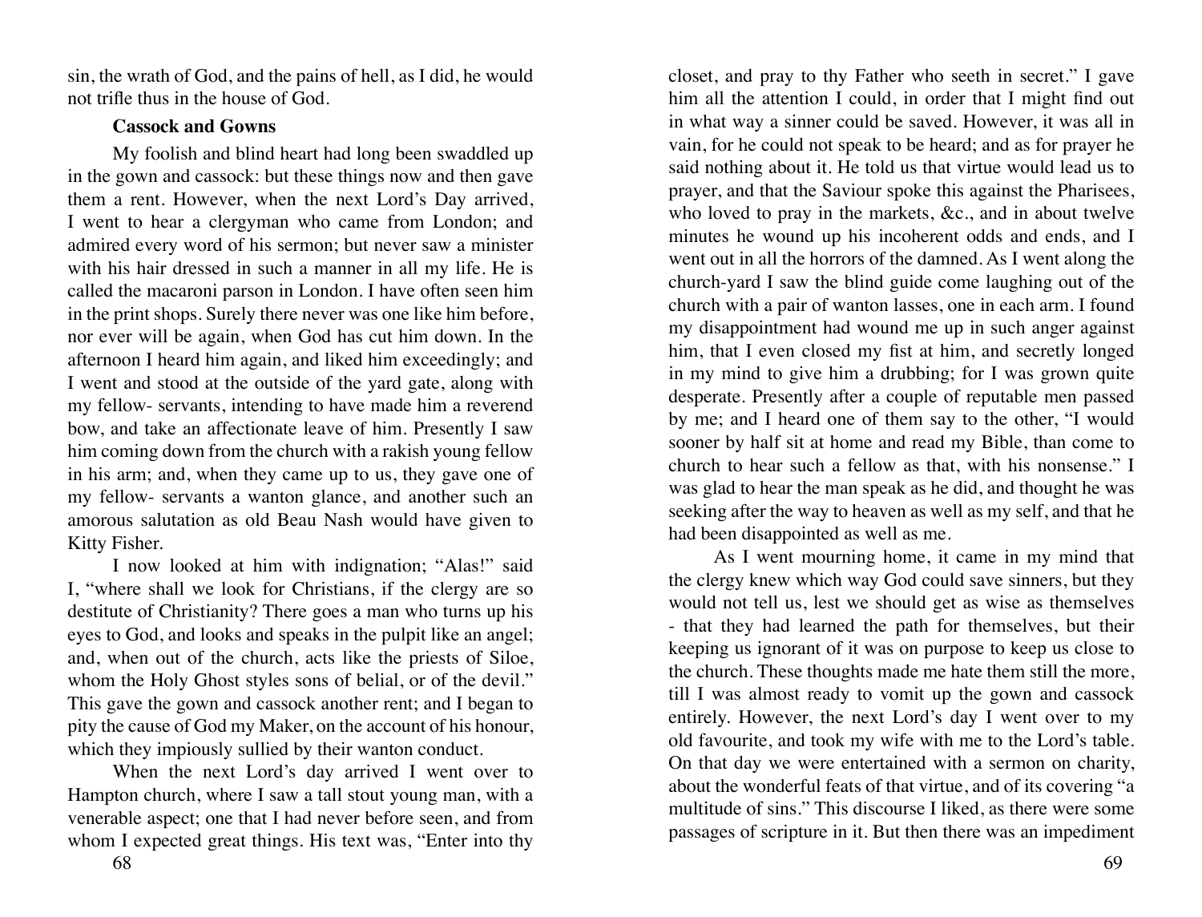sin, the wrath of God, and the pains of hell, as I did, he would not trifle thus in the house of God.

**Cassock and Gowns**

My foolish and blind heart had long been swaddled up in the gown and cassock: but these things now and then gave them a rent. However, when the next Lord's Day arrived, I went to hear a clergyman who came from London; and admired every word of his sermon; but never saw a minister with his hair dressed in such a manner in all my life. He is called the macaroni parson in London. I have often seen him in the print shops. Surely there never was one like him before, nor ever will be again, when God has cut him down. In the afternoon I heard him again, and liked him exceedingly; and I went and stood at the outside of the yard gate, along with my fellow- servants, intending to have made him a reverend bow, and take an affectionate leave of him. Presently I saw him coming down from the church with a rakish young fellow in his arm; and, when they came up to us, they gave one of my fellow- servants a wanton glance, and another such an amorous salutation as old Beau Nash would have given to Kitty Fisher.

I now looked at him with indignation; "Alas!" said I, "where shall we look for Christians, if the clergy are so destitute of Christianity? There goes a man who turns up his eyes to God, and looks and speaks in the pulpit like an angel; and, when out of the church, acts like the priests of Siloe, whom the Holy Ghost styles sons of belial, or of the devil." This gave the gown and cassock another rent; and I began to pity the cause of God my Maker, on the account of his honour, which they impiously sullied by their wanton conduct.

When the next Lord's day arrived I went over to Hampton church, where I saw a tall stout young man, with a venerable aspect; one that I had never before seen, and from whom I expected great things. His text was, "Enter into thy closet, and pray to thy Father who seeth in secret." I gave him all the attention I could, in order that I might find out in what way a sinner could be saved. However, it was all in vain, for he could not speak to be heard; and as for prayer he said nothing about it. He told us that virtue would lead us to prayer, and that the Saviour spoke this against the Pharisees, who loved to pray in the markets, &c., and in about twelve minutes he wound up his incoherent odds and ends, and I went out in all the horrors of the damned. As I went along the church-yard I saw the blind guide come laughing out of the church with a pair of wanton lasses, one in each arm. I found my disappointment had wound me up in such anger against him, that I even closed my fist at him, and secretly longed in my mind to give him a drubbing; for I was grown quite desperate. Presently after a couple of reputable men passed by me; and I heard one of them say to the other, "I would sooner by half sit at home and read my Bible, than come to church to hear such a fellow as that, with his nonsense." I was glad to hear the man speak as he did, and thought he was seeking after the way to heaven as well as my self, and that he had been disappointed as well as me.

As I went mourning home, it came in my mind that the clergy knew which way God could save sinners, but they would not tell us, lest we should get as wise as themselves - that they had learned the path for themselves, but their keeping us ignorant of it was on purpose to keep us close to the church. These thoughts made me hate them still the more, till I was almost ready to vomit up the gown and cassock entirely. However, the next Lord's day I went over to my old favourite, and took my wife with me to the Lord's table. On that day we were entertained with a sermon on charity, about the wonderful feats of that virtue, and of its covering "a multitude of sins." This discourse I liked, as there were some passages of scripture in it. But then there was an impediment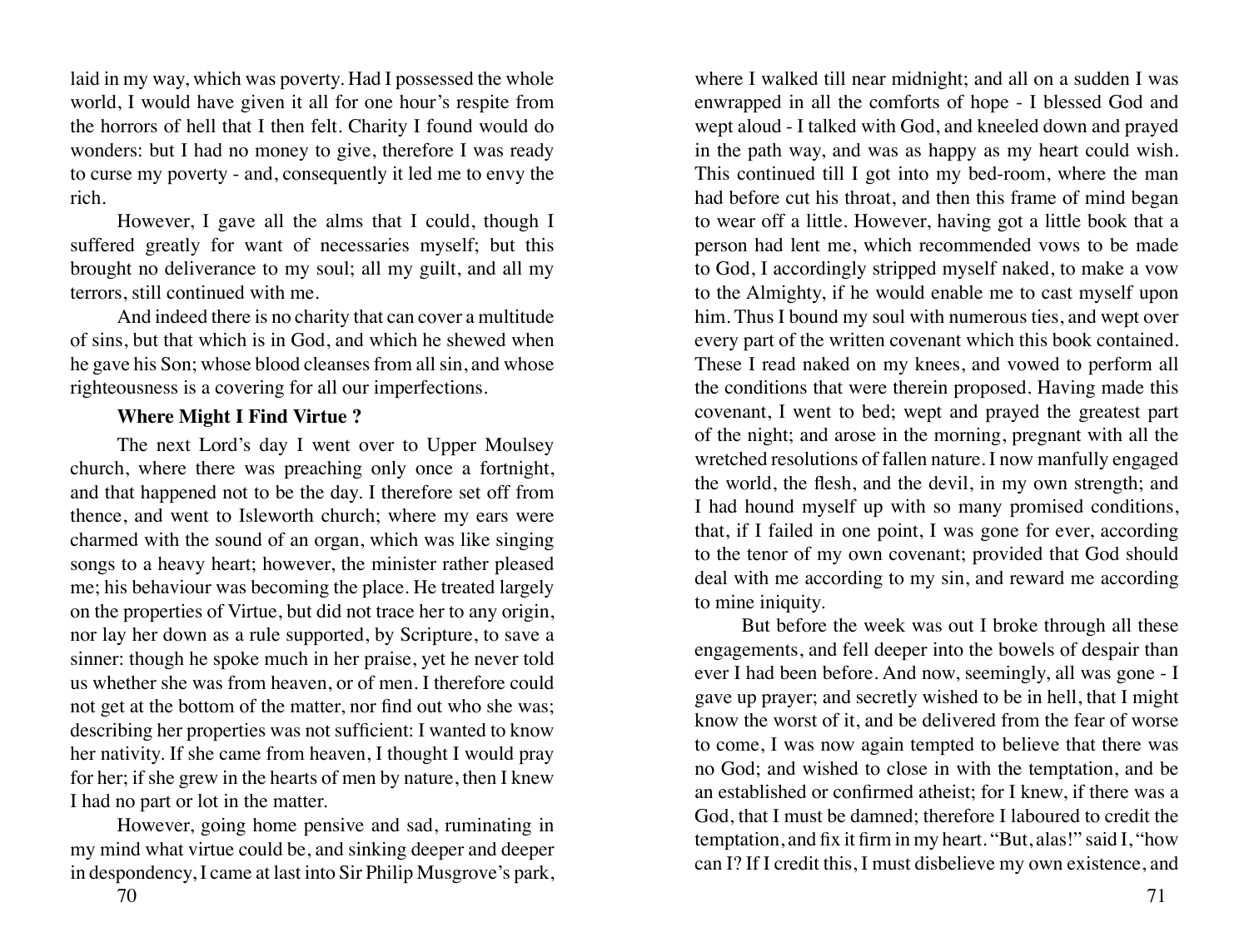laid in my way, which was poverty. Had I possessed the whole world, I would have given it all for one hour's respite from the horrors of hell that I then felt. Charity I found would do wonders: but I had no money to give, therefore I was ready to curse my poverty - and, consequently it led me to envy the rich.

However, I gave all the alms that I could, though I suffered greatly for want of necessaries myself; but this brought no deliverance to my soul; all my guilt, and all my terrors, still continued with me.

And indeed there is no charity that can cover a multitude of sins, but that which is in God, and which he shewed when he gave his Son; whose blood cleanses from all sin, and whose righteousness is a covering for all our imperfections.

**Where Might I Find Virtue ?**

The next Lord's day I went over to Upper Moulsey church, where there was preaching only once a fortnight, and that happened not to be the day. I therefore set off from thence, and went to Isleworth church; where my ears were charmed with the sound of an organ, which was like singing songs to a heavy heart; however, the minister rather pleased me; his behaviour was becoming the place. He treated largely on the properties of Virtue, but did not trace her to any origin, nor lay her down as a rule supported, by Scripture, to save a sinner: though he spoke much in her praise, yet he never told us whether she was from heaven, or of men. I therefore could not get at the bottom of the matter, nor find out who she was; describing her properties was not sufficient: I wanted to know her nativity. If she came from heaven, I thought I would pray for her; if she grew in the hearts of men by nature, then I knew I had no part or lot in the matter.

However, going home pensive and sad, ruminating in my mind what virtue could be, and sinking deeper and deeper in despondency, I came at last into Sir Philip Musgrove's park, where I walked till near midnight; and all on a sudden I was enwrapped in all the comforts of hope - I blessed God and wept aloud - I talked with God, and kneeled down and prayed in the path way, and was as happy as my heart could wish. This continued till I got into my bed-room, where the man had before cut his throat, and then this frame of mind began to wear off a little. However, having got a little book that a person had lent me, which recommended vows to be made to God, I accordingly stripped myself naked, to make a vow to the Almighty, if he would enable me to cast myself upon him. Thus I bound my soul with numerous ties, and wept over every part of the written covenant which this book contained. These I read naked on my knees, and vowed to perform all the conditions that were therein proposed. Having made this covenant, I went to bed; wept and prayed the greatest part of the night; and arose in the morning, pregnant with all the wretched resolutions of fallen nature. I now manfully engaged the world, the flesh, and the devil, in my own strength; and I had hound myself up with so many promised conditions, that, if I failed in one point, I was gone for ever, according to the tenor of my own covenant; provided that God should deal with me according to my sin, and reward me according to mine iniquity.

But before the week was out I broke through all these engagements, and fell deeper into the bowels of despair than ever I had been before. And now, seemingly, all was gone - I gave up prayer; and secretly wished to be in hell, that I might know the worst of it, and be delivered from the fear of worse to come, I was now again tempted to believe that there was no God; and wished to close in with the temptation, and be an established or confirmed atheist; for I knew, if there was a God, that I must be damned; therefore I laboured to credit the temptation, and fix it firm in my heart. "But, alas!" said I, "how can I? If I credit this, I must disbelieve my own existence, and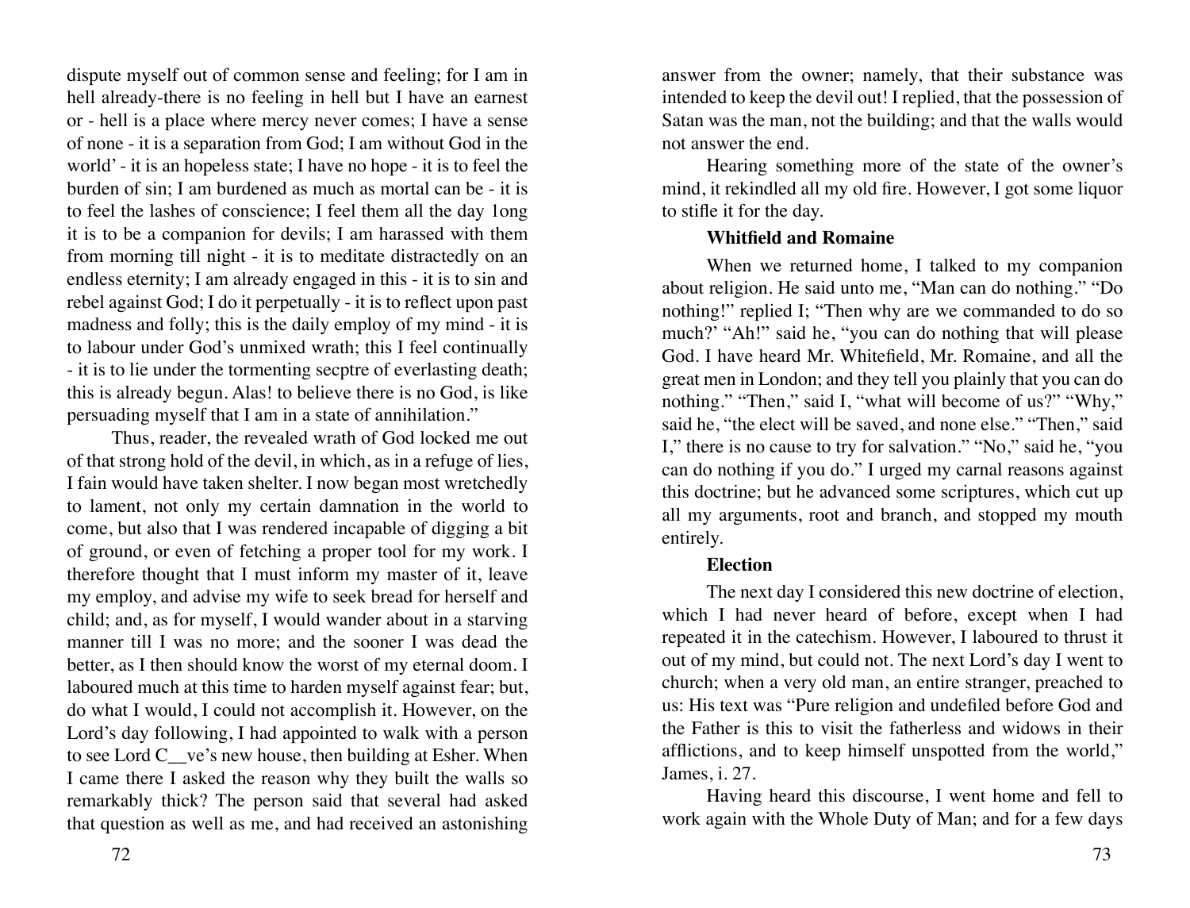dispute myself out of common sense and feeling; for I am in hell already-there is no feeling in hell but I have an earnest or - hell is a place where mercy never comes; I have a sense of none - it is a separation from God; I am without God in the world' - it is an hopeless state; I have no hope - it is to feel the burden of sin; I am burdened as much as mortal can be - it is to feel the lashes of conscience; I feel them all the day 1ong it is to be a companion for devils; I am harassed with them from morning till night - it is to meditate distractedly on an endless eternity; I am already engaged in this - it is to sin and rebel against God; I do it perpetually - it is to reflect upon past madness and folly; this is the daily employ of my mind - it is to labour under God's unmixed wrath; this I feel continually - it is to lie under the tormenting secptre of everlasting death; this is already begun. Alas! to believe there is no God, is like persuading myself that I am in a state of annihilation."

Thus, reader, the revealed wrath of God locked me out of that strong hold of the devil, in which, as in a refuge of lies, I fain would have taken shelter. I now began most wretchedly to lament, not only my certain damnation in the world to come, but also that I was rendered incapable of digging a bit of ground, or even of fetching a proper tool for my work. I therefore thought that I must inform my master of it, leave my employ, and advise my wife to seek bread for herself and child; and, as for myself, I would wander about in a starving manner till I was no more; and the sooner I was dead the better, as I then should know the worst of my eternal doom. I laboured much at this time to harden myself against fear; but, do what I would, I could not accomplish it. However, on the Lord's day following, I had appointed to walk with a person to see Lord C__ve's new house, then building at Esher. When I came there I asked the reason why they built the walls so remarkably thick? The person said that several had asked that question as well as me, and had received an astonishing answer from the owner; namely, that their substance was intended to keep the devil out! I replied, that the possession of Satan was the man, not the building; and that the walls would not answer the end.

Hearing something more of the state of the owner's mind, it rekindled all my old fire. However, I got some liquor to stifle it for the day.

**Whitfield and Romaine**

When we returned home, I talked to my companion about religion. He said unto me, "Man can do nothing." "Do nothing!" replied I; "Then why are we commanded to do so much?' "Ah!" said he, "you can do nothing that will please God. I have heard Mr. Whitefield, Mr. Romaine, and all the great men in London; and they tell you plainly that you can do nothing." "Then," said I, "what will become of us?" "Why," said he, "the elect will be saved, and none else." "Then," said I," there is no cause to try for salvation." "No," said he, "you can do nothing if you do." I urged my carnal reasons against this doctrine; but he advanced some scriptures, which cut up all my arguments, root and branch, and stopped my mouth entirely.

**Election**

The next day I considered this new doctrine of election, which I had never heard of before, except when I had repeated it in the catechism. However, I laboured to thrust it out of my mind, but could not. The next Lord's day I went to church; when a very old man, an entire stranger, preached to us: His text was "Pure religion and undefiled before God and the Father is this to visit the fatherless and widows in their afflictions, and to keep himself unspotted from the world," James, i. 27.

Having heard this discourse, I went home and fell to work again with the Whole Duty of Man; and for a few days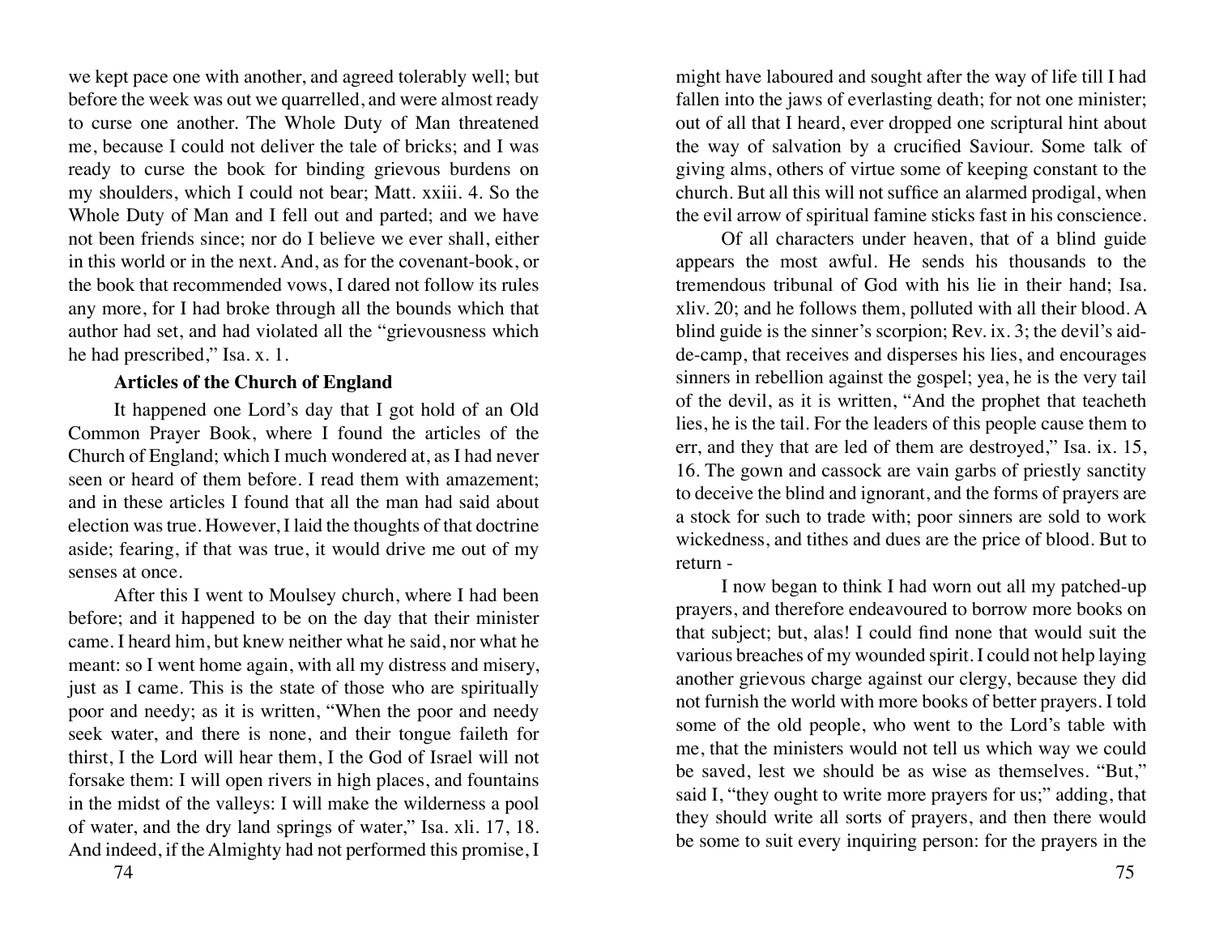we kept pace one with another, and agreed tolerably well; but before the week was out we quarrelled, and were almost ready to curse one another. The Whole Duty of Man threatened me, because I could not deliver the tale of bricks; and I was ready to curse the book for binding grievous burdens on my shoulders, which I could not bear; Matt. xxiii. 4. So the Whole Duty of Man and I fell out and parted; and we have not been friends since; nor do I believe we ever shall, either in this world or in the next. And, as for the covenant-book, or the book that recommended vows, I dared not follow its rules any more, for I had broke through all the bounds which that author had set, and had violated all the "grievousness which he had prescribed," Isa. x. 1.

**Articles of the Church of England**

It happened one Lord's day that I got hold of an Old Common Prayer Book, where I found the articles of the Church of England; which I much wondered at, as I had never seen or heard of them before. I read them with amazement; and in these articles I found that all the man had said about election was true. However, I laid the thoughts of that doctrine aside; fearing, if that was true, it would drive me out of my senses at once.

After this I went to Moulsey church, where I had been before; and it happened to be on the day that their minister came. I heard him, but knew neither what he said, nor what he meant: so I went home again, with all my distress and misery, just as I came. This is the state of those who are spiritually poor and needy; as it is written, "When the poor and needy seek water, and there is none, and their tongue faileth for thirst, I the Lord will hear them, I the God of Israel will not forsake them: I will open rivers in high places, and fountains in the midst of the valleys: I will make the wilderness a pool of water, and the dry land springs of water," Isa. xli. 17, 18. And indeed, if the Almighty had not performed this promise, I might have laboured and sought after the way of life till I had fallen into the jaws of everlasting death; for not one minister; out of all that I heard, ever dropped one scriptural hint about the way of salvation by a crucified Saviour. Some talk of giving alms, others of virtue some of keeping constant to the church. But all this will not suffice an alarmed prodigal, when the evil arrow of spiritual famine sticks fast in his conscience.

Of all characters under heaven, that of a blind guide appears the most awful. He sends his thousands to the tremendous tribunal of God with his lie in their hand; Isa. xliv. 20; and he follows them, polluted with all their blood. A blind guide is the sinner's scorpion; Rev. ix. 3; the devil's aid-de-camp, that receives and disperses his lies, and encourages sinners in rebellion against the gospel; yea, he is the very tail of the devil, as it is written, "And the prophet that teacheth lies, he is the tail. For the leaders of this people cause them to err, and they that are led of them are destroyed," Isa. ix. 15, 16. The gown and cassock are vain garbs of priestly sanctity to deceive the blind and ignorant, and the forms of prayers are a stock for such to trade with; poor sinners are sold to work wickedness, and tithes and dues are the price of blood. But to return -

I now began to think I had worn out all my patched-up prayers, and therefore endeavoured to borrow more books on that subject; but, alas! I could find none that would suit the various breaches of my wounded spirit. I could not help laying another grievous charge against our clergy, because they did not furnish the world with more books of better prayers. I told some of the old people, who went to the Lord's table with me, that the ministers would not tell us which way we could be saved, lest we should be as wise as themselves. "But," said I, "they ought to write more prayers for us;" adding, that they should write all sorts of prayers, and then there would be some to suit every inquiring person: for the prayers in the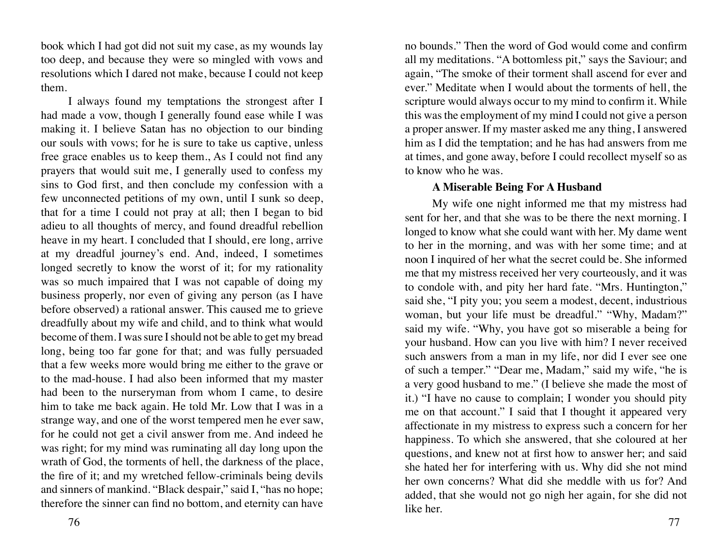book which I had got did not suit my case, as my wounds lay too deep, and because they were so mingled with vows and resolutions which I dared not make, because I could not keep them.

I always found my temptations the strongest after I had made a vow, though I generally found ease while I was making it. I believe Satan has no objection to our binding our souls with vows; for he is sure to take us captive, unless free grace enables us to keep them., As I could not find any prayers that would suit me, I generally used to confess my sins to God first, and then conclude my confession with a few unconnected petitions of my own, until I sunk so deep, that for a time I could not pray at all; then I began to bid adieu to all thoughts of mercy, and found dreadful rebellion heave in my heart. I concluded that I should, ere long, arrive at my dreadful journey's end. And, indeed, I sometimes longed secretly to know the worst of it; for my rationality was so much impaired that I was not capable of doing my business properly, nor even of giving any person (as I have before observed) a rational answer. This caused me to grieve dreadfully about my wife and child, and to think what would become of them. I was sure I should not be able to get my bread long, being too far gone for that; and was fully persuaded that a few weeks more would bring me either to the grave or to the mad-house. I had also been informed that my master had been to the nurseryman from whom I came, to desire him to take me back again. He told Mr. Low that I was in a strange way, and one of the worst tempered men he ever saw, for he could not get a civil answer from me. And indeed he was right; for my mind was ruminating all day long upon the wrath of God, the torments of hell, the darkness of the place, the fire of it; and my wretched fellow-criminals being devils and sinners of mankind. "Black despair," said I, "has no hope; therefore the sinner can find no bottom, and eternity can have no bounds." Then the word of God would come and confirm all my meditations. "A bottomless pit," says the Saviour; and again, "The smoke of their torment shall ascend for ever and ever." Meditate when I would about the torments of hell, the scripture would always occur to my mind to confirm it. While this was the employment of my mind I could not give a person a proper answer. If my master asked me any thing, I answered him as I did the temptation; and he has had answers from me at times, and gone away, before I could recollect myself so as to know who he was.

### A Miserable Being For A Husband

My wife one night informed me that my mistress had sent for her, and that she was to be there the next morning. I longed to know what she could want with her. My dame went to her in the morning, and was with her some time; and at noon I inquired of her what the secret could be. She informed me that my mistress received her very courteously, and it was to condole with, and pity her hard fate. "Mrs. Huntington," said she, "I pity you; you seem a modest, decent, industrious woman, but your life must be dreadful." "Why, Madam?" said my wife. "Why, you have got so miserable a being for your husband. How can you live with him? I never received such answers from a man in my life, nor did I ever see one of such a temper." "Dear me, Madam," said my wife, "he is a very good husband to me." (I believe she made the most of it.) "I have no cause to complain; I wonder you should pity me on that account." I said that I thought it appeared very affectionate in my mistress to express such a concern for her happiness. To which she answered, that she coloured at her questions, and knew not at first how to answer her; and said she hated her for interfering with us. Why did she not mind her own concerns? What did she meddle with us for? And added, that she would not go nigh her again, for she did not like her.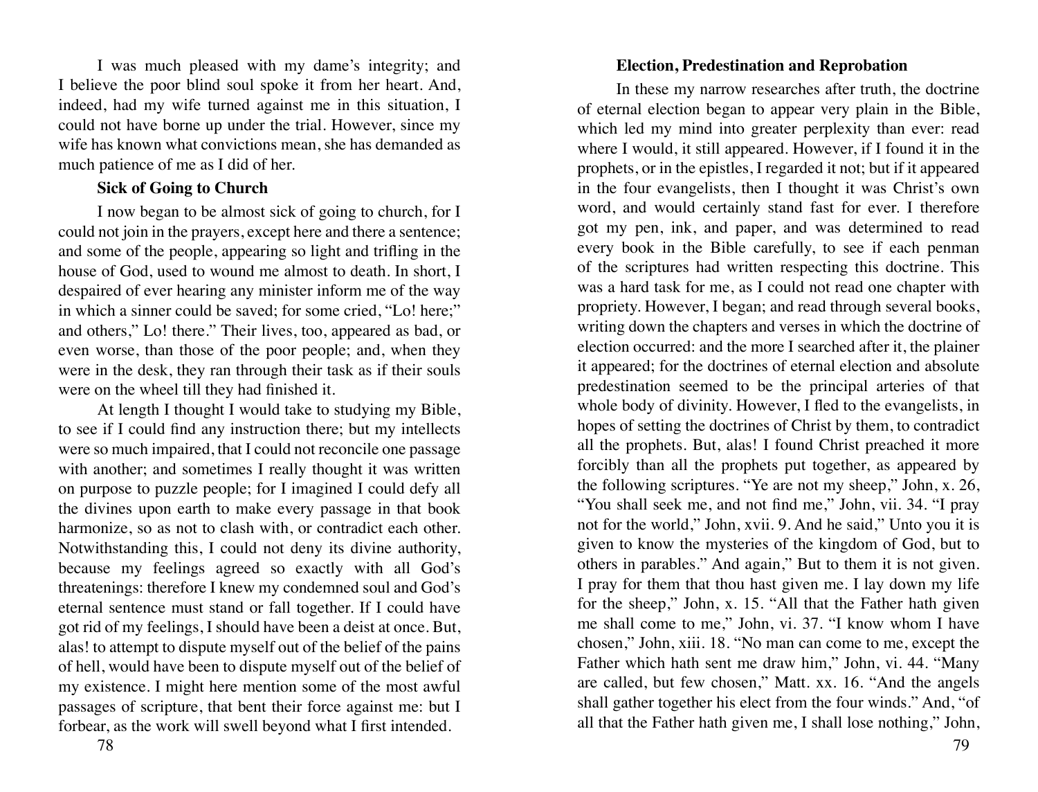I was much pleased with my dame's integrity; and I believe the poor blind soul spoke it from her heart. And, indeed, had my wife turned against me in this situation, I could not have borne up under the trial. However, since my wife has known what convictions mean, she has demanded as much patience of me as I did of her.

### Sick of Going to Church

I now began to be almost sick of going to church, for I could not join in the prayers, except here and there a sentence; and some of the people, appearing so light and trifling in the house of God, used to wound me almost to death. In short, I despaired of ever hearing any minister inform me of the way in which a sinner could be saved; for some cried, "Lo! here;" and others," Lo! there." Their lives, too, appeared as bad, or even worse, than those of the poor people; and, when they were in the desk, they ran through their task as if their souls were on the wheel till they had finished it.

At length I thought I would take to studying my Bible, to see if I could find any instruction there; but my intellects were so much impaired, that I could not reconcile one passage with another; and sometimes I really thought it was written on purpose to puzzle people; for I imagined I could defy all the divines upon earth to make every passage in that book harmonize, so as not to clash with, or contradict each other. Notwithstanding this, I could not deny its divine authority, because my feelings agreed so exactly with all God's threatenings: therefore I knew my condemned soul and God's eternal sentence must stand or fall together. If I could have got rid of my feelings, I should have been a deist at once. But, alas! to attempt to dispute myself out of the belief of the pains of hell, would have been to dispute myself out of the belief of my existence. I might here mention some of the most awful passages of scripture, that bent their force against me: but I forbear, as the work will swell beyond what I first intended.

### Election, Predestination and Reprobation

In these my narrow researches after truth, the doctrine of eternal election began to appear very plain in the Bible, which led my mind into greater perplexity than ever: read where I would, it still appeared. However, if I found it in the prophets, or in the epistles, I regarded it not; but if it appeared in the four evangelists, then I thought it was Christ's own word, and would certainly stand fast for ever. I therefore got my pen, ink, and paper, and was determined to read every book in the Bible carefully, to see if each penman of the scriptures had written respecting this doctrine. This was a hard task for me, as I could not read one chapter with propriety. However, I began; and read through several books, writing down the chapters and verses in which the doctrine of election occurred: and the more I searched after it, the plainer it appeared; for the doctrines of eternal election and absolute predestination seemed to be the principal arteries of that whole body of divinity. However, I fled to the evangelists, in hopes of setting the doctrines of Christ by them, to contradict all the prophets. But, alas! I found Christ preached it more forcibly than all the prophets put together, as appeared by the following scriptures. "Ye are not my sheep," John, x. 26, "You shall seek me, and not find me," John, vii. 34. "I pray not for the world," John, xvii. 9. And he said," Unto you it is given to know the mysteries of the kingdom of God, but to others in parables." And again," But to them it is not given. I pray for them that thou hast given me. I lay down my life for the sheep," John, x. 15. "All that the Father hath given me shall come to me," John, vi. 37. "I know whom I have chosen," John, xiii. 18. "No man can come to me, except the Father which hath sent me draw him," John, vi. 44. "Many are called, but few chosen," Matt. xx. 16. "And the angels shall gather together his elect from the four winds." And, "of all that the Father hath given me, I shall lose nothing," John,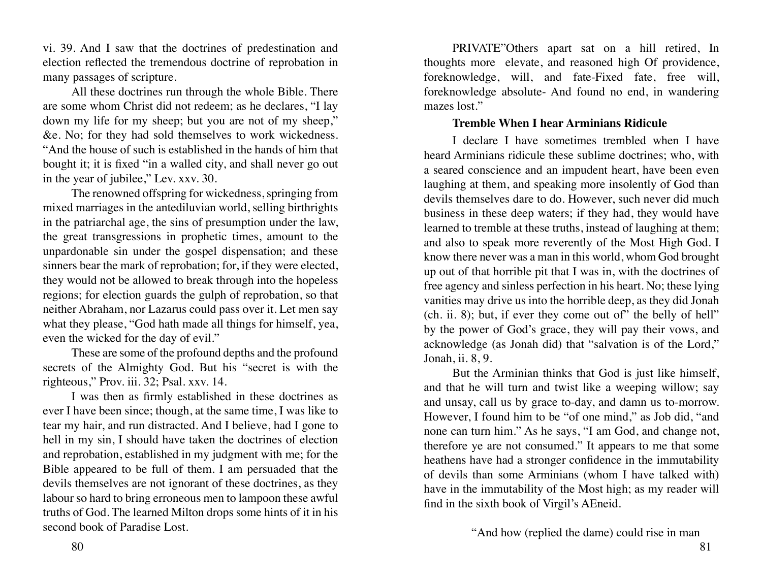vi. 39. And I saw that the doctrines of predestination and election reflected the tremendous doctrine of reprobation in many passages of scripture.

All these doctrines run through the whole Bible. There are some whom Christ did not redeem; as he declares, "I lay down my life for my sheep; but you are not of my sheep," &c. No; for they had sold themselves to work wickedness. "And the house of such is established in the hands of him that bought it; it is fixed "in a walled city, and shall never go out in the year of jubilee," Lev. xxv. 30.

The renowned offspring for wickedness, springing from mixed marriages in the antediluvian world, selling birthrights in the patriarchal age, the sins of presumption under the law, the great transgressions in prophetic times, amount to the unpardonable sin under the gospel dispensation; and these sinners bear the mark of reprobation; for, if they were elected, they would not be allowed to break through into the hopeless regions; for election guards the gulph of reprobation, so that neither Abraham, nor Lazarus could pass over it. Let men say what they please, "God hath made all things for himself, yea, even the wicked for the day of evil."

These are some of the profound depths and the profound secrets of the Almighty God. But his "secret is with the righteous," Prov. iii. 32; Psal. xxv. 14.

I was then as firmly established in these doctrines as ever I have been since; though, at the same time, I was like to tear my hair, and run distracted. And I believe, had I gone to hell in my sin, I should have taken the doctrines of election and reprobation, established in my judgment with me; for the Bible appeared to be full of them. I am persuaded that the devils themselves are not ignorant of these doctrines, as they labour so hard to bring erroneous men to lampoon these awful truths of God. The learned Milton drops some hints of it in his second book of Paradise Lost.

PRIVATE"Others apart sat on a hill retired, In thoughts more elevate, and reasoned high Of providence, foreknowledge, will, and fate-Fixed fate, free will, foreknowledge absolute- And found no end, in wandering mazes lost."

**Tremble When I hear Arminians Ridicule**

I declare I have sometimes trembled when I have heard Arminians ridicule these sublime doctrines; who, with a seared conscience and an impudent heart, have been even laughing at them, and speaking more insolently of God than devils themselves dare to do. However, such never did much business in these deep waters; if they had, they would have learned to tremble at these truths, instead of laughing at them; and also to speak more reverently of the Most High God. I know there never was a man in this world, whom God brought up out of that horrible pit that I was in, with the doctrines of free agency and sinless perfection in his heart. No; these lying vanities may drive us into the horrible deep, as they did Jonah (ch. ii. 8); but, if ever they come out of" the belly of hell" by the power of God's grace, they will pay their vows, and acknowledge (as Jonah did) that "salvation is of the Lord," Jonah, ii. 8, 9.

But the Arminian thinks that God is just like himself, and that he will turn and twist like a weeping willow; say and unsay, call us by grace to-day, and damn us to-morrow. However, I found him to be "of one mind," as Job did, "and none can turn him." As he says, "I am God, and change not, therefore ye are not consumed." It appears to me that some heathens have had a stronger confidence in the immutability of devils than some Arminians (whom I have talked with) have in the immutability of the Most high; as my reader will find in the sixth book of Virgil's AEneid.

"And how (replied the dame) could rise in man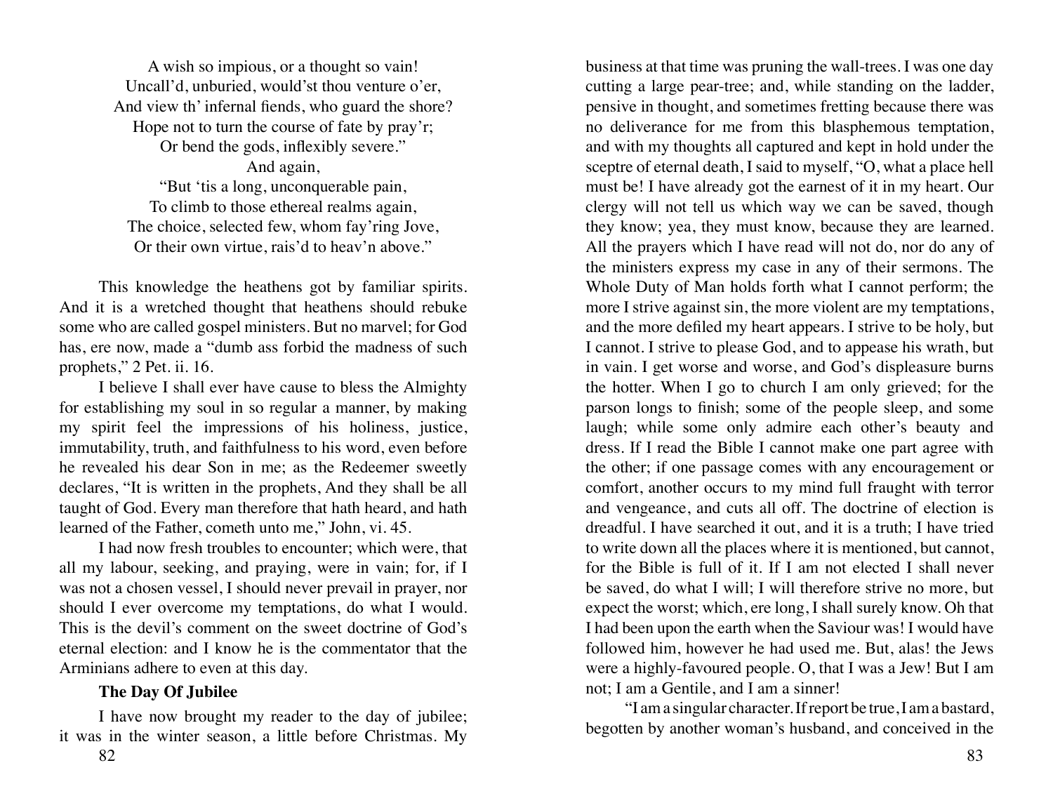A wish so impious, or a thought so vain!  
Uncall'd, unburied, would'st thou venture o'er,  
And view th' infernal fiends, who guard the shore?  
Hope not to turn the course of fate by pray'r;  
Or bend the gods, inflexibly severe."  
And again,  
"But 'tis a long, unconquerable pain,  
To climb to those ethereal realms again,  
The choice, selected few, whom fav'ring Jove,  
Or their own virtue, rais'd to heav'n above."

This knowledge the heathens got by familiar spirits. And it is a wretched thought that heathens should rebuke some who are called gospel ministers. But no marvel; for God has, ere now, made a "dumb ass forbid the madness of such prophets," 2 Pet. ii. 16.

I believe I shall ever have cause to bless the Almighty for establishing my soul in so regular a manner, by making my spirit feel the impressions of his holiness, justice, immutability, truth, and faithfulness to his word, even before he revealed his dear Son in me; as the Redeemer sweetly declares, "It is written in the prophets, And they shall be all taught of God. Every man therefore that hath heard, and hath learned of the Father, cometh unto me," John, vi. 45.

I had now fresh troubles to encounter; which were, that all my labour, seeking, and praying, were in vain; for, if I was not a chosen vessel, I should never prevail in prayer, nor should I ever overcome my temptations, do what I would. This is the devil's comment on the sweet doctrine of God's eternal election: and I know he is the commentator that the Arminians adhere to even at this day.

**The Day Of Jubilee**

I have now brought my reader to the day of jubilee; it was in the winter season, a little before Christmas. My business at that time was pruning the wall-trees. I was one day cutting a large pear-tree; and, while standing on the ladder, pensive in thought, and sometimes fretting because there was no deliverance for me from this blasphemous temptation, and with my thoughts all captured and kept in hold under the sceptre of eternal death, I said to myself, "O, what a place hell must be! I have already got the earnest of it in my heart. Our clergy will not tell us which way we can be saved, though they know; yea, they must know, because they are learned. All the prayers which I have read will not do, nor do any of the ministers express my case in any of their sermons. The Whole Duty of Man holds forth what I cannot perform; the more I strive against sin, the more violent are my temptations, and the more defiled my heart appears. I strive to be holy, but I cannot. I strive to please God, and to appease his wrath, but in vain. I get worse and worse, and God's displeasure burns the hotter. When I go to church I am only grieved; for the parson longs to finish; some of the people sleep, and some laugh; while some only admire each other's beauty and dress. If I read the Bible I cannot make one part agree with the other; if one passage comes with any encouragement or comfort, another occurs to my mind full fraught with terror and vengeance, and cuts all off. The doctrine of election is dreadful. I have searched it out, and it is a truth; I have tried to write down all the places where it is mentioned, but cannot, for the Bible is full of it. If I am not elected I shall never be saved, do what I will; I will therefore strive no more, but expect the worst; which, ere long, I shall surely know. Oh that I had been upon the earth when the Saviour was! I would have followed him, however he had used me. But, alas! the Jews were a highly-favoured people. O, that I was a Jew! But I am not; I am a Gentile, and I am a sinner!

"I am a singular character. If report be true, I am a bastard, begotten by another woman's husband, and conceived in the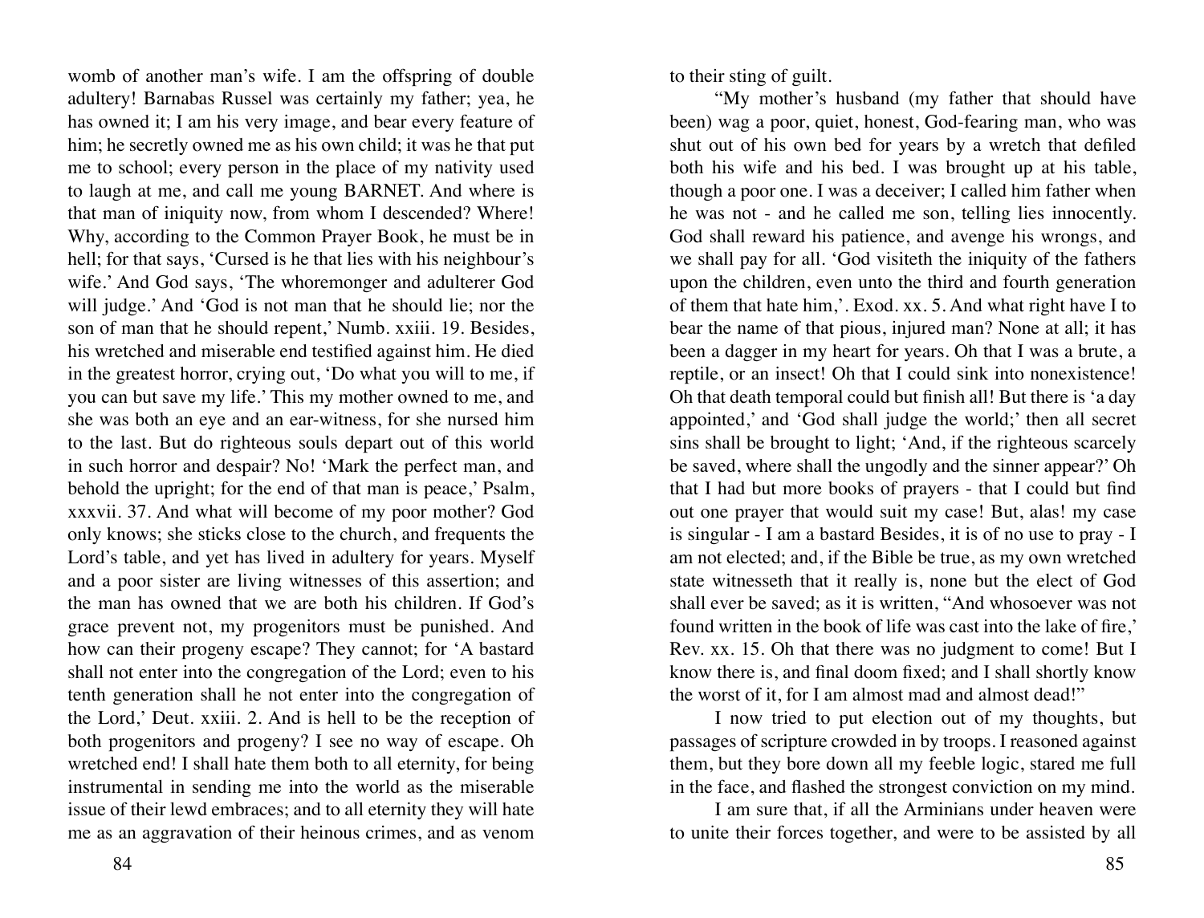womb of another man's wife. I am the offspring of double adultery! Barnabas Russel was certainly my father; yea, he has owned it; I am his very image, and bear every feature of him; he secretly owned me as his own child; it was he that put me to school; every person in the place of my nativity used to laugh at me, and call me young BARNET. And where is that man of iniquity now, from whom I descended? Where! Why, according to the Common Prayer Book, he must be in hell; for that says, 'Cursed is he that lies with his neighbour's wife.' And God says, 'The whoremonger and adulterer God will judge.' And 'God is not man that he should lie; nor the son of man that he should repent,' Numb. xxiii. 19. Besides, his wretched and miserable end testified against him. He died in the greatest horror, crying out, 'Do what you will to me, if you can but save my life.' This my mother owned to me, and she was both an eye and an ear-witness, for she nursed him to the last. But do righteous souls depart out of this world in such horror and despair? No! 'Mark the perfect man, and behold the upright; for the end of that man is peace,' Psalm, xxxvii. 37. And what will become of my poor mother? God only knows; she sticks close to the church, and frequents the Lord's table, and yet has lived in adultery for years. Myself and a poor sister are living witnesses of this assertion; and the man has owned that we are both his children. If God's grace prevent not, my progenitors must be punished. And how can their progeny escape? They cannot; for 'A bastard shall not enter into the congregation of the Lord; even to his tenth generation shall he not enter into the congregation of the Lord,' Deut. xxiii. 2. And is hell to be the reception of both progenitors and progeny? I see no way of escape. Oh wretched end! I shall hate them both to all eternity, for being instrumental in sending me into the world as the miserable issue of their lewd embraces; and to all eternity they will hate me as an aggravation of their heinous crimes, and as venom to their sting of guilt.

"My mother's husband (my father that should have been) wag a poor, quiet, honest, God-fearing man, who was shut out of his own bed for years by a wretch that defiled both his wife and his bed. I was brought up at his table, though a poor one. I was a deceiver; I called him father when he was not - and he called me son, telling lies innocently. God shall reward his patience, and avenge his wrongs, and we shall pay for all. 'God visiteth the iniquity of the fathers upon the children, even unto the third and fourth generation of them that hate him,'. Exod. xx. 5. And what right have I to bear the name of that pious, injured man? None at all; it has been a dagger in my heart for years. Oh that I was a brute, a reptile, or an insect! Oh that I could sink into nonexistence! Oh that death temporal could but finish all! But there is 'a day appointed,' and 'God shall judge the world;' then all secret sins shall be brought to light; 'And, if the righteous scarcely be saved, where shall the ungodly and the sinner appear?' Oh that I had but more books of prayers - that I could but find out one prayer that would suit my case! But, alas! my case is singular - I am a bastard Besides, it is of no use to pray - I am not elected; and, if the Bible be true, as my own wretched state witnesseth that it really is, none but the elect of God shall ever be saved; as it is written, "And whosoever was not found written in the book of life was cast into the lake of fire,' Rev. xx. 15. Oh that there was no judgment to come! But I know there is, and final doom fixed; and I shall shortly know the worst of it, for I am almost mad and almost dead!"

I now tried to put election out of my thoughts, but passages of scripture crowded in by troops. I reasoned against them, but they bore down all my feeble logic, stared me full in the face, and flashed the strongest conviction on my mind.

I am sure that, if all the Arminians under heaven were to unite their forces together, and were to be assisted by all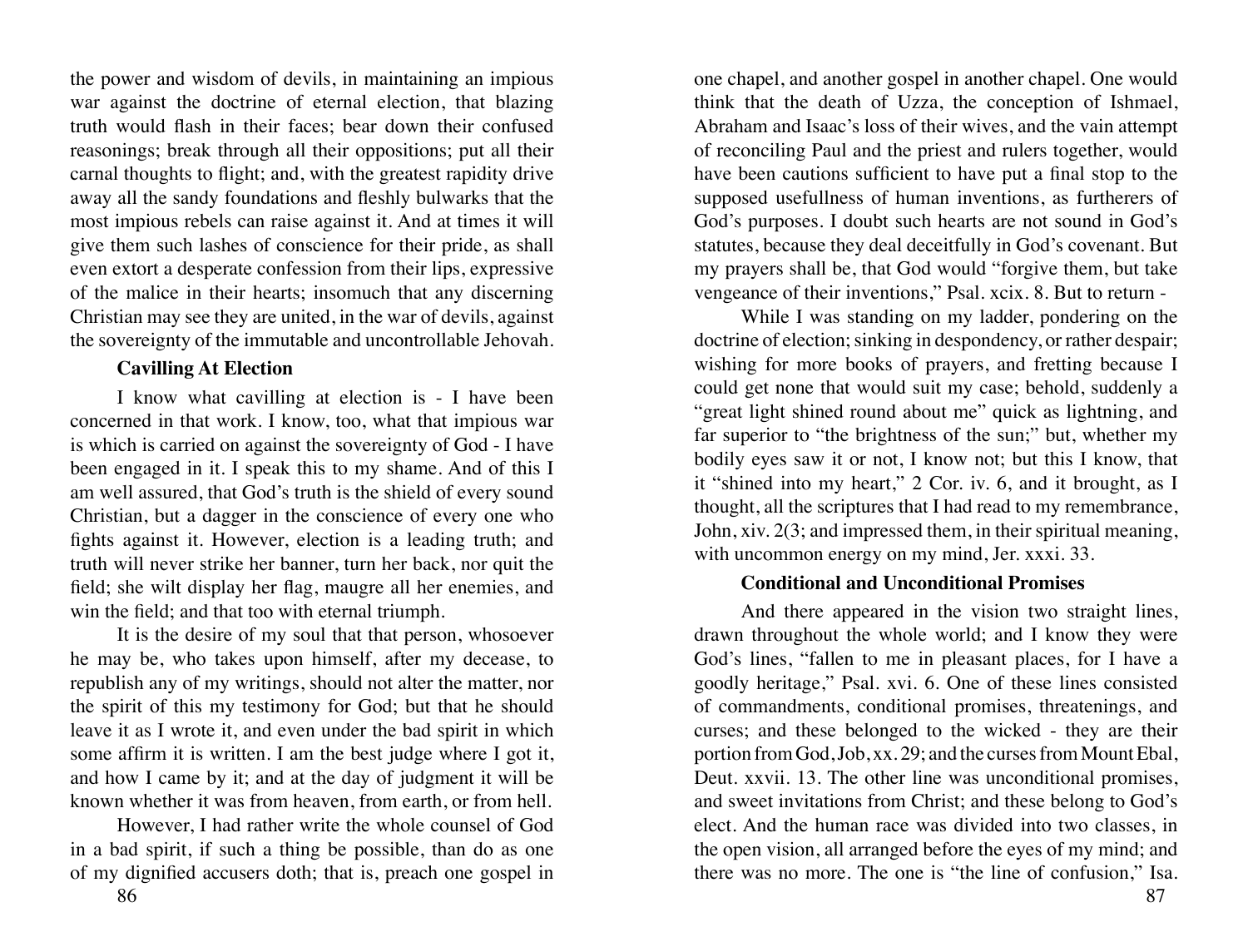the power and wisdom of devils, in maintaining an impious war against the doctrine of eternal election, that blazing truth would flash in their faces; bear down their confused reasonings; break through all their oppositions; put all their carnal thoughts to flight; and, with the greatest rapidity drive away all the sandy foundations and fleshly bulwarks that the most impious rebels can raise against it. And at times it will give them such lashes of conscience for their pride, as shall even extort a desperate confession from their lips, expressive of the malice in their hearts; insomuch that any discerning Christian may see they are united, in the war of devils, against the sovereignty of the immutable and uncontrollable Jehovah.

### Cavilling At Election

I know what cavilling at election is - I have been concerned in that work. I know, too, what that impious war is which is carried on against the sovereignty of God - I have been engaged in it. I speak this to my shame. And of this I am well assured, that God's truth is the shield of every sound Christian, but a dagger in the conscience of every one who fights against it. However, election is a leading truth; and truth will never strike her banner, turn her back, nor quit the field; she wilt display her flag, maugre all her enemies, and win the field; and that too with eternal triumph.

It is the desire of my soul that that person, whosoever he may be, who takes upon himself, after my decease, to republish any of my writings, should not alter the matter, nor the spirit of this my testimony for God; but that he should leave it as I wrote it, and even under the bad spirit in which some affirm it is written. I am the best judge where I got it, and how I came by it; and at the day of judgment it will be known whether it was from heaven, from earth, or from hell.

However, I had rather write the whole counsel of God in a bad spirit, if such a thing be possible, than do as one of my dignified accusers doth; that is, preach one gospel in one chapel, and another gospel in another chapel. One would think that the death of Uzza, the conception of Ishmael, Abraham and Isaac's loss of their wives, and the vain attempt of reconciling Paul and the priest and rulers together, would have been cautions sufficient to have put a final stop to the supposed usefullness of human inventions, as furtherers of God's purposes. I doubt such hearts are not sound in God's statutes, because they deal deceitfully in God's covenant. But my prayers shall be, that God would "forgive them, but take vengeance of their inventions," Psal. xcix. 8. But to return -

While I was standing on my ladder, pondering on the doctrine of election; sinking in despondency, or rather despair; wishing for more books of prayers, and fretting because I could get none that would suit my case; behold, suddenly a "great light shined round about me" quick as lightning, and far superior to "the brightness of the sun;" but, whether my bodily eyes saw it or not, I know not; but this I know, that it "shined into my heart," 2 Cor. iv. 6, and it brought, as I thought, all the scriptures that I had read to my remembrance, John, xiv. 2(3; and impressed them, in their spiritual meaning, with uncommon energy on my mind, Jer. xxxi. 33.

### Conditional and Unconditional Promises

And there appeared in the vision two straight lines, drawn throughout the whole world; and I know they were God's lines, "fallen to me in pleasant places, for I have a goodly heritage," Psal. xvi. 6. One of these lines consisted of commandments, conditional promises, threatenings, and curses; and these belonged to the wicked - they are their portion from God, Job, xx. 29; and the curses from Mount Ebal, Deut. xxvii. 13. The other line was unconditional promises, and sweet invitations from Christ; and these belong to God's elect. And the human race was divided into two classes, in the open vision, all arranged before the eyes of my mind; and there was no more. The one is "the line of confusion," Isa.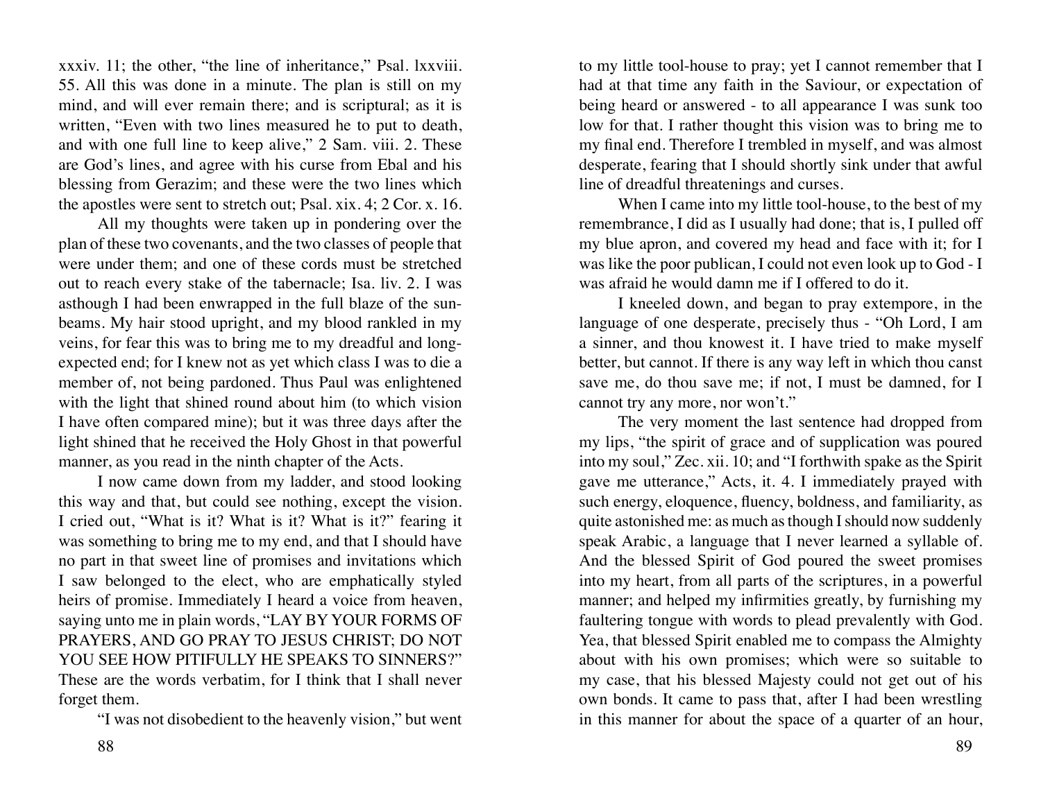xxxiv. 11; the other, "the line of inheritance," Psal. lxxviii. 55. All this was done in a minute. The plan is still on my mind, and will ever remain there; and is scriptural; as it is written, "Even with two lines measured he to put to death, and with one full line to keep alive," 2 Sam. viii. 2. These are God's lines, and agree with his curse from Ebal and his blessing from Gerazim; and these were the two lines which the apostles were sent to stretch out; Psal. xix. 4; 2 Cor. x. 16.

All my thoughts were taken up in pondering over the plan of these two covenants, and the two classes of people that were under them; and one of these cords must be stretched out to reach every stake of the tabernacle; Isa. liv. 2. I was asthough I had been enwrapped in the full blaze of the sun-beams. My hair stood upright, and my blood rankled in my veins, for fear this was to bring me to my dreadful and long-expected end; for I knew not as yet which class I was to die a member of, not being pardoned. Thus Paul was enlightened with the light that shined round about him (to which vision I have often compared mine); but it was three days after the light shined that he received the Holy Ghost in that powerful manner, as you read in the ninth chapter of the Acts.

I now came down from my ladder, and stood looking this way and that, but could see nothing, except the vision. I cried out, "What is it? What is it? What is it?" fearing it was something to bring me to my end, and that I should have no part in that sweet line of promises and invitations which I saw belonged to the elect, who are emphatically styled heirs of promise. Immediately I heard a voice from heaven, saying unto me in plain words, "LAY BY YOUR FORMS OF PRAYERS, AND GO PRAY TO JESUS CHRIST; DO NOT YOU SEE HOW PITIFULLY HE SPEAKS TO SINNERS?" These are the words verbatim, for I think that I shall never forget them.

"I was not disobedient to the heavenly vision," but went to my little tool-house to pray; yet I cannot remember that I had at that time any faith in the Saviour, or expectation of being heard or answered - to all appearance I was sunk too low for that. I rather thought this vision was to bring me to my final end. Therefore I trembled in myself, and was almost desperate, fearing that I should shortly sink under that awful line of dreadful threatenings and curses.

When I came into my little tool-house, to the best of my remembrance, I did as I usually had done; that is, I pulled off my blue apron, and covered my head and face with it; for I was like the poor publican, I could not even look up to God - I was afraid he would damn me if I offered to do it.

I kneeled down, and began to pray extempore, in the language of one desperate, precisely thus - "Oh Lord, I am a sinner, and thou knowest it. I have tried to make myself better, but cannot. If there is any way left in which thou canst save me, do thou save me; if not, I must be damned, for I cannot try any more, nor won't."

The very moment the last sentence had dropped from my lips, "the spirit of grace and of supplication was poured into my soul," Zec. xii. 10; and "I forthwith spake as the Spirit gave me utterance," Acts, it. 4. I immediately prayed with such energy, eloquence, fluency, boldness, and familiarity, as quite astonished me: as much as though I should now suddenly speak Arabic, a language that I never learned a syllable of. And the blessed Spirit of God poured the sweet promises into my heart, from all parts of the scriptures, in a powerful manner; and helped my infirmities greatly, by furnishing my faultering tongue with words to plead prevalently with God. Yea, that blessed Spirit enabled me to compass the Almighty about with his own promises; which were so suitable to my case, that his blessed Majesty could not get out of his own bonds. It came to pass that, after I had been wrestling in this manner for about the space of a quarter of an hour,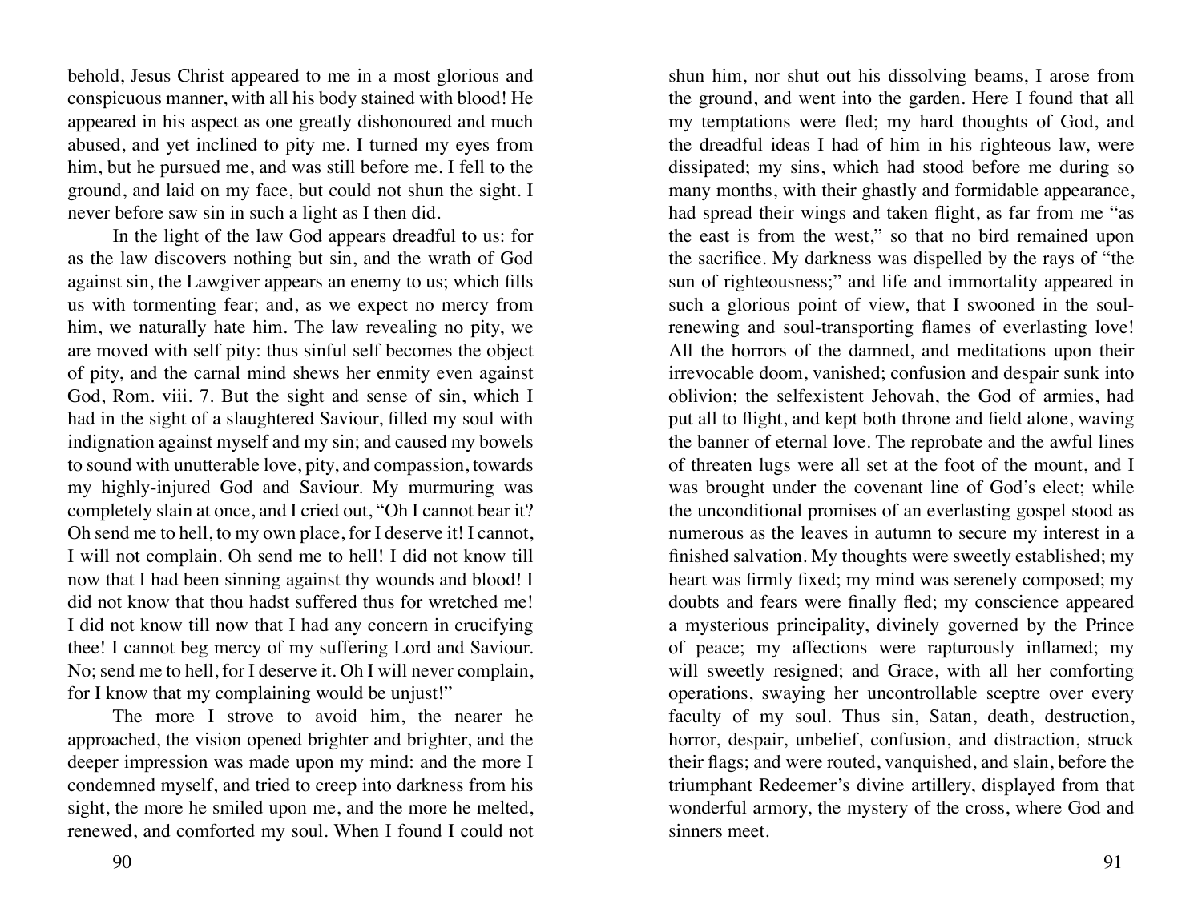behold, Jesus Christ appeared to me in a most glorious and conspicuous manner, with all his body stained with blood! He appeared in his aspect as one greatly dishonoured and much abused, and yet inclined to pity me. I turned my eyes from him, but he pursued me, and was still before me. I fell to the ground, and laid on my face, but could not shun the sight. I never before saw sin in such a light as I then did.

In the light of the law God appears dreadful to us: for as the law discovers nothing but sin, and the wrath of God against sin, the Lawgiver appears an enemy to us; which fills us with tormenting fear; and, as we expect no mercy from him, we naturally hate him. The law revealing no pity, we are moved with self pity: thus sinful self becomes the object of pity, and the carnal mind shews her enmity even against God, Rom. viii. 7. But the sight and sense of sin, which I had in the sight of a slaughtered Saviour, filled my soul with indignation against myself and my sin; and caused my bowels to sound with unutterable love, pity, and compassion, towards my highly-injured God and Saviour. My murmuring was completely slain at once, and I cried out, "Oh I cannot bear it? Oh send me to hell, to my own place, for I deserve it! I cannot, I will not complain. Oh send me to hell! I did not know till now that I had been sinning against thy wounds and blood! I did not know that thou hadst suffered thus for wretched me! I did not know till now that I had any concern in crucifying thee! I cannot beg mercy of my suffering Lord and Saviour. No; send me to hell, for I deserve it. Oh I will never complain, for I know that my complaining would be unjust!"

The more I strove to avoid him, the nearer he approached, the vision opened brighter and brighter, and the deeper impression was made upon my mind: and the more I condemned myself, and tried to creep into darkness from his sight, the more he smiled upon me, and the more he melted, renewed, and comforted my soul. When I found I could not shun him, nor shut out his dissolving beams, I arose from the ground, and went into the garden. Here I found that all my temptations were fled; my hard thoughts of God, and the dreadful ideas I had of him in his righteous law, were dissipated; my sins, which had stood before me during so many months, with their ghastly and formidable appearance, had spread their wings and taken flight, as far from me "as the east is from the west," so that no bird remained upon the sacrifice. My darkness was dispelled by the rays of "the sun of righteousness;" and life and immortality appeared in such a glorious point of view, that I swooned in the soul-renewing and soul-transporting flames of everlasting love! All the horrors of the damned, and meditations upon their irrevocable doom, vanished; confusion and despair sunk into oblivion; the selfexistent Jehovah, the God of armies, had put all to flight, and kept both throne and field alone, waving the banner of eternal love. The reprobate and the awful lines of threaten lugs were all set at the foot of the mount, and I was brought under the covenant line of God's elect; while the unconditional promises of an everlasting gospel stood as numerous as the leaves in autumn to secure my interest in a finished salvation. My thoughts were sweetly established; my heart was firmly fixed; my mind was serenely composed; my doubts and fears were finally fled; my conscience appeared a mysterious principality, divinely governed by the Prince of peace; my affections were rapturously inflamed; my will sweetly resigned; and Grace, with all her comforting operations, swaying her uncontrollable sceptre over every faculty of my soul. Thus sin, Satan, death, destruction, horror, despair, unbelief, confusion, and distraction, struck their flags; and were routed, vanquished, and slain, before the triumphant Redeemer's divine artillery, displayed from that wonderful armory, the mystery of the cross, where God and sinners meet.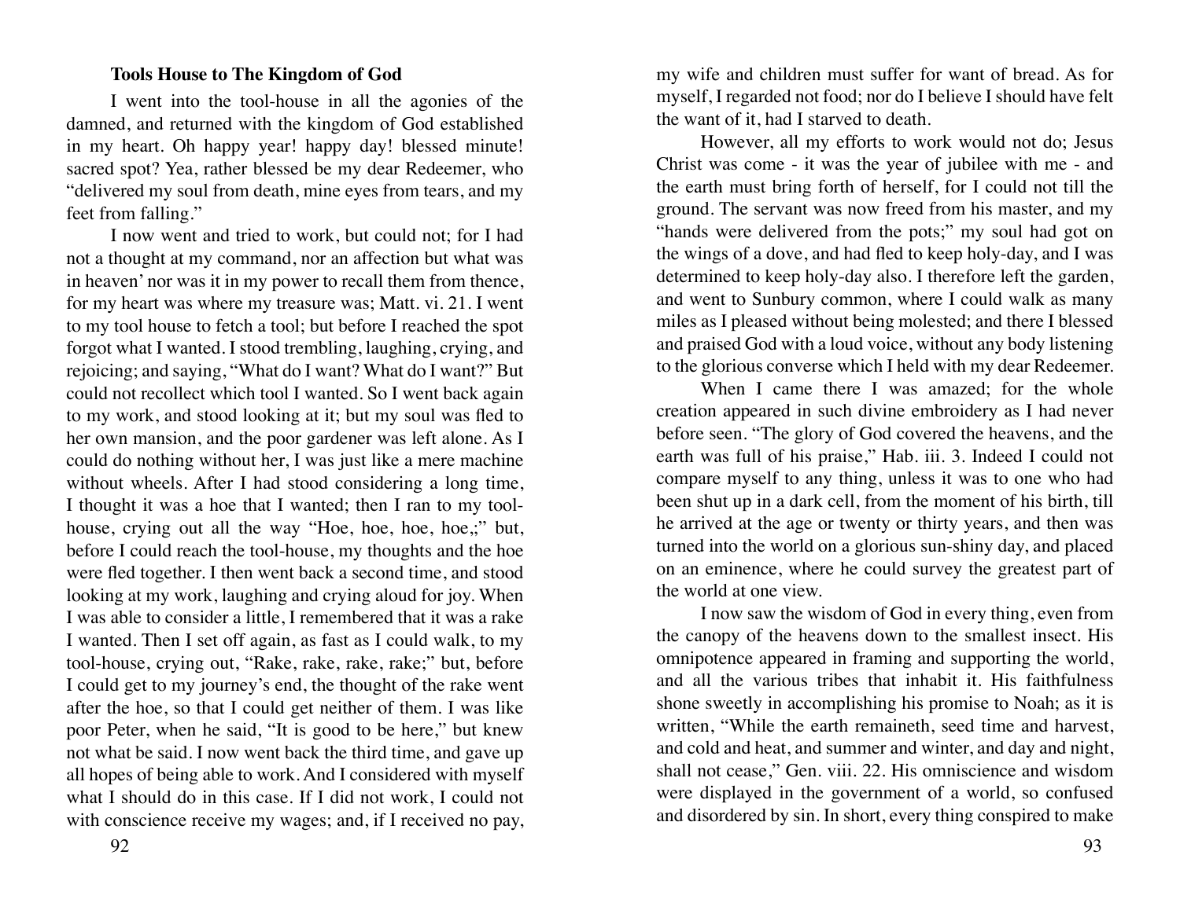**Tools House to The Kingdom of God**

I went into the tool-house in all the agonies of the damned, and returned with the kingdom of God established in my heart. Oh happy year! happy day! blessed minute! sacred spot? Yea, rather blessed be my dear Redeemer, who "delivered my soul from death, mine eyes from tears, and my feet from falling."

I now went and tried to work, but could not; for I had not a thought at my command, nor an affection but what was in heaven' nor was it in my power to recall them from thence, for my heart was where my treasure was; Matt. vi. 21. I went to my tool house to fetch a tool; but before I reached the spot forgot what I wanted. I stood trembling, laughing, crying, and rejoicing; and saying, "What do I want? What do I want?" But could not recollect which tool I wanted. So I went back again to my work, and stood looking at it; but my soul was fled to her own mansion, and the poor gardener was left alone. As I could do nothing without her, I was just like a mere machine without wheels. After I had stood considering a long time, I thought it was a hoe that I wanted; then I ran to my tool-house, crying out all the way "Hoe, hoe, hoe, hoe,;" but, before I could reach the tool-house, my thoughts and the hoe were fled together. I then went back a second time, and stood looking at my work, laughing and crying aloud for joy. When I was able to consider a little, I remembered that it was a rake I wanted. Then I set off again, as fast as I could walk, to my tool-house, crying out, "Rake, rake, rake, rake;" but, before I could get to my journey's end, the thought of the rake went after the hoe, so that I could get neither of them. I was like poor Peter, when he said, "It is good to be here," but knew not what be said. I now went back the third time, and gave up all hopes of being able to work. And I considered with myself what I should do in this case. If I did not work, I could not with conscience receive my wages; and, if I received no pay, my wife and children must suffer for want of bread. As for myself, I regarded not food; nor do I believe I should have felt the want of it, had I starved to death.

However, all my efforts to work would not do; Jesus Christ was come - it was the year of jubilee with me - and the earth must bring forth of herself, for I could not till the ground. The servant was now freed from his master, and my "hands were delivered from the pots;" my soul had got on the wings of a dove, and had fled to keep holy-day, and I was determined to keep holy-day also. I therefore left the garden, and went to Sunbury common, where I could walk as many miles as I pleased without being molested; and there I blessed and praised God with a loud voice, without any body listening to the glorious converse which I held with my dear Redeemer.

When I came there I was amazed; for the whole creation appeared in such divine embroidery as I had never before seen. "The glory of God covered the heavens, and the earth was full of his praise," Hab. iii. 3. Indeed I could not compare myself to any thing, unless it was to one who had been shut up in a dark cell, from the moment of his birth, till he arrived at the age or twenty or thirty years, and then was turned into the world on a glorious sun-shiny day, and placed on an eminence, where he could survey the greatest part of the world at one view.

I now saw the wisdom of God in every thing, even from the canopy of the heavens down to the smallest insect. His omnipotence appeared in framing and supporting the world, and all the various tribes that inhabit it. His faithfulness shone sweetly in accomplishing his promise to Noah; as it is written, "While the earth remaineth, seed time and harvest, and cold and heat, and summer and winter, and day and night, shall not cease," Gen. viii. 22. His omniscience and wisdom were displayed in the government of a world, so confused and disordered by sin. In short, every thing conspired to make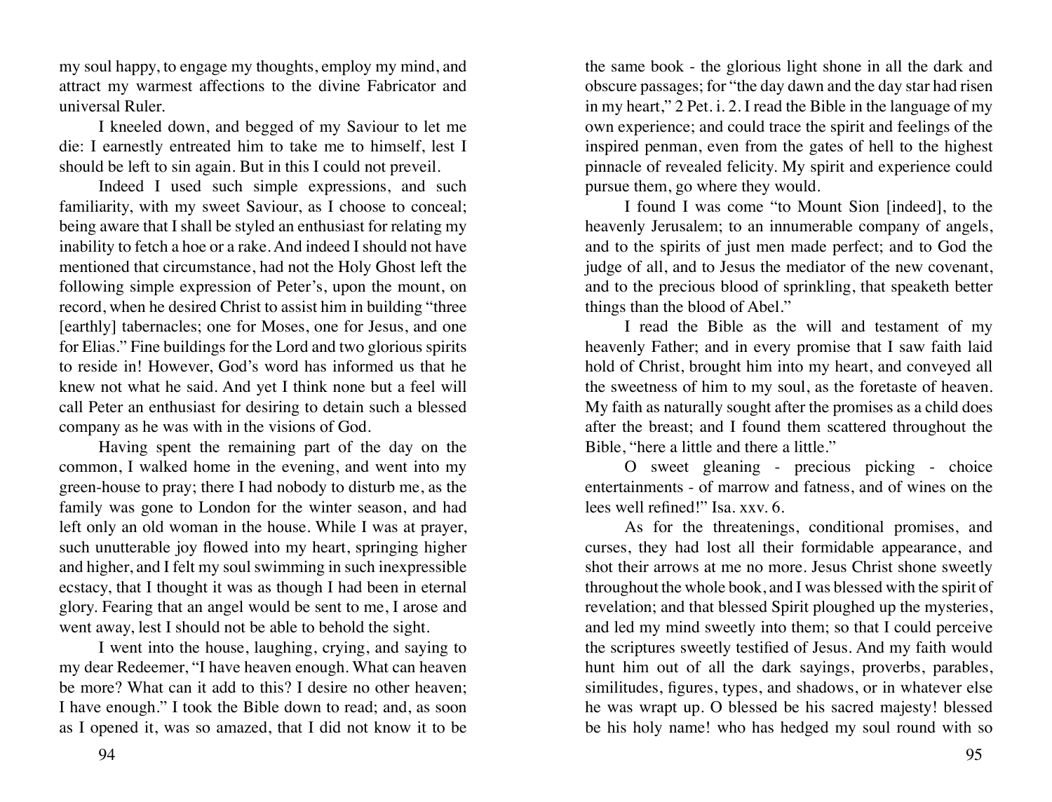my soul happy, to engage my thoughts, employ my mind, and attract my warmest affections to the divine Fabricator and universal Ruler.

I kneeled down, and begged of my Saviour to let me die: I earnestly entreated him to take me to himself, lest I should be left to sin again. But in this I could not preveil.

Indeed I used such simple expressions, and such familiarity, with my sweet Saviour, as I choose to conceal; being aware that I shall be styled an enthusiast for relating my inability to fetch a hoe or a rake. And indeed I should not have mentioned that circumstance, had not the Holy Ghost left the following simple expression of Peter's, upon the mount, on record, when he desired Christ to assist him in building "three [earthly] tabernacles; one for Moses, one for Jesus, and one for Elias." Fine buildings for the Lord and two glorious spirits to reside in! However, God's word has informed us that he knew not what he said. And yet I think none but a feel will call Peter an enthusiast for desiring to detain such a blessed company as he was with in the visions of God.

Having spent the remaining part of the day on the common, I walked home in the evening, and went into my green-house to pray; there I had nobody to disturb me, as the family was gone to London for the winter season, and had left only an old woman in the house. While I was at prayer, such unutterable joy flowed into my heart, springing higher and higher, and I felt my soul swimming in such inexpressible ecstacy, that I thought it was as though I had been in eternal glory. Fearing that an angel would be sent to me, I arose and went away, lest I should not be able to behold the sight.

I went into the house, laughing, crying, and saying to my dear Redeemer, "I have heaven enough. What can heaven be more? What can it add to this? I desire no other heaven; I have enough." I took the Bible down to read; and, as soon as I opened it, was so amazed, that I did not know it to be the same book - the glorious light shone in all the dark and obscure passages; for "the day dawn and the day star had risen in my heart," 2 Pet. i. 2. I read the Bible in the language of my own experience; and could trace the spirit and feelings of the inspired penman, even from the gates of hell to the highest pinnacle of revealed felicity. My spirit and experience could pursue them, go where they would.

I found I was come "to Mount Sion [indeed], to the heavenly Jerusalem; to an innumerable company of angels, and to the spirits of just men made perfect; and to God the judge of all, and to Jesus the mediator of the new covenant, and to the precious blood of sprinkling, that speaketh better things than the blood of Abel."

I read the Bible as the will and testament of my heavenly Father; and in every promise that I saw faith laid hold of Christ, brought him into my heart, and conveyed all the sweetness of him to my soul, as the foretaste of heaven. My faith as naturally sought after the promises as a child does after the breast; and I found them scattered throughout the Bible, "here a little and there a little."

O sweet gleaning - precious picking - choice entertainments - of marrow and fatness, and of wines on the lees well refined!" Isa. xxv. 6.

As for the threatenings, conditional promises, and curses, they had lost all their formidable appearance, and shot their arrows at me no more. Jesus Christ shone sweetly throughout the whole book, and I was blessed with the spirit of revelation; and that blessed Spirit ploughed up the mysteries, and led my mind sweetly into them; so that I could perceive the scriptures sweetly testified of Jesus. And my faith would hunt him out of all the dark sayings, proverbs, parables, similitudes, figures, types, and shadows, or in whatever else he was wrapt up. O blessed be his sacred majesty! blessed be his holy name! who has hedged my soul round with so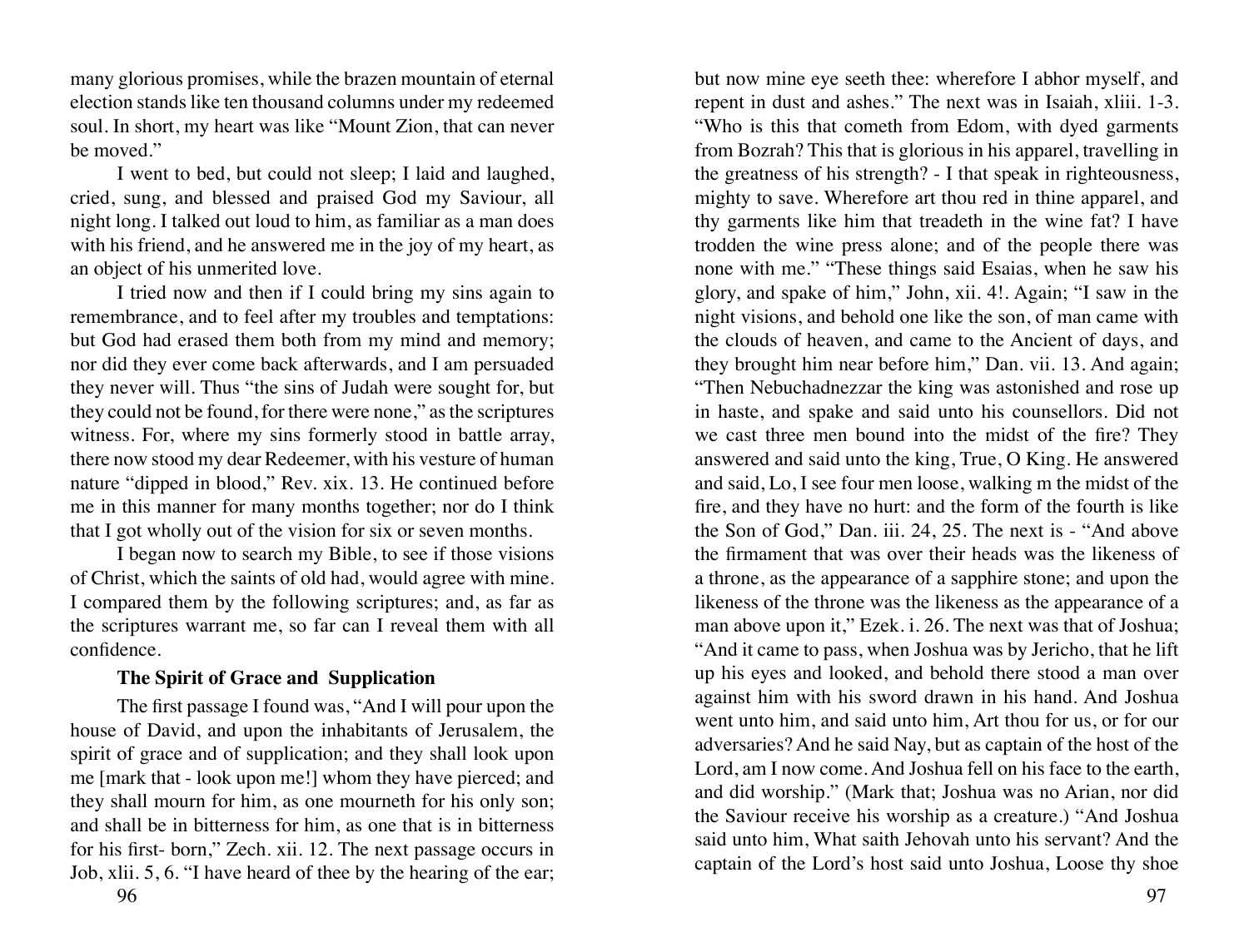many glorious promises, while the brazen mountain of eternal election stands like ten thousand columns under my redeemed soul. In short, my heart was like "Mount Zion, that can never be moved."

I went to bed, but could not sleep; I laid and laughed, cried, sung, and blessed and praised God my Saviour, all night long. I talked out loud to him, as familiar as a man does with his friend, and he answered me in the joy of my heart, as an object of his unmerited love.

I tried now and then if I could bring my sins again to remembrance, and to feel after my troubles and temptations: but God had erased them both from my mind and memory; nor did they ever come back afterwards, and I am persuaded they never will. Thus "the sins of Judah were sought for, but they could not be found, for there were none," as the scriptures witness. For, where my sins formerly stood in battle array, there now stood my dear Redeemer, with his vesture of human nature "dipped in blood," Rev. xix. 13. He continued before me in this manner for many months together; nor do I think that I got wholly out of the vision for six or seven months.

I began now to search my Bible, to see if those visions of Christ, which the saints of old had, would agree with mine. I compared them by the following scriptures; and, as far as the scriptures warrant me, so far can I reveal them with all confidence.

### The Spirit of Grace and Supplication

The first passage I found was, "And I will pour upon the house of David, and upon the inhabitants of Jerusalem, the spirit of grace and of supplication; and they shall look upon me [mark that - look upon me!] whom they have pierced; and they shall mourn for him, as one mourneth for his only son; and shall be in bitterness for him, as one that is in bitterness for his first- born," Zech. xii. 12. The next passage occurs in Job, xlii. 5, 6. "I have heard of thee by the hearing of the ear; but now mine eye seeth thee: wherefore I abhor myself, and repent in dust and ashes." The next was in Isaiah, xliii. 1-3. "Who is this that cometh from Edom, with dyed garments from Bozrah? This that is glorious in his apparel, travelling in the greatness of his strength? - I that speak in righteousness, mighty to save. Wherefore art thou red in thine apparel, and thy garments like him that treadeth in the wine fat? I have trodden the wine press alone; and of the people there was none with me." "These things said Esaias, when he saw his glory, and spake of him," John, xii. 4!. Again; "I saw in the night visions, and behold one like the son, of man came with the clouds of heaven, and came to the Ancient of days, and they brought him near before him," Dan. vii. 13. And again; "Then Nebuchadnezzar the king was astonished and rose up in haste, and spake and said unto his counsellors. Did not we cast three men bound into the midst of the fire? They answered and said unto the king, True, O King. He answered and said, Lo, I see four men loose, walking m the midst of the fire, and they have no hurt: and the form of the fourth is like the Son of God," Dan. iii. 24, 25. The next is - "And above the firmament that was over their heads was the likeness of a throne, as the appearance of a sapphire stone; and upon the likeness of the throne was the likeness as the appearance of a man above upon it," Ezek. i. 26. The next was that of Joshua; "And it came to pass, when Joshua was by Jericho, that he lift up his eyes and looked, and behold there stood a man over against him with his sword drawn in his hand. And Joshua went unto him, and said unto him, Art thou for us, or for our adversaries? And he said Nay, but as captain of the host of the Lord, am I now come. And Joshua fell on his face to the earth, and did worship." (Mark that; Joshua was no Arian, nor did the Saviour receive his worship as a creature.) "And Joshua said unto him, What saith Jehovah unto his servant? And the captain of the Lord's host said unto Joshua, Loose thy shoe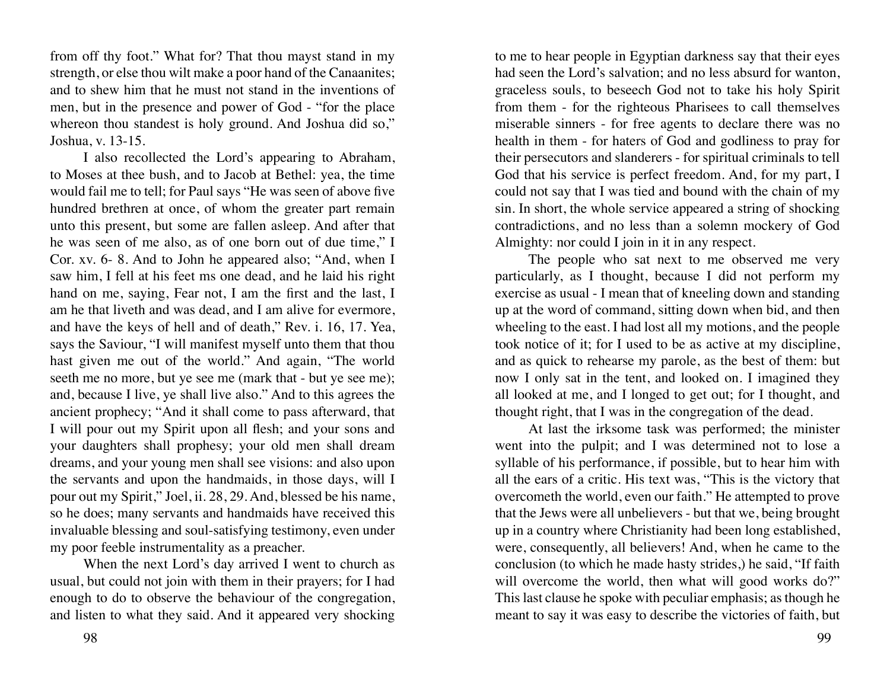from off thy foot." What for? That thou mayst stand in my strength, or else thou wilt make a poor hand of the Canaanites; and to shew him that he must not stand in the inventions of men, but in the presence and power of God - "for the place whereon thou standest is holy ground. And Joshua did so," Joshua, v. 13-15.

I also recollected the Lord's appearing to Abraham, to Moses at thee bush, and to Jacob at Bethel: yea, the time would fail me to tell; for Paul says "He was seen of above five hundred brethren at once, of whom the greater part remain unto this present, but some are fallen asleep. And after that he was seen of me also, as of one born out of due time," I Cor. xv. 6- 8. And to John he appeared also; "And, when I saw him, I fell at his feet ms one dead, and he laid his right hand on me, saying, Fear not, I am the first and the last, I am he that liveth and was dead, and I am alive for evermore, and have the keys of hell and of death," Rev. i. 16, 17. Yea, says the Saviour, "I will manifest myself unto them that thou hast given me out of the world." And again, "The world seeth me no more, but ye see me (mark that - but ye see me); and, because I live, ye shall live also." And to this agrees the ancient prophecy; "And it shall come to pass afterward, that I will pour out my Spirit upon all flesh; and your sons and your daughters shall prophesy; your old men shall dream dreams, and your young men shall see visions: and also upon the servants and upon the handmaids, in those days, will I pour out my Spirit," Joel, ii. 28, 29. And, blessed be his name, so he does; many servants and handmaids have received this invaluable blessing and soul-satisfying testimony, even under my poor feeble instrumentality as a preacher.

When the next Lord's day arrived I went to church as usual, but could not join with them in their prayers; for I had enough to do to observe the behaviour of the congregation, and listen to what they said. And it appeared very shocking to me to hear people in Egyptian darkness say that their eyes had seen the Lord's salvation; and no less absurd for wanton, graceless souls, to beseech God not to take his holy Spirit from them - for the righteous Pharisees to call themselves miserable sinners - for free agents to declare there was no health in them - for haters of God and godliness to pray for their persecutors and slanderers - for spiritual criminals to tell God that his service is perfect freedom. And, for my part, I could not say that I was tied and bound with the chain of my sin. In short, the whole service appeared a string of shocking contradictions, and no less than a solemn mockery of God Almighty: nor could I join in it in any respect.

The people who sat next to me observed me very particularly, as I thought, because I did not perform my exercise as usual - I mean that of kneeling down and standing up at the word of command, sitting down when bid, and then wheeling to the east. I had lost all my motions, and the people took notice of it; for I used to be as active at my discipline, and as quick to rehearse my parole, as the best of them: but now I only sat in the tent, and looked on. I imagined they all looked at me, and I longed to get out; for I thought, and thought right, that I was in the congregation of the dead.

At last the irksome task was performed; the minister went into the pulpit; and I was determined not to lose a syllable of his performance, if possible, but to hear him with all the ears of a critic. His text was, "This is the victory that overcometh the world, even our faith." He attempted to prove that the Jews were all unbelievers - but that we, being brought up in a country where Christianity had been long established, were, consequently, all believers! And, when he came to the conclusion (to which he made hasty strides,) he said, "If faith will overcome the world, then what will good works do?" This last clause he spoke with peculiar emphasis; as though he meant to say it was easy to describe the victories of faith, but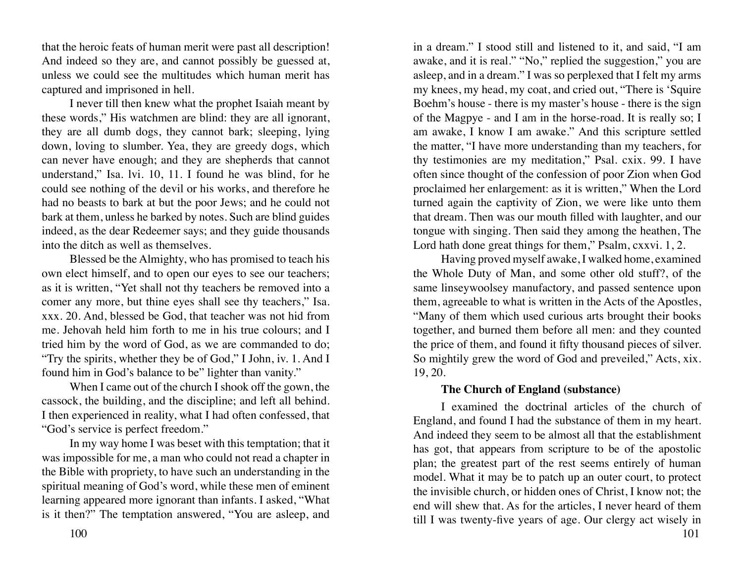that the heroic feats of human merit were past all description! And indeed so they are, and cannot possibly be guessed at, unless we could see the multitudes which human merit has captured and imprisoned in hell.

I never till then knew what the prophet Isaiah meant by these words," His watchmen are blind: they are all ignorant, they are all dumb dogs, they cannot bark; sleeping, lying down, loving to slumber. Yea, they are greedy dogs, which can never have enough; and they are shepherds that cannot understand," Isa. lvi. 10, 11. I found he was blind, for he could see nothing of the devil or his works, and therefore he had no beasts to bark at but the poor Jews; and he could not bark at them, unless he barked by notes. Such are blind guides indeed, as the dear Redeemer says; and they guide thousands into the ditch as well as themselves.

Blessed be the Almighty, who has promised to teach his own elect himself, and to open our eyes to see our teachers; as it is written, "Yet shall not thy teachers be removed into a comer any more, but thine eyes shall see thy teachers," Isa. xxx. 20. And, blessed be God, that teacher was not hid from me. Jehovah held him forth to me in his true colours; and I tried him by the word of God, as we are commanded to do; "Try the spirits, whether they be of God," I John, iv. 1. And I found him in God's balance to be" lighter than vanity."

When I came out of the church I shook off the gown, the cassock, the building, and the discipline; and left all behind. I then experienced in reality, what I had often confessed, that "God's service is perfect freedom."

In my way home I was beset with this temptation; that it was impossible for me, a man who could not read a chapter in the Bible with propriety, to have such an understanding in the spiritual meaning of God's word, while these men of eminent learning appeared more ignorant than infants. I asked, "What is it then?" The temptation answered, "You are asleep, and in a dream." I stood still and listened to it, and said, "I am awake, and it is real." "No," replied the suggestion," you are asleep, and in a dream." I was so perplexed that I felt my arms my knees, my head, my coat, and cried out, "There is 'Squire Boehm's house - there is my master's house - there is the sign of the Magpye - and I am in the horse-road. It is really so; I am awake, I know I am awake." And this scripture settled the matter, "I have more understanding than my teachers, for thy testimonies are my meditation," Psal. cxix. 99. I have often since thought of the confession of poor Zion when God proclaimed her enlargement: as it is written," When the Lord turned again the captivity of Zion, we were like unto them that dream. Then was our mouth filled with laughter, and our tongue with singing. Then said they among the heathen, The Lord hath done great things for them," Psalm, cxxvi. 1, 2.

Having proved myself awake, I walked home, examined the Whole Duty of Man, and some other old stuff?, of the same linseywoolsey manufactory, and passed sentence upon them, agreeable to what is written in the Acts of the Apostles, "Many of them which used curious arts brought their books together, and burned them before all men: and they counted the price of them, and found it fifty thousand pieces of silver. So mightily grew the word of God and preveiled," Acts, xix. 19, 20.

### The Church of England (substance)

I examined the doctrinal articles of the church of England, and found I had the substance of them in my heart. And indeed they seem to be almost all that the establishment has got, that appears from scripture to be of the apostolic plan; the greatest part of the rest seems entirely of human model. What it may be to patch up an outer court, to protect the invisible church, or hidden ones of Christ, I know not; the end will shew that. As for the articles, I never heard of them till I was twenty-five years of age. Our clergy act wisely in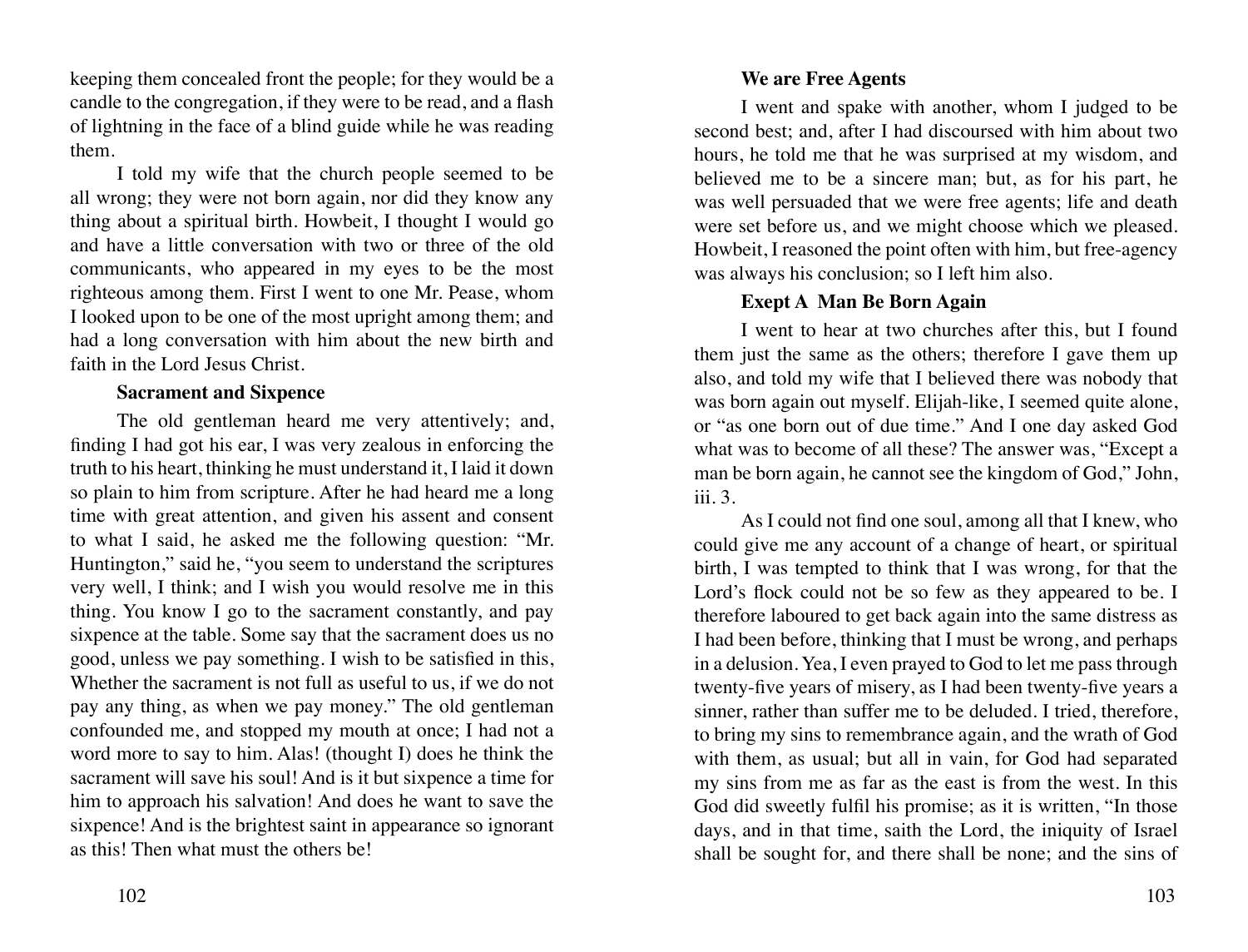keeping them concealed front the people; for they would be a candle to the congregation, if they were to be read, and a flash of lightning in the face of a blind guide while he was reading them.

I told my wife that the church people seemed to be all wrong; they were not born again, nor did they know any thing about a spiritual birth. Howbeit, I thought I would go and have a little conversation with two or three of the old communicants, who appeared in my eyes to be the most righteous among them. First I went to one Mr. Pease, whom I looked upon to be one of the most upright among them; and had a long conversation with him about the new birth and faith in the Lord Jesus Christ.

**Sacrament and Sixpence**

The old gentleman heard me very attentively; and, finding I had got his ear, I was very zealous in enforcing the truth to his heart, thinking he must understand it, I laid it down so plain to him from scripture. After he had heard me a long time with great attention, and given his assent and consent to what I said, he asked me the following question: "Mr. Huntington," said he, "you seem to understand the scriptures very well, I think; and I wish you would resolve me in this thing. You know I go to the sacrament constantly, and pay sixpence at the table. Some say that the sacrament does us no good, unless we pay something. I wish to be satisfied in this, Whether the sacrament is not full as useful to us, if we do not pay any thing, as when we pay money." The old gentleman confounded me, and stopped my mouth at once; I had not a word more to say to him. Alas! (thought I) does he think the sacrament will save his soul! And is it but sixpence a time for him to approach his salvation! And does he want to save the sixpence! And is the brightest saint in appearance so ignorant as this! Then what must the others be!

**We are Free Agents**

I went and spake with another, whom I judged to be second best; and, after I had discoursed with him about two hours, he told me that he was surprised at my wisdom, and believed me to be a sincere man; but, as for his part, he was well persuaded that we were free agents; life and death were set before us, and we might choose which we pleased. Howbeit, I reasoned the point often with him, but free-agency was always his conclusion; so I left him also.

**Exept A Man Be Born Again**

I went to hear at two churches after this, but I found them just the same as the others; therefore I gave them up also, and told my wife that I believed there was nobody that was born again out myself. Elijah-like, I seemed quite alone, or "as one born out of due time." And I one day asked God what was to become of all these? The answer was, "Except a man be born again, he cannot see the kingdom of God," John, iii. 3.

As I could not find one soul, among all that I knew, who could give me any account of a change of heart, or spiritual birth, I was tempted to think that I was wrong, for that the Lord's flock could not be so few as they appeared to be. I therefore laboured to get back again into the same distress as I had been before, thinking that I must be wrong, and perhaps in a delusion. Yea, I even prayed to God to let me pass through twenty-five years of misery, as I had been twenty-five years a sinner, rather than suffer me to be deluded. I tried, therefore, to bring my sins to remembrance again, and the wrath of God with them, as usual; but all in vain, for God had separated my sins from me as far as the east is from the west. In this God did sweetly fulfil his promise; as it is written, "In those days, and in that time, saith the Lord, the iniquity of Israel shall be sought for, and there shall be none; and the sins of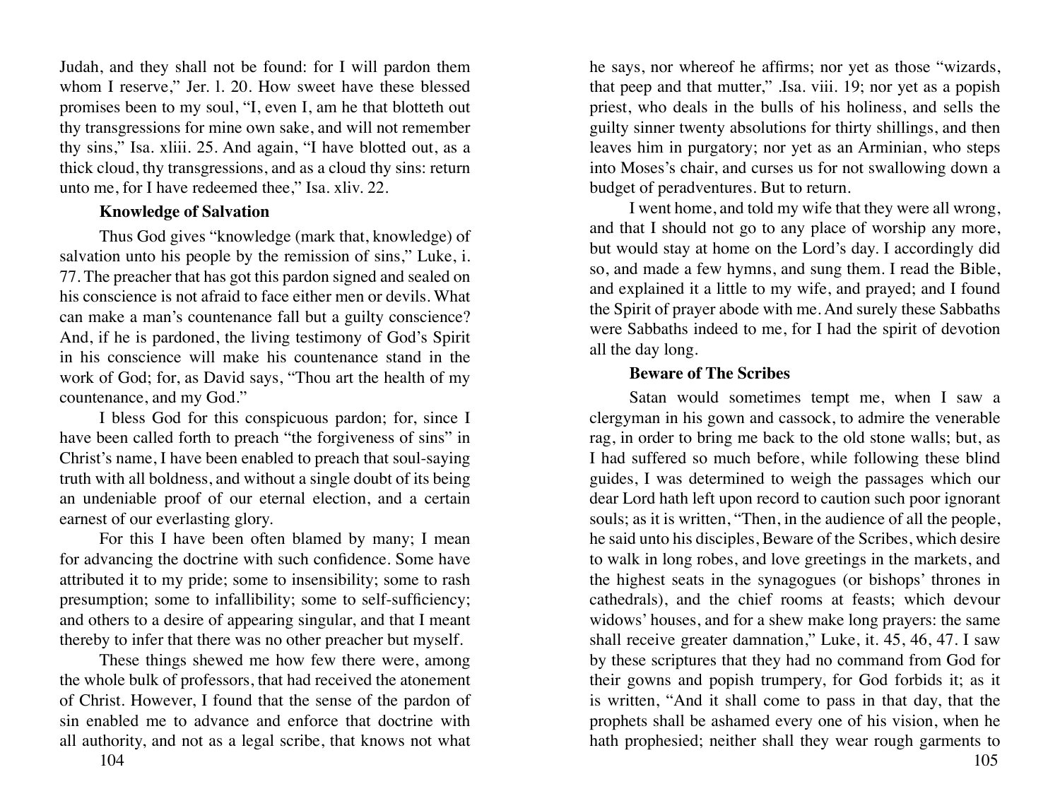Judah, and they shall not be found: for I will pardon them whom I reserve," Jer. l. 20. How sweet have these blessed promises been to my soul, "I, even I, am he that blotteth out thy transgressions for mine own sake, and will not remember thy sins," Isa. xliii. 25. And again, "I have blotted out, as a thick cloud, thy transgressions, and as a cloud thy sins: return unto me, for I have redeemed thee," Isa. xliv. 22.

### Knowledge of Salvation

Thus God gives "knowledge (mark that, knowledge) of salvation unto his people by the remission of sins," Luke, i. 77. The preacher that has got this pardon signed and sealed on his conscience is not afraid to face either men or devils. What can make a man's countenance fall but a guilty conscience? And, if he is pardoned, the living testimony of God's Spirit in his conscience will make his countenance stand in the work of God; for, as David says, "Thou art the health of my countenance, and my God."

I bless God for this conspicuous pardon; for, since I have been called forth to preach "the forgiveness of sins" in Christ's name, I have been enabled to preach that soul-saving truth with all boldness, and without a single doubt of its being an undeniable proof of our eternal election, and a certain earnest of our everlasting glory.

For this I have been often blamed by many; I mean for advancing the doctrine with such confidence. Some have attributed it to my pride; some to insensibility; some to rash presumption; some to infallibility; some to self-sufficiency; and others to a desire of appearing singular, and that I meant thereby to infer that there was no other preacher but myself.

These things shewed me how few there were, among the whole bulk of professors, that had received the atonement of Christ. However, I found that the sense of the pardon of sin enabled me to advance and enforce that doctrine with all authority, and not as a legal scribe, that knows not what he says, nor whereof he affirms; nor yet as those "wizards, that peep and that mutter," .Isa. viii. 19; nor yet as a popish priest, who deals in the bulls of his holiness, and sells the guilty sinner twenty absolutions for thirty shillings, and then leaves him in purgatory; nor yet as an Arminian, who steps into Moses's chair, and curses us for not swallowing down a budget of peradventures. But to return.

I went home, and told my wife that they were all wrong, and that I should not go to any place of worship any more, but would stay at home on the Lord's day. I accordingly did so, and made a few hymns, and sung them. I read the Bible, and explained it a little to my wife, and prayed; and I found the Spirit of prayer abode with me. And surely these Sabbaths were Sabbaths indeed to me, for I had the spirit of devotion all the day long.

### Beware of The Scribes

Satan would sometimes tempt me, when I saw a clergyman in his gown and cassock, to admire the venerable rag, in order to bring me back to the old stone walls; but, as I had suffered so much before, while following these blind guides, I was determined to weigh the passages which our dear Lord hath left upon record to caution such poor ignorant souls; as it is written, "Then, in the audience of all the people, he said unto his disciples, Beware of the Scribes, which desire to walk in long robes, and love greetings in the markets, and the highest seats in the synagogues (or bishops' thrones in cathedrals), and the chief rooms at feasts; which devour widows' houses, and for a shew make long prayers: the same shall receive greater damnation," Luke, it. 45, 46, 47. I saw by these scriptures that they had no command from God for their gowns and popish trumpery, for God forbids it; as it is written, "And it shall come to pass in that day, that the prophets shall be ashamed every one of his vision, when he hath prophesied; neither shall they wear rough garments to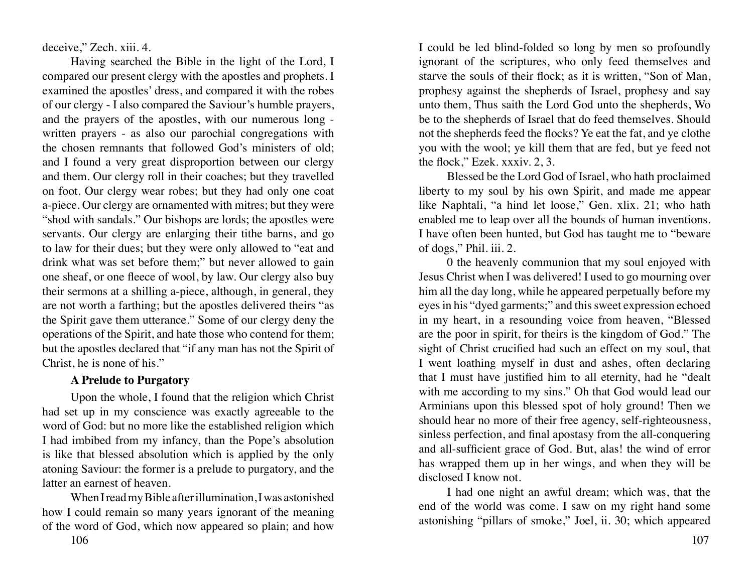deceive," Zech. xiii. 4.

Having searched the Bible in the light of the Lord, I compared our present clergy with the apostles and prophets. I examined the apostles' dress, and compared it with the robes of our clergy - I also compared the Saviour's humble prayers, and the prayers of the apostles, with our numerous long - written prayers - as also our parochial congregations with the chosen remnants that followed God's ministers of old; and I found a very great disproportion between our clergy and them. Our clergy roll in their coaches; but they travelled on foot. Our clergy wear robes; but they had only one coat a-piece. Our clergy are ornamented with mitres; but they were "shod with sandals." Our bishops are lords; the apostles were servants. Our clergy are enlarging their tithe barns, and go to law for their dues; but they were only allowed to "eat and drink what was set before them;" but never allowed to gain one sheaf, or one fleece of wool, by law. Our clergy also buy their sermons at a shilling a-piece, although, in general, they are not worth a farthing; but the apostles delivered theirs "as the Spirit gave them utterance." Some of our clergy deny the operations of the Spirit, and hate those who contend for them; but the apostles declared that "if any man has not the Spirit of Christ, he is none of his."

### A Prelude to Purgatory

Upon the whole, I found that the religion which Christ had set up in my conscience was exactly agreeable to the word of God: but no more like the established religion which I had imbibed from my infancy, than the Pope's absolution is like that blessed absolution which is applied by the only atoning Saviour: the former is a prelude to purgatory, and the latter an earnest of heaven.

When I read my Bible after illumination, I was astonished how I could remain so many years ignorant of the meaning of the word of God, which now appeared so plain; and how I could be led blind-folded so long by men so profoundly ignorant of the scriptures, who only feed themselves and starve the souls of their flock; as it is written, "Son of Man, prophesy against the shepherds of Israel, prophesy and say unto them, Thus saith the Lord God unto the shepherds, Wo be to the shepherds of Israel that do feed themselves. Should not the shepherds feed the flocks? Ye eat the fat, and ye clothe you with the wool; ye kill them that are fed, but ye feed not the flock," Ezek. xxxiv. 2, 3.

Blessed be the Lord God of Israel, who hath proclaimed liberty to my soul by his own Spirit, and made me appear like Naphtali, "a hind let loose," Gen. xlix. 21; who hath enabled me to leap over all the bounds of human inventions. I have often been hunted, but God has taught me to "beware of dogs," Phil. iii. 2.

0 the heavenly communion that my soul enjoyed with Jesus Christ when I was delivered! I used to go mourning over him all the day long, while he appeared perpetually before my eyes in his "dyed garments;" and this sweet expression echoed in my heart, in a resounding voice from heaven, "Blessed are the poor in spirit, for theirs is the kingdom of God." The sight of Christ crucified had such an effect on my soul, that I went loathing myself in dust and ashes, often declaring that I must have justified him to all eternity, had he "dealt with me according to my sins." Oh that God would lead our Arminians upon this blessed spot of holy ground! Then we should hear no more of their free agency, self-righteousness, sinless perfection, and final apostasy from the all-conquering and all-sufficient grace of God. But, alas! the wind of error has wrapped them up in her wings, and when they will be disclosed I know not.

I had one night an awful dream; which was, that the end of the world was come. I saw on my right hand some astonishing "pillars of smoke," Joel, ii. 30; which appeared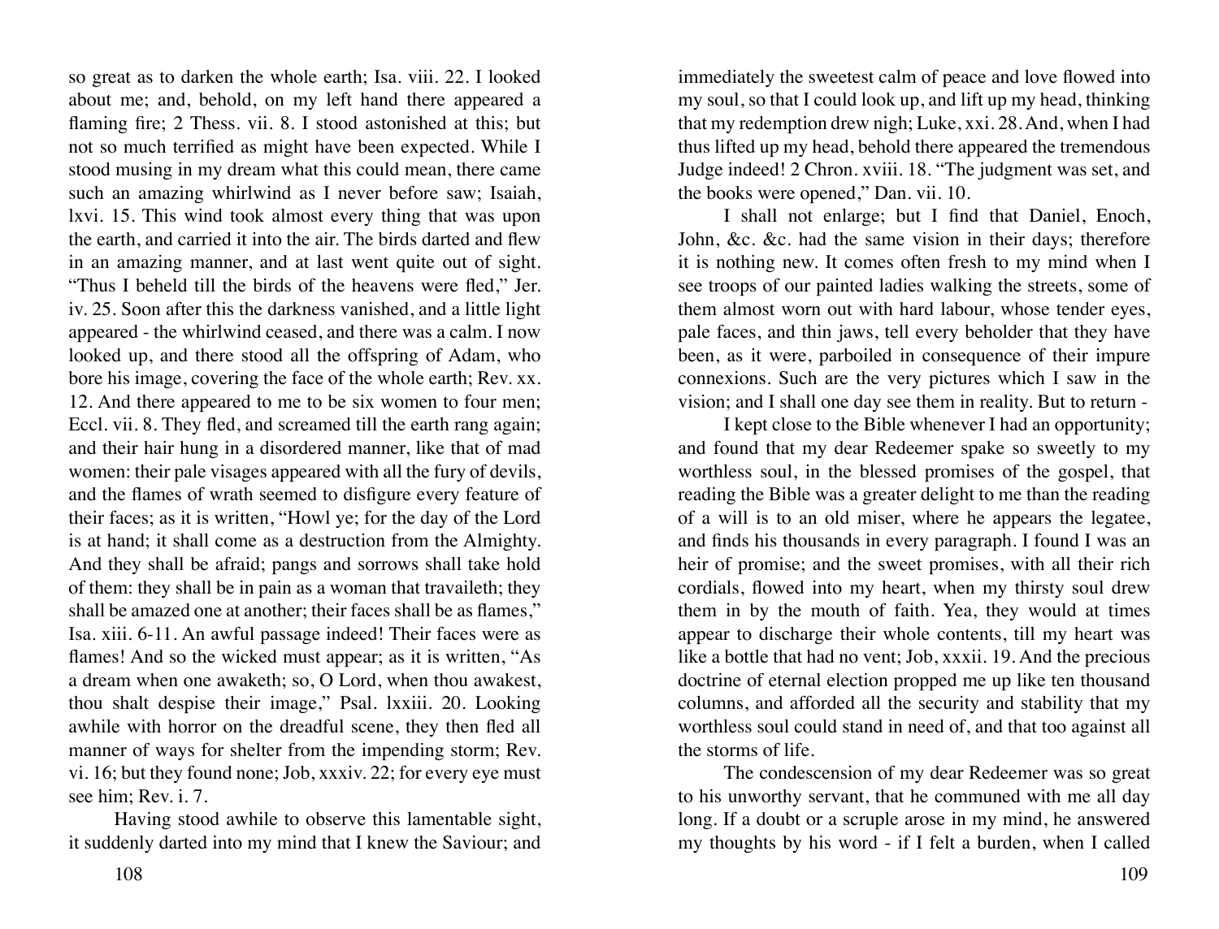so great as to darken the whole earth; Isa. viii. 22. I looked about me; and, behold, on my left hand there appeared a flaming fire; 2 Thess. vii. 8. I stood astonished at this; but not so much terrified as might have been expected. While I stood musing in my dream what this could mean, there came such an amazing whirlwind as I never before saw; Isaiah, lxvi. 15. This wind took almost every thing that was upon the earth, and carried it into the air. The birds darted and flew in an amazing manner, and at last went quite out of sight. "Thus I beheld till the birds of the heavens were fled," Jer. iv. 25. Soon after this the darkness vanished, and a little light appeared - the whirlwind ceased, and there was a calm. I now looked up, and there stood all the offspring of Adam, who bore his image, covering the face of the whole earth; Rev. xx. 12. And there appeared to me to be six women to four men; Eccl. vii. 8. They fled, and screamed till the earth rang again; and their hair hung in a disordered manner, like that of mad women: their pale visages appeared with all the fury of devils, and the flames of wrath seemed to disfigure every feature of their faces; as it is written, "Howl ye; for the day of the Lord is at hand; it shall come as a destruction from the Almighty. And they shall be afraid; pangs and sorrows shall take hold of them: they shall be in pain as a woman that travaileth; they shall be amazed one at another; their faces shall be as flames," Isa. xiii. 6-11. An awful passage indeed! Their faces were as flames! And so the wicked must appear; as it is written, "As a dream when one awaketh; so, O Lord, when thou awakest, thou shalt despise their image," Psal. lxxiii. 20. Looking awhile with horror on the dreadful scene, they then fled all manner of ways for shelter from the impending storm; Rev. vi. 16; but they found none; Job, xxxiv. 22; for every eye must see him; Rev. i. 7.

Having stood awhile to observe this lamentable sight, it suddenly darted into my mind that I knew the Saviour; and immediately the sweetest calm of peace and love flowed into my soul, so that I could look up, and lift up my head, thinking that my redemption drew nigh; Luke, xxi. 28. And, when I had thus lifted up my head, behold there appeared the tremendous Judge indeed! 2 Chron. xviii. 18. "The judgment was set, and the books were opened," Dan. vii. 10.

I shall not enlarge; but I find that Daniel, Enoch, John, &c. &c. had the same vision in their days; therefore it is nothing new. It comes often fresh to my mind when I see troops of our painted ladies walking the streets, some of them almost worn out with hard labour, whose tender eyes, pale faces, and thin jaws, tell every beholder that they have been, as it were, parboiled in consequence of their impure connexions. Such are the very pictures which I saw in the vision; and I shall one day see them in reality. But to return -

I kept close to the Bible whenever I had an opportunity; and found that my dear Redeemer spake so sweetly to my worthless soul, in the blessed promises of the gospel, that reading the Bible was a greater delight to me than the reading of a will is to an old miser, where he appears the legatee, and finds his thousands in every paragraph. I found I was an heir of promise; and the sweet promises, with all their rich cordials, flowed into my heart, when my thirsty soul drew them in by the mouth of faith. Yea, they would at times appear to discharge their whole contents, till my heart was like a bottle that had no vent; Job, xxxii. 19. And the precious doctrine of eternal election propped me up like ten thousand columns, and afforded all the security and stability that my worthless soul could stand in need of, and that too against all the storms of life.

The condescension of my dear Redeemer was so great to his unworthy servant, that he communed with me all day long. If a doubt or a scruple arose in my mind, he answered my thoughts by his word - if I felt a burden, when I called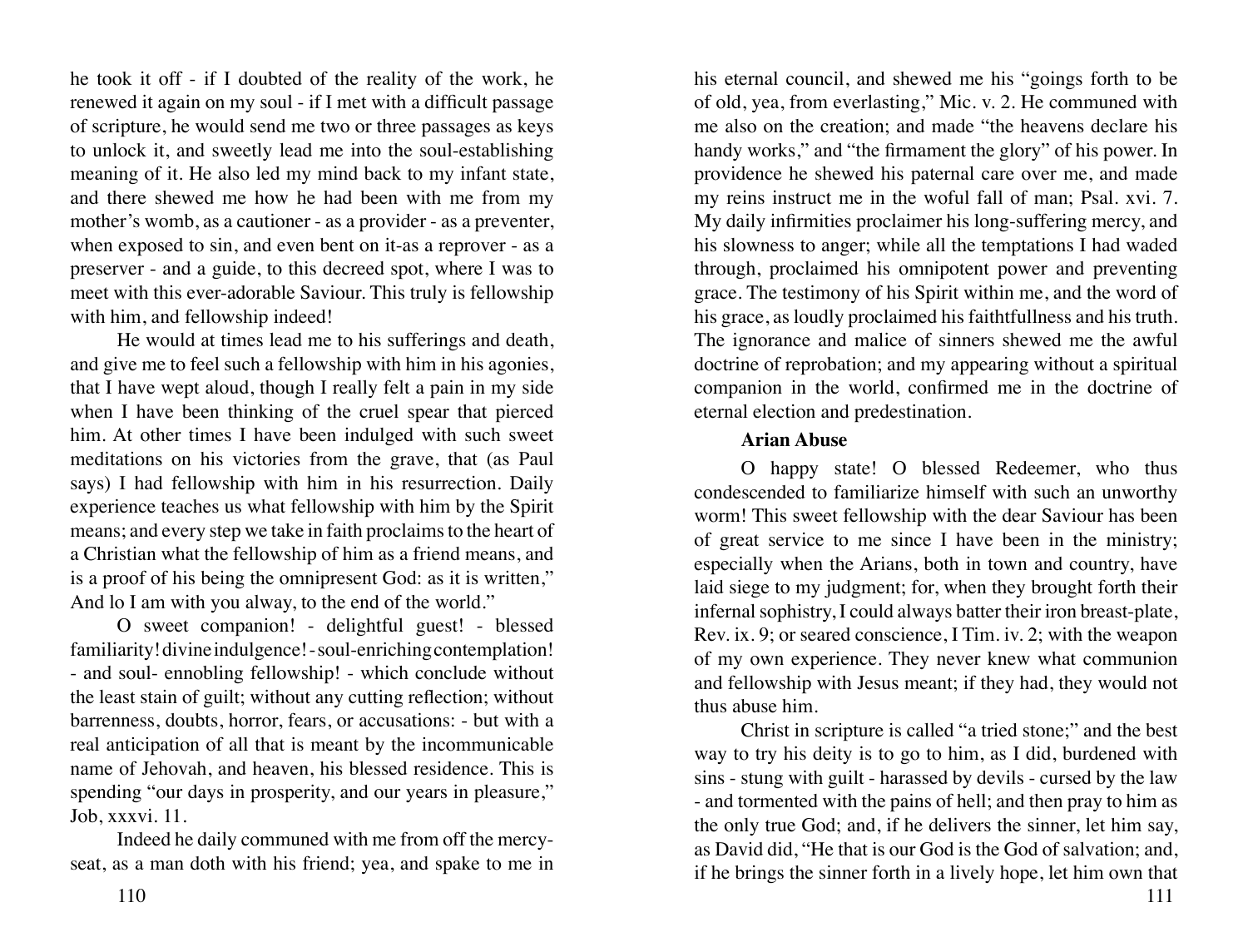he took it off - if I doubted of the reality of the work, he renewed it again on my soul - if I met with a difficult passage of scripture, he would send me two or three passages as keys to unlock it, and sweetly lead me into the soul-establishing meaning of it. He also led my mind back to my infant state, and there shewed me how he had been with me from my mother's womb, as a cautioner - as a provider - as a preventer, when exposed to sin, and even bent on it-as a reprover - as a preserver - and a guide, to this decreed spot, where I was to meet with this ever-adorable Saviour. This truly is fellowship with him, and fellowship indeed!

He would at times lead me to his sufferings and death, and give me to feel such a fellowship with him in his agonies, that I have wept aloud, though I really felt a pain in my side when I have been thinking of the cruel spear that pierced him. At other times I have been indulged with such sweet meditations on his victories from the grave, that (as Paul says) I had fellowship with him in his resurrection. Daily experience teaches us what fellowship with him by the Spirit means; and every step we take in faith proclaims to the heart of a Christian what the fellowship of him as a friend means, and is a proof of his being the omnipresent God: as it is written," And lo I am with you alway, to the end of the world."

O sweet companion! - delightful guest! - blessed familiarity! divine indulgence! - soul-enriching contemplation! - and soul- ennobling fellowship! - which conclude without the least stain of guilt; without any cutting reflection; without barrenness, doubts, horror, fears, or accusations: - but with a real anticipation of all that is meant by the incommunicable name of Jehovah, and heaven, his blessed residence. This is spending "our days in prosperity, and our years in pleasure," Job, xxxvi. 11.

Indeed he daily communed with me from off the mercy-seat, as a man doth with his friend; yea, and spake to me in his eternal council, and shewed me his "goings forth to be of old, yea, from everlasting," Mic. v. 2. He communed with me also on the creation; and made "the heavens declare his handy works," and "the firmament the glory" of his power. In providence he shewed his paternal care over me, and made my reins instruct me in the woful fall of man; Psal. xvi. 7. My daily infirmities proclaimer his long-suffering mercy, and his slowness to anger; while all the temptations I had waded through, proclaimed his omnipotent power and preventing grace. The testimony of his Spirit within me, and the word of his grace, as loudly proclaimed his faithtfullness and his truth. The ignorance and malice of sinners shewed me the awful doctrine of reprobation; and my appearing without a spiritual companion in the world, confirmed me in the doctrine of eternal election and predestination.

### Arian Abuse

O happy state! O blessed Redeemer, who thus condescended to familiarize himself with such an unworthy worm! This sweet fellowship with the dear Saviour has been of great service to me since I have been in the ministry; especially when the Arians, both in town and country, have laid siege to my judgment; for, when they brought forth their infernal sophistry, I could always batter their iron breast-plate, Rev. ix. 9; or seared conscience, I Tim. iv. 2; with the weapon of my own experience. They never knew what communion and fellowship with Jesus meant; if they had, they would not thus abuse him.

Christ in scripture is called "a tried stone;" and the best way to try his deity is to go to him, as I did, burdened with sins - stung with guilt - harassed by devils - cursed by the law - and tormented with the pains of hell; and then pray to him as the only true God; and, if he delivers the sinner, let him say, as David did, "He that is our God is the God of salvation; and, if he brings the sinner forth in a lively hope, let him own that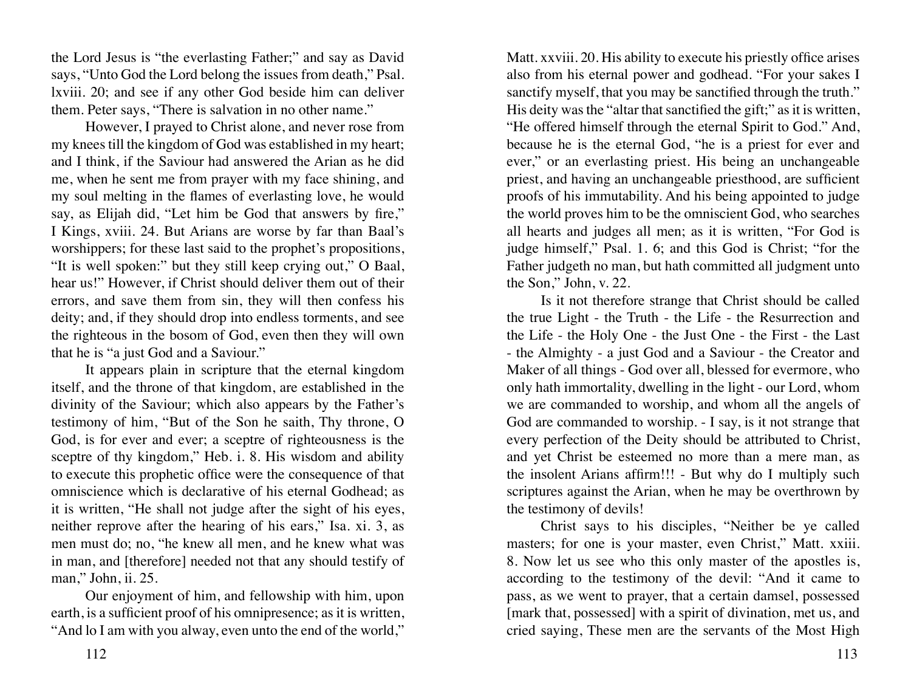the Lord Jesus is "the everlasting Father;" and say as David says, "Unto God the Lord belong the issues from death," Psal. lxviii. 20; and see if any other God beside him can deliver them. Peter says, "There is salvation in no other name."

However, I prayed to Christ alone, and never rose from my knees till the kingdom of God was established in my heart; and I think, if the Saviour had answered the Arian as he did me, when he sent me from prayer with my face shining, and my soul melting in the flames of everlasting love, he would say, as Elijah did, "Let him be God that answers by fire," I Kings, xviii. 24. But Arians are worse by far than Baal's worshippers; for these last said to the prophet's propositions, "It is well spoken:" but they still keep crying out," O Baal, hear us!" However, if Christ should deliver them out of their errors, and save them from sin, they will then confess his deity; and, if they should drop into endless torments, and see the righteous in the bosom of God, even then they will own that he is "a just God and a Saviour."

It appears plain in scripture that the eternal kingdom itself, and the throne of that kingdom, are established in the divinity of the Saviour; which also appears by the Father's testimony of him, "But of the Son he saith, Thy throne, O God, is for ever and ever; a sceptre of righteousness is the sceptre of thy kingdom," Heb. i. 8. His wisdom and ability to execute this prophetic office were the consequence of that omniscience which is declarative of his eternal Godhead; as it is written, "He shall not judge after the sight of his eyes, neither reprove after the hearing of his ears," Isa. xi. 3, as men must do; no, "he knew all men, and he knew what was in man, and [therefore] needed not that any should testify of man," John, ii. 25.

Our enjoyment of him, and fellowship with him, upon earth, is a sufficient proof of his omnipresence; as it is written, "And lo I am with you alway, even unto the end of the world," Matt. xxviii. 20. His ability to execute his priestly office arises also from his eternal power and godhead. "For your sakes I sanctify myself, that you may be sanctified through the truth." His deity was the "altar that sanctified the gift;" as it is written, "He offered himself through the eternal Spirit to God." And, because he is the eternal God, "he is a priest for ever and ever," or an everlasting priest. His being an unchangeable priest, and having an unchangeable priesthood, are sufficient proofs of his immutability. And his being appointed to judge the world proves him to be the omniscient God, who searches all hearts and judges all men; as it is written, "For God is judge himself," Psal. 1. 6; and this God is Christ; "for the Father judgeth no man, but hath committed all judgment unto the Son," John, v. 22.

Is it not therefore strange that Christ should be called the true Light - the Truth - the Life - the Resurrection and the Life - the Holy One - the Just One - the First - the Last - the Almighty - a just God and a Saviour - the Creator and Maker of all things - God over all, blessed for evermore, who only hath immortality, dwelling in the light - our Lord, whom we are commanded to worship, and whom all the angels of God are commanded to worship. - I say, is it not strange that every perfection of the Deity should be attributed to Christ, and yet Christ be esteemed no more than a mere man, as the insolent Arians affirm!!! - But why do I multiply such scriptures against the Arian, when he may be overthrown by the testimony of devils!

Christ says to his disciples, "Neither be ye called masters; for one is your master, even Christ," Matt. xxiii. 8. Now let us see who this only master of the apostles is, according to the testimony of the devil: "And it came to pass, as we went to prayer, that a certain damsel, possessed [mark that, possessed] with a spirit of divination, met us, and cried saying, These men are the servants of the Most High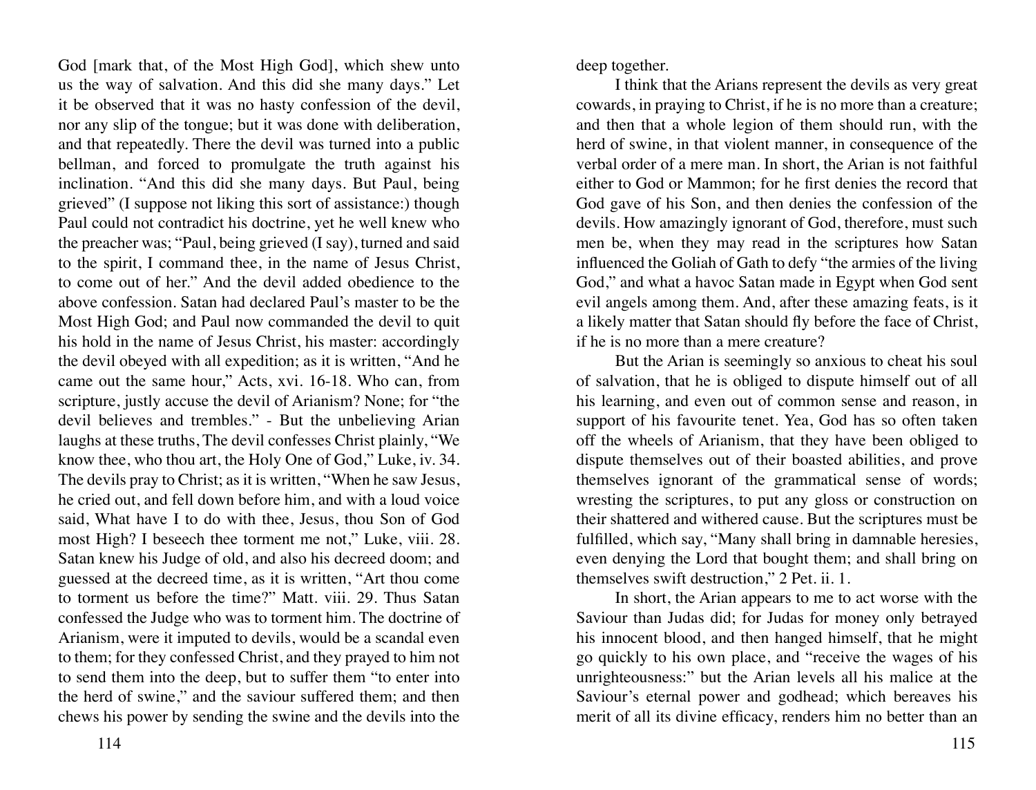God [mark that, of the Most High God], which shew unto us the way of salvation. And this did she many days." Let it be observed that it was no hasty confession of the devil, nor any slip of the tongue; but it was done with deliberation, and that repeatedly. There the devil was turned into a public bellman, and forced to promulgate the truth against his inclination. "And this did she many days. But Paul, being grieved" (I suppose not liking this sort of assistance:) though Paul could not contradict his doctrine, yet he well knew who the preacher was; "Paul, being grieved (I say), turned and said to the spirit, I command thee, in the name of Jesus Christ, to come out of her." And the devil added obedience to the above confession. Satan had declared Paul's master to be the Most High God; and Paul now commanded the devil to quit his hold in the name of Jesus Christ, his master: accordingly the devil obeyed with all expedition; as it is written, "And he came out the same hour," Acts, xvi. 16-18. Who can, from scripture, justly accuse the devil of Arianism? None; for "the devil believes and trembles." - But the unbelieving Arian laughs at these truths, The devil confesses Christ plainly, "We know thee, who thou art, the Holy One of God," Luke, iv. 34. The devils pray to Christ; as it is written, "When he saw Jesus, he cried out, and fell down before him, and with a loud voice said, What have I to do with thee, Jesus, thou Son of God most High? I beseech thee torment me not," Luke, viii. 28. Satan knew his Judge of old, and also his decreed doom; and guessed at the decreed time, as it is written, "Art thou come to torment us before the time?" Matt. viii. 29. Thus Satan confessed the Judge who was to torment him. The doctrine of Arianism, were it imputed to devils, would be a scandal even to them; for they confessed Christ, and they prayed to him not to send them into the deep, but to suffer them "to enter into the herd of swine," and the saviour suffered them; and then chews his power by sending the swine and the devils into the deep together.

I think that the Arians represent the devils as very great cowards, in praying to Christ, if he is no more than a creature; and then that a whole legion of them should run, with the herd of swine, in that violent manner, in consequence of the verbal order of a mere man. In short, the Arian is not faithful either to God or Mammon; for he first denies the record that God gave of his Son, and then denies the confession of the devils. How amazingly ignorant of God, therefore, must such men be, when they may read in the scriptures how Satan influenced the Goliah of Gath to defy "the armies of the living God," and what a havoc Satan made in Egypt when God sent evil angels among them. And, after these amazing feats, is it a likely matter that Satan should fly before the face of Christ, if he is no more than a mere creature?

But the Arian is seemingly so anxious to cheat his soul of salvation, that he is obliged to dispute himself out of all his learning, and even out of common sense and reason, in support of his favourite tenet. Yea, God has so often taken off the wheels of Arianism, that they have been obliged to dispute themselves out of their boasted abilities, and prove themselves ignorant of the grammatical sense of words; wresting the scriptures, to put any gloss or construction on their shattered and withered cause. But the scriptures must be fulfilled, which say, "Many shall bring in damnable heresies, even denying the Lord that bought them; and shall bring on themselves swift destruction," 2 Pet. ii. 1.

In short, the Arian appears to me to act worse with the Saviour than Judas did; for Judas for money only betrayed his innocent blood, and then hanged himself, that he might go quickly to his own place, and "receive the wages of his unrighteousness:" but the Arian levels all his malice at the Saviour's eternal power and godhead; which bereaves his merit of all its divine efficacy, renders him no better than an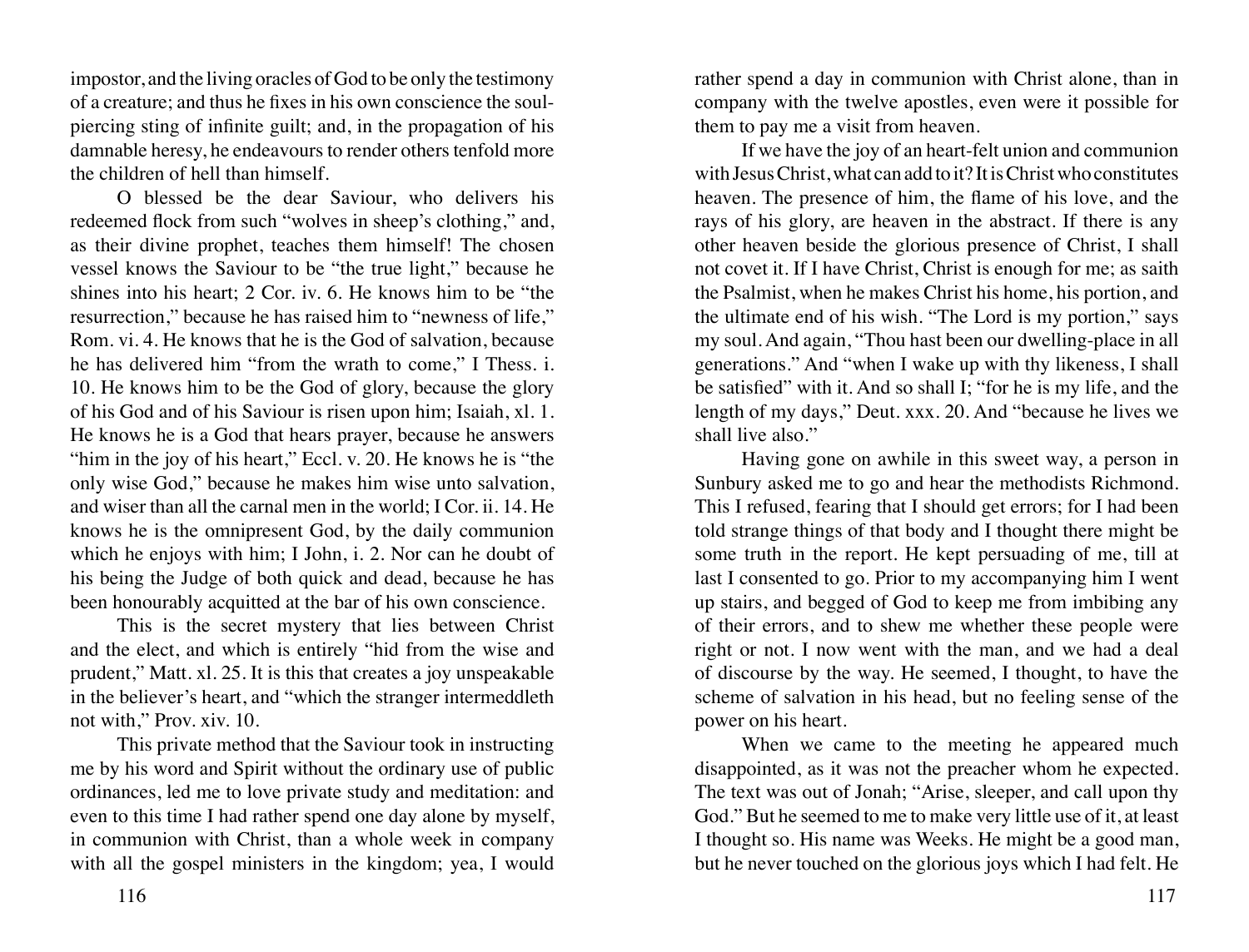impostor, and the living oracles of God to be only the testimony of a creature; and thus he fixes in his own conscience the soul-piercing sting of infinite guilt; and, in the propagation of his damnable heresy, he endeavours to render others tenfold more the children of hell than himself.

O blessed be the dear Saviour, who delivers his redeemed flock from such "wolves in sheep's clothing," and, as their divine prophet, teaches them himself! The chosen vessel knows the Saviour to be "the true light," because he shines into his heart; 2 Cor. iv. 6. He knows him to be "the resurrection," because he has raised him to "newness of life," Rom. vi. 4. He knows that he is the God of salvation, because he has delivered him "from the wrath to come," I Thess. i. 10. He knows him to be the God of glory, because the glory of his God and of his Saviour is risen upon him; Isaiah, xl. 1. He knows he is a God that hears prayer, because he answers "him in the joy of his heart," Eccl. v. 20. He knows he is "the only wise God," because he makes him wise unto salvation, and wiser than all the carnal men in the world; I Cor. ii. 14. He knows he is the omnipresent God, by the daily communion which he enjoys with him; I John, i. 2. Nor can he doubt of his being the Judge of both quick and dead, because he has been honourably acquitted at the bar of his own conscience.

This is the secret mystery that lies between Christ and the elect, and which is entirely "hid from the wise and prudent," Matt. xl. 25. It is this that creates a joy unspeakable in the believer's heart, and "which the stranger intermeddleth not with," Prov. xiv. 10.

This private method that the Saviour took in instructing me by his word and Spirit without the ordinary use of public ordinances, led me to love private study and meditation: and even to this time I had rather spend one day alone by myself, in communion with Christ, than a whole week in company with all the gospel ministers in the kingdom; yea, I would rather spend a day in communion with Christ alone, than in company with the twelve apostles, even were it possible for them to pay me a visit from heaven.

If we have the joy of an heart-felt union and communion with Jesus Christ, what can add to it? It is Christ who constitutes heaven. The presence of him, the flame of his love, and the rays of his glory, are heaven in the abstract. If there is any other heaven beside the glorious presence of Christ, I shall not covet it. If I have Christ, Christ is enough for me; as saith the Psalmist, when he makes Christ his home, his portion, and the ultimate end of his wish. "The Lord is my portion," says my soul. And again, "Thou hast been our dwelling-place in all generations." And "when I wake up with thy likeness, I shall be satisfied" with it. And so shall I; "for he is my life, and the length of my days," Deut. xxx. 20. And "because he lives we shall live also."

Having gone on awhile in this sweet way, a person in Sunbury asked me to go and hear the methodists Richmond. This I refused, fearing that I should get errors; for I had been told strange things of that body and I thought there might be some truth in the report. He kept persuading of me, till at last I consented to go. Prior to my accompanying him I went up stairs, and begged of God to keep me from imbibing any of their errors, and to shew me whether these people were right or not. I now went with the man, and we had a deal of discourse by the way. He seemed, I thought, to have the scheme of salvation in his head, but no feeling sense of the power on his heart.

When we came to the meeting he appeared much disappointed, as it was not the preacher whom he expected. The text was out of Jonah; "Arise, sleeper, and call upon thy God." But he seemed to me to make very little use of it, at least I thought so. His name was Weeks. He might be a good man, but he never touched on the glorious joys which I had felt. He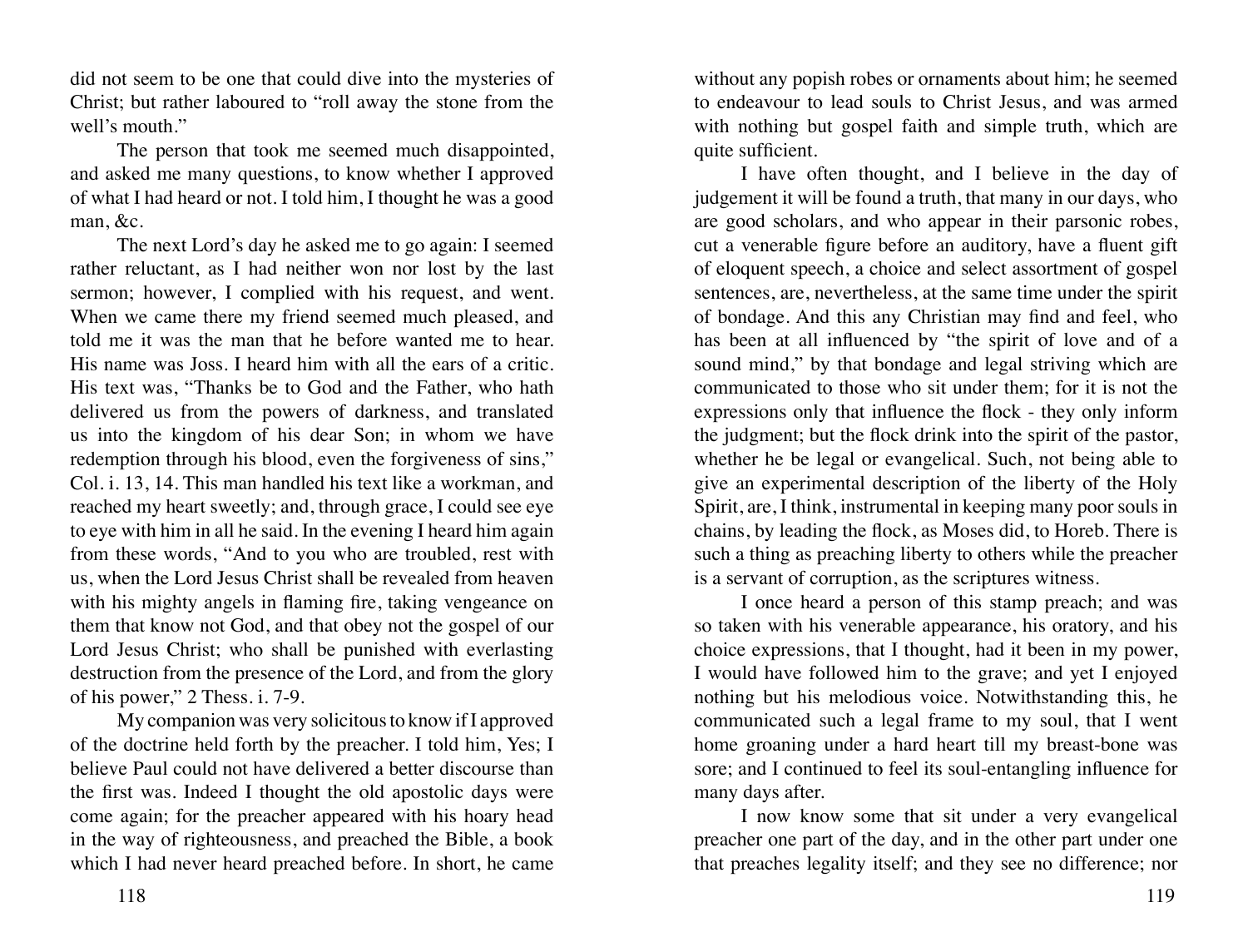did not seem to be one that could dive into the mysteries of Christ; but rather laboured to "roll away the stone from the well's mouth."

The person that took me seemed much disappointed, and asked me many questions, to know whether I approved of what I had heard or not. I told him, I thought he was a good man, &c.

The next Lord's day he asked me to go again: I seemed rather reluctant, as I had neither won nor lost by the last sermon; however, I complied with his request, and went. When we came there my friend seemed much pleased, and told me it was the man that he before wanted me to hear. His name was Joss. I heard him with all the ears of a critic. His text was, "Thanks be to God and the Father, who hath delivered us from the powers of darkness, and translated us into the kingdom of his dear Son; in whom we have redemption through his blood, even the forgiveness of sins," Col. i. 13, 14. This man handled his text like a workman, and reached my heart sweetly; and, through grace, I could see eye to eye with him in all he said. In the evening I heard him again from these words, "And to you who are troubled, rest with us, when the Lord Jesus Christ shall be revealed from heaven with his mighty angels in flaming fire, taking vengeance on them that know not God, and that obey not the gospel of our Lord Jesus Christ; who shall be punished with everlasting destruction from the presence of the Lord, and from the glory of his power," 2 Thess. i. 7-9.

My companion was very solicitous to know if I approved of the doctrine held forth by the preacher. I told him, Yes; I believe Paul could not have delivered a better discourse than the first was. Indeed I thought the old apostolic days were come again; for the preacher appeared with his hoary head in the way of righteousness, and preached the Bible, a book which I had never heard preached before. In short, he came without any popish robes or ornaments about him; he seemed to endeavour to lead souls to Christ Jesus, and was armed with nothing but gospel faith and simple truth, which are quite sufficient.

I have often thought, and I believe in the day of judgement it will be found a truth, that many in our days, who are good scholars, and who appear in their parsonic robes, cut a venerable figure before an auditory, have a fluent gift of eloquent speech, a choice and select assortment of gospel sentences, are, nevertheless, at the same time under the spirit of bondage. And this any Christian may find and feel, who has been at all influenced by "the spirit of love and of a sound mind," by that bondage and legal striving which are communicated to those who sit under them; for it is not the expressions only that influence the flock - they only inform the judgment; but the flock drink into the spirit of the pastor, whether he be legal or evangelical. Such, not being able to give an experimental description of the liberty of the Holy Spirit, are, I think, instrumental in keeping many poor souls in chains, by leading the flock, as Moses did, to Horeb. There is such a thing as preaching liberty to others while the preacher is a servant of corruption, as the scriptures witness.

I once heard a person of this stamp preach; and was so taken with his venerable appearance, his oratory, and his choice expressions, that I thought, had it been in my power, I would have followed him to the grave; and yet I enjoyed nothing but his melodious voice. Notwithstanding this, he communicated such a legal frame to my soul, that I went home groaning under a hard heart till my breast-bone was sore; and I continued to feel its soul-entangling influence for many days after.

I now know some that sit under a very evangelical preacher one part of the day, and in the other part under one that preaches legality itself; and they see no difference; nor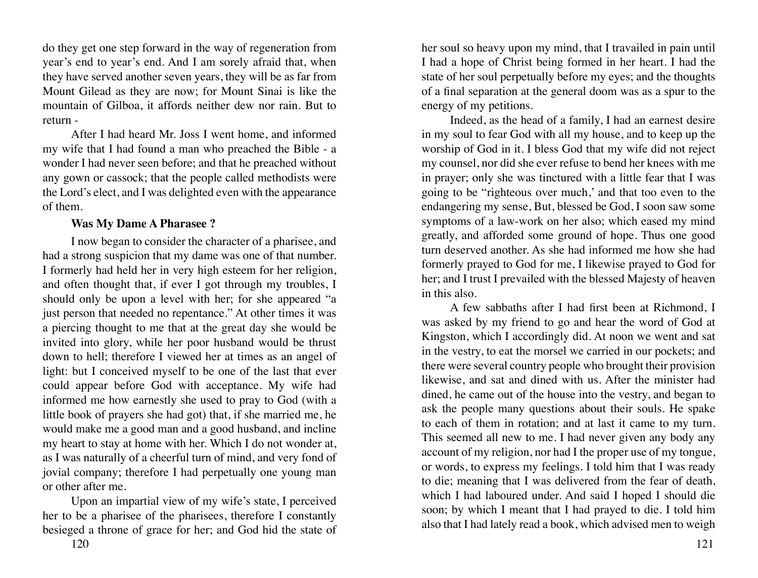do they get one step forward in the way of regeneration from year's end to year's end. And I am sorely afraid that, when they have served another seven years, they will be as far from Mount Gilead as they are now; for Mount Sinai is like the mountain of Gilboa, it affords neither dew nor rain. But to return -

After I had heard Mr. Joss I went home, and informed my wife that I had found a man who preached the Bible - a wonder I had never seen before; and that he preached without any gown or cassock; that the people called methodists were the Lord's elect, and I was delighted even with the appearance of them.

**Was My Dame A Pharasee ?**

I now began to consider the character of a pharisee, and had a strong suspicion that my dame was one of that number. I formerly had held her in very high esteem for her religion, and often thought that, if ever I got through my troubles, I should only be upon a level with her; for she appeared "a just person that needed no repentance." At other times it was a piercing thought to me that at the great day she would be invited into glory, while her poor husband would be thrust down to hell; therefore I viewed her at times as an angel of light: but I conceived myself to be one of the last that ever could appear before God with acceptance. My wife had informed me how earnestly she used to pray to God (with a little book of prayers she had got) that, if she married me, he would make me a good man and a good husband, and incline my heart to stay at home with her. Which I do not wonder at, as I was naturally of a cheerful turn of mind, and very fond of jovial company; therefore I had perpetually one young man or other after me.

Upon an impartial view of my wife's state, I perceived her to be a pharisee of the pharisees, therefore I constantly besieged a throne of grace for her; and God hid the state of her soul so heavy upon my mind, that I travailed in pain until I had a hope of Christ being formed in her heart. I had the state of her soul perpetually before my eyes; and the thoughts of a final separation at the general doom was as a spur to the energy of my petitions.

Indeed, as the head of a family, I had an earnest desire in my soul to fear God with all my house, and to keep up the worship of God in it. I bless God that my wife did not reject my counsel, nor did she ever refuse to bend her knees with me in prayer; only she was tinctured with a little fear that I was going to be "righteous over much,' and that too even to the endangering my sense, But, blessed be God, I soon saw some symptoms of a law-work on her also; which eased my mind greatly, and afforded some ground of hope. Thus one good turn deserved another. As she had informed me how she had formerly prayed to God for me, I likewise prayed to God for her; and I trust I prevailed with the blessed Majesty of heaven in this also.

A few sabbaths after I had first been at Richmond, I was asked by my friend to go and hear the word of God at Kingston, which I accordingly did. At noon we went and sat in the vestry, to eat the morsel we carried in our pockets; and there were several country people who brought their provision likewise, and sat and dined with us. After the minister had dined, he came out of the house into the vestry, and began to ask the people many questions about their souls. He spake to each of them in rotation; and at last it came to my turn. This seemed all new to me. I had never given any body any account of my religion, nor had I the proper use of my tongue, or words, to express my feelings. I told him that I was ready to die; meaning that I was delivered from the fear of death, which I had laboured under. And said I hoped I should die soon; by which I meant that I had prayed to die. I told him also that I had lately read a book, which advised men to weigh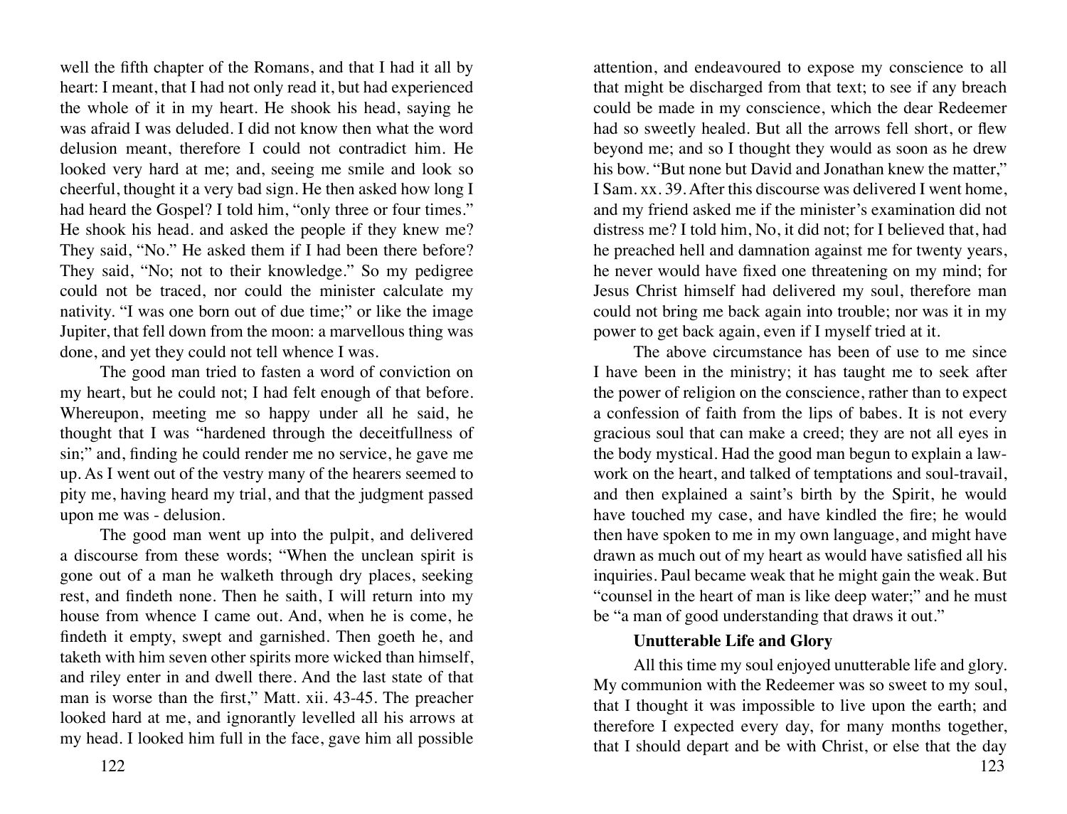well the fifth chapter of the Romans, and that I had it all by heart: I meant, that I had not only read it, but had experienced the whole of it in my heart. He shook his head, saying he was afraid I was deluded. I did not know then what the word delusion meant, therefore I could not contradict him. He looked very hard at me; and, seeing me smile and look so cheerful, thought it a very bad sign. He then asked how long I had heard the Gospel? I told him, "only three or four times." He shook his head. and asked the people if they knew me? They said, "No." He asked them if I had been there before? They said, "No; not to their knowledge." So my pedigree could not be traced, nor could the minister calculate my nativity. "I was one born out of due time;" or like the image Jupiter, that fell down from the moon: a marvellous thing was done, and yet they could not tell whence I was.

The good man tried to fasten a word of conviction on my heart, but he could not; I had felt enough of that before. Whereupon, meeting me so happy under all he said, he thought that I was "hardened through the deceitfullness of sin;" and, finding he could render me no service, he gave me up. As I went out of the vestry many of the hearers seemed to pity me, having heard my trial, and that the judgment passed upon me was - delusion.

The good man went up into the pulpit, and delivered a discourse from these words; "When the unclean spirit is gone out of a man he walketh through dry places, seeking rest, and findeth none. Then he saith, I will return into my house from whence I came out. And, when he is come, he findeth it empty, swept and garnished. Then goeth he, and taketh with him seven other spirits more wicked than himself, and riley enter in and dwell there. And the last state of that man is worse than the first," Matt. xii. 43-45. The preacher looked hard at me, and ignorantly levelled all his arrows at my head. I looked him full in the face, gave him all possible attention, and endeavoured to expose my conscience to all that might be discharged from that text; to see if any breach could be made in my conscience, which the dear Redeemer had so sweetly healed. But all the arrows fell short, or flew beyond me; and so I thought they would as soon as he drew his bow. "But none but David and Jonathan knew the matter," I Sam. xx. 39. After this discourse was delivered I went home, and my friend asked me if the minister's examination did not distress me? I told him, No, it did not; for I believed that, had he preached hell and damnation against me for twenty years, he never would have fixed one threatening on my mind; for Jesus Christ himself had delivered my soul, therefore man could not bring me back again into trouble; nor was it in my power to get back again, even if I myself tried at it.

The above circumstance has been of use to me since I have been in the ministry; it has taught me to seek after the power of religion on the conscience, rather than to expect a confession of faith from the lips of babes. It is not every gracious soul that can make a creed; they are not all eyes in the body mystical. Had the good man begun to explain a law-work on the heart, and talked of temptations and soul-travail, and then explained a saint's birth by the Spirit, he would have touched my case, and have kindled the fire; he would then have spoken to me in my own language, and might have drawn as much out of my heart as would have satisfied all his inquiries. Paul became weak that he might gain the weak. But "counsel in the heart of man is like deep water;" and he must be "a man of good understanding that draws it out."

**Unutterable Life and Glory**

All this time my soul enjoyed unutterable life and glory. My communion with the Redeemer was so sweet to my soul, that I thought it was impossible to live upon the earth; and therefore I expected every day, for many months together, that I should depart and be with Christ, or else that the day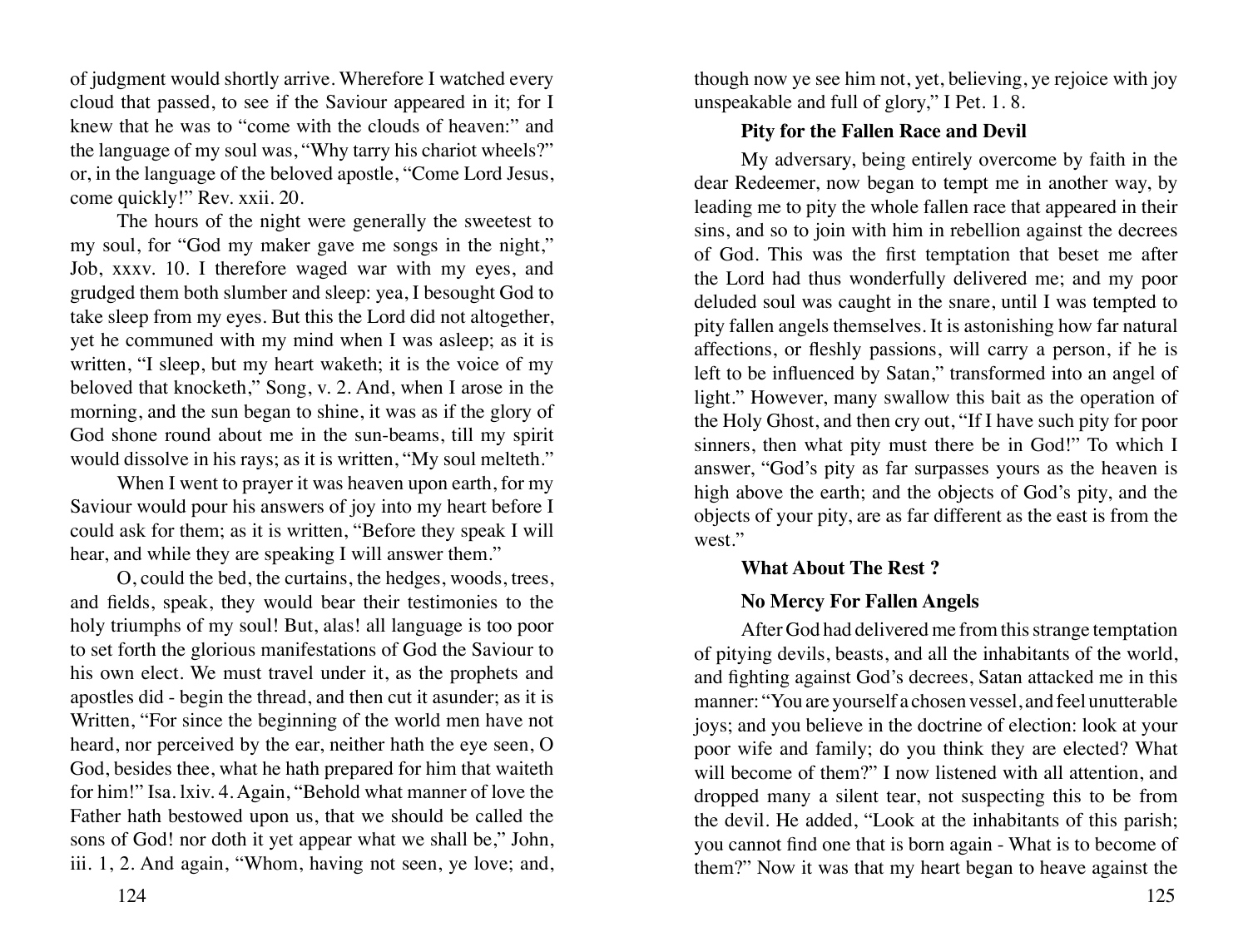of judgment would shortly arrive. Wherefore I watched every cloud that passed, to see if the Saviour appeared in it; for I knew that he was to "come with the clouds of heaven:" and the language of my soul was, "Why tarry his chariot wheels?" or, in the language of the beloved apostle, "Come Lord Jesus, come quickly!" Rev. xxii. 20.

The hours of the night were generally the sweetest to my soul, for "God my maker gave me songs in the night," Job, xxxv. 10. I therefore waged war with my eyes, and grudged them both slumber and sleep: yea, I besought God to take sleep from my eyes. But this the Lord did not altogether, yet he communed with my mind when I was asleep; as it is written, "I sleep, but my heart waketh; it is the voice of my beloved that knocketh," Song, v. 2. And, when I arose in the morning, and the sun began to shine, it was as if the glory of God shone round about me in the sun-beams, till my spirit would dissolve in his rays; as it is written, "My soul melteth."

When I went to prayer it was heaven upon earth, for my Saviour would pour his answers of joy into my heart before I could ask for them; as it is written, "Before they speak I will hear, and while they are speaking I will answer them."

O, could the bed, the curtains, the hedges, woods, trees, and fields, speak, they would bear their testimonies to the holy triumphs of my soul! But, alas! all language is too poor to set forth the glorious manifestations of God the Saviour to his own elect. We must travel under it, as the prophets and apostles did - begin the thread, and then cut it asunder; as it is Written, "For since the beginning of the world men have not heard, nor perceived by the ear, neither hath the eye seen, O God, besides thee, what he hath prepared for him that waiteth for him!" Isa. lxiv. 4. Again, "Behold what manner of love the Father hath bestowed upon us, that we should be called the sons of God! nor doth it yet appear what we shall be," John, iii. 1, 2. And again, "Whom, having not seen, ye love; and, though now ye see him not, yet, believing, ye rejoice with joy unspeakable and full of glory," I Pet. 1. 8.

**Pity for the Fallen Race and Devil**

My adversary, being entirely overcome by faith in the dear Redeemer, now began to tempt me in another way, by leading me to pity the whole fallen race that appeared in their sins, and so to join with him in rebellion against the decrees of God. This was the first temptation that beset me after the Lord had thus wonderfully delivered me; and my poor deluded soul was caught in the snare, until I was tempted to pity fallen angels themselves. It is astonishing how far natural affections, or fleshly passions, will carry a person, if he is left to be influenced by Satan," transformed into an angel of light." However, many swallow this bait as the operation of the Holy Ghost, and then cry out, "If I have such pity for poor sinners, then what pity must there be in God!" To which I answer, "God's pity as far surpasses yours as the heaven is high above the earth; and the objects of God's pity, and the objects of your pity, are as far different as the east is from the west."

**What About The Rest ?**

**No Mercy For Fallen Angels**

After God had delivered me from this strange temptation of pitying devils, beasts, and all the inhabitants of the world, and fighting against God's decrees, Satan attacked me in this manner: "You are yourself a chosen vessel, and feel unutterable joys; and you believe in the doctrine of election: look at your poor wife and family; do you think they are elected? What will become of them?" I now listened with all attention, and dropped many a silent tear, not suspecting this to be from the devil. He added, "Look at the inhabitants of this parish; you cannot find one that is born again - What is to become of them?" Now it was that my heart began to heave against the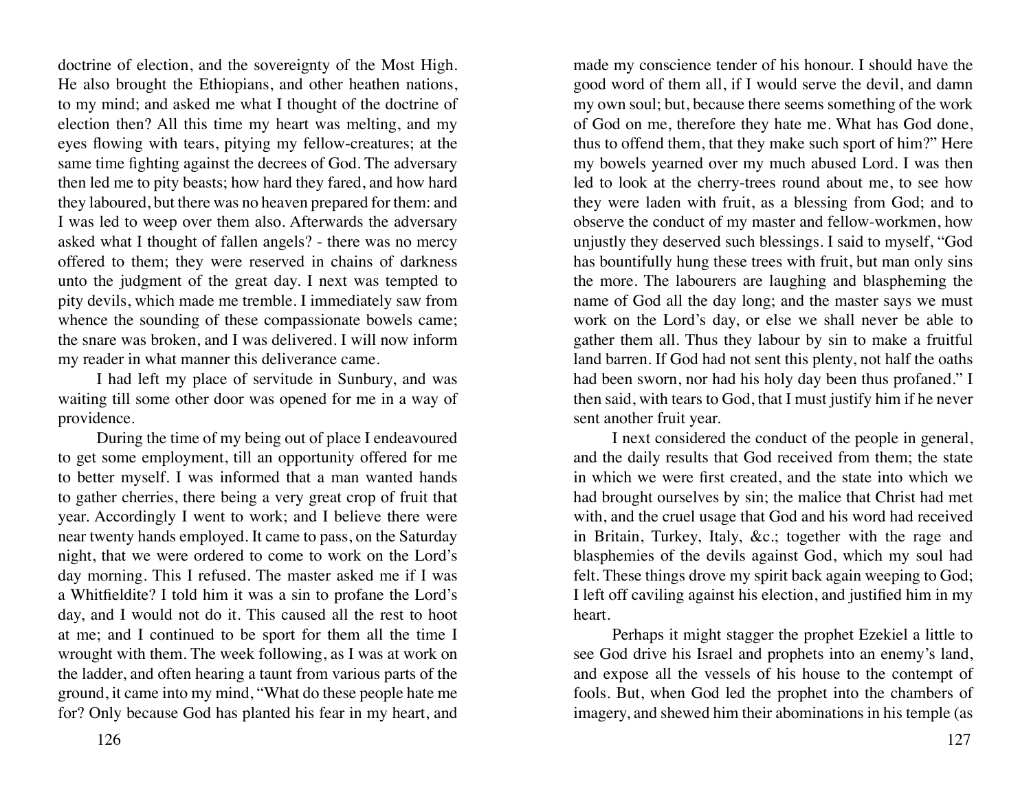doctrine of election, and the sovereignty of the Most High. He also brought the Ethiopians, and other heathen nations, to my mind; and asked me what I thought of the doctrine of election then? All this time my heart was melting, and my eyes flowing with tears, pitying my fellow-creatures; at the same time fighting against the decrees of God. The adversary then led me to pity beasts; how hard they fared, and how hard they laboured, but there was no heaven prepared for them: and I was led to weep over them also. Afterwards the adversary asked what I thought of fallen angels? - there was no mercy offered to them; they were reserved in chains of darkness unto the judgment of the great day. I next was tempted to pity devils, which made me tremble. I immediately saw from whence the sounding of these compassionate bowels came; the snare was broken, and I was delivered. I will now inform my reader in what manner this deliverance came.

I had left my place of servitude in Sunbury, and was waiting till some other door was opened for me in a way of providence.

During the time of my being out of place I endeavoured to get some employment, till an opportunity offered for me to better myself. I was informed that a man wanted hands to gather cherries, there being a very great crop of fruit that year. Accordingly I went to work; and I believe there were near twenty hands employed. It came to pass, on the Saturday night, that we were ordered to come to work on the Lord's day morning. This I refused. The master asked me if I was a Whitfieldite? I told him it was a sin to profane the Lord's day, and I would not do it. This caused all the rest to hoot at me; and I continued to be sport for them all the time I wrought with them. The week following, as I was at work on the ladder, and often hearing a taunt from various parts of the ground, it came into my mind, "What do these people hate me for? Only because God has planted his fear in my heart, and made my conscience tender of his honour. I should have the good word of them all, if I would serve the devil, and damn my own soul; but, because there seems something of the work of God on me, therefore they hate me. What has God done, thus to offend them, that they make such sport of him?" Here my bowels yearned over my much abused Lord. I was then led to look at the cherry-trees round about me, to see how they were laden with fruit, as a blessing from God; and to observe the conduct of my master and fellow-workmen, how unjustly they deserved such blessings. I said to myself, "God has bountifully hung these trees with fruit, but man only sins the more. The labourers are laughing and blaspheming the name of God all the day long; and the master says we must work on the Lord's day, or else we shall never be able to gather them all. Thus they labour by sin to make a fruitful land barren. If God had not sent this plenty, not half the oaths had been sworn, nor had his holy day been thus profaned." I then said, with tears to God, that I must justify him if he never sent another fruit year.

I next considered the conduct of the people in general, and the daily results that God received from them; the state in which we were first created, and the state into which we had brought ourselves by sin; the malice that Christ had met with, and the cruel usage that God and his word had received in Britain, Turkey, Italy, &c.; together with the rage and blasphemies of the devils against God, which my soul had felt. These things drove my spirit back again weeping to God; I left off caviling against his election, and justified him in my heart.

Perhaps it might stagger the prophet Ezekiel a little to see God drive his Israel and prophets into an enemy's land, and expose all the vessels of his house to the contempt of fools. But, when God led the prophet into the chambers of imagery, and shewed him their abominations in his temple (as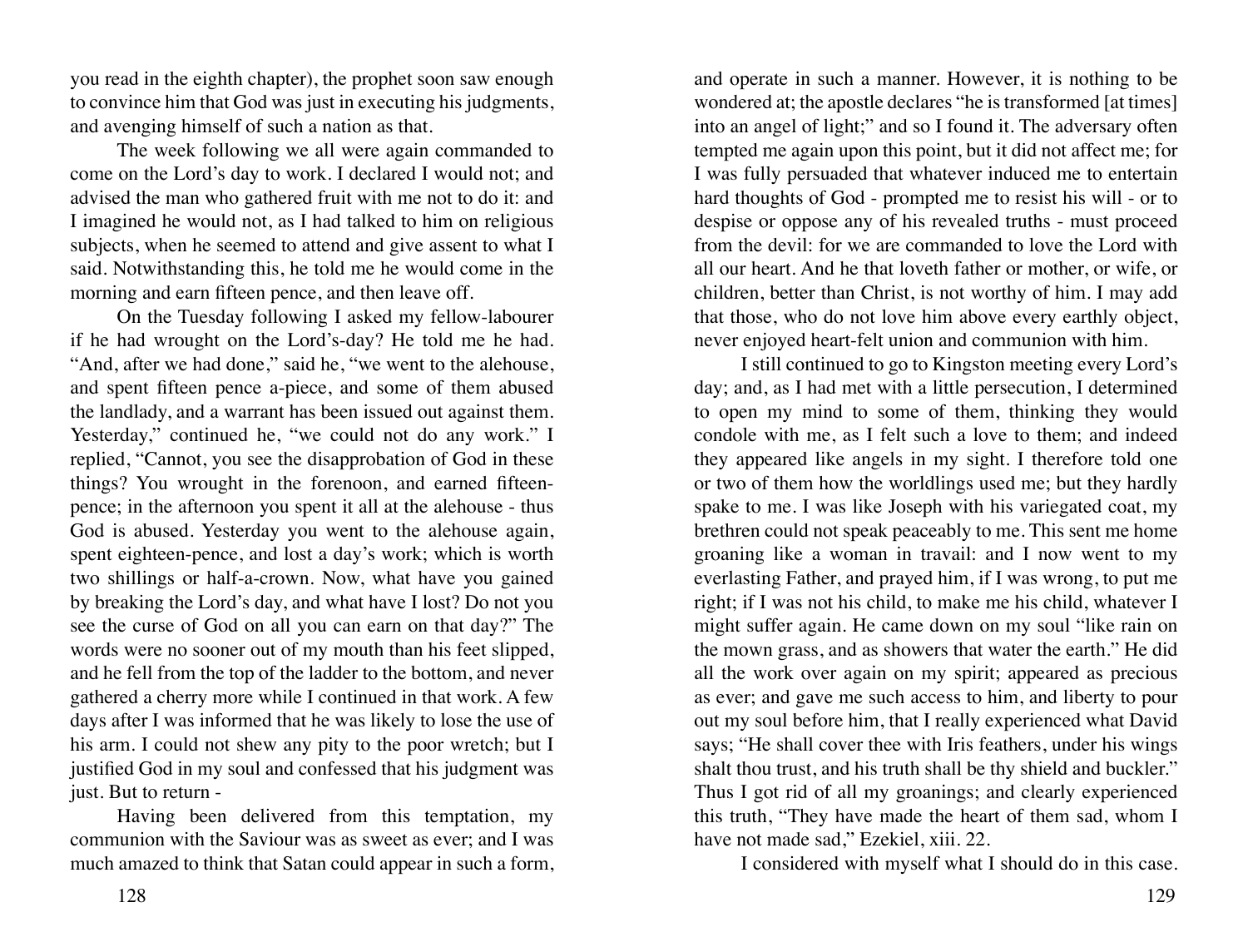you read in the eighth chapter), the prophet soon saw enough to convince him that God was just in executing his judgments, and avenging himself of such a nation as that.

The week following we all were again commanded to come on the Lord's day to work. I declared I would not; and advised the man who gathered fruit with me not to do it: and I imagined he would not, as I had talked to him on religious subjects, when he seemed to attend and give assent to what I said. Notwithstanding this, he told me he would come in the morning and earn fifteen pence, and then leave off.

On the Tuesday following I asked my fellow-labourer if he had wrought on the Lord's-day? He told me he had. "And, after we had done," said he, "we went to the alehouse, and spent fifteen pence a-piece, and some of them abused the landlady, and a warrant has been issued out against them. Yesterday," continued he, "we could not do any work." I replied, "Cannot, you see the disapprobation of God in these things? You wrought in the forenoon, and earned fifteen-pence; in the afternoon you spent it all at the alehouse - thus God is abused. Yesterday you went to the alehouse again, spent eighteen-pence, and lost a day's work; which is worth two shillings or half-a-crown. Now, what have you gained by breaking the Lord's day, and what have I lost? Do not you see the curse of God on all you can earn on that day?" The words were no sooner out of my mouth than his feet slipped, and he fell from the top of the ladder to the bottom, and never gathered a cherry more while I continued in that work. A few days after I was informed that he was likely to lose the use of his arm. I could not shew any pity to the poor wretch; but I justified God in my soul and confessed that his judgment was just. But to return -

Having been delivered from this temptation, my communion with the Saviour was as sweet as ever; and I was much amazed to think that Satan could appear in such a form, and operate in such a manner. However, it is nothing to be wondered at; the apostle declares "he is transformed [at times] into an angel of light;" and so I found it. The adversary often tempted me again upon this point, but it did not affect me; for I was fully persuaded that whatever induced me to entertain hard thoughts of God - prompted me to resist his will - or to despise or oppose any of his revealed truths - must proceed from the devil: for we are commanded to love the Lord with all our heart. And he that loveth father or mother, or wife, or children, better than Christ, is not worthy of him. I may add that those, who do not love him above every earthly object, never enjoyed heart-felt union and communion with him.

I still continued to go to Kingston meeting every Lord's day; and, as I had met with a little persecution, I determined to open my mind to some of them, thinking they would condole with me, as I felt such a love to them; and indeed they appeared like angels in my sight. I therefore told one or two of them how the worldlings used me; but they hardly spake to me. I was like Joseph with his variegated coat, my brethren could not speak peaceably to me. This sent me home groaning like a woman in travail: and I now went to my everlasting Father, and prayed him, if I was wrong, to put me right; if I was not his child, to make me his child, whatever I might suffer again. He came down on my soul "like rain on the mown grass, and as showers that water the earth." He did all the work over again on my spirit; appeared as precious as ever; and gave me such access to him, and liberty to pour out my soul before him, that I really experienced what David says; "He shall cover thee with Iris feathers, under his wings shalt thou trust, and his truth shall be thy shield and buckler." Thus I got rid of all my groanings; and clearly experienced this truth, "They have made the heart of them sad, whom I have not made sad," Ezekiel, xiii. 22.

I considered with myself what I should do in this case.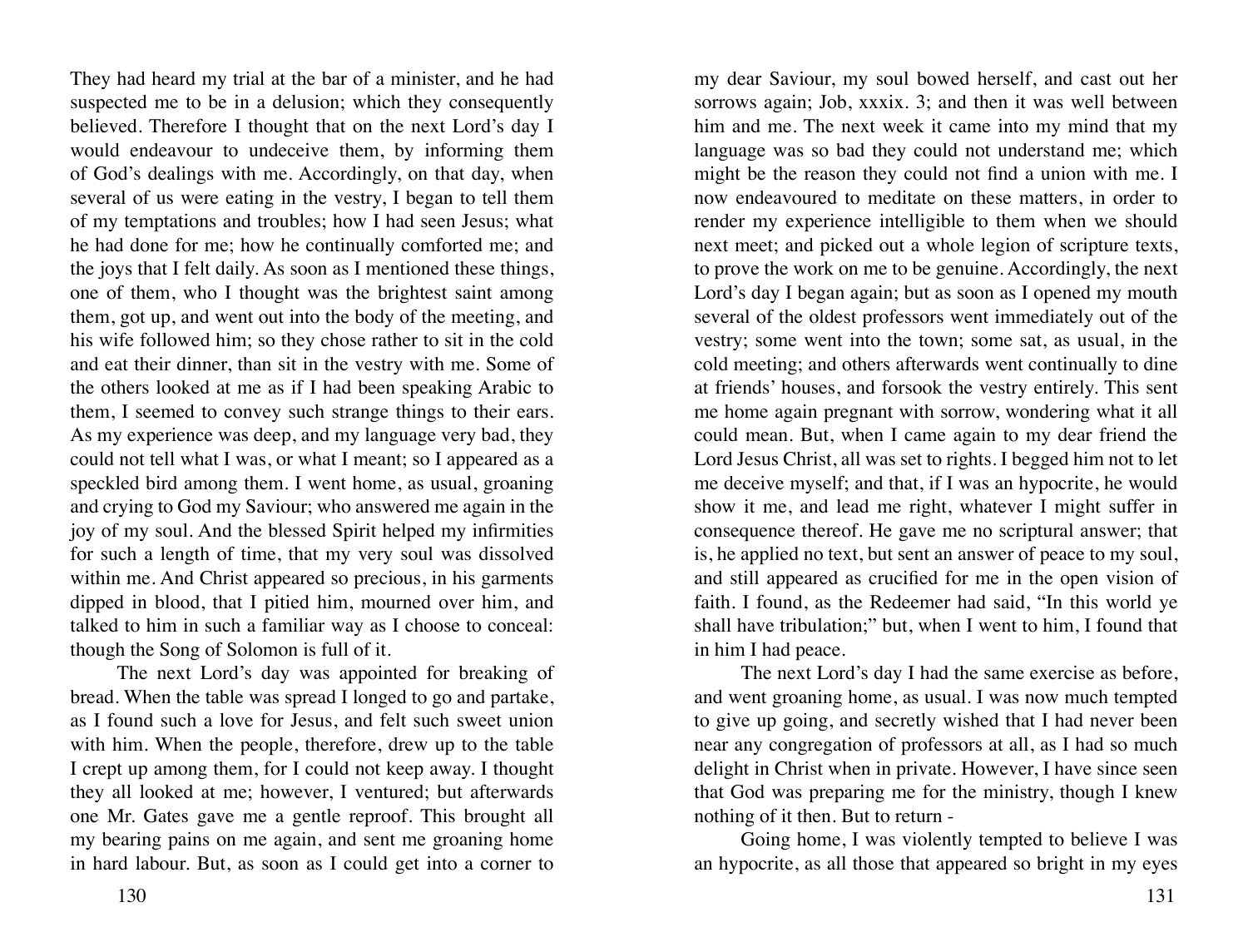They had heard my trial at the bar of a minister, and he had suspected me to be in a delusion; which they consequently believed. Therefore I thought that on the next Lord's day I would endeavour to undeceive them, by informing them of God's dealings with me. Accordingly, on that day, when several of us were eating in the vestry, I began to tell them of my temptations and troubles; how I had seen Jesus; what he had done for me; how he continually comforted me; and the joys that I felt daily. As soon as I mentioned these things, one of them, who I thought was the brightest saint among them, got up, and went out into the body of the meeting, and his wife followed him; so they chose rather to sit in the cold and eat their dinner, than sit in the vestry with me. Some of the others looked at me as if I had been speaking Arabic to them, I seemed to convey such strange things to their ears. As my experience was deep, and my language very bad, they could not tell what I was, or what I meant; so I appeared as a speckled bird among them. I went home, as usual, groaning and crying to God my Saviour; who answered me again in the joy of my soul. And the blessed Spirit helped my infirmities for such a length of time, that my very soul was dissolved within me. And Christ appeared so precious, in his garments dipped in blood, that I pitied him, mourned over him, and talked to him in such a familiar way as I choose to conceal: though the Song of Solomon is full of it.

The next Lord's day was appointed for breaking of bread. When the table was spread I longed to go and partake, as I found such a love for Jesus, and felt such sweet union with him. When the people, therefore, drew up to the table I crept up among them, for I could not keep away. I thought they all looked at me; however, I ventured; but afterwards one Mr. Gates gave me a gentle reproof. This brought all my bearing pains on me again, and sent me groaning home in hard labour. But, as soon as I could get into a corner to my dear Saviour, my soul bowed herself, and cast out her sorrows again; Job, xxxix. 3; and then it was well between him and me. The next week it came into my mind that my language was so bad they could not understand me; which might be the reason they could not find a union with me. I now endeavoured to meditate on these matters, in order to render my experience intelligible to them when we should next meet; and picked out a whole legion of scripture texts, to prove the work on me to be genuine. Accordingly, the next Lord's day I began again; but as soon as I opened my mouth several of the oldest professors went immediately out of the vestry; some went into the town; some sat, as usual, in the cold meeting; and others afterwards went continually to dine at friends' houses, and forsook the vestry entirely. This sent me home again pregnant with sorrow, wondering what it all could mean. But, when I came again to my dear friend the Lord Jesus Christ, all was set to rights. I begged him not to let me deceive myself; and that, if I was an hypocrite, he would show it me, and lead me right, whatever I might suffer in consequence thereof. He gave me no scriptural answer; that is, he applied no text, but sent an answer of peace to my soul, and still appeared as crucified for me in the open vision of faith. I found, as the Redeemer had said, "In this world ye shall have tribulation;" but, when I went to him, I found that in him I had peace.

The next Lord's day I had the same exercise as before, and went groaning home, as usual. I was now much tempted to give up going, and secretly wished that I had never been near any congregation of professors at all, as I had so much delight in Christ when in private. However, I have since seen that God was preparing me for the ministry, though I knew nothing of it then. But to return -

Going home, I was violently tempted to believe I was an hypocrite, as all those that appeared so bright in my eyes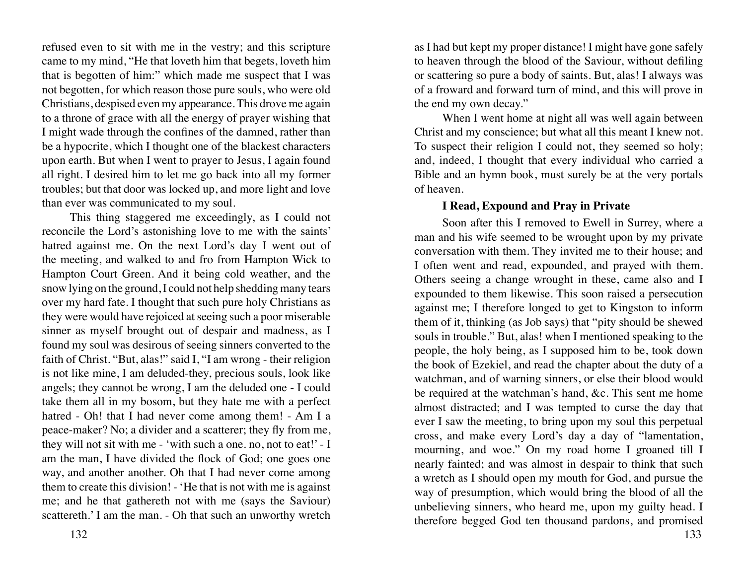refused even to sit with me in the vestry; and this scripture came to my mind, "He that loveth him that begets, loveth him that is begotten of him:" which made me suspect that I was not begotten, for which reason those pure souls, who were old Christians, despised even my appearance. This drove me again to a throne of grace with all the energy of prayer wishing that I might wade through the confines of the damned, rather than be a hypocrite, which I thought one of the blackest characters upon earth. But when I went to prayer to Jesus, I again found all right. I desired him to let me go back into all my former troubles; but that door was locked up, and more light and love than ever was communicated to my soul.

This thing staggered me exceedingly, as I could not reconcile the Lord's astonishing love to me with the saints' hatred against me. On the next Lord's day I went out of the meeting, and walked to and fro from Hampton Wick to Hampton Court Green. And it being cold weather, and the snow lying on the ground, I could not help shedding many tears over my hard fate. I thought that such pure holy Christians as they were would have rejoiced at seeing such a poor miserable sinner as myself brought out of despair and madness, as I found my soul was desirous of seeing sinners converted to the faith of Christ. "But, alas!" said I, "I am wrong - their religion is not like mine, I am deluded-they, precious souls, look like angels; they cannot be wrong, I am the deluded one - I could take them all in my bosom, but they hate me with a perfect hatred - Oh! that I had never come among them! - Am I a peace-maker? No; a divider and a scatterer; they fly from me, they will not sit with me - 'with such a one. no, not to eat!' - I am the man, I have divided the flock of God; one goes one way, and another another. Oh that I had never come among them to create this division! - 'He that is not with me is against me; and he that gathereth not with me (says the Saviour) scattereth.' I am the man. - Oh that such an unworthy wretch as I had but kept my proper distance! I might have gone safely to heaven through the blood of the Saviour, without defiling or scattering so pure a body of saints. But, alas! I always was of a froward and forward turn of mind, and this will prove in the end my own decay."

When I went home at night all was well again between Christ and my conscience; but what all this meant I knew not. To suspect their religion I could not, they seemed so holy; and, indeed, I thought that every individual who carried a Bible and an hymn book, must surely be at the very portals of heaven.

### I Read, Expound and Pray in Private

Soon after this I removed to Ewell in Surrey, where a man and his wife seemed to be wrought upon by my private conversation with them. They invited me to their house; and I often went and read, expounded, and prayed with them. Others seeing a change wrought in these, came also and I expounded to them likewise. This soon raised a persecution against me; I therefore longed to get to Kingston to inform them of it, thinking (as Job says) that "pity should be shewed souls in trouble." But, alas! when I mentioned speaking to the people, the holy being, as I supposed him to be, took down the book of Ezekiel, and read the chapter about the duty of a watchman, and of warning sinners, or else their blood would be required at the watchman's hand, &c. This sent me home almost distracted; and I was tempted to curse the day that ever I saw the meeting, to bring upon my soul this perpetual cross, and make every Lord's day a day of "lamentation, mourning, and woe." On my road home I groaned till I nearly fainted; and was almost in despair to think that such a wretch as I should open my mouth for God, and pursue the way of presumption, which would bring the blood of all the unbelieving sinners, who heard me, upon my guilty head. I therefore begged God ten thousand pardons, and promised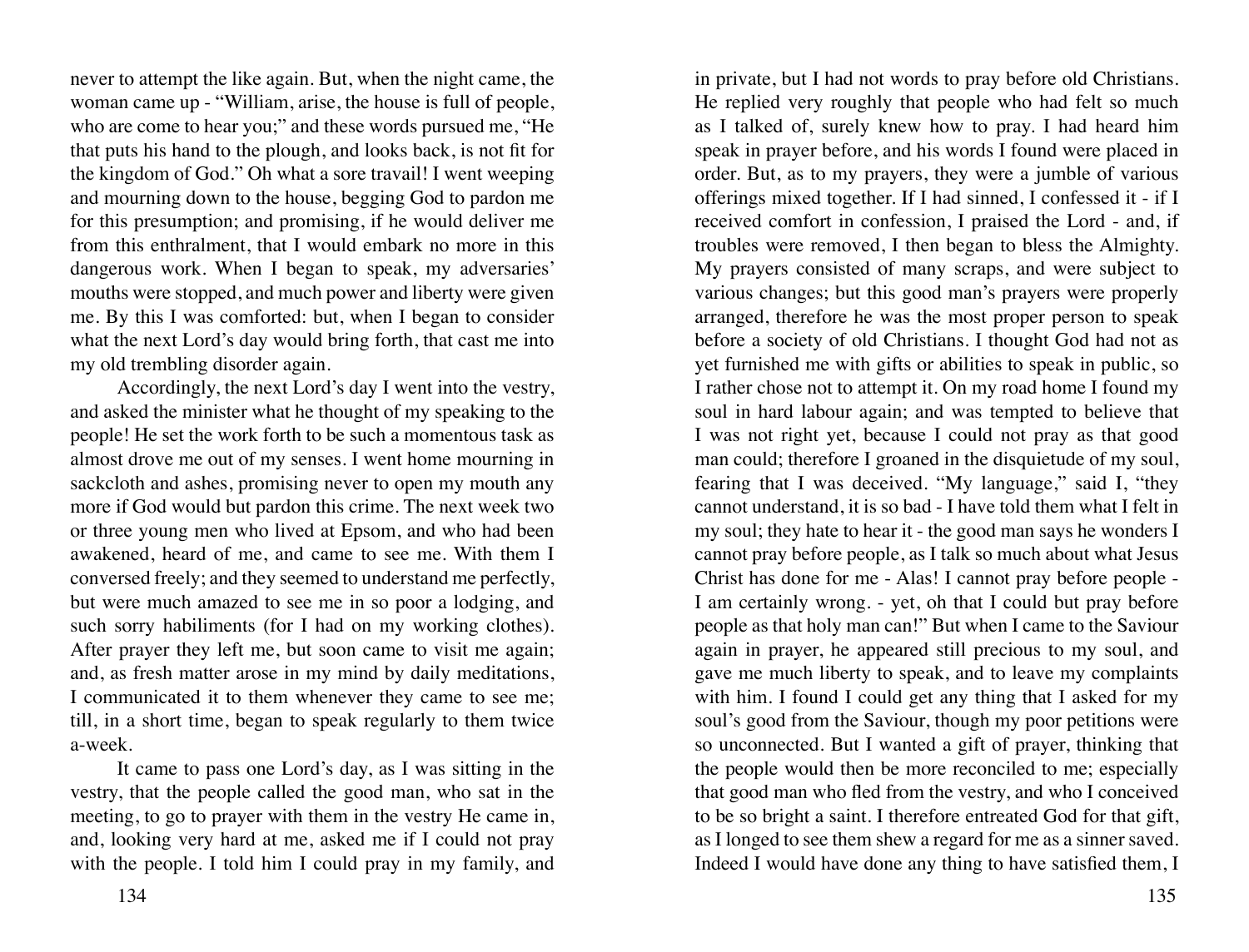never to attempt the like again. But, when the night came, the woman came up - "William, arise, the house is full of people, who are come to hear you;" and these words pursued me, "He that puts his hand to the plough, and looks back, is not fit for the kingdom of God." Oh what a sore travail! I went weeping and mourning down to the house, begging God to pardon me for this presumption; and promising, if he would deliver me from this enthralment, that I would embark no more in this dangerous work. When I began to speak, my adversaries' mouths were stopped, and much power and liberty were given me. By this I was comforted: but, when I began to consider what the next Lord's day would bring forth, that cast me into my old trembling disorder again.

Accordingly, the next Lord's day I went into the vestry, and asked the minister what he thought of my speaking to the people! He set the work forth to be such a momentous task as almost drove me out of my senses. I went home mourning in sackcloth and ashes, promising never to open my mouth any more if God would but pardon this crime. The next week two or three young men who lived at Epsom, and who had been awakened, heard of me, and came to see me. With them I conversed freely; and they seemed to understand me perfectly, but were much amazed to see me in so poor a lodging, and such sorry habiliments (for I had on my working clothes). After prayer they left me, but soon came to visit me again; and, as fresh matter arose in my mind by daily meditations, I communicated it to them whenever they came to see me; till, in a short time, began to speak regularly to them twice a-week.

It came to pass one Lord's day, as I was sitting in the vestry, that the people called the good man, who sat in the meeting, to go to prayer with them in the vestry He came in, and, looking very hard at me, asked me if I could not pray with the people. I told him I could pray in my family, and in private, but I had not words to pray before old Christians. He replied very roughly that people who had felt so much as I talked of, surely knew how to pray. I had heard him speak in prayer before, and his words I found were placed in order. But, as to my prayers, they were a jumble of various offerings mixed together. If I had sinned, I confessed it - if I received comfort in confession, I praised the Lord - and, if troubles were removed, I then began to bless the Almighty. My prayers consisted of many scraps, and were subject to various changes; but this good man's prayers were properly arranged, therefore he was the most proper person to speak before a society of old Christians. I thought God had not as yet furnished me with gifts or abilities to speak in public, so I rather chose not to attempt it. On my road home I found my soul in hard labour again; and was tempted to believe that I was not right yet, because I could not pray as that good man could; therefore I groaned in the disquietude of my soul, fearing that I was deceived. "My language," said I, "they cannot understand, it is so bad - I have told them what I felt in my soul; they hate to hear it - the good man says he wonders I cannot pray before people, as I talk so much about what Jesus Christ has done for me - Alas! I cannot pray before people - I am certainly wrong. - yet, oh that I could but pray before people as that holy man can!" But when I came to the Saviour again in prayer, he appeared still precious to my soul, and gave me much liberty to speak, and to leave my complaints with him. I found I could get any thing that I asked for my soul's good from the Saviour, though my poor petitions were so unconnected. But I wanted a gift of prayer, thinking that the people would then be more reconciled to me; especially that good man who fled from the vestry, and who I conceived to be so bright a saint. I therefore entreated God for that gift, as I longed to see them shew a regard for me as a sinner saved. Indeed I would have done any thing to have satisfied them, I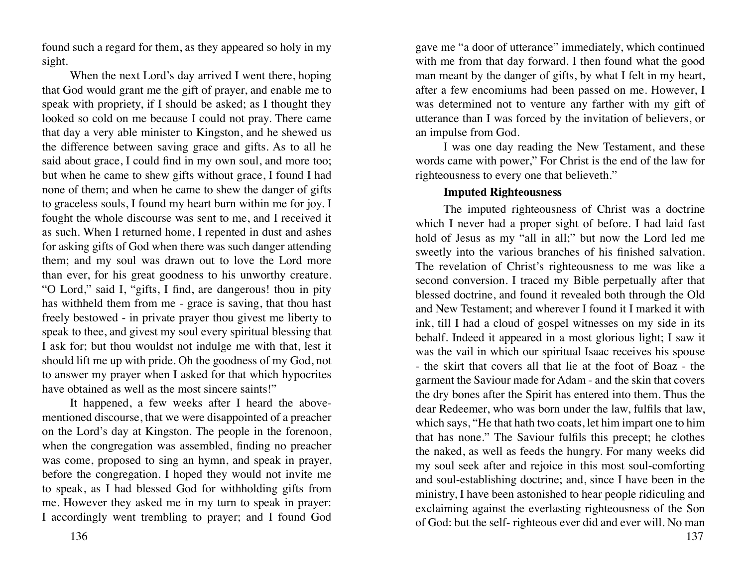found such a regard for them, as they appeared so holy in my sight.

When the next Lord's day arrived I went there, hoping that God would grant me the gift of prayer, and enable me to speak with propriety, if I should be asked; as I thought they looked so cold on me because I could not pray. There came that day a very able minister to Kingston, and he shewed us the difference between saving grace and gifts. As to all he said about grace, I could find in my own soul, and more too; but when he came to shew gifts without grace, I found I had none of them; and when he came to shew the danger of gifts to graceless souls, I found my heart burn within me for joy. I fought the whole discourse was sent to me, and I received it as such. When I returned home, I repented in dust and ashes for asking gifts of God when there was such danger attending them; and my soul was drawn out to love the Lord more than ever, for his great goodness to his unworthy creature. "O Lord," said I, "gifts, I find, are dangerous! thou in pity has withheld them from me - grace is saving, that thou hast freely bestowed - in private prayer thou givest me liberty to speak to thee, and givest my soul every spiritual blessing that I ask for; but thou wouldst not indulge me with that, lest it should lift me up with pride. Oh the goodness of my God, not to answer my prayer when I asked for that which hypocrites have obtained as well as the most sincere saints!"

It happened, a few weeks after I heard the above-mentioned discourse, that we were disappointed of a preacher on the Lord's day at Kingston. The people in the forenoon, when the congregation was assembled, finding no preacher was come, proposed to sing an hymn, and speak in prayer, before the congregation. I hoped they would not invite me to speak, as I had blessed God for withholding gifts from me. However they asked me in my turn to speak in prayer: I accordingly went trembling to prayer; and I found God gave me "a door of utterance" immediately, which continued with me from that day forward. I then found what the good man meant by the danger of gifts, by what I felt in my heart, after a few encomiums had been passed on me. However, I was determined not to venture any farther with my gift of utterance than I was forced by the invitation of believers, or an impulse from God.

I was one day reading the New Testament, and these words came with power," For Christ is the end of the law for righteousness to every one that believeth."

**Imputed Righteousness**

The imputed righteousness of Christ was a doctrine which I never had a proper sight of before. I had laid fast hold of Jesus as my "all in all;" but now the Lord led me sweetly into the various branches of his finished salvation. The revelation of Christ's righteousness to me was like a second conversion. I traced my Bible perpetually after that blessed doctrine, and found it revealed both through the Old and New Testament; and wherever I found it I marked it with ink, till I had a cloud of gospel witnesses on my side in its behalf. Indeed it appeared in a most glorious light; I saw it was the vail in which our spiritual Isaac receives his spouse - the skirt that covers all that lie at the foot of Boaz - the garment the Saviour made for Adam - and the skin that covers the dry bones after the Spirit has entered into them. Thus the dear Redeemer, who was born under the law, fulfils that law, which says, "He that hath two coats, let him impart one to him that has none." The Saviour fulfils this precept; he clothes the naked, as well as feeds the hungry. For many weeks did my soul seek after and rejoice in this most soul-comforting and soul-establishing doctrine; and, since I have been in the ministry, I have been astonished to hear people ridiculing and exclaiming against the everlasting righteousness of the Son of God: but the self- righteous ever did and ever will. No man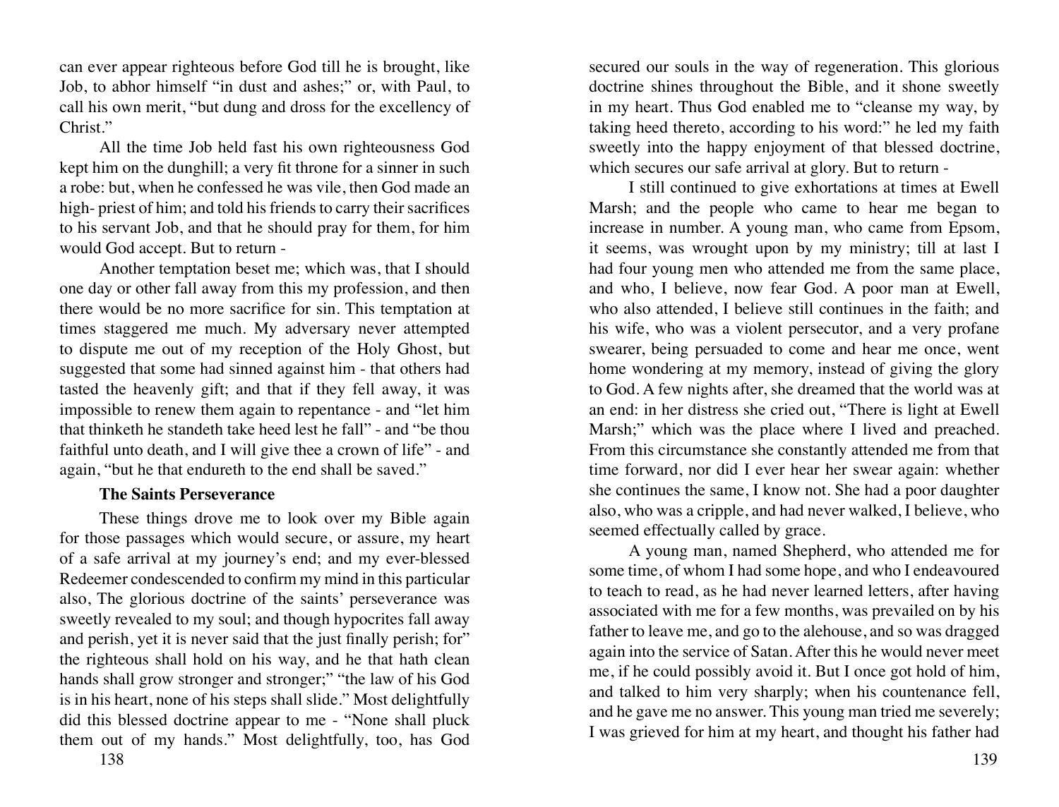can ever appear righteous before God till he is brought, like Job, to abhor himself "in dust and ashes;" or, with Paul, to call his own merit, "but dung and dross for the excellency of Christ."

All the time Job held fast his own righteousness God kept him on the dunghill; a very fit throne for a sinner in such a robe: but, when he confessed he was vile, then God made an high- priest of him; and told his friends to carry their sacrifices to his servant Job, and that he should pray for them, for him would God accept. But to return -

Another temptation beset me; which was, that I should one day or other fall away from this my profession, and then there would be no more sacrifice for sin. This temptation at times staggered me much. My adversary never attempted to dispute me out of my reception of the Holy Ghost, but suggested that some had sinned against him - that others had tasted the heavenly gift; and that if they fell away, it was impossible to renew them again to repentance - and "let him that thinketh he standeth take heed lest he fall" - and "be thou faithful unto death, and I will give thee a crown of life" - and again, "but he that endureth to the end shall be saved."

### The Saints Perseverance

These things drove me to look over my Bible again for those passages which would secure, or assure, my heart of a safe arrival at my journey's end; and my ever-blessed Redeemer condescended to confirm my mind in this particular also, The glorious doctrine of the saints' perseverance was sweetly revealed to my soul; and though hypocrites fall away and perish, yet it is never said that the just finally perish; for" the righteous shall hold on his way, and he that hath clean hands shall grow stronger and stronger;" "the law of his God is in his heart, none of his steps shall slide." Most delightfully did this blessed doctrine appear to me - "None shall pluck them out of my hands." Most delightfully, too, has God secured our souls in the way of regeneration. This glorious doctrine shines throughout the Bible, and it shone sweetly in my heart. Thus God enabled me to "cleanse my way, by taking heed thereto, according to his word:" he led my faith sweetly into the happy enjoyment of that blessed doctrine, which secures our safe arrival at glory. But to return -

I still continued to give exhortations at times at Ewell Marsh; and the people who came to hear me began to increase in number. A young man, who came from Epsom, it seems, was wrought upon by my ministry; till at last I had four young men who attended me from the same place, and who, I believe, now fear God. A poor man at Ewell, who also attended, I believe still continues in the faith; and his wife, who was a violent persecutor, and a very profane swearer, being persuaded to come and hear me once, went home wondering at my memory, instead of giving the glory to God. A few nights after, she dreamed that the world was at an end: in her distress she cried out, "There is light at Ewell Marsh;" which was the place where I lived and preached. From this circumstance she constantly attended me from that time forward, nor did I ever hear her swear again: whether she continues the same, I know not. She had a poor daughter also, who was a cripple, and had never walked, I believe, who seemed effectually called by grace.

A young man, named Shepherd, who attended me for some time, of whom I had some hope, and who I endeavoured to teach to read, as he had never learned letters, after having associated with me for a few months, was prevailed on by his father to leave me, and go to the alehouse, and so was dragged again into the service of Satan. After this he would never meet me, if he could possibly avoid it. But I once got hold of him, and talked to him very sharply; when his countenance fell, and he gave me no answer. This young man tried me severely; I was grieved for him at my heart, and thought his father had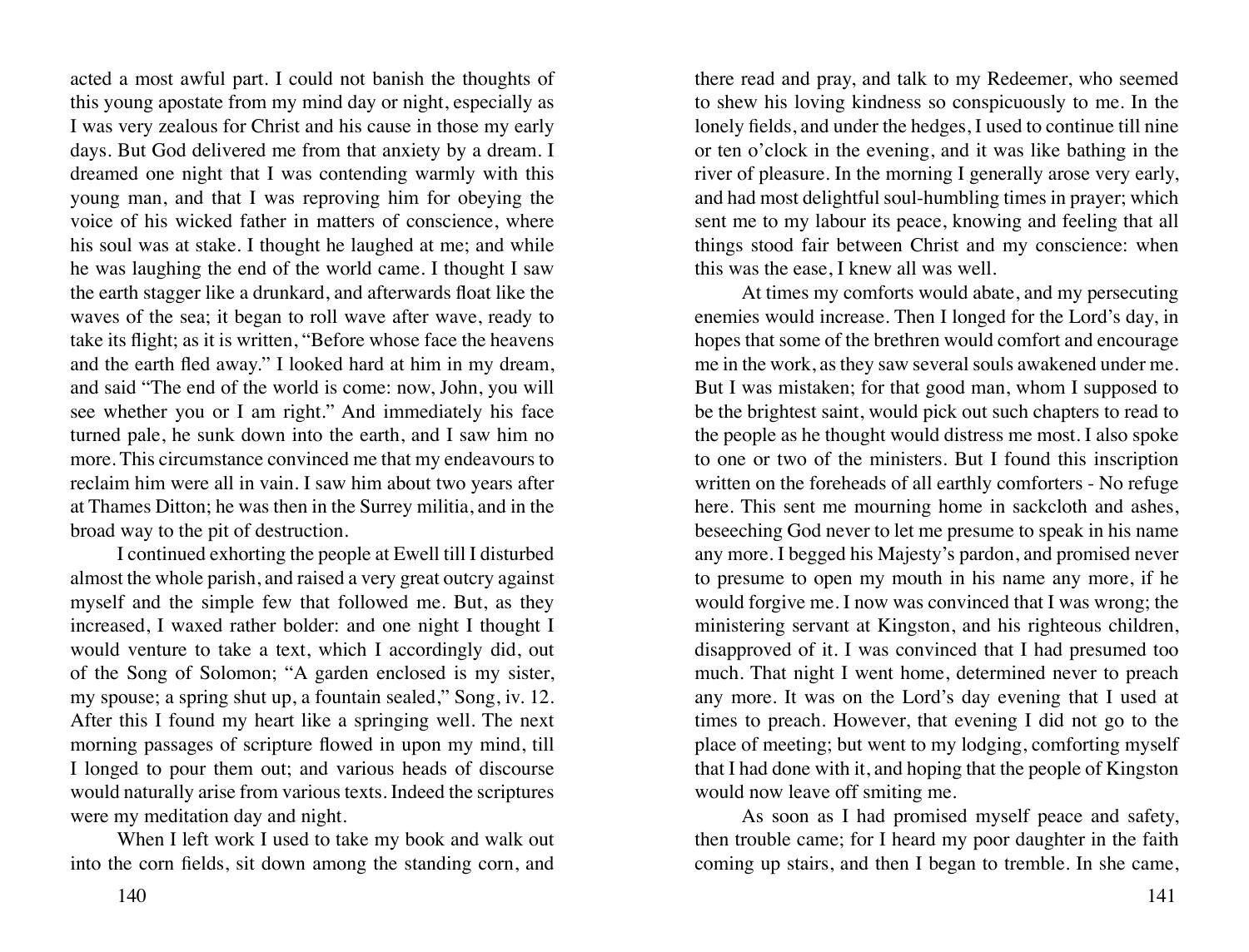acted a most awful part. I could not banish the thoughts of this young apostate from my mind day or night, especially as I was very zealous for Christ and his cause in those my early days. But God delivered me from that anxiety by a dream. I dreamed one night that I was contending warmly with this young man, and that I was reproving him for obeying the voice of his wicked father in matters of conscience, where his soul was at stake. I thought he laughed at me; and while he was laughing the end of the world came. I thought I saw the earth stagger like a drunkard, and afterwards float like the waves of the sea; it began to roll wave after wave, ready to take its flight; as it is written, "Before whose face the heavens and the earth fled away." I looked hard at him in my dream, and said "The end of the world is come: now, John, you will see whether you or I am right." And immediately his face turned pale, he sunk down into the earth, and I saw him no more. This circumstance convinced me that my endeavours to reclaim him were all in vain. I saw him about two years after at Thames Ditton; he was then in the Surrey militia, and in the broad way to the pit of destruction.

I continued exhorting the people at Ewell till I disturbed almost the whole parish, and raised a very great outcry against myself and the simple few that followed me. But, as they increased, I waxed rather bolder: and one night I thought I would venture to take a text, which I accordingly did, out of the Song of Solomon; "A garden enclosed is my sister, my spouse; a spring shut up, a fountain sealed," Song, iv. 12. After this I found my heart like a springing well. The next morning passages of scripture flowed in upon my mind, till I longed to pour them out; and various heads of discourse would naturally arise from various texts. Indeed the scriptures were my meditation day and night.

When I left work I used to take my book and walk out into the corn fields, sit down among the standing corn, and there read and pray, and talk to my Redeemer, who seemed to shew his loving kindness so conspicuously to me. In the lonely fields, and under the hedges, I used to continue till nine or ten o'clock in the evening, and it was like bathing in the river of pleasure. In the morning I generally arose very early, and had most delightful soul-humbling times in prayer; which sent me to my labour its peace, knowing and feeling that all things stood fair between Christ and my conscience: when this was the ease, I knew all was well.

At times my comforts would abate, and my persecuting enemies would increase. Then I longed for the Lord's day, in hopes that some of the brethren would comfort and encourage me in the work, as they saw several souls awakened under me. But I was mistaken; for that good man, whom I supposed to be the brightest saint, would pick out such chapters to read to the people as he thought would distress me most. I also spoke to one or two of the ministers. But I found this inscription written on the foreheads of all earthly comforters - No refuge here. This sent me mourning home in sackcloth and ashes, beseeching God never to let me presume to speak in his name any more. I begged his Majesty's pardon, and promised never to presume to open my mouth in his name any more, if he would forgive me. I now was convinced that I was wrong; the ministering servant at Kingston, and his righteous children, disapproved of it. I was convinced that I had presumed too much. That night I went home, determined never to preach any more. It was on the Lord's day evening that I used at times to preach. However, that evening I did not go to the place of meeting; but went to my lodging, comforting myself that I had done with it, and hoping that the people of Kingston would now leave off smiting me.

As soon as I had promised myself peace and safety, then trouble came; for I heard my poor daughter in the faith coming up stairs, and then I began to tremble. In she came,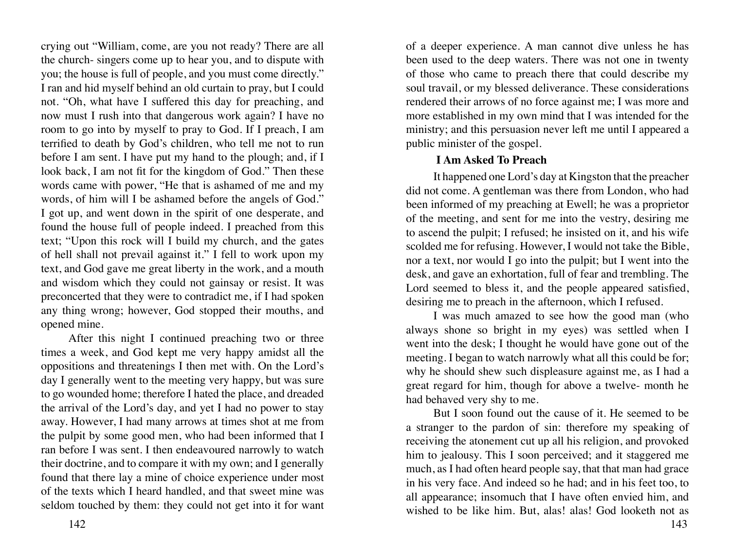crying out "William, come, are you not ready? There are all the church- singers come up to hear you, and to dispute with you; the house is full of people, and you must come directly." I ran and hid myself behind an old curtain to pray, but I could not. "Oh, what have I suffered this day for preaching, and now must I rush into that dangerous work again? I have no room to go into by myself to pray to God. If I preach, I am terrified to death by God's children, who tell me not to run before I am sent. I have put my hand to the plough; and, if I look back, I am not fit for the kingdom of God." Then these words came with power, "He that is ashamed of me and my words, of him will I be ashamed before the angels of God." I got up, and went down in the spirit of one desperate, and found the house full of people indeed. I preached from this text; "Upon this rock will I build my church, and the gates of hell shall not prevail against it." I fell to work upon my text, and God gave me great liberty in the work, and a mouth and wisdom which they could not gainsay or resist. It was preconcerted that they were to contradict me, if I had spoken any thing wrong; however, God stopped their mouths, and opened mine.

After this night I continued preaching two or three times a week, and God kept me very happy amidst all the oppositions and threatenings I then met with. On the Lord's day I generally went to the meeting very happy, but was sure to go wounded home; therefore I hated the place, and dreaded the arrival of the Lord's day, and yet I had no power to stay away. However, I had many arrows at times shot at me from the pulpit by some good men, who had been informed that I ran before I was sent. I then endeavoured narrowly to watch their doctrine, and to compare it with my own; and I generally found that there lay a mine of choice experience under most of the texts which I heard handled, and that sweet mine was seldom touched by them: they could not get into it for want of a deeper experience. A man cannot dive unless he has been used to the deep waters. There was not one in twenty of those who came to preach there that could describe my soul travail, or my blessed deliverance. These considerations rendered their arrows of no force against me; I was more and more established in my own mind that I was intended for the ministry; and this persuasion never left me until I appeared a public minister of the gospel.

### I Am Asked To Preach

It happened one Lord's day at Kingston that the preacher did not come. A gentleman was there from London, who had been informed of my preaching at Ewell; he was a proprietor of the meeting, and sent for me into the vestry, desiring me to ascend the pulpit; I refused; he insisted on it, and his wife scolded me for refusing. However, I would not take the Bible, nor a text, nor would I go into the pulpit; but I went into the desk, and gave an exhortation, full of fear and trembling. The Lord seemed to bless it, and the people appeared satisfied, desiring me to preach in the afternoon, which I refused.

I was much amazed to see how the good man (who always shone so bright in my eyes) was settled when I went into the desk; I thought he would have gone out of the meeting. I began to watch narrowly what all this could be for; why he should shew such displeasure against me, as I had a great regard for him, though for above a twelve- month he had behaved very shy to me.

But I soon found out the cause of it. He seemed to be a stranger to the pardon of sin: therefore my speaking of receiving the atonement cut up all his religion, and provoked him to jealousy. This I soon perceived; and it staggered me much, as I had often heard people say, that that man had grace in his very face. And indeed so he had; and in his feet too, to all appearance; insomuch that I have often envied him, and wished to be like him. But, alas! alas! God looketh not as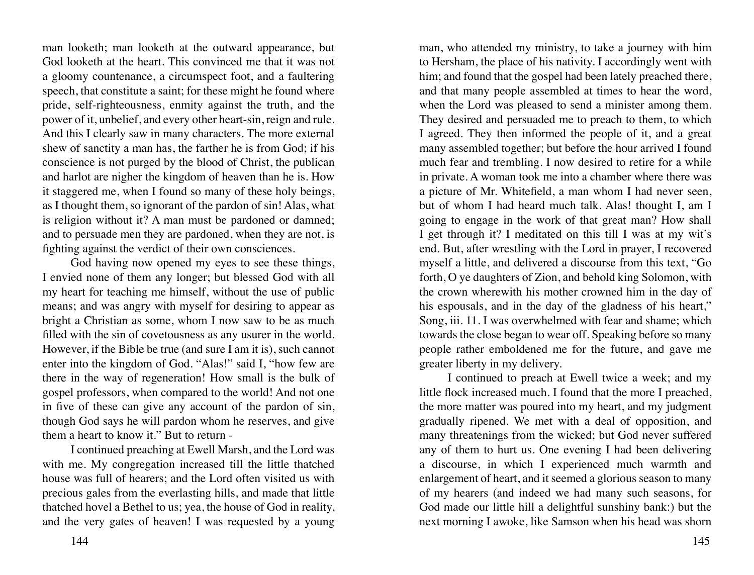man looketh; man looketh at the outward appearance, but God looketh at the heart. This convinced me that it was not a gloomy countenance, a circumspect foot, and a faultering speech, that constitute a saint; for these might he found where pride, self-righteousness, enmity against the truth, and the power of it, unbelief, and every other heart-sin, reign and rule. And this I clearly saw in many characters. The more external shew of sanctity a man has, the farther he is from God; if his conscience is not purged by the blood of Christ, the publican and harlot are nigher the kingdom of heaven than he is. How it staggered me, when I found so many of these holy beings, as I thought them, so ignorant of the pardon of sin! Alas, what is religion without it? A man must be pardoned or damned; and to persuade men they are pardoned, when they are not, is fighting against the verdict of their own consciences.

God having now opened my eyes to see these things, I envied none of them any longer; but blessed God with all my heart for teaching me himself, without the use of public means; and was angry with myself for desiring to appear as bright a Christian as some, whom I now saw to be as much filled with the sin of covetousness as any usurer in the world. However, if the Bible be true (and sure I am it is), such cannot enter into the kingdom of God. "Alas!" said I, "how few are there in the way of regeneration! How small is the bulk of gospel professors, when compared to the world! And not one in five of these can give any account of the pardon of sin, though God says he will pardon whom he reserves, and give them a heart to know it." But to return -

I continued preaching at Ewell Marsh, and the Lord was with me. My congregation increased till the little thatched house was full of hearers; and the Lord often visited us with precious gales from the everlasting hills, and made that little thatched hovel a Bethel to us; yea, the house of God in reality, and the very gates of heaven! I was requested by a young man, who attended my ministry, to take a journey with him to Hersham, the place of his nativity. I accordingly went with him; and found that the gospel had been lately preached there, and that many people assembled at times to hear the word, when the Lord was pleased to send a minister among them. They desired and persuaded me to preach to them, to which I agreed. They then informed the people of it, and a great many assembled together; but before the hour arrived I found much fear and trembling. I now desired to retire for a while in private. A woman took me into a chamber where there was a picture of Mr. Whitefield, a man whom I had never seen, but of whom I had heard much talk. Alas! thought I, am I going to engage in the work of that great man? How shall I get through it? I meditated on this till I was at my wit's end. But, after wrestling with the Lord in prayer, I recovered myself a little, and delivered a discourse from this text, "Go forth, O ye daughters of Zion, and behold king Solomon, with the crown wherewith his mother crowned him in the day of his espousals, and in the day of the gladness of his heart," Song, iii. 11. I was overwhelmed with fear and shame; which towards the close began to wear off. Speaking before so many people rather emboldened me for the future, and gave me greater liberty in my delivery.

I continued to preach at Ewell twice a week; and my little flock increased much. I found that the more I preached, the more matter was poured into my heart, and my judgment gradually ripened. We met with a deal of opposition, and many threatenings from the wicked; but God never suffered any of them to hurt us. One evening I had been delivering a discourse, in which I experienced much warmth and enlargement of heart, and it seemed a glorious season to many of my hearers (and indeed we had many such seasons, for God made our little hill a delightful sunshiny bank:) but the next morning I awoke, like Samson when his head was shorn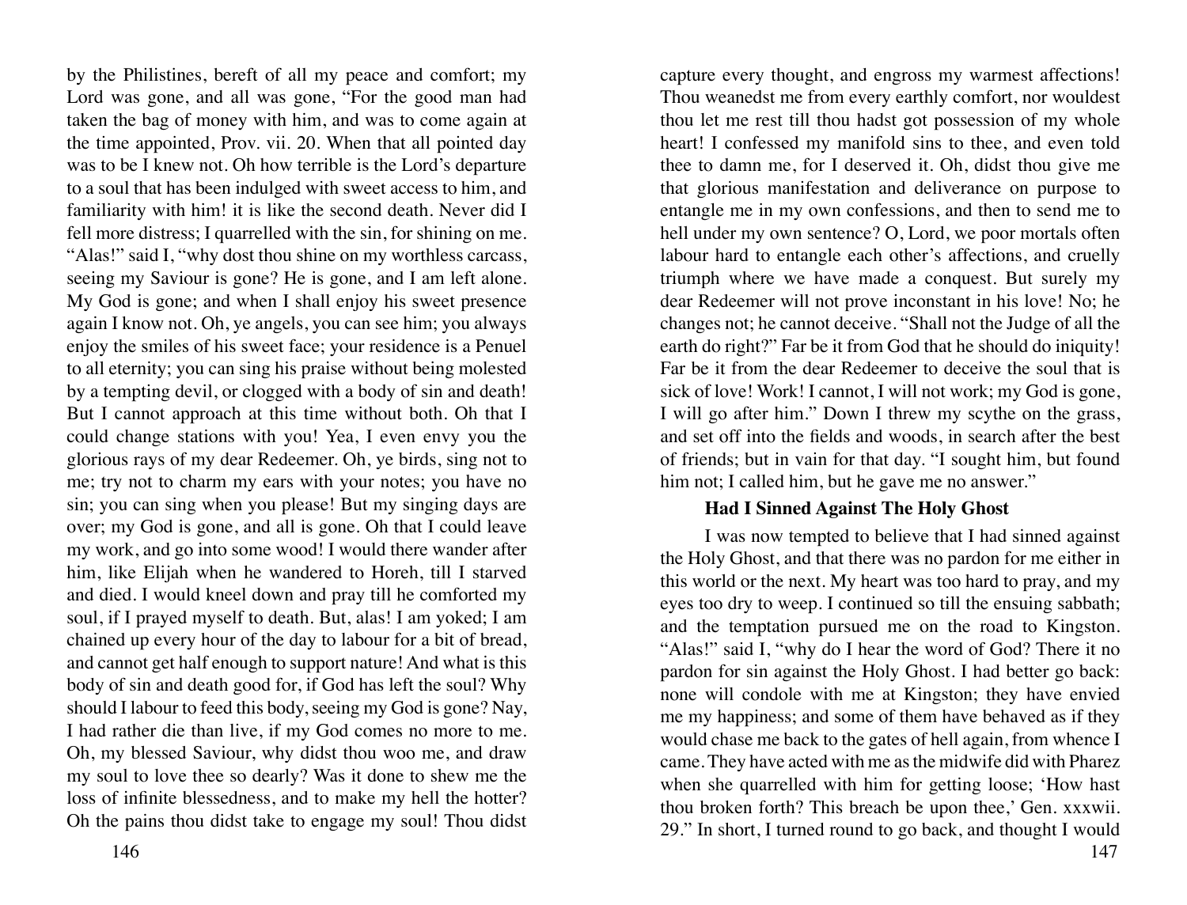by the Philistines, bereft of all my peace and comfort; my Lord was gone, and all was gone, "For the good man had taken the bag of money with him, and was to come again at the time appointed, Prov. vii. 20. When that all pointed day was to be I knew not. Oh how terrible is the Lord's departure to a soul that has been indulged with sweet access to him, and familiarity with him! it is like the second death. Never did I fell more distress; I quarrelled with the sin, for shining on me. "Alas!" said I, "why dost thou shine on my worthless carcass, seeing my Saviour is gone? He is gone, and I am left alone. My God is gone; and when I shall enjoy his sweet presence again I know not. Oh, ye angels, you can see him; you always enjoy the smiles of his sweet face; your residence is a Penuel to all eternity; you can sing his praise without being molested by a tempting devil, or clogged with a body of sin and death! But I cannot approach at this time without both. Oh that I could change stations with you! Yea, I even envy you the glorious rays of my dear Redeemer. Oh, ye birds, sing not to me; try not to charm my ears with your notes; you have no sin; you can sing when you please! But my singing days are over; my God is gone, and all is gone. Oh that I could leave my work, and go into some wood! I would there wander after him, like Elijah when he wandered to Horeh, till I starved and died. I would kneel down and pray till he comforted my soul, if I prayed myself to death. But, alas! I am yoked; I am chained up every hour of the day to labour for a bit of bread, and cannot get half enough to support nature! And what is this body of sin and death good for, if God has left the soul? Why should I labour to feed this body, seeing my God is gone? Nay, I had rather die than live, if my God comes no more to me. Oh, my blessed Saviour, why didst thou woo me, and draw my soul to love thee so dearly? Was it done to shew me the loss of infinite blessedness, and to make my hell the hotter? Oh the pains thou didst take to engage my soul! Thou didst capture every thought, and engross my warmest affections! Thou weanedst me from every earthly comfort, nor wouldest thou let me rest till thou hadst got possession of my whole heart! I confessed my manifold sins to thee, and even told thee to damn me, for I deserved it. Oh, didst thou give me that glorious manifestation and deliverance on purpose to entangle me in my own confessions, and then to send me to hell under my own sentence? O, Lord, we poor mortals often labour hard to entangle each other's affections, and cruelly triumph where we have made a conquest. But surely my dear Redeemer will not prove inconstant in his love! No; he changes not; he cannot deceive. "Shall not the Judge of all the earth do right?" Far be it from God that he should do iniquity! Far be it from the dear Redeemer to deceive the soul that is sick of love! Work! I cannot, I will not work; my God is gone, I will go after him." Down I threw my scythe on the grass, and set off into the fields and woods, in search after the best of friends; but in vain for that day. "I sought him, but found him not; I called him, but he gave me no answer."

### Had I Sinned Against The Holy Ghost

I was now tempted to believe that I had sinned against the Holy Ghost, and that there was no pardon for me either in this world or the next. My heart was too hard to pray, and my eyes too dry to weep. I continued so till the ensuing sabbath; and the temptation pursued me on the road to Kingston. "Alas!" said I, "why do I hear the word of God? There it no pardon for sin against the Holy Ghost. I had better go back: none will condole with me at Kingston; they have envied me my happiness; and some of them have behaved as if they would chase me back to the gates of hell again, from whence I came. They have acted with me as the midwife did with Pharez when she quarrelled with him for getting loose; 'How hast thou broken forth? This breach be upon thee,' Gen. xxxwii. 29." In short, I turned round to go back, and thought I would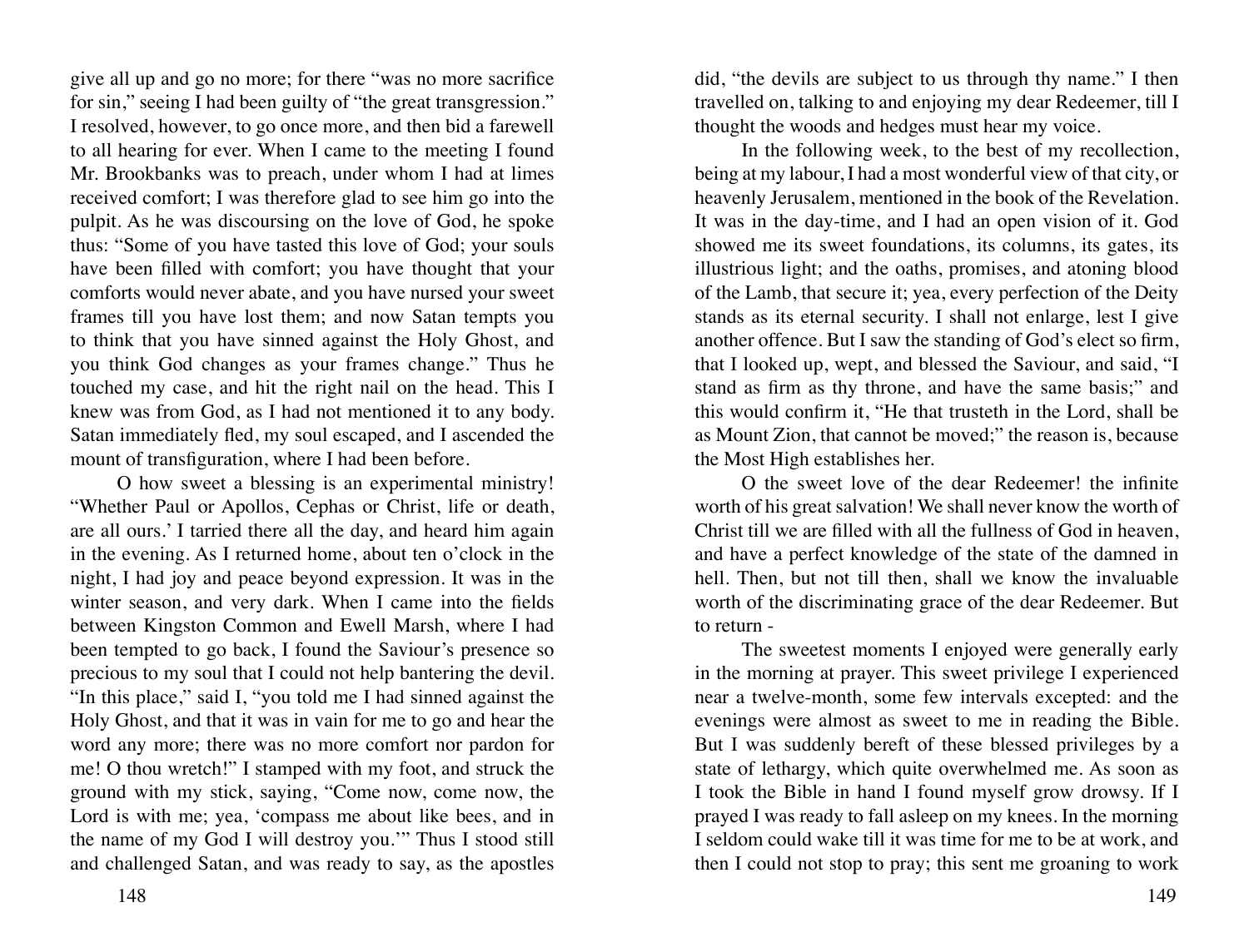give all up and go no more; for there "was no more sacrifice for sin," seeing I had been guilty of "the great transgression." I resolved, however, to go once more, and then bid a farewell to all hearing for ever. When I came to the meeting I found Mr. Brookbanks was to preach, under whom I had at limes received comfort; I was therefore glad to see him go into the pulpit. As he was discoursing on the love of God, he spoke thus: "Some of you have tasted this love of God; your souls have been filled with comfort; you have thought that your comforts would never abate, and you have nursed your sweet frames till you have lost them; and now Satan tempts you to think that you have sinned against the Holy Ghost, and you think God changes as your frames change." Thus he touched my case, and hit the right nail on the head. This I knew was from God, as I had not mentioned it to any body. Satan immediately fled, my soul escaped, and I ascended the mount of transfiguration, where I had been before.

O how sweet a blessing is an experimental ministry! "Whether Paul or Apollos, Cephas or Christ, life or death, are all ours.' I tarried there all the day, and heard him again in the evening. As I returned home, about ten o'clock in the night, I had joy and peace beyond expression. It was in the winter season, and very dark. When I came into the fields between Kingston Common and Ewell Marsh, where I had been tempted to go back, I found the Saviour's presence so precious to my soul that I could not help bantering the devil. "In this place," said I, "you told me I had sinned against the Holy Ghost, and that it was in vain for me to go and hear the word any more; there was no more comfort nor pardon for me! O thou wretch!" I stamped with my foot, and struck the ground with my stick, saying, "Come now, come now, the Lord is with me; yea, 'compass me about like bees, and in the name of my God I will destroy you.'" Thus I stood still and challenged Satan, and was ready to say, as the apostles did, "the devils are subject to us through thy name." I then travelled on, talking to and enjoying my dear Redeemer, till I thought the woods and hedges must hear my voice.

In the following week, to the best of my recollection, being at my labour, I had a most wonderful view of that city, or heavenly Jerusalem, mentioned in the book of the Revelation. It was in the day-time, and I had an open vision of it. God showed me its sweet foundations, its columns, its gates, its illustrious light; and the oaths, promises, and atoning blood of the Lamb, that secure it; yea, every perfection of the Deity stands as its eternal security. I shall not enlarge, lest I give another offence. But I saw the standing of God's elect so firm, that I looked up, wept, and blessed the Saviour, and said, "I stand as firm as thy throne, and have the same basis;" and this would confirm it, "He that trusteth in the Lord, shall be as Mount Zion, that cannot be moved;" the reason is, because the Most High establishes her.

O the sweet love of the dear Redeemer! the infinite worth of his great salvation! We shall never know the worth of Christ till we are filled with all the fullness of God in heaven, and have a perfect knowledge of the state of the damned in hell. Then, but not till then, shall we know the invaluable worth of the discriminating grace of the dear Redeemer. But to return -

The sweetest moments I enjoyed were generally early in the morning at prayer. This sweet privilege I experienced near a twelve-month, some few intervals excepted: and the evenings were almost as sweet to me in reading the Bible. But I was suddenly bereft of these blessed privileges by a state of lethargy, which quite overwhelmed me. As soon as I took the Bible in hand I found myself grow drowsy. If I prayed I was ready to fall asleep on my knees. In the morning I seldom could wake till it was time for me to be at work, and then I could not stop to pray; this sent me groaning to work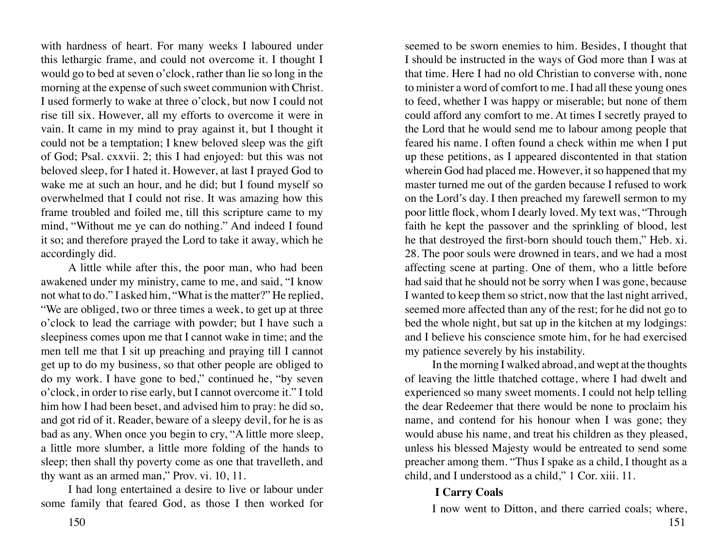with hardness of heart. For many weeks I laboured under this lethargic frame, and could not overcome it. I thought I would go to bed at seven o'clock, rather than lie so long in the morning at the expense of such sweet communion with Christ. I used formerly to wake at three o'clock, but now I could not rise till six. However, all my efforts to overcome it were in vain. It came in my mind to pray against it, but I thought it could not be a temptation; I knew beloved sleep was the gift of God; Psal. cxxvii. 2; this I had enjoyed: but this was not beloved sleep, for I hated it. However, at last I prayed God to wake me at such an hour, and he did; but I found myself so overwhelmed that I could not rise. It was amazing how this frame troubled and foiled me, till this scripture came to my mind, "Without me ye can do nothing." And indeed I found it so; and therefore prayed the Lord to take it away, which he accordingly did.

A little while after this, the poor man, who had been awakened under my ministry, came to me, and said, "I know not what to do." I asked him, "What is the matter?" He replied, "We are obliged, two or three times a week, to get up at three o'clock to lead the carriage with powder; but I have such a sleepiness comes upon me that I cannot wake in time; and the men tell me that I sit up preaching and praying till I cannot get up to do my business, so that other people are obliged to do my work. I have gone to bed," continued he, "by seven o'clock, in order to rise early, but I cannot overcome it." I told him how I had been beset, and advised him to pray: he did so, and got rid of it. Reader, beware of a sleepy devil, for he is as bad as any. When once you begin to cry, "A little more sleep, a little more slumber, a little more folding of the hands to sleep; then shall thy poverty come as one that travelleth, and thy want as an armed man," Prov. vi. 10, 11.

I had long entertained a desire to live or labour under some family that feared God, as those I then worked for seemed to be sworn enemies to him. Besides, I thought that I should be instructed in the ways of God more than I was at that time. Here I had no old Christian to converse with, none to minister a word of comfort to me. I had all these young ones to feed, whether I was happy or miserable; but none of them could afford any comfort to me. At times I secretly prayed to the Lord that he would send me to labour among people that feared his name. I often found a check within me when I put up these petitions, as I appeared discontented in that station wherein God had placed me. However, it so happened that my master turned me out of the garden because I refused to work on the Lord's day. I then preached my farewell sermon to my poor little flock, whom I dearly loved. My text was, "Through faith he kept the passover and the sprinkling of blood, lest he that destroyed the first-born should touch them," Heb. xi. 28. The poor souls were drowned in tears, and we had a most affecting scene at parting. One of them, who a little before had said that he should not be sorry when I was gone, because I wanted to keep them so strict, now that the last night arrived, seemed more affected than any of the rest; for he did not go to bed the whole night, but sat up in the kitchen at my lodgings: and I believe his conscience smote him, for he had exercised my patience severely by his instability.

In the morning I walked abroad, and wept at the thoughts of leaving the little thatched cottage, where I had dwelt and experienced so many sweet moments. I could not help telling the dear Redeemer that there would be none to proclaim his name, and contend for his honour when I was gone; they would abuse his name, and treat his children as they pleased, unless his blessed Majesty would be entreated to send some preacher among them. "Thus I spake as a child, I thought as a child, and I understood as a child," 1 Cor. xiii. 11.

### I Carry Coals

I now went to Ditton, and there carried coals; where,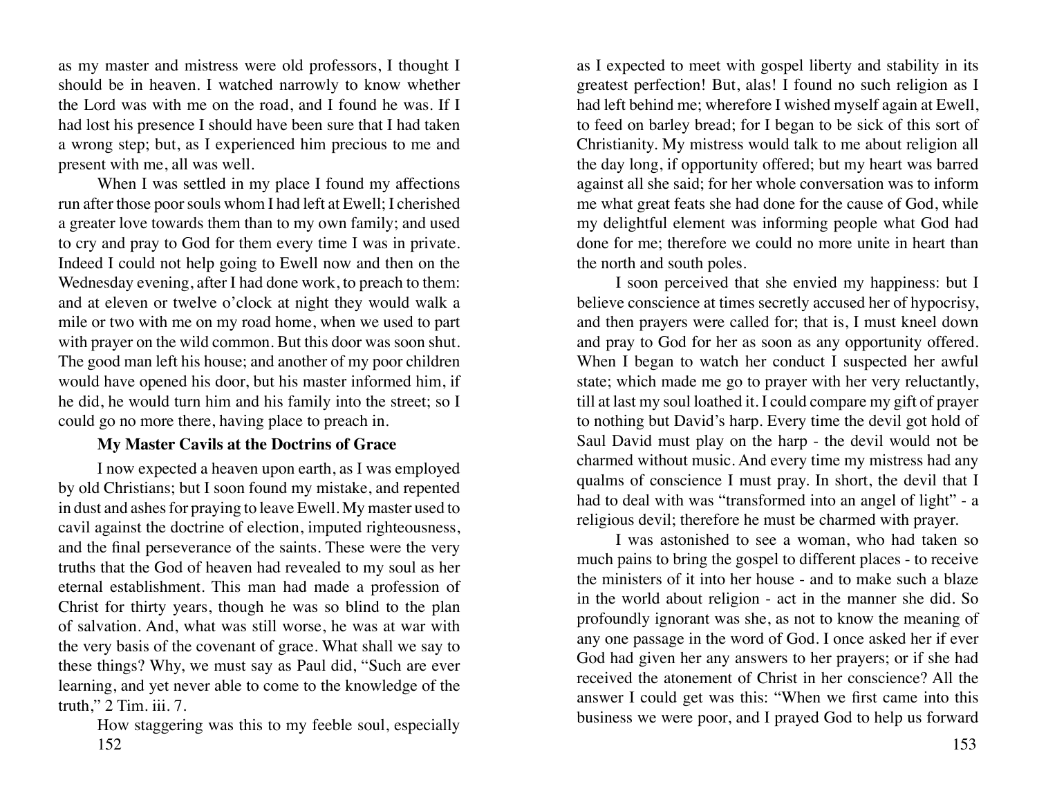as my master and mistress were old professors, I thought I should be in heaven. I watched narrowly to know whether the Lord was with me on the road, and I found he was. If I had lost his presence I should have been sure that I had taken a wrong step; but, as I experienced him precious to me and present with me, all was well.

When I was settled in my place I found my affections run after those poor souls whom I had left at Ewell; I cherished a greater love towards them than to my own family; and used to cry and pray to God for them every time I was in private. Indeed I could not help going to Ewell now and then on the Wednesday evening, after I had done work, to preach to them: and at eleven or twelve o'clock at night they would walk a mile or two with me on my road home, when we used to part with prayer on the wild common. But this door was soon shut. The good man left his house; and another of my poor children would have opened his door, but his master informed him, if he did, he would turn him and his family into the street; so I could go no more there, having place to preach in.

### My Master Cavils at the Doctrins of Grace

I now expected a heaven upon earth, as I was employed by old Christians; but I soon found my mistake, and repented in dust and ashes for praying to leave Ewell. My master used to cavil against the doctrine of election, imputed righteousness, and the final perseverance of the saints. These were the very truths that the God of heaven had revealed to my soul as her eternal establishment. This man had made a profession of Christ for thirty years, though he was so blind to the plan of salvation. And, what was still worse, he was at war with the very basis of the covenant of grace. What shall we say to these things? Why, we must say as Paul did, "Such are ever learning, and yet never able to come to the knowledge of the truth," 2 Tim. iii. 7.

How staggering was this to my feeble soul, especially as I expected to meet with gospel liberty and stability in its greatest perfection! But, alas! I found no such religion as I had left behind me; wherefore I wished myself again at Ewell, to feed on barley bread; for I began to be sick of this sort of Christianity. My mistress would talk to me about religion all the day long, if opportunity offered; but my heart was barred against all she said; for her whole conversation was to inform me what great feats she had done for the cause of God, while my delightful element was informing people what God had done for me; therefore we could no more unite in heart than the north and south poles.

I soon perceived that she envied my happiness: but I believe conscience at times secretly accused her of hypocrisy, and then prayers were called for; that is, I must kneel down and pray to God for her as soon as any opportunity offered. When I began to watch her conduct I suspected her awful state; which made me go to prayer with her very reluctantly, till at last my soul loathed it. I could compare my gift of prayer to nothing but David's harp. Every time the devil got hold of Saul David must play on the harp - the devil would not be charmed without music. And every time my mistress had any qualms of conscience I must pray. In short, the devil that I had to deal with was "transformed into an angel of light" - a religious devil; therefore he must be charmed with prayer.

I was astonished to see a woman, who had taken so much pains to bring the gospel to different places - to receive the ministers of it into her house - and to make such a blaze in the world about religion - act in the manner she did. So profoundly ignorant was she, as not to know the meaning of any one passage in the word of God. I once asked her if ever God had given her any answers to her prayers; or if she had received the atonement of Christ in her conscience? All the answer I could get was this: "When we first came into this business we were poor, and I prayed God to help us forward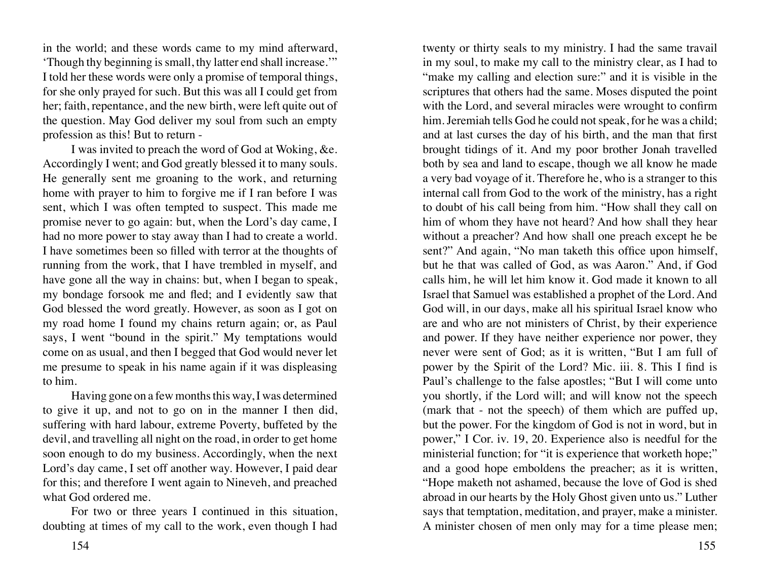in the world; and these words came to my mind afterward, 'Though thy beginning is small, thy latter end shall increase.'" I told her these words were only a promise of temporal things, for she only prayed for such. But this was all I could get from her; faith, repentance, and the new birth, were left quite out of the question. May God deliver my soul from such an empty profession as this! But to return -

I was invited to preach the word of God at Woking, &c. Accordingly I went; and God greatly blessed it to many souls. He generally sent me groaning to the work, and returning home with prayer to him to forgive me if I ran before I was sent, which I was often tempted to suspect. This made me promise never to go again: but, when the Lord's day came, I had no more power to stay away than I had to create a world. I have sometimes been so filled with terror at the thoughts of running from the work, that I have trembled in myself, and have gone all the way in chains: but, when I began to speak, my bondage forsook me and fled; and I evidently saw that God blessed the word greatly. However, as soon as I got on my road home I found my chains return again; or, as Paul says, I went "bound in the spirit." My temptations would come on as usual, and then I begged that God would never let me presume to speak in his name again if it was displeasing to him.

Having gone on a few months this way, I was determined to give it up, and not to go on in the manner I then did, suffering with hard labour, extreme Poverty, buffeted by the devil, and travelling all night on the road, in order to get home soon enough to do my business. Accordingly, when the next Lord's day came, I set off another way. However, I paid dear for this; and therefore I went again to Nineveh, and preached what God ordered me.

For two or three years I continued in this situation, doubting at times of my call to the work, even though I had twenty or thirty seals to my ministry. I had the same travail in my soul, to make my call to the ministry clear, as I had to "make my calling and election sure:" and it is visible in the scriptures that others had the same. Moses disputed the point with the Lord, and several miracles were wrought to confirm him. Jeremiah tells God he could not speak, for he was a child; and at last curses the day of his birth, and the man that first brought tidings of it. And my poor brother Jonah travelled both by sea and land to escape, though we all know he made a very bad voyage of it. Therefore he, who is a stranger to this internal call from God to the work of the ministry, has a right to doubt of his call being from him. "How shall they call on him of whom they have not heard? And how shall they hear without a preacher? And how shall one preach except he be sent?" And again, "No man taketh this office upon himself, but he that was called of God, as was Aaron." And, if God calls him, he will let him know it. God made it known to all Israel that Samuel was established a prophet of the Lord. And God will, in our days, make all his spiritual Israel know who are and who are not ministers of Christ, by their experience and power. If they have neither experience nor power, they never were sent of God; as it is written, "But I am full of power by the Spirit of the Lord? Mic. iii. 8. This I find is Paul's challenge to the false apostles; "But I will come unto you shortly, if the Lord will; and will know not the speech (mark that - not the speech) of them which are puffed up, but the power. For the kingdom of God is not in word, but in power," I Cor. iv. 19, 20. Experience also is needful for the ministerial function; for "it is experience that worketh hope;" and a good hope emboldens the preacher; as it is written, "Hope maketh not ashamed, because the love of God is shed abroad in our hearts by the Holy Ghost given unto us." Luther says that temptation, meditation, and prayer, make a minister. A minister chosen of men only may for a time please men;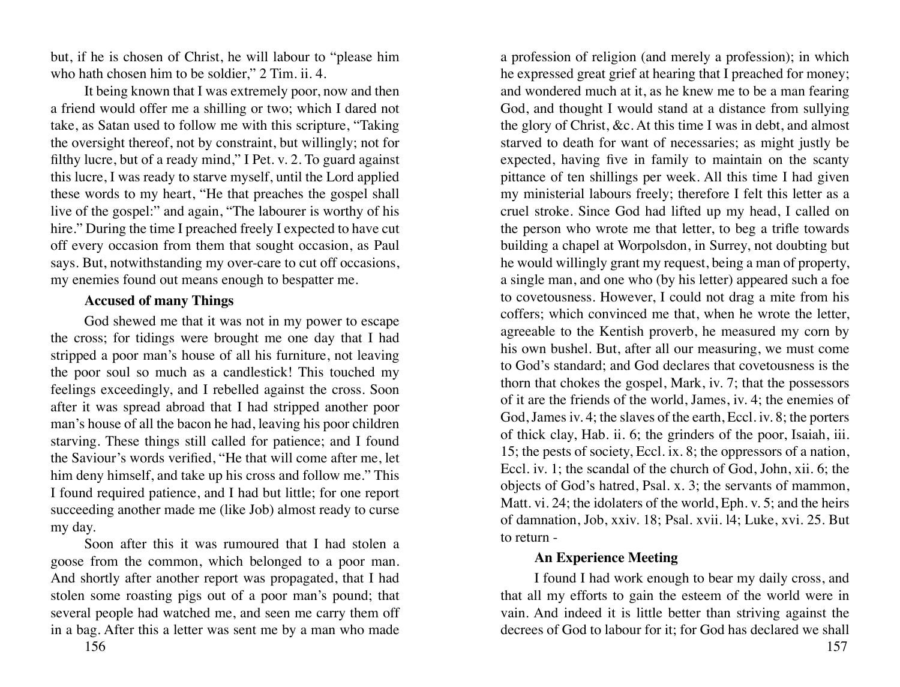but, if he is chosen of Christ, he will labour to "please him who hath chosen him to be soldier," 2 Tim. ii. 4.

It being known that I was extremely poor, now and then a friend would offer me a shilling or two; which I dared not take, as Satan used to follow me with this scripture, "Taking the oversight thereof, not by constraint, but willingly; not for filthy lucre, but of a ready mind," I Pet. v. 2. To guard against this lucre, I was ready to starve myself, until the Lord applied these words to my heart, "He that preaches the gospel shall live of the gospel:" and again, "The labourer is worthy of his hire." During the time I preached freely I expected to have cut off every occasion from them that sought occasion, as Paul says. But, notwithstanding my over-care to cut off occasions, my enemies found out means enough to bespatter me.

### Accused of many Things

God shewed me that it was not in my power to escape the cross; for tidings were brought me one day that I had stripped a poor man's house of all his furniture, not leaving the poor soul so much as a candlestick! This touched my feelings exceedingly, and I rebelled against the cross. Soon after it was spread abroad that I had stripped another poor man's house of all the bacon he had, leaving his poor children starving. These things still called for patience; and I found the Saviour's words verified, "He that will come after me, let him deny himself, and take up his cross and follow me." This I found required patience, and I had but little; for one report succeeding another made me (like Job) almost ready to curse my day.

Soon after this it was rumoured that I had stolen a goose from the common, which belonged to a poor man. And shortly after another report was propagated, that I had stolen some roasting pigs out of a poor man's pound; that several people had watched me, and seen me carry them off in a bag. After this a letter was sent me by a man who made a profession of religion (and merely a profession); in which he expressed great grief at hearing that I preached for money; and wondered much at it, as he knew me to be a man fearing God, and thought I would stand at a distance from sullying the glory of Christ, &c. At this time I was in debt, and almost starved to death for want of necessaries; as might justly be expected, having five in family to maintain on the scanty pittance of ten shillings per week. All this time I had given my ministerial labours freely; therefore I felt this letter as a cruel stroke. Since God had lifted up my head, I called on the person who wrote me that letter, to beg a trifle towards building a chapel at Worpolsdon, in Surrey, not doubting but he would willingly grant my request, being a man of property, a single man, and one who (by his letter) appeared such a foe to covetousness. However, I could not drag a mite from his coffers; which convinced me that, when he wrote the letter, agreeable to the Kentish proverb, he measured my corn by his own bushel. But, after all our measuring, we must come to God's standard; and God declares that covetousness is the thorn that chokes the gospel, Mark, iv. 7; that the possessors of it are the friends of the world, James, iv. 4; the enemies of God, James iv. 4; the slaves of the earth, Eccl. iv. 8; the porters of thick clay, Hab. ii. 6; the grinders of the poor, Isaiah, iii. 15; the pests of society, Eccl. ix. 8; the oppressors of a nation, Eccl. iv. 1; the scandal of the church of God, John, xii. 6; the objects of God's hatred, Psal. x. 3; the servants of mammon, Matt. vi. 24; the idolaters of the world, Eph. v. 5; and the heirs of damnation, Job, xxiv. 18; Psal. xvii. l4; Luke, xvi. 25. But to return -

### An Experience Meeting

I found I had work enough to bear my daily cross, and that all my efforts to gain the esteem of the world were in vain. And indeed it is little better than striving against the decrees of God to labour for it; for God has declared we shall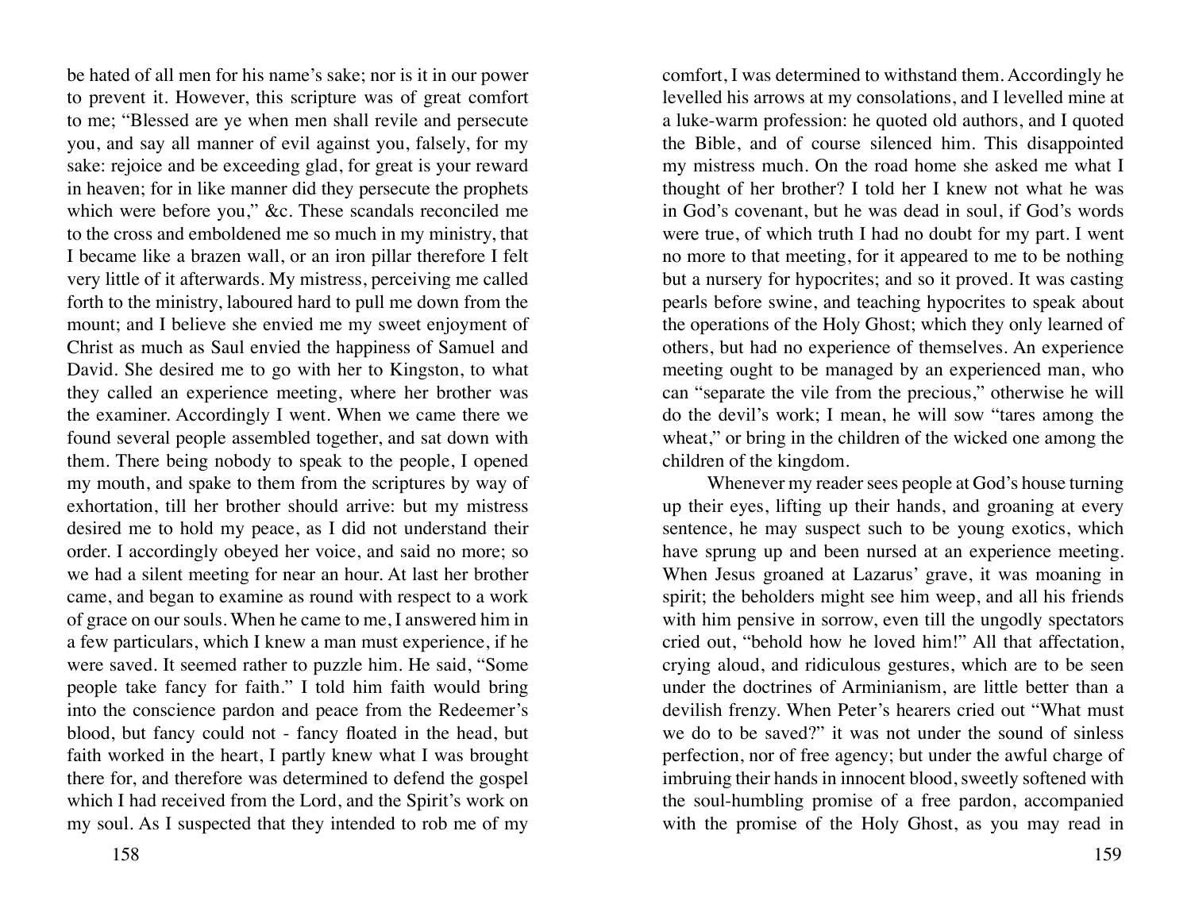be hated of all men for his name's sake; nor is it in our power to prevent it. However, this scripture was of great comfort to me; "Blessed are ye when men shall revile and persecute you, and say all manner of evil against you, falsely, for my sake: rejoice and be exceeding glad, for great is your reward in heaven; for in like manner did they persecute the prophets which were before you," &c. These scandals reconciled me to the cross and emboldened me so much in my ministry, that I became like a brazen wall, or an iron pillar therefore I felt very little of it afterwards. My mistress, perceiving me called forth to the ministry, laboured hard to pull me down from the mount; and I believe she envied me my sweet enjoyment of Christ as much as Saul envied the happiness of Samuel and David. She desired me to go with her to Kingston, to what they called an experience meeting, where her brother was the examiner. Accordingly I went. When we came there we found several people assembled together, and sat down with them. There being nobody to speak to the people, I opened my mouth, and spake to them from the scriptures by way of exhortation, till her brother should arrive: but my mistress desired me to hold my peace, as I did not understand their order. I accordingly obeyed her voice, and said no more; so we had a silent meeting for near an hour. At last her brother came, and began to examine as round with respect to a work of grace on our souls. When he came to me, I answered him in a few particulars, which I knew a man must experience, if he were saved. It seemed rather to puzzle him. He said, "Some people take fancy for faith." I told him faith would bring into the conscience pardon and peace from the Redeemer's blood, but fancy could not - fancy floated in the head, but faith worked in the heart, I partly knew what I was brought there for, and therefore was determined to defend the gospel which I had received from the Lord, and the Spirit's work on my soul. As I suspected that they intended to rob me of my comfort, I was determined to withstand them. Accordingly he levelled his arrows at my consolations, and I levelled mine at a luke-warm profession: he quoted old authors, and I quoted the Bible, and of course silenced him. This disappointed my mistress much. On the road home she asked me what I thought of her brother? I told her I knew not what he was in God's covenant, but he was dead in soul, if God's words were true, of which truth I had no doubt for my part. I went no more to that meeting, for it appeared to me to be nothing but a nursery for hypocrites; and so it proved. It was casting pearls before swine, and teaching hypocrites to speak about the operations of the Holy Ghost; which they only learned of others, but had no experience of themselves. An experience meeting ought to be managed by an experienced man, who can "separate the vile from the precious," otherwise he will do the devil's work; I mean, he will sow "tares among the wheat," or bring in the children of the wicked one among the children of the kingdom.

Whenever my reader sees people at God's house turning up their eyes, lifting up their hands, and groaning at every sentence, he may suspect such to be young exotics, which have sprung up and been nursed at an experience meeting. When Jesus groaned at Lazarus' grave, it was moaning in spirit; the beholders might see him weep, and all his friends with him pensive in sorrow, even till the ungodly spectators cried out, "behold how he loved him!" All that affectation, crying aloud, and ridiculous gestures, which are to be seen under the doctrines of Arminianism, are little better than a devilish frenzy. When Peter's hearers cried out "What must we do to be saved?" it was not under the sound of sinless perfection, nor of free agency; but under the awful charge of imbruing their hands in innocent blood, sweetly softened with the soul-humbling promise of a free pardon, accompanied with the promise of the Holy Ghost, as you may read in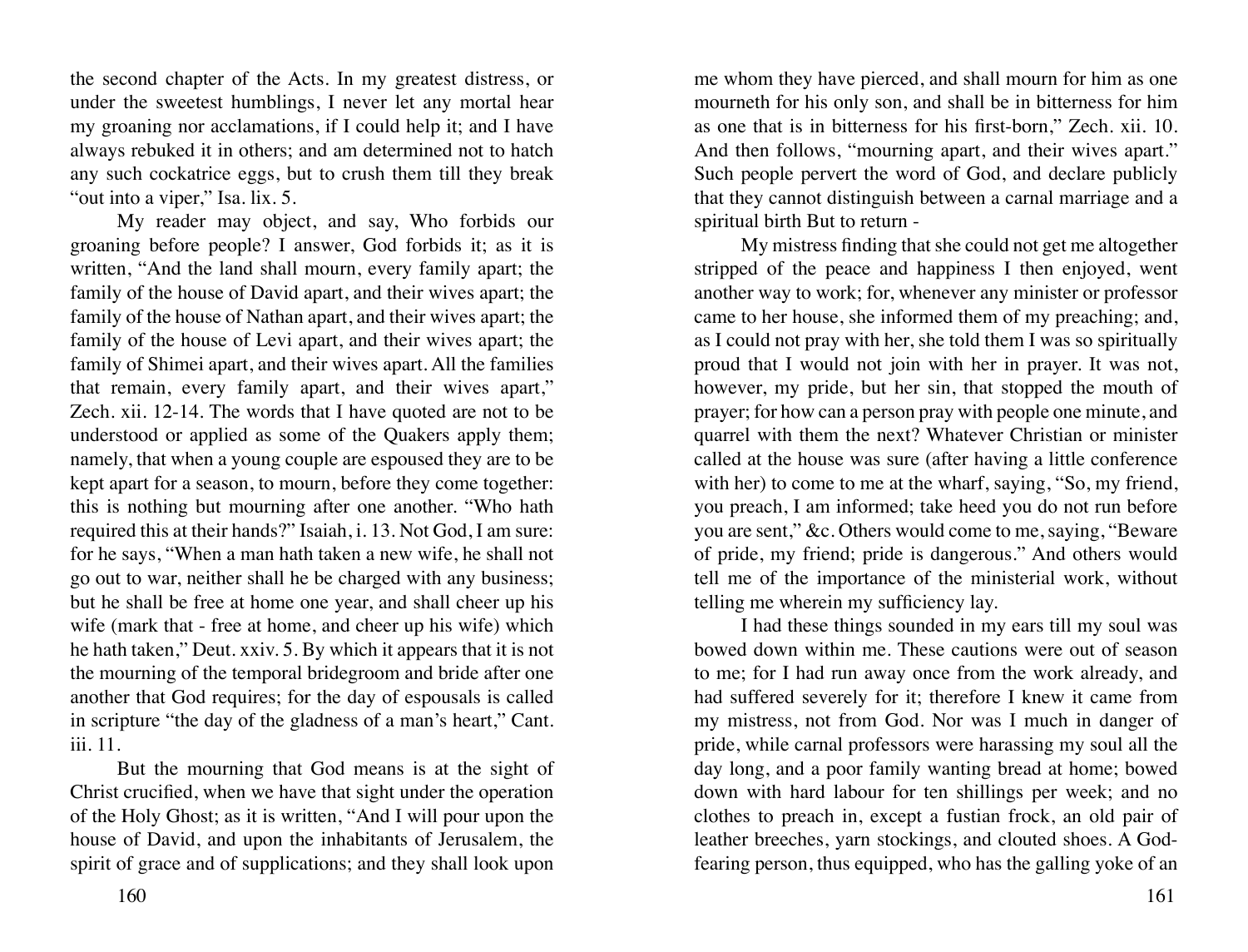the second chapter of the Acts. In my greatest distress, or under the sweetest humblings, I never let any mortal hear my groaning nor acclamations, if I could help it; and I have always rebuked it in others; and am determined not to hatch any such cockatrice eggs, but to crush them till they break "out into a viper," Isa. lix. 5.

My reader may object, and say, Who forbids our groaning before people? I answer, God forbids it; as it is written, "And the land shall mourn, every family apart; the family of the house of David apart, and their wives apart; the family of the house of Nathan apart, and their wives apart; the family of the house of Levi apart, and their wives apart; the family of Shimei apart, and their wives apart. All the families that remain, every family apart, and their wives apart," Zech. xii. 12-14. The words that I have quoted are not to be understood or applied as some of the Quakers apply them; namely, that when a young couple are espoused they are to be kept apart for a season, to mourn, before they come together: this is nothing but mourning after one another. "Who hath required this at their hands?" Isaiah, i. 13. Not God, I am sure: for he says, "When a man hath taken a new wife, he shall not go out to war, neither shall he be charged with any business; but he shall be free at home one year, and shall cheer up his wife (mark that - free at home, and cheer up his wife) which he hath taken," Deut. xxiv. 5. By which it appears that it is not the mourning of the temporal bridegroom and bride after one another that God requires; for the day of espousals is called in scripture "the day of the gladness of a man's heart," Cant. iii. 11.

But the mourning that God means is at the sight of Christ crucified, when we have that sight under the operation of the Holy Ghost; as it is written, "And I will pour upon the house of David, and upon the inhabitants of Jerusalem, the spirit of grace and of supplications; and they shall look upon me whom they have pierced, and shall mourn for him as one mourneth for his only son, and shall be in bitterness for him as one that is in bitterness for his first-born," Zech. xii. 10. And then follows, "mourning apart, and their wives apart." Such people pervert the word of God, and declare publicly that they cannot distinguish between a carnal marriage and a spiritual birth But to return -

My mistress finding that she could not get me altogether stripped of the peace and happiness I then enjoyed, went another way to work; for, whenever any minister or professor came to her house, she informed them of my preaching; and, as I could not pray with her, she told them I was so spiritually proud that I would not join with her in prayer. It was not, however, my pride, but her sin, that stopped the mouth of prayer; for how can a person pray with people one minute, and quarrel with them the next? Whatever Christian or minister called at the house was sure (after having a little conference with her) to come to me at the wharf, saying, "So, my friend, you preach, I am informed; take heed you do not run before you are sent," &c. Others would come to me, saying, "Beware of pride, my friend; pride is dangerous." And others would tell me of the importance of the ministerial work, without telling me wherein my sufficiency lay.

I had these things sounded in my ears till my soul was bowed down within me. These cautions were out of season to me; for I had run away once from the work already, and had suffered severely for it; therefore I knew it came from my mistress, not from God. Nor was I much in danger of pride, while carnal professors were harassing my soul all the day long, and a poor family wanting bread at home; bowed down with hard labour for ten shillings per week; and no clothes to preach in, except a fustian frock, an old pair of leather breeches, yarn stockings, and clouted shoes. A God-fearing person, thus equipped, who has the galling yoke of an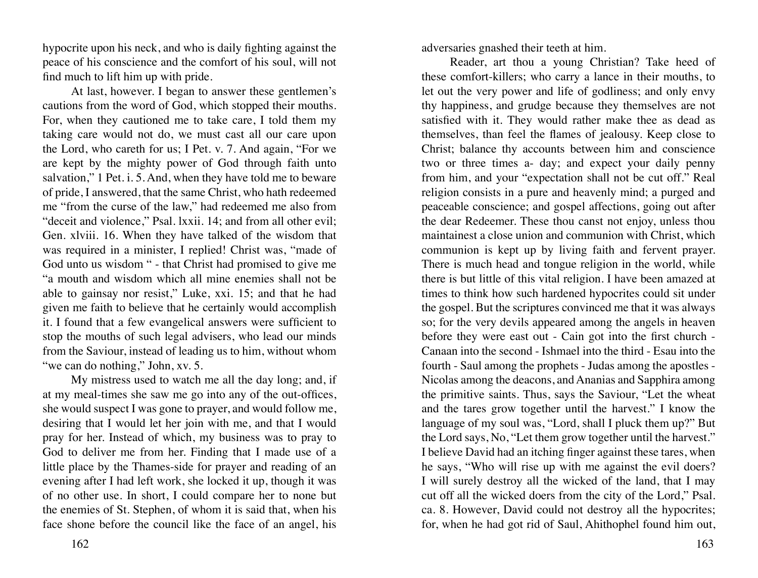hypocrite upon his neck, and who is daily fighting against the peace of his conscience and the comfort of his soul, will not find much to lift him up with pride.

At last, however. I began to answer these gentlemen's cautions from the word of God, which stopped their mouths. For, when they cautioned me to take care, I told them my taking care would not do, we must cast all our care upon the Lord, who careth for us; I Pet. v. 7. And again, "For we are kept by the mighty power of God through faith unto salvation," 1 Pet. i. 5. And, when they have told me to beware of pride, I answered, that the same Christ, who hath redeemed me "from the curse of the law," had redeemed me also from "deceit and violence," Psal. lxxii. 14; and from all other evil; Gen. xlviii. 16. When they have talked of the wisdom that was required in a minister, I replied! Christ was, "made of God unto us wisdom " - that Christ had promised to give me "a mouth and wisdom which all mine enemies shall not be able to gainsay nor resist," Luke, xxi. 15; and that he had given me faith to believe that he certainly would accomplish it. I found that a few evangelical answers were sufficient to stop the mouths of such legal advisers, who lead our minds from the Saviour, instead of leading us to him, without whom "we can do nothing," John, xv. 5.

My mistress used to watch me all the day long; and, if at my meal-times she saw me go into any of the out-offices, she would suspect I was gone to prayer, and would follow me, desiring that I would let her join with me, and that I would pray for her. Instead of which, my business was to pray to God to deliver me from her. Finding that I made use of a little place by the Thames-side for prayer and reading of an evening after I had left work, she locked it up, though it was of no other use. In short, I could compare her to none but the enemies of St. Stephen, of whom it is said that, when his face shone before the council like the face of an angel, his adversaries gnashed their teeth at him.

Reader, art thou a young Christian? Take heed of these comfort-killers; who carry a lance in their mouths, to let out the very power and life of godliness; and only envy thy happiness, and grudge because they themselves are not satisfied with it. They would rather make thee as dead as themselves, than feel the flames of jealousy. Keep close to Christ; balance thy accounts between him and conscience two or three times a- day; and expect your daily penny from him, and your "expectation shall not be cut off." Real religion consists in a pure and heavenly mind; a purged and peaceable conscience; and gospel affections, going out after the dear Redeemer. These thou canst not enjoy, unless thou maintainest a close union and communion with Christ, which communion is kept up by living faith and fervent prayer. There is much head and tongue religion in the world, while there is but little of this vital religion. I have been amazed at times to think how such hardened hypocrites could sit under the gospel. But the scriptures convinced me that it was always so; for the very devils appeared among the angels in heaven before they were east out - Cain got into the first church - Canaan into the second - Ishmael into the third - Esau into the fourth - Saul among the prophets - Judas among the apostles - Nicolas among the deacons, and Ananias and Sapphira among the primitive saints. Thus, says the Saviour, "Let the wheat and the tares grow together until the harvest." I know the language of my soul was, "Lord, shall I pluck them up?" But the Lord says, No, "Let them grow together until the harvest." I believe David had an itching finger against these tares, when he says, "Who will rise up with me against the evil doers? I will surely destroy all the wicked of the land, that I may cut off all the wicked doers from the city of the Lord," Psal. ca. 8. However, David could not destroy all the hypocrites; for, when he had got rid of Saul, Ahithophel found him out,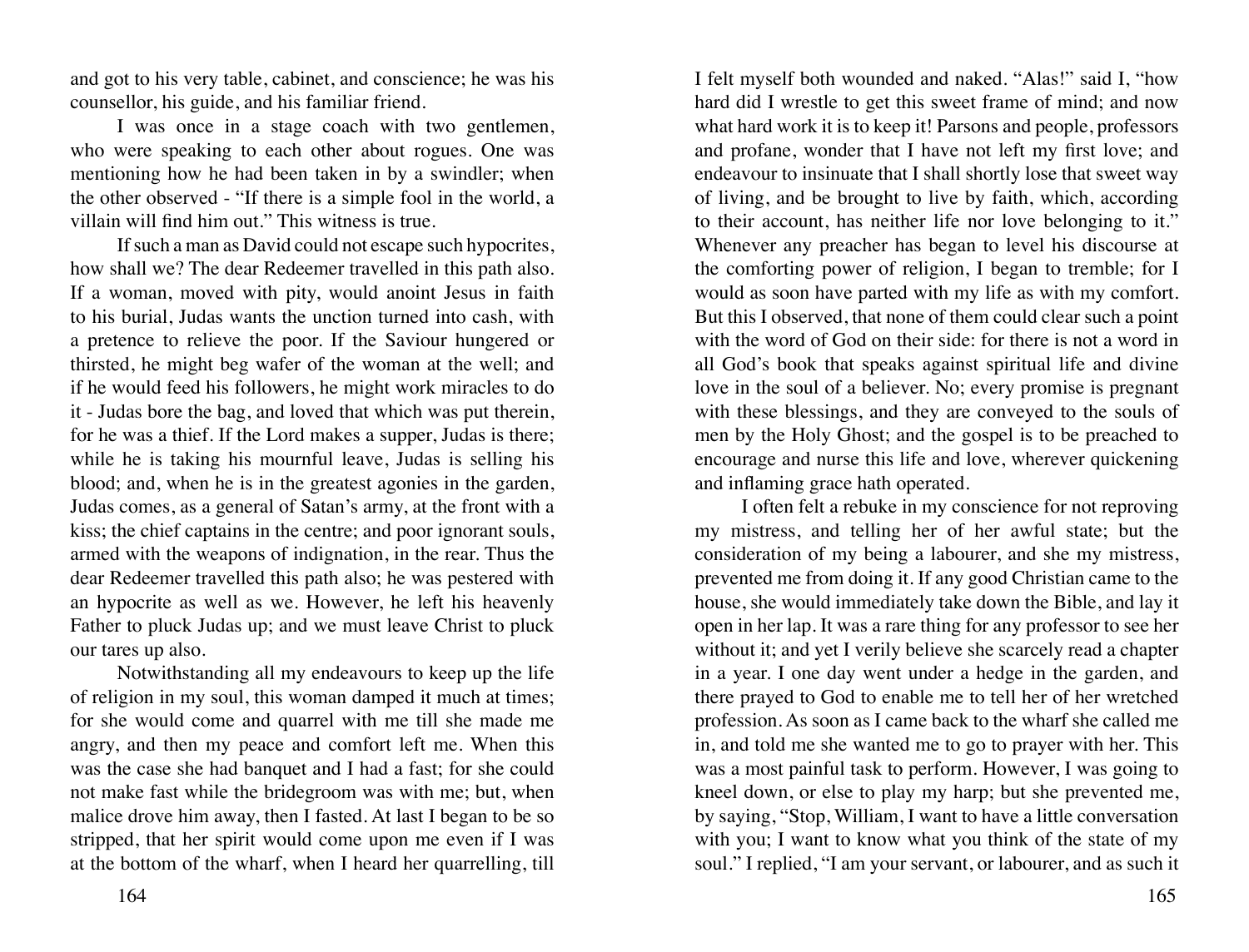and got to his very table, cabinet, and conscience; he was his counsellor, his guide, and his familiar friend.

I was once in a stage coach with two gentlemen, who were speaking to each other about rogues. One was mentioning how he had been taken in by a swindler; when the other observed - "If there is a simple fool in the world, a villain will find him out." This witness is true.

If such a man as David could not escape such hypocrites, how shall we? The dear Redeemer travelled in this path also. If a woman, moved with pity, would anoint Jesus in faith to his burial, Judas wants the unction turned into cash, with a pretence to relieve the poor. If the Saviour hungered or thirsted, he might beg wafer of the woman at the well; and if he would feed his followers, he might work miracles to do it - Judas bore the bag, and loved that which was put therein, for he was a thief. If the Lord makes a supper, Judas is there; while he is taking his mournful leave, Judas is selling his blood; and, when he is in the greatest agonies in the garden, Judas comes, as a general of Satan's army, at the front with a kiss; the chief captains in the centre; and poor ignorant souls, armed with the weapons of indignation, in the rear. Thus the dear Redeemer travelled this path also; he was pestered with an hypocrite as well as we. However, he left his heavenly Father to pluck Judas up; and we must leave Christ to pluck our tares up also.

Notwithstanding all my endeavours to keep up the life of religion in my soul, this woman damped it much at times; for she would come and quarrel with me till she made me angry, and then my peace and comfort left me. When this was the case she had banquet and I had a fast; for she could not make fast while the bridegroom was with me; but, when malice drove him away, then I fasted. At last I began to be so stripped, that her spirit would come upon me even if I was at the bottom of the wharf, when I heard her quarrelling, till I felt myself both wounded and naked. "Alas!" said I, "how hard did I wrestle to get this sweet frame of mind; and now what hard work it is to keep it! Parsons and people, professors and profane, wonder that I have not left my first love; and endeavour to insinuate that I shall shortly lose that sweet way of living, and be brought to live by faith, which, according to their account, has neither life nor love belonging to it." Whenever any preacher has began to level his discourse at the comforting power of religion, I began to tremble; for I would as soon have parted with my life as with my comfort. But this I observed, that none of them could clear such a point with the word of God on their side: for there is not a word in all God's book that speaks against spiritual life and divine love in the soul of a believer. No; every promise is pregnant with these blessings, and they are conveyed to the souls of men by the Holy Ghost; and the gospel is to be preached to encourage and nurse this life and love, wherever quickening and inflaming grace hath operated.

I often felt a rebuke in my conscience for not reproving my mistress, and telling her of her awful state; but the consideration of my being a labourer, and she my mistress, prevented me from doing it. If any good Christian came to the house, she would immediately take down the Bible, and lay it open in her lap. It was a rare thing for any professor to see her without it; and yet I verily believe she scarcely read a chapter in a year. I one day went under a hedge in the garden, and there prayed to God to enable me to tell her of her wretched profession. As soon as I came back to the wharf she called me in, and told me she wanted me to go to prayer with her. This was a most painful task to perform. However, I was going to kneel down, or else to play my harp; but she prevented me, by saying, "Stop, William, I want to have a little conversation with you; I want to know what you think of the state of my soul." I replied, "I am your servant, or labourer, and as such it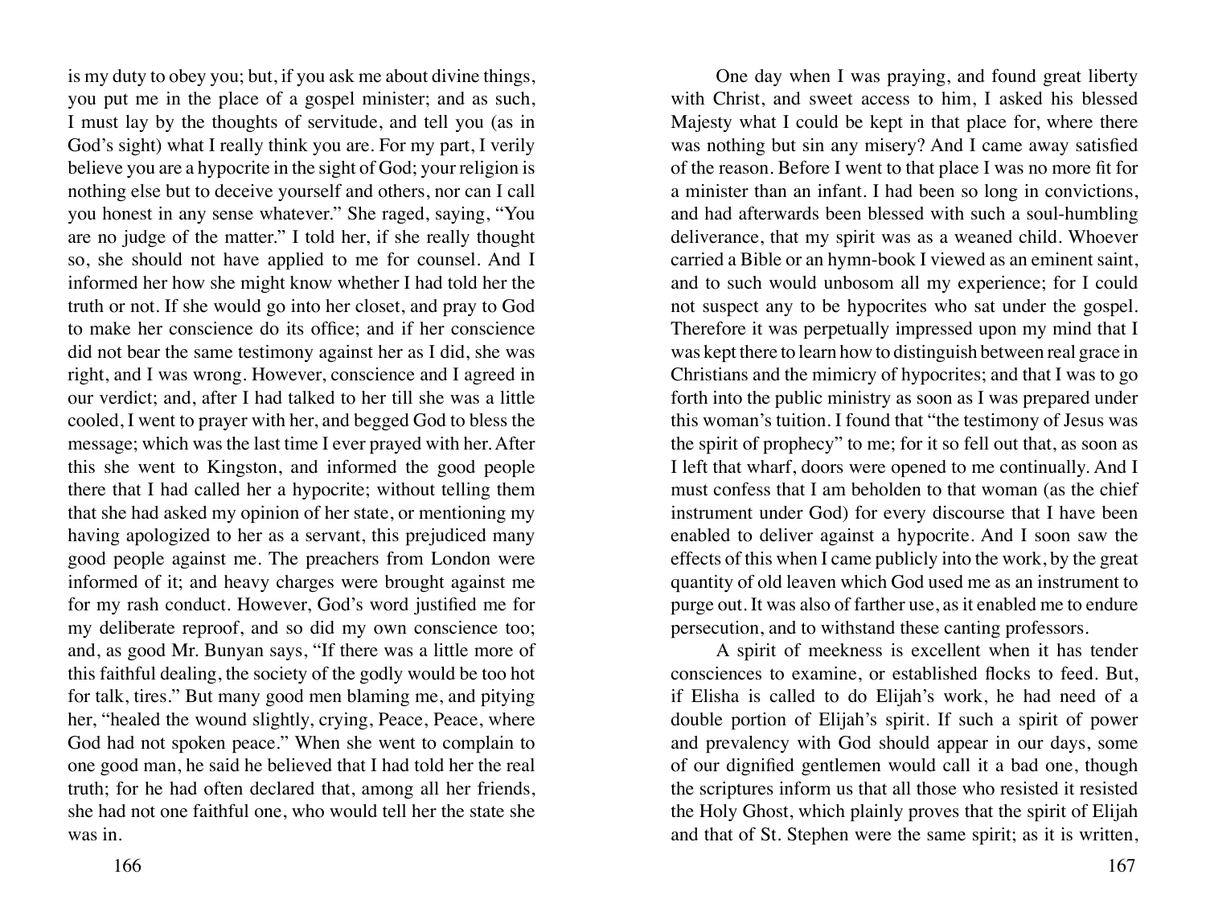is my duty to obey you; but, if you ask me about divine things, you put me in the place of a gospel minister; and as such, I must lay by the thoughts of servitude, and tell you (as in God's sight) what I really think you are. For my part, I verily believe you are a hypocrite in the sight of God; your religion is nothing else but to deceive yourself and others, nor can I call you honest in any sense whatever." She raged, saying, "You are no judge of the matter." I told her, if she really thought so, she should not have applied to me for counsel. And I informed her how she might know whether I had told her the truth or not. If she would go into her closet, and pray to God to make her conscience do its office; and if her conscience did not bear the same testimony against her as I did, she was right, and I was wrong. However, conscience and I agreed in our verdict; and, after I had talked to her till she was a little cooled, I went to prayer with her, and begged God to bless the message; which was the last time I ever prayed with her. After this she went to Kingston, and informed the good people there that I had called her a hypocrite; without telling them that she had asked my opinion of her state, or mentioning my having apologized to her as a servant, this prejudiced many good people against me. The preachers from London were informed of it; and heavy charges were brought against me for my rash conduct. However, God's word justified me for my deliberate reproof, and so did my own conscience too; and, as good Mr. Bunyan says, "If there was a little more of this faithful dealing, the society of the godly would be too hot for talk, tires." But many good men blaming me, and pitying her, "healed the wound slightly, crying, Peace, Peace, where God had not spoken peace." When she went to complain to one good man, he said he believed that I had told her the real truth; for he had often declared that, among all her friends, she had not one faithful one, who would tell her the state she was in.

One day when I was praying, and found great liberty with Christ, and sweet access to him, I asked his blessed Majesty what I could be kept in that place for, where there was nothing but sin any misery? And I came away satisfied of the reason. Before I went to that place I was no more fit for a minister than an infant. I had been so long in convictions, and had afterwards been blessed with such a soul-humbling deliverance, that my spirit was as a weaned child. Whoever carried a Bible or an hymn-book I viewed as an eminent saint, and to such would unbosom all my experience; for I could not suspect any to be hypocrites who sat under the gospel. Therefore it was perpetually impressed upon my mind that I was kept there to learn how to distinguish between real grace in Christians and the mimicry of hypocrites; and that I was to go forth into the public ministry as soon as I was prepared under this woman's tuition. I found that "the testimony of Jesus was the spirit of prophecy" to me; for it so fell out that, as soon as I left that wharf, doors were opened to me continually. And I must confess that I am beholden to that woman (as the chief instrument under God) for every discourse that I have been enabled to deliver against a hypocrite. And I soon saw the effects of this when I came publicly into the work, by the great quantity of old leaven which God used me as an instrument to purge out. It was also of farther use, as it enabled me to endure persecution, and to withstand these canting professors.

A spirit of meekness is excellent when it has tender consciences to examine, or established flocks to feed. But, if Elisha is called to do Elijah's work, he had need of a double portion of Elijah's spirit. If such a spirit of power and prevalency with God should appear in our days, some of our dignified gentlemen would call it a bad one, though the scriptures inform us that all those who resisted it resisted the Holy Ghost, which plainly proves that the spirit of Elijah and that of St. Stephen were the same spirit; as it is written,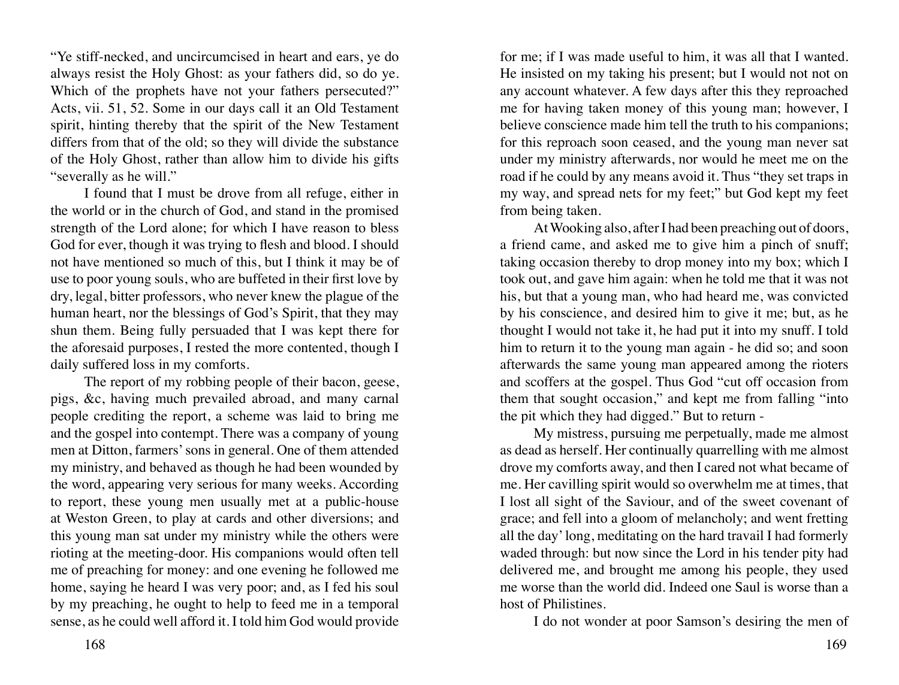"Ye stiff-necked, and uncircumcised in heart and ears, ye do always resist the Holy Ghost: as your fathers did, so do ye. Which of the prophets have not your fathers persecuted?" Acts, vii. 51, 52. Some in our days call it an Old Testament spirit, hinting thereby that the spirit of the New Testament differs from that of the old; so they will divide the substance of the Holy Ghost, rather than allow him to divide his gifts "severally as he will."

I found that I must be drove from all refuge, either in the world or in the church of God, and stand in the promised strength of the Lord alone; for which I have reason to bless God for ever, though it was trying to flesh and blood. I should not have mentioned so much of this, but I think it may be of use to poor young souls, who are buffeted in their first love by dry, legal, bitter professors, who never knew the plague of the human heart, nor the blessings of God's Spirit, that they may shun them. Being fully persuaded that I was kept there for the aforesaid purposes, I rested the more contented, though I daily suffered loss in my comforts.

The report of my robbing people of their bacon, geese, pigs, &c, having much prevailed abroad, and many carnal people crediting the report, a scheme was laid to bring me and the gospel into contempt. There was a company of young men at Ditton, farmers' sons in general. One of them attended my ministry, and behaved as though he had been wounded by the word, appearing very serious for many weeks. According to report, these young men usually met at a public-house at Weston Green, to play at cards and other diversions; and this young man sat under my ministry while the others were rioting at the meeting-door. His companions would often tell me of preaching for money: and one evening he followed me home, saying he heard I was very poor; and, as I fed his soul by my preaching, he ought to help to feed me in a temporal sense, as he could well afford it. I told him God would provide for me; if I was made useful to him, it was all that I wanted. He insisted on my taking his present; but I would not not on any account whatever. A few days after this they reproached me for having taken money of this young man; however, I believe conscience made him tell the truth to his companions; for this reproach soon ceased, and the young man never sat under my ministry afterwards, nor would he meet me on the road if he could by any means avoid it. Thus "they set traps in my way, and spread nets for my feet;" but God kept my feet from being taken.

At Wooking also, after I had been preaching out of doors, a friend came, and asked me to give him a pinch of snuff; taking occasion thereby to drop money into my box; which I took out, and gave him again: when he told me that it was not his, but that a young man, who had heard me, was convicted by his conscience, and desired him to give it me; but, as he thought I would not take it, he had put it into my snuff. I told him to return it to the young man again - he did so; and soon afterwards the same young man appeared among the rioters and scoffers at the gospel. Thus God "cut off occasion from them that sought occasion," and kept me from falling "into the pit which they had digged." But to return -

My mistress, pursuing me perpetually, made me almost as dead as herself. Her continually quarrelling with me almost drove my comforts away, and then I cared not what became of me. Her cavilling spirit would so overwhelm me at times, that I lost all sight of the Saviour, and of the sweet covenant of grace; and fell into a gloom of melancholy; and went fretting all the day' long, meditating on the hard travail I had formerly waded through: but now since the Lord in his tender pity had delivered me, and brought me among his people, they used me worse than the world did. Indeed one Saul is worse than a host of Philistines.

I do not wonder at poor Samson's desiring the men of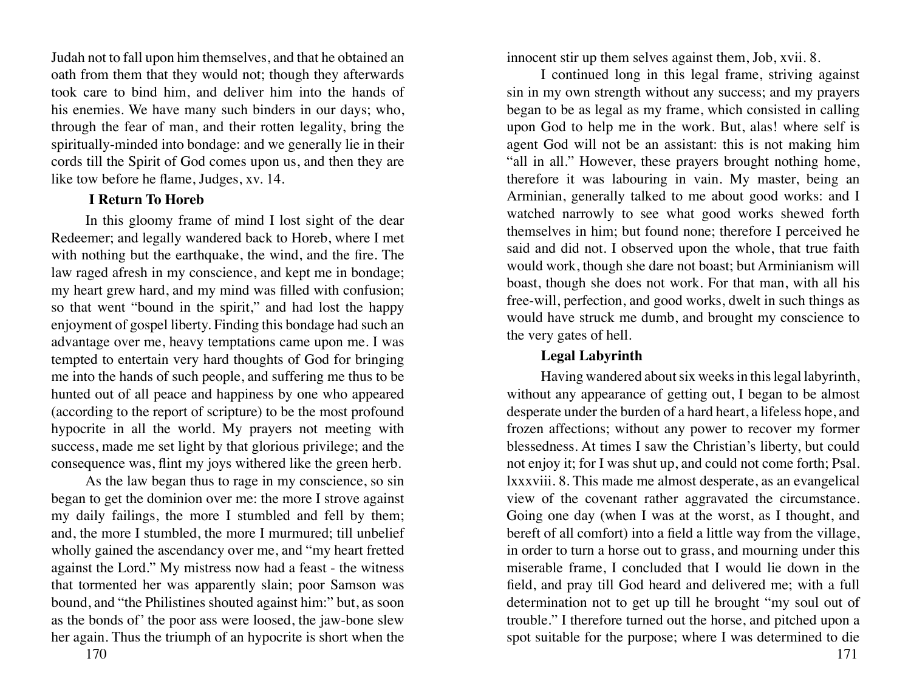Judah not to fall upon him themselves, and that he obtained an oath from them that they would not; though they afterwards took care to bind him, and deliver him into the hands of his enemies. We have many such binders in our days; who, through the fear of man, and their rotten legality, bring the spiritually-minded into bondage: and we generally lie in their cords till the Spirit of God comes upon us, and then they are like tow before he flame, Judges, xv. 14.

### I Return To Horeb

In this gloomy frame of mind I lost sight of the dear Redeemer; and legally wandered back to Horeb, where I met with nothing but the earthquake, the wind, and the fire. The law raged afresh in my conscience, and kept me in bondage; my heart grew hard, and my mind was filled with confusion; so that went "bound in the spirit," and had lost the happy enjoyment of gospel liberty. Finding this bondage had such an advantage over me, heavy temptations came upon me. I was tempted to entertain very hard thoughts of God for bringing me into the hands of such people, and suffering me thus to be hunted out of all peace and happiness by one who appeared (according to the report of scripture) to be the most profound hypocrite in all the world. My prayers not meeting with success, made me set light by that glorious privilege; and the consequence was, flint my joys withered like the green herb.

As the law began thus to rage in my conscience, so sin began to get the dominion over me: the more I strove against my daily failings, the more I stumbled and fell by them; and, the more I stumbled, the more I murmured; till unbelief wholly gained the ascendancy over me, and "my heart fretted against the Lord." My mistress now had a feast - the witness that tormented her was apparently slain; poor Samson was bound, and "the Philistines shouted against him:" but, as soon as the bonds of' the poor ass were loosed, the jaw-bone slew her again. Thus the triumph of an hypocrite is short when the innocent stir up them selves against them, Job, xvii. 8.

I continued long in this legal frame, striving against sin in my own strength without any success; and my prayers began to be as legal as my frame, which consisted in calling upon God to help me in the work. But, alas! where self is agent God will not be an assistant: this is not making him "all in all." However, these prayers brought nothing home, therefore it was labouring in vain. My master, being an Arminian, generally talked to me about good works: and I watched narrowly to see what good works shewed forth themselves in him; but found none; therefore I perceived he said and did not. I observed upon the whole, that true faith would work, though she dare not boast; but Arminianism will boast, though she does not work. For that man, with all his free-will, perfection, and good works, dwelt in such things as would have struck me dumb, and brought my conscience to the very gates of hell.

### Legal Labyrinth

Having wandered about six weeks in this legal labyrinth, without any appearance of getting out, I began to be almost desperate under the burden of a hard heart, a lifeless hope, and frozen affections; without any power to recover my former blessedness. At times I saw the Christian's liberty, but could not enjoy it; for I was shut up, and could not come forth; Psal. lxxxviii. 8. This made me almost desperate, as an evangelical view of the covenant rather aggravated the circumstance. Going one day (when I was at the worst, as I thought, and bereft of all comfort) into a field a little way from the village, in order to turn a horse out to grass, and mourning under this miserable frame, I concluded that I would lie down in the field, and pray till God heard and delivered me; with a full determination not to get up till he brought "my soul out of trouble." I therefore turned out the horse, and pitched upon a spot suitable for the purpose; where I was determined to die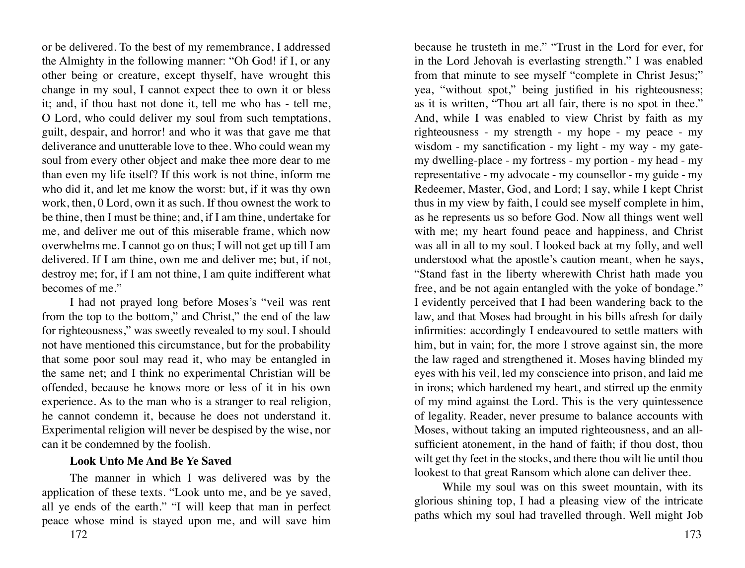or be delivered. To the best of my remembrance, I addressed the Almighty in the following manner: "Oh God! if I, or any other being or creature, except thyself, have wrought this change in my soul, I cannot expect thee to own it or bless it; and, if thou hast not done it, tell me who has - tell me, O Lord, who could deliver my soul from such temptations, guilt, despair, and horror! and who it was that gave me that deliverance and unutterable love to thee. Who could wean my soul from every other object and make thee more dear to me than even my life itself? If this work is not thine, inform me who did it, and let me know the worst: but, if it was thy own work, then, 0 Lord, own it as such. If thou ownest the work to be thine, then I must be thine; and, if I am thine, undertake for me, and deliver me out of this miserable frame, which now overwhelms me. I cannot go on thus; I will not get up till I am delivered. If I am thine, own me and deliver me; but, if not, destroy me; for, if I am not thine, I am quite indifferent what becomes of me."

I had not prayed long before Moses's "veil was rent from the top to the bottom," and Christ," the end of the law for righteousness," was sweetly revealed to my soul. I should not have mentioned this circumstance, but for the probability that some poor soul may read it, who may be entangled in the same net; and I think no experimental Christian will be offended, because he knows more or less of it in his own experience. As to the man who is a stranger to real religion, he cannot condemn it, because he does not understand it. Experimental religion will never be despised by the wise, nor can it be condemned by the foolish.

**Look Unto Me And Be Ye Saved**

The manner in which I was delivered was by the application of these texts. "Look unto me, and be ye saved, all ye ends of the earth." "I will keep that man in perfect peace whose mind is stayed upon me, and will save him because he trusteth in me." "Trust in the Lord for ever, for in the Lord Jehovah is everlasting strength." I was enabled from that minute to see myself "complete in Christ Jesus;" yea, "without spot," being justified in his righteousness; as it is written, "Thou art all fair, there is no spot in thee." And, while I was enabled to view Christ by faith as my righteousness - my strength - my hope - my peace - my wisdom - my sanctification - my light - my way - my gate- my dwelling-place - my fortress - my portion - my head - my representative - my advocate - my counsellor - my guide - my Redeemer, Master, God, and Lord; I say, while I kept Christ thus in my view by faith, I could see myself complete in him, as he represents us so before God. Now all things went well with me; my heart found peace and happiness, and Christ was all in all to my soul. I looked back at my folly, and well understood what the apostle's caution meant, when he says, "Stand fast in the liberty wherewith Christ hath made you free, and be not again entangled with the yoke of bondage." I evidently perceived that I had been wandering back to the law, and that Moses had brought in his bills afresh for daily infirmities: accordingly I endeavoured to settle matters with him, but in vain; for, the more I strove against sin, the more the law raged and strengthened it. Moses having blinded my eyes with his veil, led my conscience into prison, and laid me in irons; which hardened my heart, and stirred up the enmity of my mind against the Lord. This is the very quintessence of legality. Reader, never presume to balance accounts with Moses, without taking an imputed righteousness, and an all-sufficient atonement, in the hand of faith; if thou dost, thou wilt get thy feet in the stocks, and there thou wilt lie until thou lookest to that great Ransom which alone can deliver thee.

While my soul was on this sweet mountain, with its glorious shining top, I had a pleasing view of the intricate paths which my soul had travelled through. Well might Job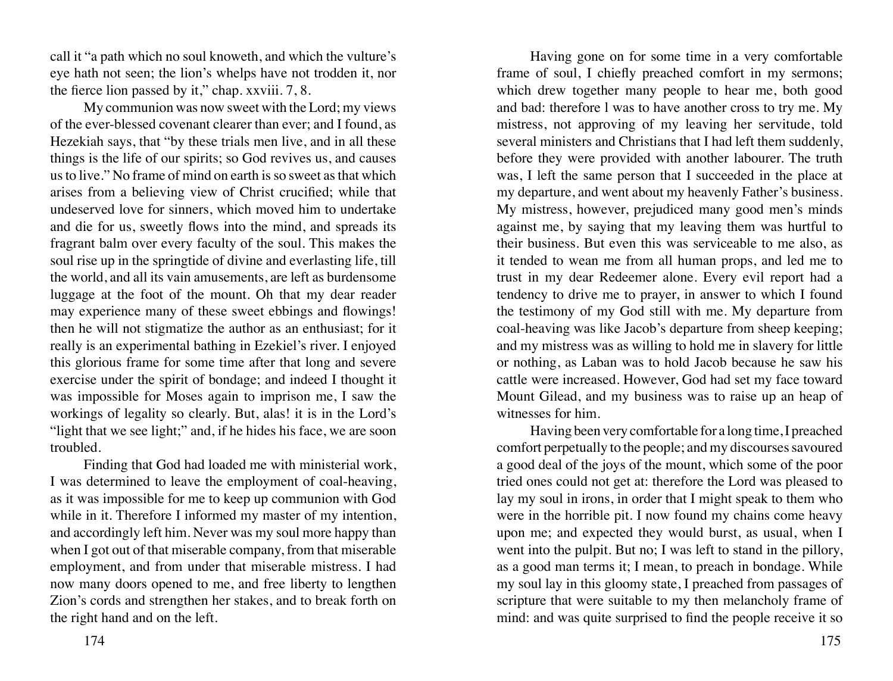call it "a path which no soul knoweth, and which the vulture's eye hath not seen; the lion's whelps have not trodden it, nor the fierce lion passed by it," chap. xxviii. 7, 8.

My communion was now sweet with the Lord; my views of the ever-blessed covenant clearer than ever; and I found, as Hezekiah says, that "by these trials men live, and in all these things is the life of our spirits; so God revives us, and causes us to live." No frame of mind on earth is so sweet as that which arises from a believing view of Christ crucified; while that undeserved love for sinners, which moved him to undertake and die for us, sweetly flows into the mind, and spreads its fragrant balm over every faculty of the soul. This makes the soul rise up in the springtide of divine and everlasting life, till the world, and all its vain amusements, are left as burdensome luggage at the foot of the mount. Oh that my dear reader may experience many of these sweet ebbings and flowings! then he will not stigmatize the author as an enthusiast; for it really is an experimental bathing in Ezekiel's river. I enjoyed this glorious frame for some time after that long and severe exercise under the spirit of bondage; and indeed I thought it was impossible for Moses again to imprison me, I saw the workings of legality so clearly. But, alas! it is in the Lord's "light that we see light;" and, if he hides his face, we are soon troubled.

Finding that God had loaded me with ministerial work, I was determined to leave the employment of coal-heaving, as it was impossible for me to keep up communion with God while in it. Therefore I informed my master of my intention, and accordingly left him. Never was my soul more happy than when I got out of that miserable company, from that miserable employment, and from under that miserable mistress. I had now many doors opened to me, and free liberty to lengthen Zion's cords and strengthen her stakes, and to break forth on the right hand and on the left.

Having gone on for some time in a very comfortable frame of soul, I chiefly preached comfort in my sermons; which drew together many people to hear me, both good and bad: therefore I was to have another cross to try me. My mistress, not approving of my leaving her servitude, told several ministers and Christians that I had left them suddenly, before they were provided with another labourer. The truth was, I left the same person that I succeeded in the place at my departure, and went about my heavenly Father's business. My mistress, however, prejudiced many good men's minds against me, by saying that my leaving them was hurtful to their business. But even this was serviceable to me also, as it tended to wean me from all human props, and led me to trust in my dear Redeemer alone. Every evil report had a tendency to drive me to prayer, in answer to which I found the testimony of my God still with me. My departure from coal-heaving was like Jacob's departure from sheep keeping; and my mistress was as willing to hold me in slavery for little or nothing, as Laban was to hold Jacob because he saw his cattle were increased. However, God had set my face toward Mount Gilead, and my business was to raise up an heap of witnesses for him.

Having been very comfortable for a long time, I preached comfort perpetually to the people; and my discourses savoured a good deal of the joys of the mount, which some of the poor tried ones could not get at: therefore the Lord was pleased to lay my soul in irons, in order that I might speak to them who were in the horrible pit. I now found my chains come heavy upon me; and expected they would burst, as usual, when I went into the pulpit. But no; I was left to stand in the pillory, as a good man terms it; I mean, to preach in bondage. While my soul lay in this gloomy state, I preached from passages of scripture that were suitable to my then melancholy frame of mind: and was quite surprised to find the people receive it so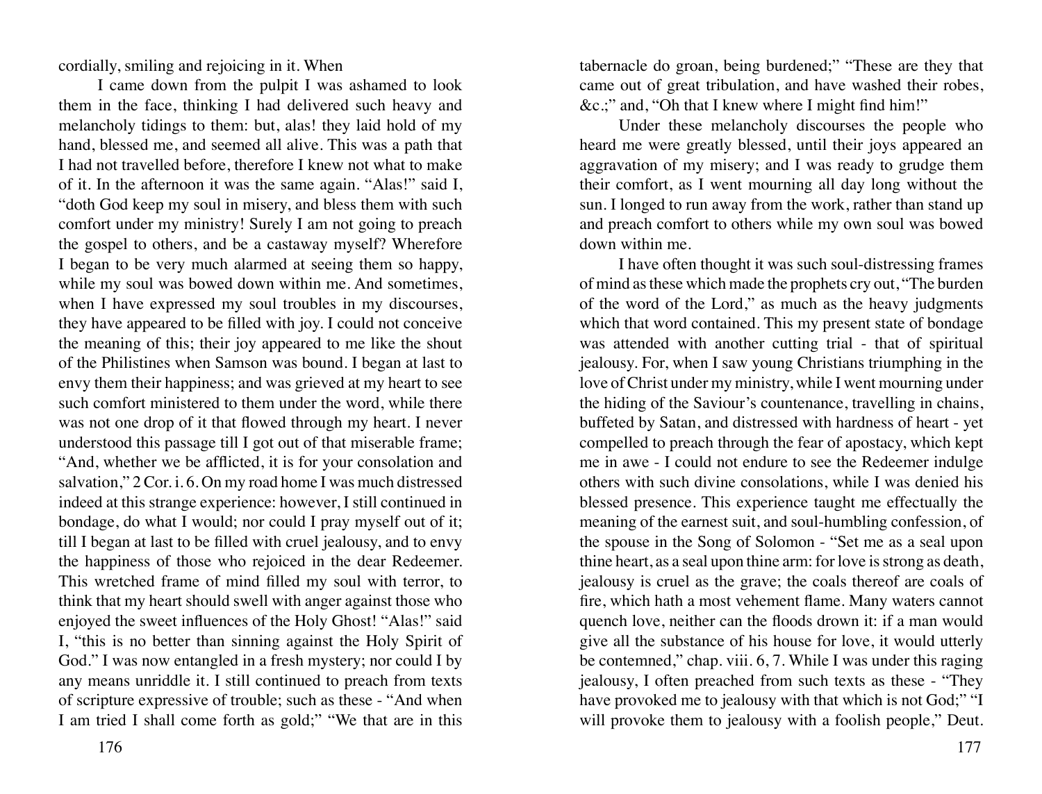cordially, smiling and rejoicing in it. When

I came down from the pulpit I was ashamed to look them in the face, thinking I had delivered such heavy and melancholy tidings to them: but, alas! they laid hold of my hand, blessed me, and seemed all alive. This was a path that I had not travelled before, therefore I knew not what to make of it. In the afternoon it was the same again. "Alas!" said I, "doth God keep my soul in misery, and bless them with such comfort under my ministry! Surely I am not going to preach the gospel to others, and be a castaway myself? Wherefore I began to be very much alarmed at seeing them so happy, while my soul was bowed down within me. And sometimes, when I have expressed my soul troubles in my discourses, they have appeared to be filled with joy. I could not conceive the meaning of this; their joy appeared to me like the shout of the Philistines when Samson was bound. I began at last to envy them their happiness; and was grieved at my heart to see such comfort ministered to them under the word, while there was not one drop of it that flowed through my heart. I never understood this passage till I got out of that miserable frame; "And, whether we be afflicted, it is for your consolation and salvation," 2 Cor. i. 6. On my road home I was much distressed indeed at this strange experience: however, I still continued in bondage, do what I would; nor could I pray myself out of it; till I began at last to be filled with cruel jealousy, and to envy the happiness of those who rejoiced in the dear Redeemer. This wretched frame of mind filled my soul with terror, to think that my heart should swell with anger against those who enjoyed the sweet influences of the Holy Ghost! "Alas!" said I, "this is no better than sinning against the Holy Spirit of God." I was now entangled in a fresh mystery; nor could I by any means unriddle it. I still continued to preach from texts of scripture expressive of trouble; such as these - "And when I am tried I shall come forth as gold;" "We that are in this tabernacle do groan, being burdened;" "These are they that came out of great tribulation, and have washed their robes, &c.;" and, "Oh that I knew where I might find him!"

Under these melancholy discourses the people who heard me were greatly blessed, until their joys appeared an aggravation of my misery; and I was ready to grudge them their comfort, as I went mourning all day long without the sun. I longed to run away from the work, rather than stand up and preach comfort to others while my own soul was bowed down within me.

I have often thought it was such soul-distressing frames of mind as these which made the prophets cry out, "The burden of the word of the Lord," as much as the heavy judgments which that word contained. This my present state of bondage was attended with another cutting trial - that of spiritual jealousy. For, when I saw young Christians triumphing in the love of Christ under my ministry, while I went mourning under the hiding of the Saviour's countenance, travelling in chains, buffeted by Satan, and distressed with hardness of heart - yet compelled to preach through the fear of apostacy, which kept me in awe - I could not endure to see the Redeemer indulge others with such divine consolations, while I was denied his blessed presence. This experience taught me effectually the meaning of the earnest suit, and soul-humbling confession, of the spouse in the Song of Solomon - "Set me as a seal upon thine heart, as a seal upon thine arm: for love is strong as death, jealousy is cruel as the grave; the coals thereof are coals of fire, which hath a most vehement flame. Many waters cannot quench love, neither can the floods drown it: if a man would give all the substance of his house for love, it would utterly be contemned," chap. viii. 6, 7. While I was under this raging jealousy, I often preached from such texts as these - "They have provoked me to jealousy with that which is not God;" "I will provoke them to jealousy with a foolish people," Deut.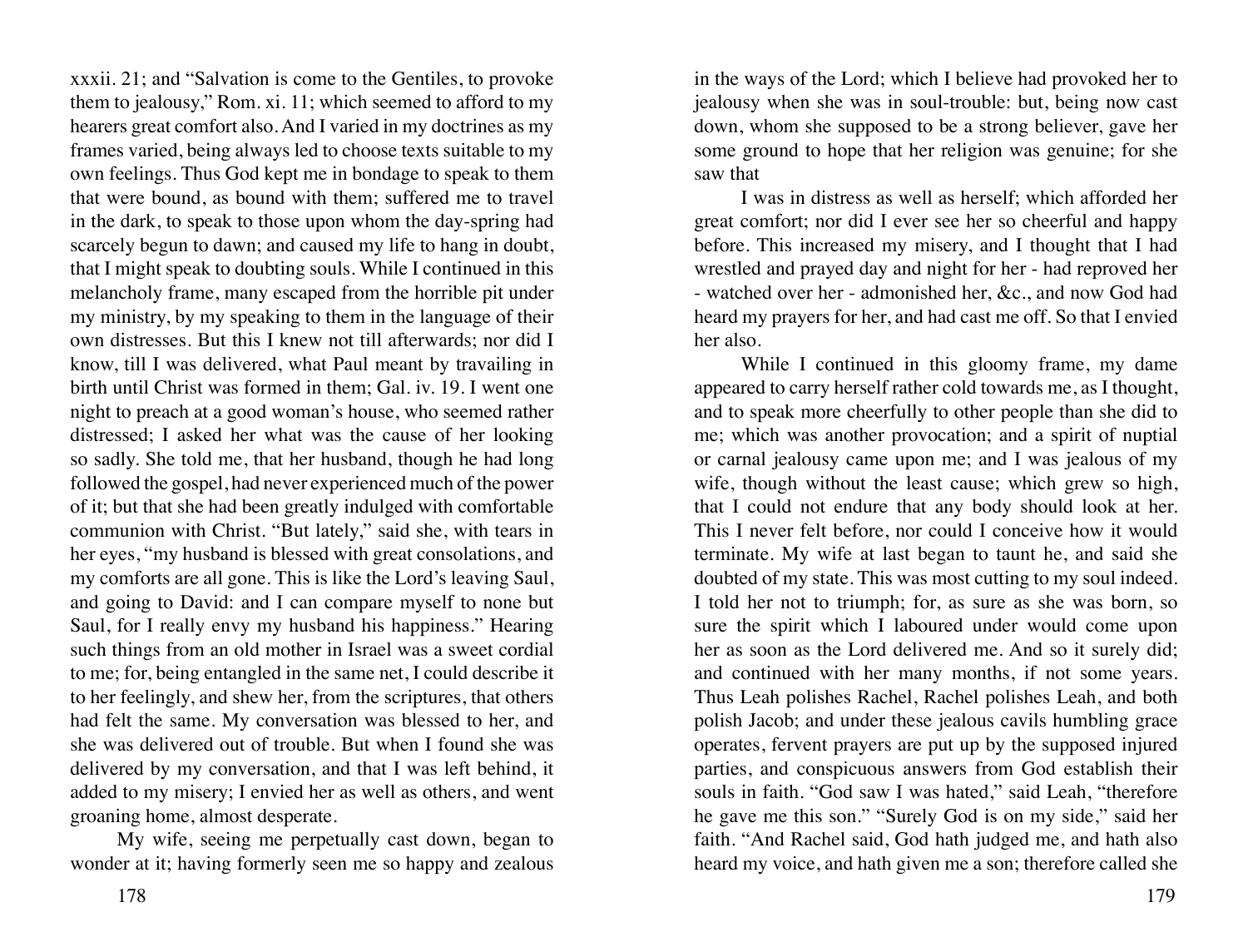xxxii. 21; and "Salvation is come to the Gentiles, to provoke them to jealousy," Rom. xi. 11; which seemed to afford to my hearers great comfort also. And I varied in my doctrines as my frames varied, being always led to choose texts suitable to my own feelings. Thus God kept me in bondage to speak to them that were bound, as bound with them; suffered me to travel in the dark, to speak to those upon whom the day-spring had scarcely begun to dawn; and caused my life to hang in doubt, that I might speak to doubting souls. While I continued in this melancholy frame, many escaped from the horrible pit under my ministry, by my speaking to them in the language of their own distresses. But this I knew not till afterwards; nor did I know, till I was delivered, what Paul meant by travailing in birth until Christ was formed in them; Gal. iv. 19. I went one night to preach at a good woman's house, who seemed rather distressed; I asked her what was the cause of her looking so sadly. She told me, that her husband, though he had long followed the gospel, had never experienced much of the power of it; but that she had been greatly indulged with comfortable communion with Christ. "But lately," said she, with tears in her eyes, "my husband is blessed with great consolations, and my comforts are all gone. This is like the Lord's leaving Saul, and going to David: and I can compare myself to none but Saul, for I really envy my husband his happiness." Hearing such things from an old mother in Israel was a sweet cordial to me; for, being entangled in the same net, I could describe it to her feelingly, and shew her, from the scriptures, that others had felt the same. My conversation was blessed to her, and she was delivered out of trouble. But when I found she was delivered by my conversation, and that I was left behind, it added to my misery; I envied her as well as others, and went groaning home, almost desperate.

My wife, seeing me perpetually cast down, began to wonder at it; having formerly seen me so happy and zealous in the ways of the Lord; which I believe had provoked her to jealousy when she was in soul-trouble: but, being now cast down, whom she supposed to be a strong believer, gave her some ground to hope that her religion was genuine; for she saw that

I was in distress as well as herself; which afforded her great comfort; nor did I ever see her so cheerful and happy before. This increased my misery, and I thought that I had wrestled and prayed day and night for her - had reproved her - watched over her - admonished her, &c., and now God had heard my prayers for her, and had cast me off. So that I envied her also.

While I continued in this gloomy frame, my dame appeared to carry herself rather cold towards me, as I thought, and to speak more cheerfully to other people than she did to me; which was another provocation; and a spirit of nuptial or carnal jealousy came upon me; and I was jealous of my wife, though without the least cause; which grew so high, that I could not endure that any body should look at her. This I never felt before, nor could I conceive how it would terminate. My wife at last began to taunt he, and said she doubted of my state. This was most cutting to my soul indeed. I told her not to triumph; for, as sure as she was born, so sure the spirit which I laboured under would come upon her as soon as the Lord delivered me. And so it surely did; and continued with her many months, if not some years. Thus Leah polishes Rachel, Rachel polishes Leah, and both polish Jacob; and under these jealous cavils humbling grace operates, fervent prayers are put up by the supposed injured parties, and conspicuous answers from God establish their souls in faith. "God saw I was hated," said Leah, "therefore he gave me this son." "Surely God is on my side," said her faith. "And Rachel said, God hath judged me, and hath also heard my voice, and hath given me a son; therefore called she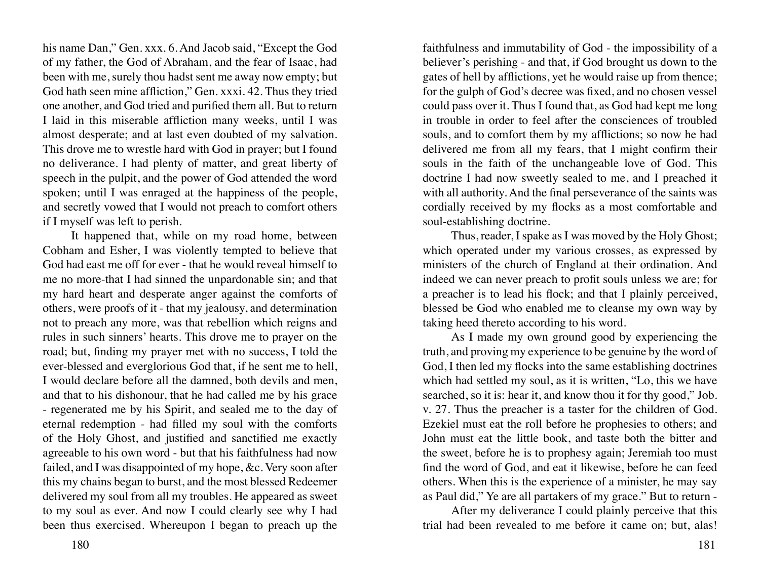his name Dan," Gen. xxx. 6. And Jacob said, "Except the God of my father, the God of Abraham, and the fear of Isaac, had been with me, surely thou hadst sent me away now empty; but God hath seen mine affliction," Gen. xxxi. 42. Thus they tried one another, and God tried and purified them all. But to return I laid in this miserable affliction many weeks, until I was almost desperate; and at last even doubted of my salvation. This drove me to wrestle hard with God in prayer; but I found no deliverance. I had plenty of matter, and great liberty of speech in the pulpit, and the power of God attended the word spoken; until I was enraged at the happiness of the people, and secretly vowed that I would not preach to comfort others if I myself was left to perish.

It happened that, while on my road home, between Cobham and Esher, I was violently tempted to believe that God had east me off for ever - that he would reveal himself to me no more-that I had sinned the unpardonable sin; and that my hard heart and desperate anger against the comforts of others, were proofs of it - that my jealousy, and determination not to preach any more, was that rebellion which reigns and rules in such sinners' hearts. This drove me to prayer on the road; but, finding my prayer met with no success, I told the ever-blessed and everglorious God that, if he sent me to hell, I would declare before all the damned, both devils and men, and that to his dishonour, that he had called me by his grace - regenerated me by his Spirit, and sealed me to the day of eternal redemption - had filled my soul with the comforts of the Holy Ghost, and justified and sanctified me exactly agreeable to his own word - but that his faithfulness had now failed, and I was disappointed of my hope, &c. Very soon after this my chains began to burst, and the most blessed Redeemer delivered my soul from all my troubles. He appeared as sweet to my soul as ever. And now I could clearly see why I had been thus exercised. Whereupon I began to preach up the faithfulness and immutability of God - the impossibility of a believer's perishing - and that, if God brought us down to the gates of hell by afflictions, yet he would raise up from thence; for the gulph of God's decree was fixed, and no chosen vessel could pass over it. Thus I found that, as God had kept me long in trouble in order to feel after the consciences of troubled souls, and to comfort them by my afflictions; so now he had delivered me from all my fears, that I might confirm their souls in the faith of the unchangeable love of God. This doctrine I had now sweetly sealed to me, and I preached it with all authority. And the final perseverance of the saints was cordially received by my flocks as a most comfortable and soul-establishing doctrine.

Thus, reader, I spake as I was moved by the Holy Ghost; which operated under my various crosses, as expressed by ministers of the church of England at their ordination. And indeed we can never preach to profit souls unless we are; for a preacher is to lead his flock; and that I plainly perceived, blessed be God who enabled me to cleanse my own way by taking heed thereto according to his word.

As I made my own ground good by experiencing the truth, and proving my experience to be genuine by the word of God, I then led my flocks into the same establishing doctrines which had settled my soul, as it is written, "Lo, this we have searched, so it is: hear it, and know thou it for thy good," Job. v. 27. Thus the preacher is a taster for the children of God. Ezekiel must eat the roll before he prophesies to others; and John must eat the little book, and taste both the bitter and the sweet, before he is to prophesy again; Jeremiah too must find the word of God, and eat it likewise, before he can feed others. When this is the experience of a minister, he may say as Paul did," Ye are all partakers of my grace." But to return -

After my deliverance I could plainly perceive that this trial had been revealed to me before it came on; but, alas!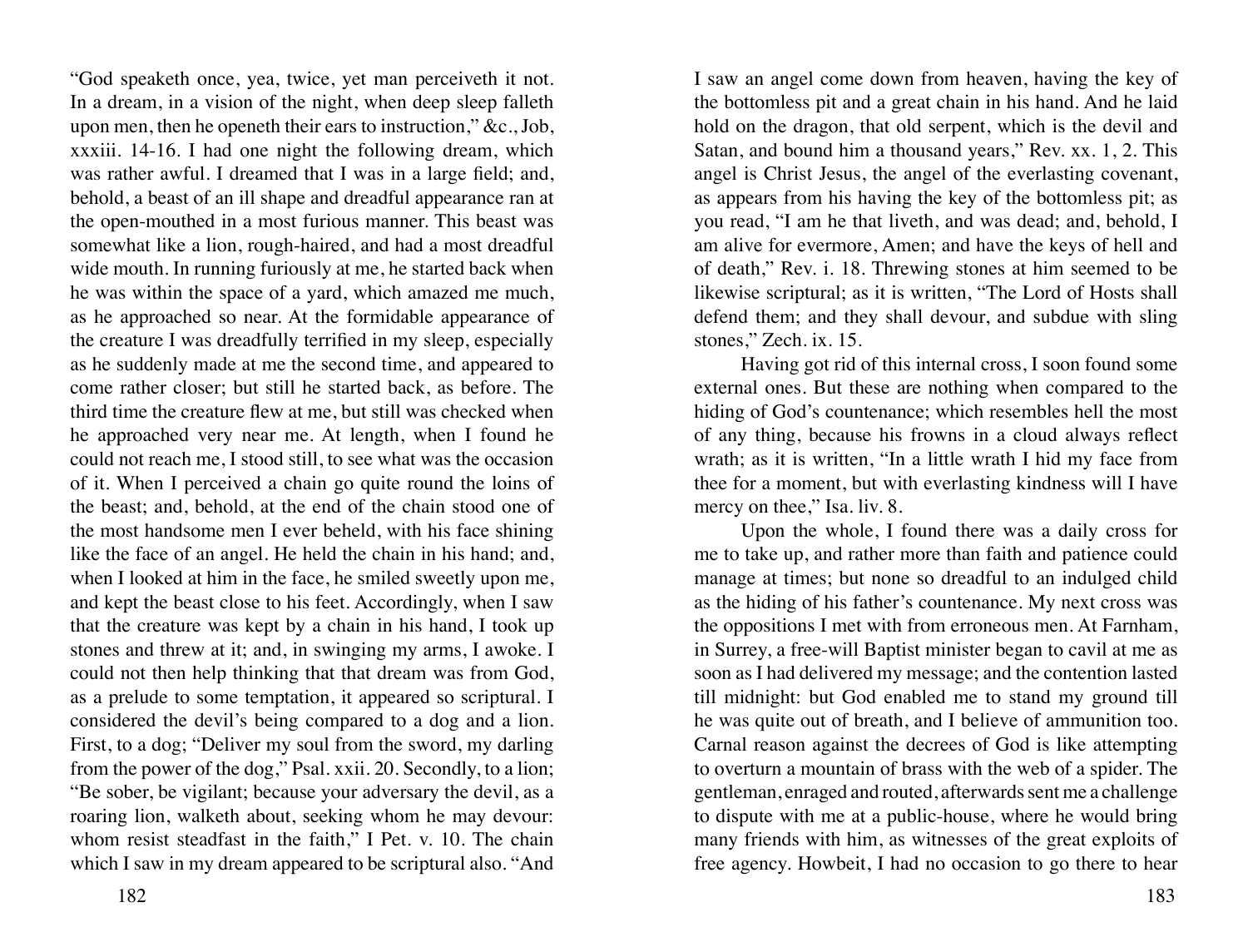"God speaketh once, yea, twice, yet man perceiveth it not. In a dream, in a vision of the night, when deep sleep falleth upon men, then he openeth their ears to instruction," &c., Job, xxxiii. 14-16. I had one night the following dream, which was rather awful. I dreamed that I was in a large field; and, behold, a beast of an ill shape and dreadful appearance ran at the open-mouthed in a most furious manner. This beast was somewhat like a lion, rough-haired, and had a most dreadful wide mouth. In running furiously at me, he started back when he was within the space of a yard, which amazed me much, as he approached so near. At the formidable appearance of the creature I was dreadfully terrified in my sleep, especially as he suddenly made at me the second time, and appeared to come rather closer; but still he started back, as before. The third time the creature flew at me, but still was checked when he approached very near me. At length, when I found he could not reach me, I stood still, to see what was the occasion of it. When I perceived a chain go quite round the loins of the beast; and, behold, at the end of the chain stood one of the most handsome men I ever beheld, with his face shining like the face of an angel. He held the chain in his hand; and, when I looked at him in the face, he smiled sweetly upon me, and kept the beast close to his feet. Accordingly, when I saw that the creature was kept by a chain in his hand, I took up stones and threw at it; and, in swinging my arms, I awoke. I could not then help thinking that that dream was from God, as a prelude to some temptation, it appeared so scriptural. I considered the devil's being compared to a dog and a lion. First, to a dog; "Deliver my soul from the sword, my darling from the power of the dog," Psal. xxii. 20. Secondly, to a lion; "Be sober, be vigilant; because your adversary the devil, as a roaring lion, walketh about, seeking whom he may devour: whom resist steadfast in the faith," I Pet. v. 10. The chain which I saw in my dream appeared to be scriptural also. "And I saw an angel come down from heaven, having the key of the bottomless pit and a great chain in his hand. And he laid hold on the dragon, that old serpent, which is the devil and Satan, and bound him a thousand years," Rev. xx. 1, 2. This angel is Christ Jesus, the angel of the everlasting covenant, as appears from his having the key of the bottomless pit; as you read, "I am he that liveth, and was dead; and, behold, I am alive for evermore, Amen; and have the keys of hell and of death," Rev. i. 18. Threwing stones at him seemed to be likewise scriptural; as it is written, "The Lord of Hosts shall defend them; and they shall devour, and subdue with sling stones," Zech. ix. 15.

Having got rid of this internal cross, I soon found some external ones. But these are nothing when compared to the hiding of God's countenance; which resembles hell the most of any thing, because his frowns in a cloud always reflect wrath; as it is written, "In a little wrath I hid my face from thee for a moment, but with everlasting kindness will I have mercy on thee," Isa. liv. 8.

Upon the whole, I found there was a daily cross for me to take up, and rather more than faith and patience could manage at times; but none so dreadful to an indulged child as the hiding of his father's countenance. My next cross was the oppositions I met with from erroneous men. At Farnham, in Surrey, a free-will Baptist minister began to cavil at me as soon as I had delivered my message; and the contention lasted till midnight: but God enabled me to stand my ground till he was quite out of breath, and I believe of ammunition too. Carnal reason against the decrees of God is like attempting to overturn a mountain of brass with the web of a spider. The gentleman, enraged and routed, afterwards sent me a challenge to dispute with me at a public-house, where he would bring many friends with him, as witnesses of the great exploits of free agency. Howbeit, I had no occasion to go there to hear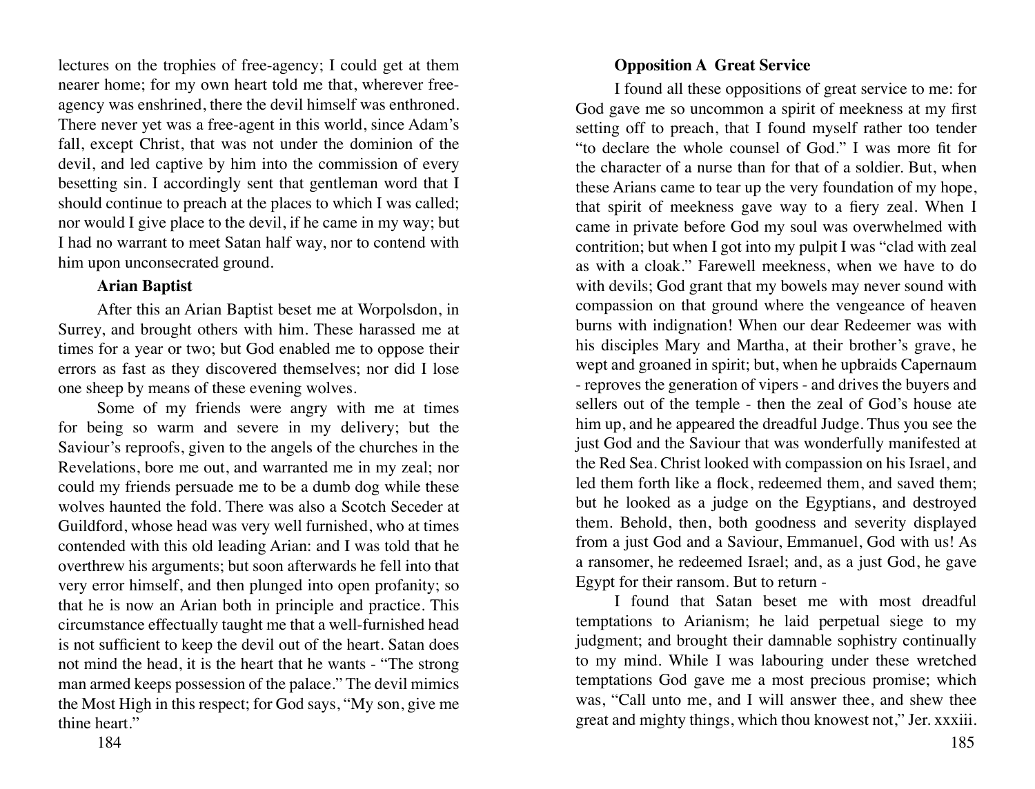lectures on the trophies of free-agency; I could get at them nearer home; for my own heart told me that, wherever free-agency was enshrined, there the devil himself was enthroned. There never yet was a free-agent in this world, since Adam's fall, except Christ, that was not under the dominion of the devil, and led captive by him into the commission of every besetting sin. I accordingly sent that gentleman word that I should continue to preach at the places to which I was called; nor would I give place to the devil, if he came in my way; but I had no warrant to meet Satan half way, nor to contend with him upon unconsecrated ground.

### Arian Baptist

After this an Arian Baptist beset me at Worpolsdon, in Surrey, and brought others with him. These harassed me at times for a year or two; but God enabled me to oppose their errors as fast as they discovered themselves; nor did I lose one sheep by means of these evening wolves.

Some of my friends were angry with me at times for being so warm and severe in my delivery; but the Saviour's reproofs, given to the angels of the churches in the Revelations, bore me out, and warranted me in my zeal; nor could my friends persuade me to be a dumb dog while these wolves haunted the fold. There was also a Scotch Seceder at Guildford, whose head was very well furnished, who at times contended with this old leading Arian: and I was told that he overthrew his arguments; but soon afterwards he fell into that very error himself, and then plunged into open profanity; so that he is now an Arian both in principle and practice. This circumstance effectually taught me that a well-furnished head is not sufficient to keep the devil out of the heart. Satan does not mind the head, it is the heart that he wants - "The strong man armed keeps possession of the palace." The devil mimics the Most High in this respect; for God says, "My son, give me thine heart."

### Opposition A Great Service

I found all these oppositions of great service to me: for God gave me so uncommon a spirit of meekness at my first setting off to preach, that I found myself rather too tender "to declare the whole counsel of God." I was more fit for the character of a nurse than for that of a soldier. But, when these Arians came to tear up the very foundation of my hope, that spirit of meekness gave way to a fiery zeal. When I came in private before God my soul was overwhelmed with contrition; but when I got into my pulpit I was "clad with zeal as with a cloak." Farewell meekness, when we have to do with devils; God grant that my bowels may never sound with compassion on that ground where the vengeance of heaven burns with indignation! When our dear Redeemer was with his disciples Mary and Martha, at their brother's grave, he wept and groaned in spirit; but, when he upbraids Capernaum - reproves the generation of vipers - and drives the buyers and sellers out of the temple - then the zeal of God's house ate him up, and he appeared the dreadful Judge. Thus you see the just God and the Saviour that was wonderfully manifested at the Red Sea. Christ looked with compassion on his Israel, and led them forth like a flock, redeemed them, and saved them; but he looked as a judge on the Egyptians, and destroyed them. Behold, then, both goodness and severity displayed from a just God and a Saviour, Emmanuel, God with us! As a ransomer, he redeemed Israel; and, as a just God, he gave Egypt for their ransom. But to return -

I found that Satan beset me with most dreadful temptations to Arianism; he laid perpetual siege to my judgment; and brought their damnable sophistry continually to my mind. While I was labouring under these wretched temptations God gave me a most precious promise; which was, "Call unto me, and I will answer thee, and shew thee great and mighty things, which thou knowest not," Jer. xxxiii.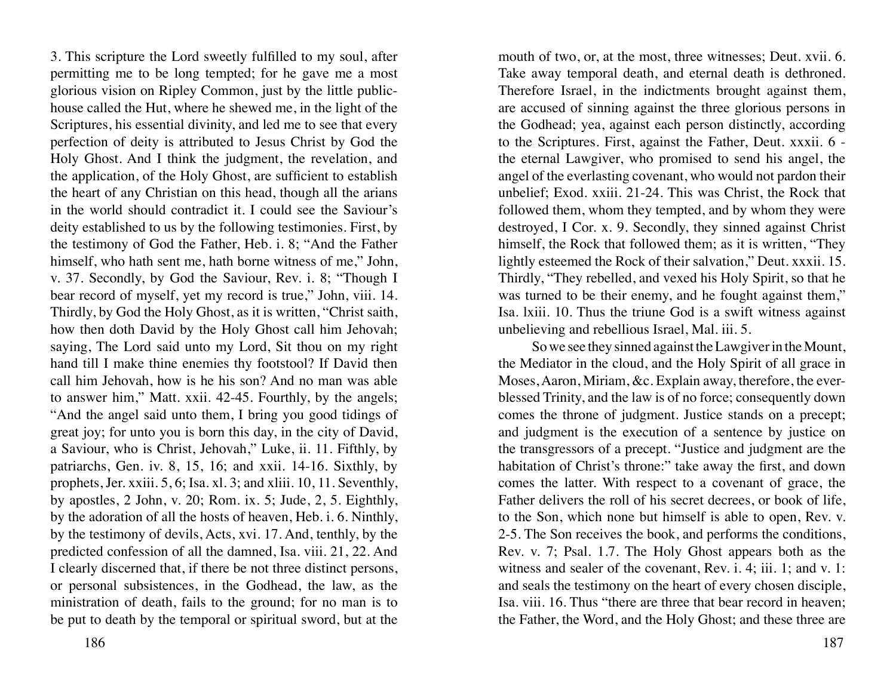3. This scripture the Lord sweetly fulfilled to my soul, after permitting me to be long tempted; for he gave me a most glorious vision on Ripley Common, just by the little public-house called the Hut, where he shewed me, in the light of the Scriptures, his essential divinity, and led me to see that every perfection of deity is attributed to Jesus Christ by God the Holy Ghost. And I think the judgment, the revelation, and the application, of the Holy Ghost, are sufficient to establish the heart of any Christian on this head, though all the arians in the world should contradict it. I could see the Saviour's deity established to us by the following testimonies. First, by the testimony of God the Father, Heb. i. 8; "And the Father himself, who hath sent me, hath borne witness of me," John, v. 37. Secondly, by God the Saviour, Rev. i. 8; "Though I bear record of myself, yet my record is true," John, viii. 14. Thirdly, by God the Holy Ghost, as it is written, "Christ saith, how then doth David by the Holy Ghost call him Jehovah; saying, The Lord said unto my Lord, Sit thou on my right hand till I make thine enemies thy footstool? If David then call him Jehovah, how is he his son? And no man was able to answer him," Matt. xxii. 42-45. Fourthly, by the angels; "And the angel said unto them, I bring you good tidings of great joy; for unto you is born this day, in the city of David, a Saviour, who is Christ, Jehovah," Luke, ii. 11. Fifthly, by patriarchs, Gen. iv. 8, 15, 16; and xxii. 14-16. Sixthly, by prophets, Jer. xxiii. 5, 6; Isa. xl. 3; and xliii. 10, 11. Seventhly, by apostles, 2 John, v. 20; Rom. ix. 5; Jude, 2, 5. Eighthly, by the adoration of all the hosts of heaven, Heb. i. 6. Ninthly, by the testimony of devils, Acts, xvi. 17. And, tenthly, by the predicted confession of all the damned, Isa. viii. 21, 22. And I clearly discerned that, if there be not three distinct persons, or personal subsistences, in the Godhead, the law, as the ministration of death, fails to the ground; for no man is to be put to death by the temporal or spiritual sword, but at the mouth of two, or, at the most, three witnesses; Deut. xvii. 6. Take away temporal death, and eternal death is dethroned. Therefore Israel, in the indictments brought against them, are accused of sinning against the three glorious persons in the Godhead; yea, against each person distinctly, according to the Scriptures. First, against the Father, Deut. xxxii. 6 - the eternal Lawgiver, who promised to send his angel, the angel of the everlasting covenant, who would not pardon their unbelief; Exod. xxiii. 21-24. This was Christ, the Rock that followed them, whom they tempted, and by whom they were destroyed, I Cor. x. 9. Secondly, they sinned against Christ himself, the Rock that followed them; as it is written, "They lightly esteemed the Rock of their salvation," Deut. xxxii. 15. Thirdly, "They rebelled, and vexed his Holy Spirit, so that he was turned to be their enemy, and he fought against them," Isa. lxiii. 10. Thus the triune God is a swift witness against unbelieving and rebellious Israel, Mal. iii. 5.

So we see they sinned against the Lawgiver in the Mount, the Mediator in the cloud, and the Holy Spirit of all grace in Moses, Aaron, Miriam, &c. Explain away, therefore, the ever-blessed Trinity, and the law is of no force; consequently down comes the throne of judgment. Justice stands on a precept; and judgment is the execution of a sentence by justice on the transgressors of a precept. "Justice and judgment are the habitation of Christ's throne:" take away the first, and down comes the latter. With respect to a covenant of grace, the Father delivers the roll of his secret decrees, or book of life, to the Son, which none but himself is able to open, Rev. v. 2-5. The Son receives the book, and performs the conditions, Rev. v. 7; Psal. 1.7. The Holy Ghost appears both as the witness and sealer of the covenant, Rev. i. 4; iii. 1; and v. 1: and seals the testimony on the heart of every chosen disciple, Isa. viii. 16. Thus "there are three that bear record in heaven; the Father, the Word, and the Holy Ghost; and these three are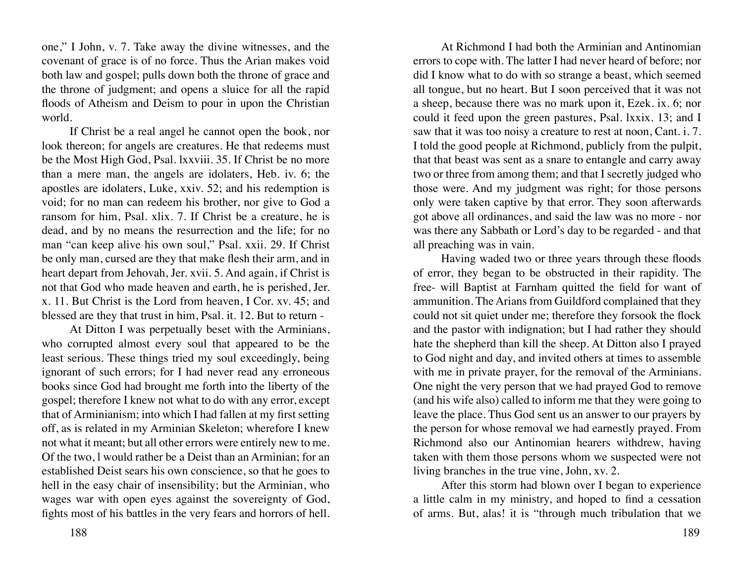one," I John, v. 7. Take away the divine witnesses, and the covenant of grace is of no force. Thus the Arian makes void both law and gospel; pulls down both the throne of grace and the throne of judgment; and opens a sluice for all the rapid floods of Atheism and Deism to pour in upon the Christian world.

If Christ be a real angel he cannot open the book, nor look thereon; for angels are creatures. He that redeems must be the Most High God, Psal. lxxviii. 35. If Christ be no more than a mere man, the angels are idolaters, Heb. iv. 6; the apostles are idolaters, Luke, xxiv. 52; and his redemption is void; for no man can redeem his brother, nor give to God a ransom for him, Psal. xlix. 7. If Christ be a creature, he is dead, and by no means the resurrection and the life; for no man "can keep alive his own soul," Psal. xxii. 29. If Christ be only man, cursed are they that make flesh their arm, and in heart depart from Jehovah, Jer. xvii. 5. And again, if Christ is not that God who made heaven and earth, he is perished, Jer. x. 11. But Christ is the Lord from heaven, I Cor. xv. 45; and blessed are they that trust in him, Psal. it. 12. But to return -

At Ditton I was perpetually beset with the Arminians, who corrupted almost every soul that appeared to be the least serious. These things tried my soul exceedingly, being ignorant of such errors; for I had never read any erroneous books since God had brought me forth into the liberty of the gospel; therefore I knew not what to do with any error, except that of Arminianism; into which I had fallen at my first setting off, as is related in my Arminian Skeleton; wherefore I knew not what it meant; but all other errors were entirely new to me. Of the two, l would rather be a Deist than an Arminian; for an established Deist sears his own conscience, so that he goes to hell in the easy chair of insensibility; but the Arminian, who wages war with open eyes against the sovereignty of God, fights most of his battles in the very fears and horrors of hell.

At Richmond I had both the Arminian and Antinomian errors to cope with. The latter I had never heard of before; nor did I know what to do with so strange a beast, which seemed all tongue, but no heart. But I soon perceived that it was not a sheep, because there was no mark upon it, Ezek. ix. 6; nor could it feed upon the green pastures, Psal. lxxix. 13; and I saw that it was too noisy a creature to rest at noon, Cant. i. 7. I told the good people at Richmond, publicly from the pulpit, that that beast was sent as a snare to entangle and carry away two or three from among them; and that I secretly judged who those were. And my judgment was right; for those persons only were taken captive by that error. They soon afterwards got above all ordinances, and said the law was no more - nor was there any Sabbath or Lord's day to be regarded - and that all preaching was in vain.

Having waded two or three years through these floods of error, they began to be obstructed in their rapidity. The free- will Baptist at Farnham quitted the field for want of ammunition. The Arians from Guildford complained that they could not sit quiet under me; therefore they forsook the flock and the pastor with indignation; but I had rather they should hate the shepherd than kill the sheep. At Ditton also I prayed to God night and day, and invited others at times to assemble with me in private prayer, for the removal of the Arminians. One night the very person that we had prayed God to remove (and his wife also) called to inform me that they were going to leave the place. Thus God sent us an answer to our prayers by the person for whose removal we had earnestly prayed. From Richmond also our Antinomian hearers withdrew, having taken with them those persons whom we suspected were not living branches in the true vine, John, xv. 2.

After this storm had blown over I began to experience a little calm in my ministry, and hoped to find a cessation of arms. But, alas! it is "through much tribulation that we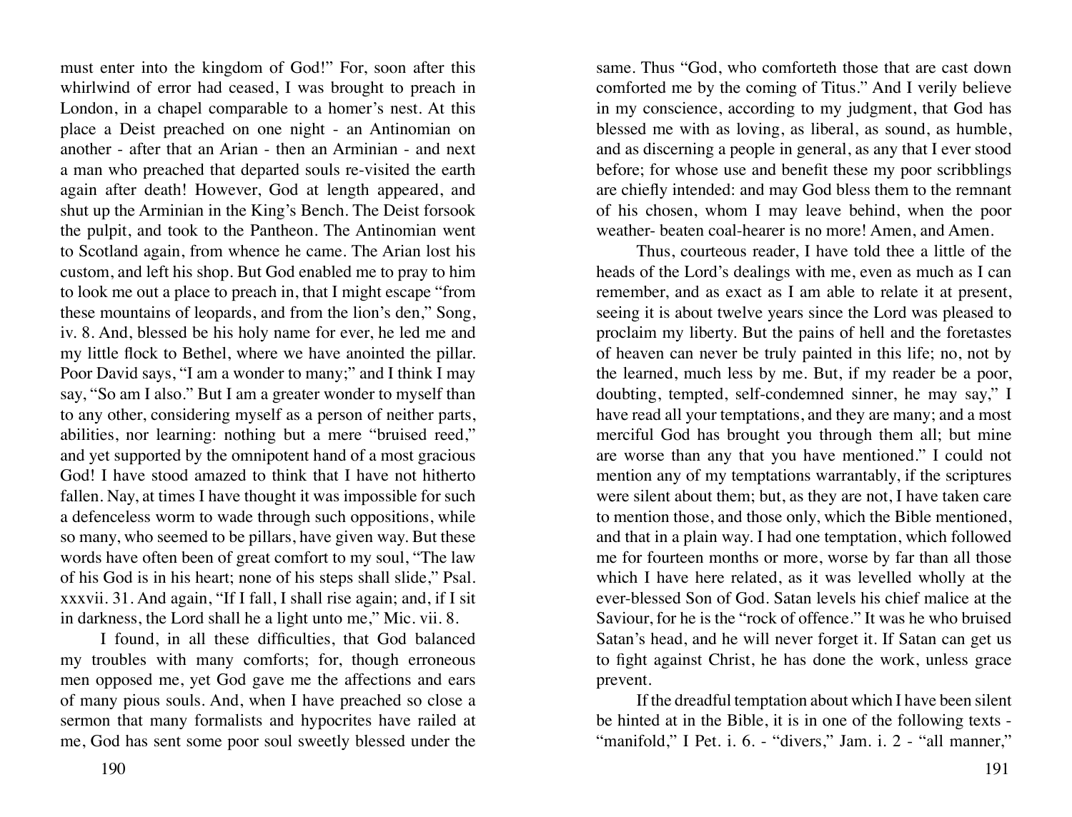must enter into the kingdom of God!" For, soon after this whirlwind of error had ceased, I was brought to preach in London, in a chapel comparable to a homer's nest. At this place a Deist preached on one night - an Antinomian on another - after that an Arian - then an Arminian - and next a man who preached that departed souls re-visited the earth again after death! However, God at length appeared, and shut up the Arminian in the King's Bench. The Deist forsook the pulpit, and took to the Pantheon. The Antinomian went to Scotland again, from whence he came. The Arian lost his custom, and left his shop. But God enabled me to pray to him to look me out a place to preach in, that I might escape "from these mountains of leopards, and from the lion's den," Song, iv. 8. And, blessed be his holy name for ever, he led me and my little flock to Bethel, where we have anointed the pillar. Poor David says, "I am a wonder to many;" and I think I may say, "So am I also." But I am a greater wonder to myself than to any other, considering myself as a person of neither parts, abilities, nor learning: nothing but a mere "bruised reed," and yet supported by the omnipotent hand of a most gracious God! I have stood amazed to think that I have not hitherto fallen. Nay, at times I have thought it was impossible for such a defenceless worm to wade through such oppositions, while so many, who seemed to be pillars, have given way. But these words have often been of great comfort to my soul, "The law of his God is in his heart; none of his steps shall slide," Psal. xxxvii. 31. And again, "If I fall, I shall rise again; and, if I sit in darkness, the Lord shall he a light unto me," Mic. vii. 8.

I found, in all these difficulties, that God balanced my troubles with many comforts; for, though erroneous men opposed me, yet God gave me the affections and ears of many pious souls. And, when I have preached so close a sermon that many formalists and hypocrites have railed at me, God has sent some poor soul sweetly blessed under the same. Thus "God, who comforteth those that are cast down comforted me by the coming of Titus." And I verily believe in my conscience, according to my judgment, that God has blessed me with as loving, as liberal, as sound, as humble, and as discerning a people in general, as any that I ever stood before; for whose use and benefit these my poor scribblings are chiefly intended: and may God bless them to the remnant of his chosen, whom I may leave behind, when the poor weather- beaten coal-hearer is no more! Amen, and Amen.

Thus, courteous reader, I have told thee a little of the heads of the Lord's dealings with me, even as much as I can remember, and as exact as I am able to relate it at present, seeing it is about twelve years since the Lord was pleased to proclaim my liberty. But the pains of hell and the foretastes of heaven can never be truly painted in this life; no, not by the learned, much less by me. But, if my reader be a poor, doubting, tempted, self-condemned sinner, he may say," I have read all your temptations, and they are many; and a most merciful God has brought you through them all; but mine are worse than any that you have mentioned." I could not mention any of my temptations warrantably, if the scriptures were silent about them; but, as they are not, I have taken care to mention those, and those only, which the Bible mentioned, and that in a plain way. I had one temptation, which followed me for fourteen months or more, worse by far than all those which I have here related, as it was levelled wholly at the ever-blessed Son of God. Satan levels his chief malice at the Saviour, for he is the "rock of offence." It was he who bruised Satan's head, and he will never forget it. If Satan can get us to fight against Christ, he has done the work, unless grace prevent.

If the dreadful temptation about which I have been silent be hinted at in the Bible, it is in one of the following texts - "manifold," I Pet. i. 6. - "divers," Jam. i. 2 - "all manner,"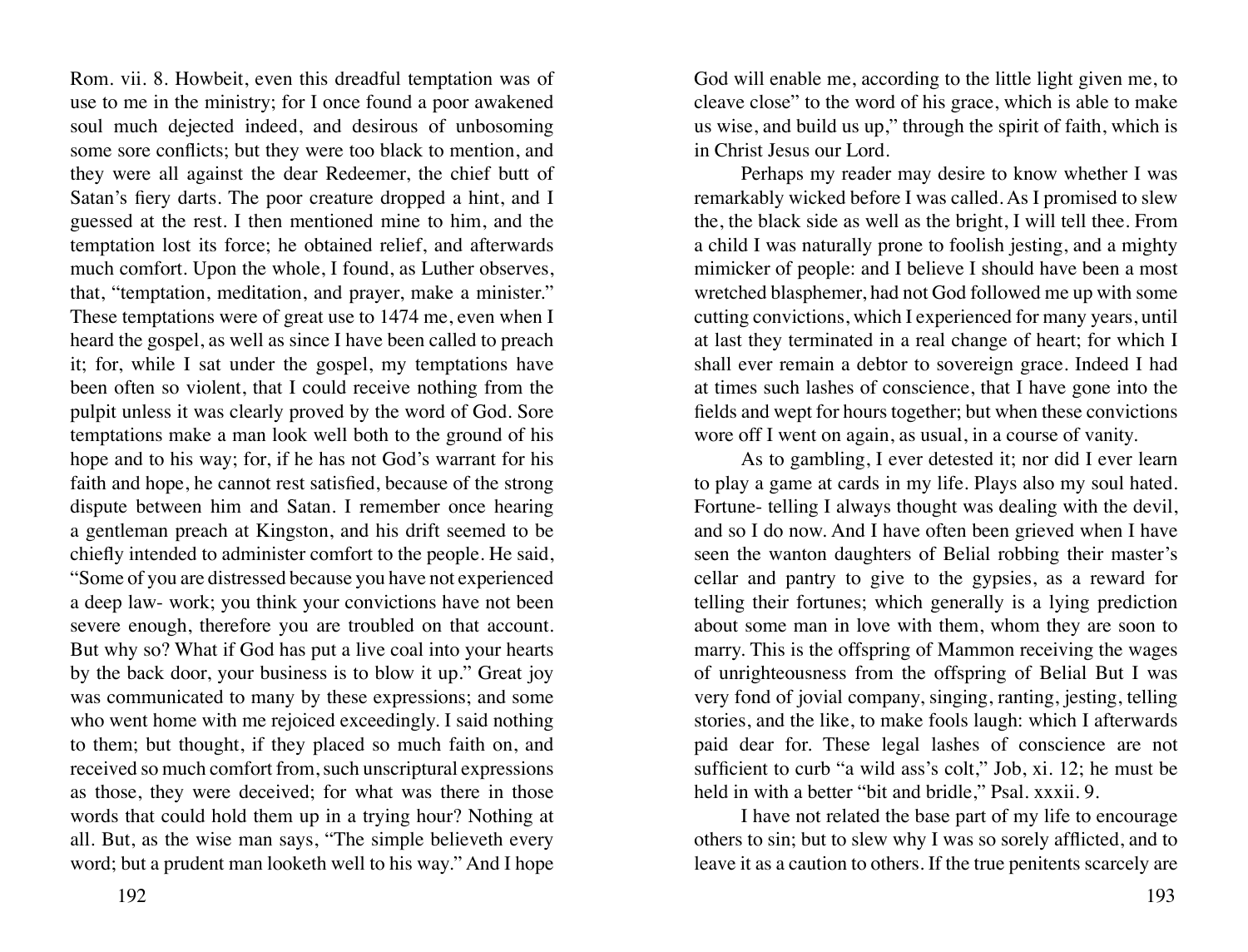Rom. vii. 8. Howbeit, even this dreadful temptation was of use to me in the ministry; for I once found a poor awakened soul much dejected indeed, and desirous of unbosoming some sore conflicts; but they were too black to mention, and they were all against the dear Redeemer, the chief butt of Satan's fiery darts. The poor creature dropped a hint, and I guessed at the rest. I then mentioned mine to him, and the temptation lost its force; he obtained relief, and afterwards much comfort. Upon the whole, I found, as Luther observes, that, "temptation, meditation, and prayer, make a minister." These temptations were of great use to 1474 me, even when I heard the gospel, as well as since I have been called to preach it; for, while I sat under the gospel, my temptations have been often so violent, that I could receive nothing from the pulpit unless it was clearly proved by the word of God. Sore temptations make a man look well both to the ground of his hope and to his way; for, if he has not God's warrant for his faith and hope, he cannot rest satisfied, because of the strong dispute between him and Satan. I remember once hearing a gentleman preach at Kingston, and his drift seemed to be chiefly intended to administer comfort to the people. He said, "Some of you are distressed because you have not experienced a deep law- work; you think your convictions have not been severe enough, therefore you are troubled on that account. But why so? What if God has put a live coal into your hearts by the back door, your business is to blow it up." Great joy was communicated to many by these expressions; and some who went home with me rejoiced exceedingly. I said nothing to them; but thought, if they placed so much faith on, and received so much comfort from, such unscriptural expressions as those, they were deceived; for what was there in those words that could hold them up in a trying hour? Nothing at all. But, as the wise man says, "The simple believeth every word; but a prudent man looketh well to his way." And I hope God will enable me, according to the little light given me, to cleave close" to the word of his grace, which is able to make us wise, and build us up," through the spirit of faith, which is in Christ Jesus our Lord.

Perhaps my reader may desire to know whether I was remarkably wicked before I was called. As I promised to slew the, the black side as well as the bright, I will tell thee. From a child I was naturally prone to foolish jesting, and a mighty mimicker of people: and I believe I should have been a most wretched blasphemer, had not God followed me up with some cutting convictions, which I experienced for many years, until at last they terminated in a real change of heart; for which I shall ever remain a debtor to sovereign grace. Indeed I had at times such lashes of conscience, that I have gone into the fields and wept for hours together; but when these convictions wore off I went on again, as usual, in a course of vanity.

As to gambling, I ever detested it; nor did I ever learn to play a game at cards in my life. Plays also my soul hated. Fortune- telling I always thought was dealing with the devil, and so I do now. And I have often been grieved when I have seen the wanton daughters of Belial robbing their master's cellar and pantry to give to the gypsies, as a reward for telling their fortunes; which generally is a lying prediction about some man in love with them, whom they are soon to marry. This is the offspring of Mammon receiving the wages of unrighteousness from the offspring of Belial But I was very fond of jovial company, singing, ranting, jesting, telling stories, and the like, to make fools laugh: which I afterwards paid dear for. These legal lashes of conscience are not sufficient to curb "a wild ass's colt," Job, xi. 12; he must be held in with a better "bit and bridle," Psal. xxxii. 9.

I have not related the base part of my life to encourage others to sin; but to slew why I was so sorely afflicted, and to leave it as a caution to others. If the true penitents scarcely are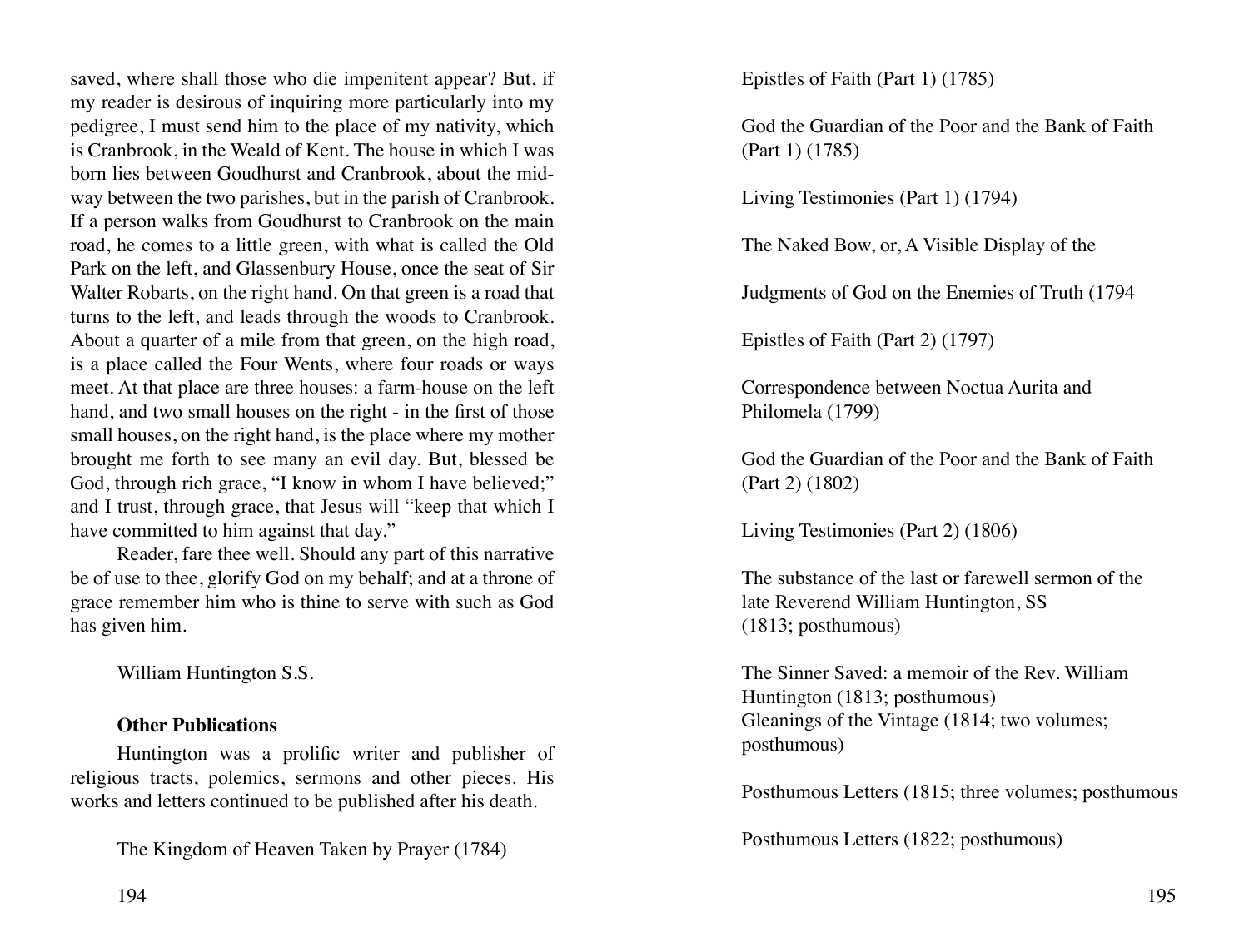saved, where shall those who die impenitent appear? But, if my reader is desirous of inquiring more particularly into my pedigree, I must send him to the place of my nativity, which is Cranbrook, in the Weald of Kent. The house in which I was born lies between Goudhurst and Cranbrook, about the mid-way between the two parishes, but in the parish of Cranbrook. If a person walks from Goudhurst to Cranbrook on the main road, he comes to a little green, with what is called the Old Park on the left, and Glassenbury House, once the seat of Sir Walter Robarts, on the right hand. On that green is a road that turns to the left, and leads through the woods to Cranbrook. About a quarter of a mile from that green, on the high road, is a place called the Four Wents, where four roads or ways meet. At that place are three houses: a farm-house on the left hand, and two small houses on the right - in the first of those small houses, on the right hand, is the place where my mother brought me forth to see many an evil day. But, blessed be God, through rich grace, "I know in whom I have believed;" and I trust, through grace, that Jesus will "keep that which I have committed to him against that day."

Reader, fare thee well. Should any part of this narrative be of use to thee, glorify God on my behalf; and at a throne of grace remember him who is thine to serve with such as God has given him.

William Huntington S.S.

**Other Publications**

Huntington was a prolific writer and publisher of religious tracts, polemics, sermons and other pieces. His works and letters continued to be published after his death.

The Kingdom of Heaven Taken by Prayer (1784)

Epistles of Faith (Part 1) (1785)

God the Guardian of the Poor and the Bank of Faith (Part 1) (1785)

Living Testimonies (Part 1) (1794)

The Naked Bow, or, A Visible Display of the

Judgments of God on the Enemies of Truth (1794

Epistles of Faith (Part 2) (1797)

Correspondence between Noctua Aurita and Philomela (1799)

God the Guardian of the Poor and the Bank of Faith (Part 2) (1802)

Living Testimonies (Part 2) (1806)

The substance of the last or farewell sermon of the late Reverend William Huntington, SS (1813; posthumous)

The Sinner Saved: a memoir of the Rev. William Huntington (1813; posthumous)
Gleanings of the Vintage (1814; two volumes; posthumous)

Posthumous Letters (1815; three volumes; posthumous

Posthumous Letters (1822; posthumous)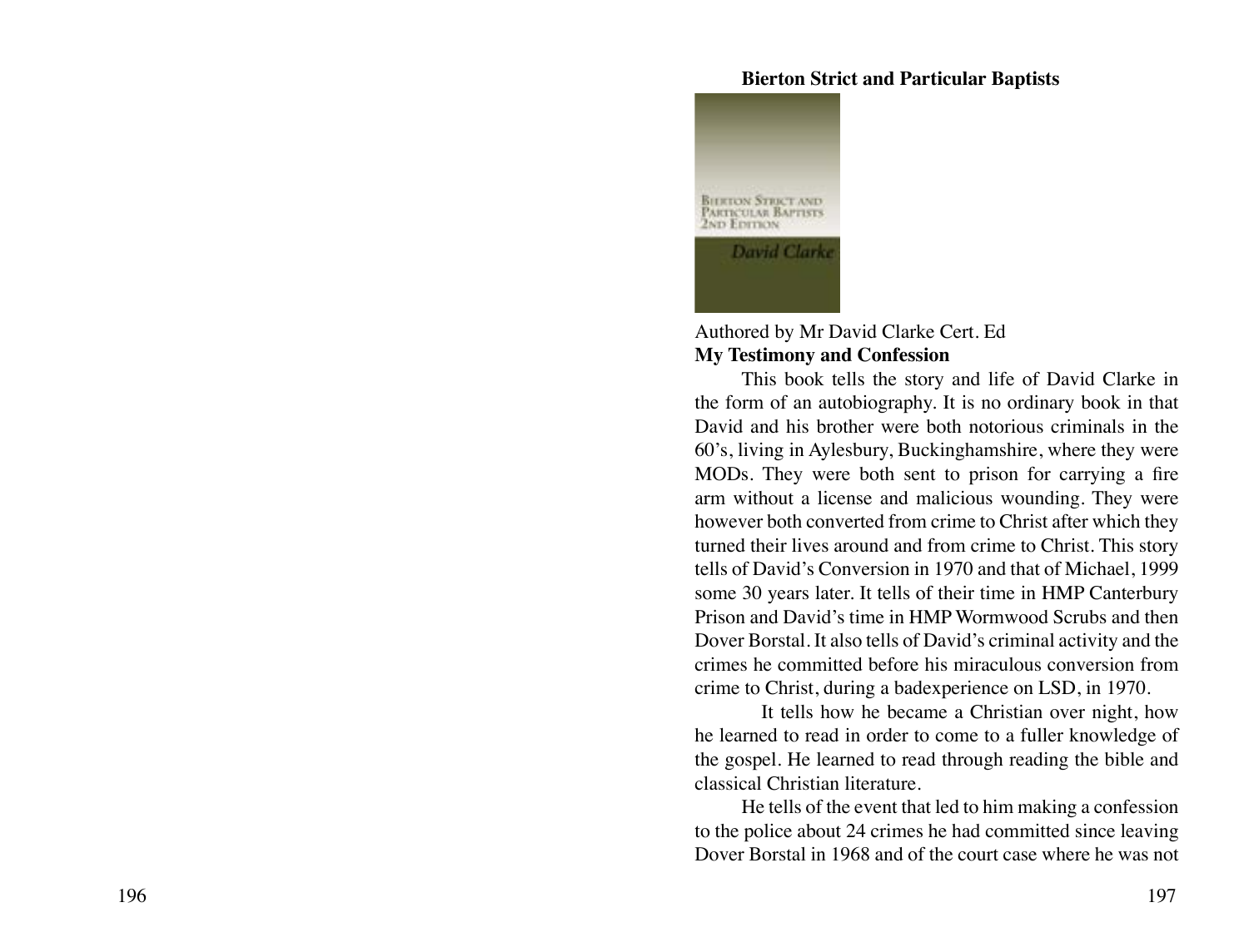**Bierton Strict and Particular Baptists**

Authored by Mr David Clarke Cert. Ed

**My Testimony and Confession**

This book tells the story and life of David Clarke in the form of an autobiography. It is no ordinary book in that David and his brother were both notorious criminals in the 60's, living in Aylesbury, Buckinghamshire, where they were MODs. They were both sent to prison for carrying a fire arm without a license and malicious wounding. They were however both converted from crime to Christ after which they turned their lives around and from crime to Christ. This story tells of David's Conversion in 1970 and that of Michael, 1999 some 30 years later. It tells of their time in HMP Canterbury Prison and David's time in HMP Wormwood Scrubs and then Dover Borstal. It also tells of David's criminal activity and the crimes he committed before his miraculous conversion from crime to Christ, during a badexperience on LSD, in 1970.

It tells how he became a Christian over night, how he learned to read in order to come to a fuller knowledge of the gospel. He learned to read through reading the bible and classical Christian literature.

He tells of the event that led to him making a confession to the police about 24 crimes he had committed since leaving Dover Borstal in 1968 and of the court case where he was not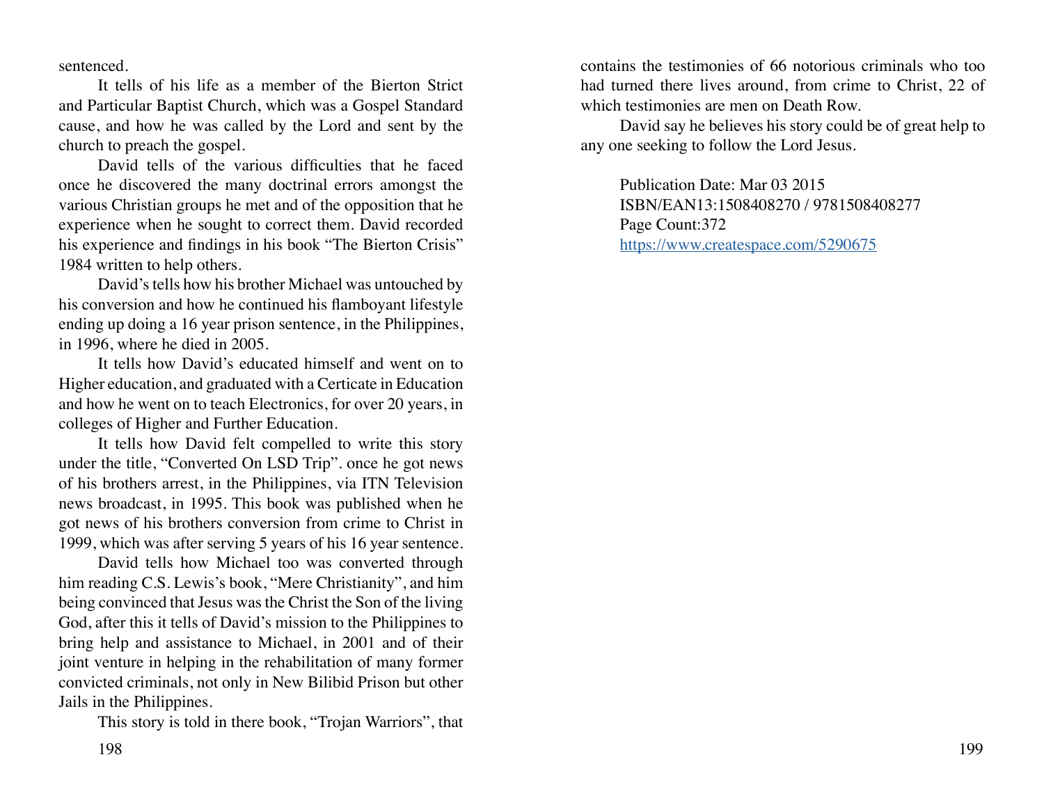sentenced.

It tells of his life as a member of the Bierton Strict and Particular Baptist Church, which was a Gospel Standard cause, and how he was called by the Lord and sent by the church to preach the gospel.

David tells of the various difficulties that he faced once he discovered the many doctrinal errors amongst the various Christian groups he met and of the opposition that he experience when he sought to correct them. David recorded his experience and findings in his book "The Bierton Crisis" 1984 written to help others.

David's tells how his brother Michael was untouched by his conversion and how he continued his flamboyant lifestyle ending up doing a 16 year prison sentence, in the Philippines, in 1996, where he died in 2005.

It tells how David's educated himself and went on to Higher education, and graduated with a Certicate in Education and how he went on to teach Electronics, for over 20 years, in colleges of Higher and Further Education.

It tells how David felt compelled to write this story under the title, "Converted On LSD Trip". once he got news of his brothers arrest, in the Philippines, via ITN Television news broadcast, in 1995. This book was published when he got news of his brothers conversion from crime to Christ in 1999, which was after serving 5 years of his 16 year sentence.

David tells how Michael too was converted through him reading C.S. Lewis's book, "Mere Christianity", and him being convinced that Jesus was the Christ the Son of the living God, after this it tells of David's mission to the Philippines to bring help and assistance to Michael, in 2001 and of their joint venture in helping in the rehabilitation of many former convicted criminals, not only in New Bilibid Prison but other Jails in the Philippines.

This story is told in there book, "Trojan Warriors", that contains the testimonies of 66 notorious criminals who too had turned there lives around, from crime to Christ, 22 of which testimonies are men on Death Row.

David say he believes his story could be of great help to any one seeking to follow the Lord Jesus.

Publication Date: Mar 03 2015
ISBN/EAN13:1508408270 / 9781508408277
Page Count:372
https://www.createspace.com/5290675